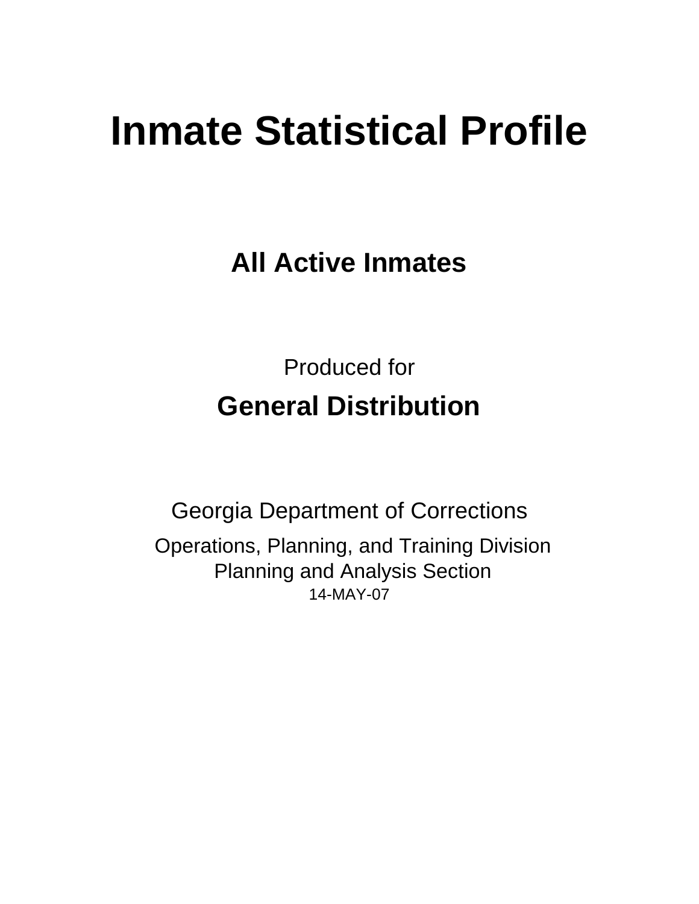# Inmate Statistical Profile

## All Active Inmates

Produced for

**General Distribution**

Georgia Department of Corrections

Operations, Planning, and Training Division
Planning and Analysis Section
14-MAY-07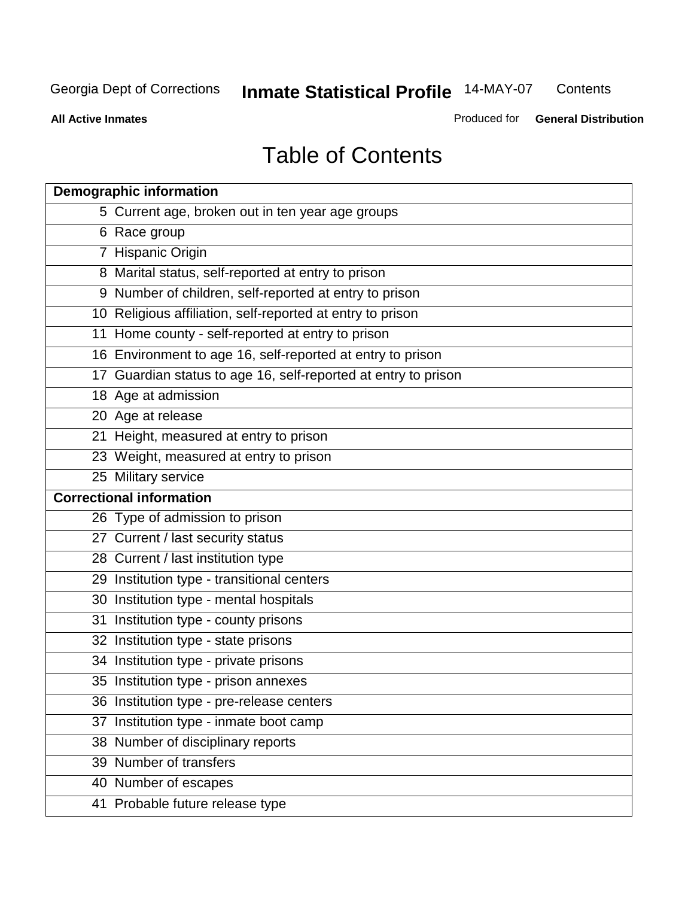# Table of Contents

| | |
|---|---|
| **Demographic information** | |
| 5 | Current age, broken out in ten year age groups |
| 6 | Race group |
| 7 | Hispanic Origin |
| 8 | Marital status, self-reported at entry to prison |
| 9 | Number of children, self-reported at entry to prison |
| 10 | Religious affiliation, self-reported at entry to prison |
| 11 | Home county - self-reported at entry to prison |
| 16 | Environment to age 16, self-reported at entry to prison |
| 17 | Guardian status to age 16, self-reported at entry to prison |
| 18 | Age at admission |
| 20 | Age at release |
| 21 | Height, measured at entry to prison |
| 23 | Weight, measured at entry to prison |
| 25 | Military service |
| **Correctional information** | |
| 26 | Type of admission to prison |
| 27 | Current / last security status |
| 28 | Current / last institution type |
| 29 | Institution type - transitional centers |
| 30 | Institution type - mental hospitals |
| 31 | Institution type - county prisons |
| 32 | Institution type - state prisons |
| 34 | Institution type - private prisons |
| 35 | Institution type - prison annexes |
| 36 | Institution type - pre-release centers |
| 37 | Institution type - inmate boot camp |
| 38 | Number of disciplinary reports |
| 39 | Number of transfers |
| 40 | Number of escapes |
| 41 | Probable future release type |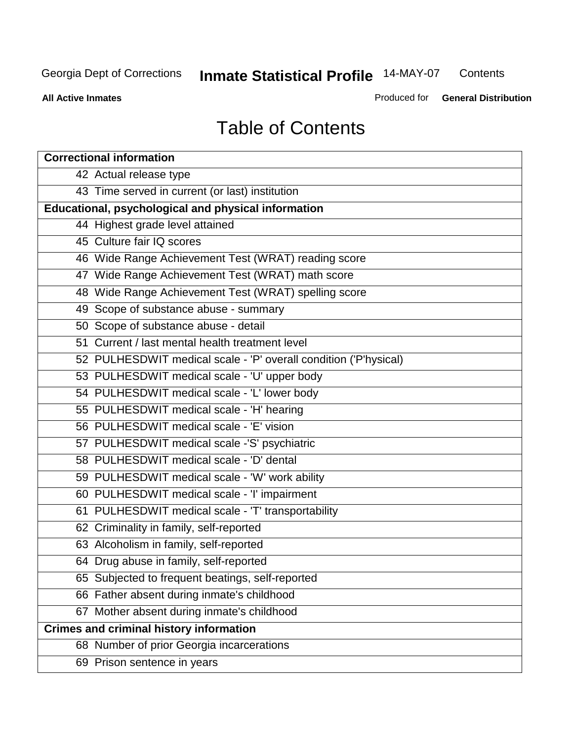Georgia Dept of Corrections **Inmate Statistical Profile** 14-MAY-07 Contents

**All Active Inmates** Produced for **General Distribution**

# Table of Contents

| | |
|---|---|
| **Correctional information** | |
| 42 | Actual release type |
| 43 | Time served in current (or last) institution |
| **Educational, psychological and physical information** | |
| 44 | Highest grade level attained |
| 45 | Culture fair IQ scores |
| 46 | Wide Range Achievement Test (WRAT) reading score |
| 47 | Wide Range Achievement Test (WRAT) math score |
| 48 | Wide Range Achievement Test (WRAT) spelling score |
| 49 | Scope of substance abuse - summary |
| 50 | Scope of substance abuse - detail |
| 51 | Current / last mental health treatment level |
| 52 | PULHESDWIT medical scale - 'P' overall condition ('P'hysical) |
| 53 | PULHESDWIT medical scale - 'U' upper body |
| 54 | PULHESDWIT medical scale - 'L' lower body |
| 55 | PULHESDWIT medical scale - 'H' hearing |
| 56 | PULHESDWIT medical scale - 'E' vision |
| 57 | PULHESDWIT medical scale -'S' psychiatric |
| 58 | PULHESDWIT medical scale - 'D' dental |
| 59 | PULHESDWIT medical scale - 'W' work ability |
| 60 | PULHESDWIT medical scale - 'I' impairment |
| 61 | PULHESDWIT medical scale - 'T' transportability |
| 62 | Criminality in family, self-reported |
| 63 | Alcoholism in family, self-reported |
| 64 | Drug abuse in family, self-reported |
| 65 | Subjected to frequent beatings, self-reported |
| 66 | Father absent during inmate's childhood |
| 67 | Mother absent during inmate's childhood |
| **Crimes and criminal history information** | |
| 68 | Number of prior Georgia incarcerations |
| 69 | Prison sentence in years |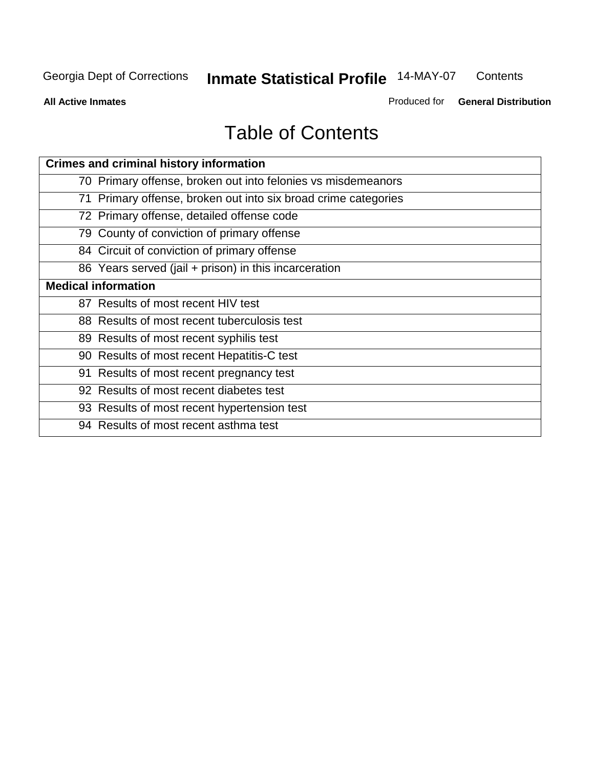# Table of Contents

| | |
|---|---|
| **Crimes and criminal history information** | |
| 70 | Primary offense, broken out into felonies vs misdemeanors |
| 71 | Primary offense, broken out into six broad crime categories |
| 72 | Primary offense, detailed offense code |
| 79 | County of conviction of primary offense |
| 84 | Circuit of conviction of primary offense |
| 86 | Years served (jail + prison) in this incarceration |
| **Medical information** | |
| 87 | Results of most recent HIV test |
| 88 | Results of most recent tuberculosis test |
| 89 | Results of most recent syphilis test |
| 90 | Results of most recent Hepatitis-C test |
| 91 | Results of most recent pregnancy test |
| 92 | Results of most recent diabetes test |
| 93 | Results of most recent hypertension test |
| 94 | Results of most recent asthma test |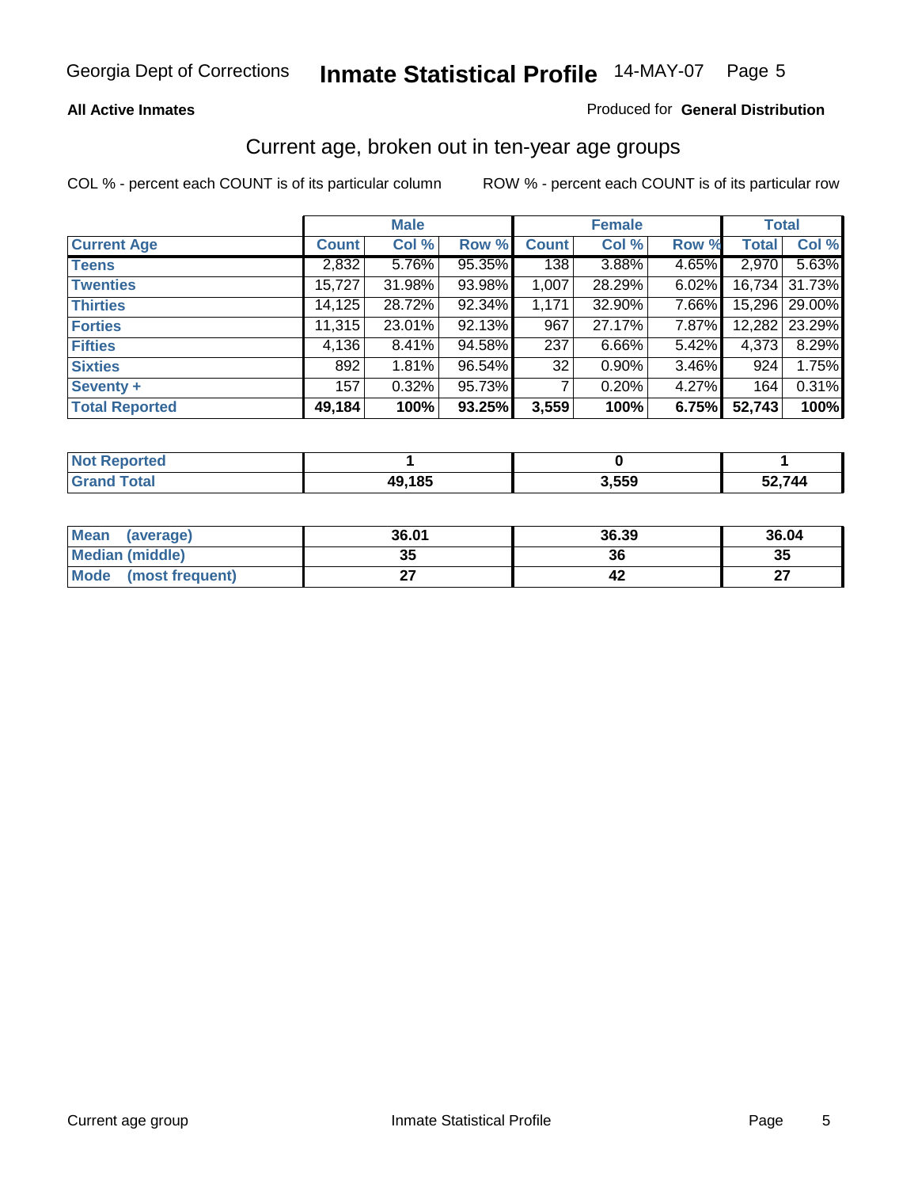Georgia Dept of Corrections **Inmate Statistical Profile** 14-MAY-07

**All Active Inmates**

Produced for **General Distribution**

## Current age, broken out in ten-year age groups

COL % - percent each COUNT is of its particular column

ROW % - percent each COUNT is of its particular row

| | Male | | | Female | | | Total | |
|---|---|---|---|---|---|---|---|---|
| **Current Age** | **Count** | **Col %** | **Row %** | **Count** | **Col %** | **Row %** | **Total** | **Col %** |
| **Teens** | 2,832 | 5.76% | 95.35% | 138 | 3.88% | 4.65% | 2,970 | 5.63% |
| **Twenties** | 15,727 | 31.98% | 93.98% | 1,007 | 28.29% | 6.02% | 16,734 | 31.73% |
| **Thirties** | 14,125 | 28.72% | 92.34% | 1,171 | 32.90% | 7.66% | 15,296 | 29.00% |
| **Forties** | 11,315 | 23.01% | 92.13% | 967 | 27.17% | 7.87% | 12,282 | 23.29% |
| **Fifties** | 4,136 | 8.41% | 94.58% | 237 | 6.66% | 5.42% | 4,373 | 8.29% |
| **Sixties** | 892 | 1.81% | 96.54% | 32 | 0.90% | 3.46% | 924 | 1.75% |
| **Seventy +** | 157 | 0.32% | 95.73% | 7 | 0.20% | 4.27% | 164 | 0.31% |
| **Total Reported** | **49,184** | **100%** | **93.25%** | **3,559** | **100%** | **6.75%** | **52,743** | **100%** |

| | Male | Female | Total |
|---|---|---|---|
| **Not Reported** | **1** | **0** | **1** |
| **Grand Total** | **49,185** | **3,559** | **52,744** |

| | Male | Female | Total |
|---|---|---|---|
| **Mean (average)** | **36.01** | **36.39** | **36.04** |
| **Median (middle)** | **35** | **36** | **35** |
| **Mode (most frequent)** | **27** | **42** | **27** |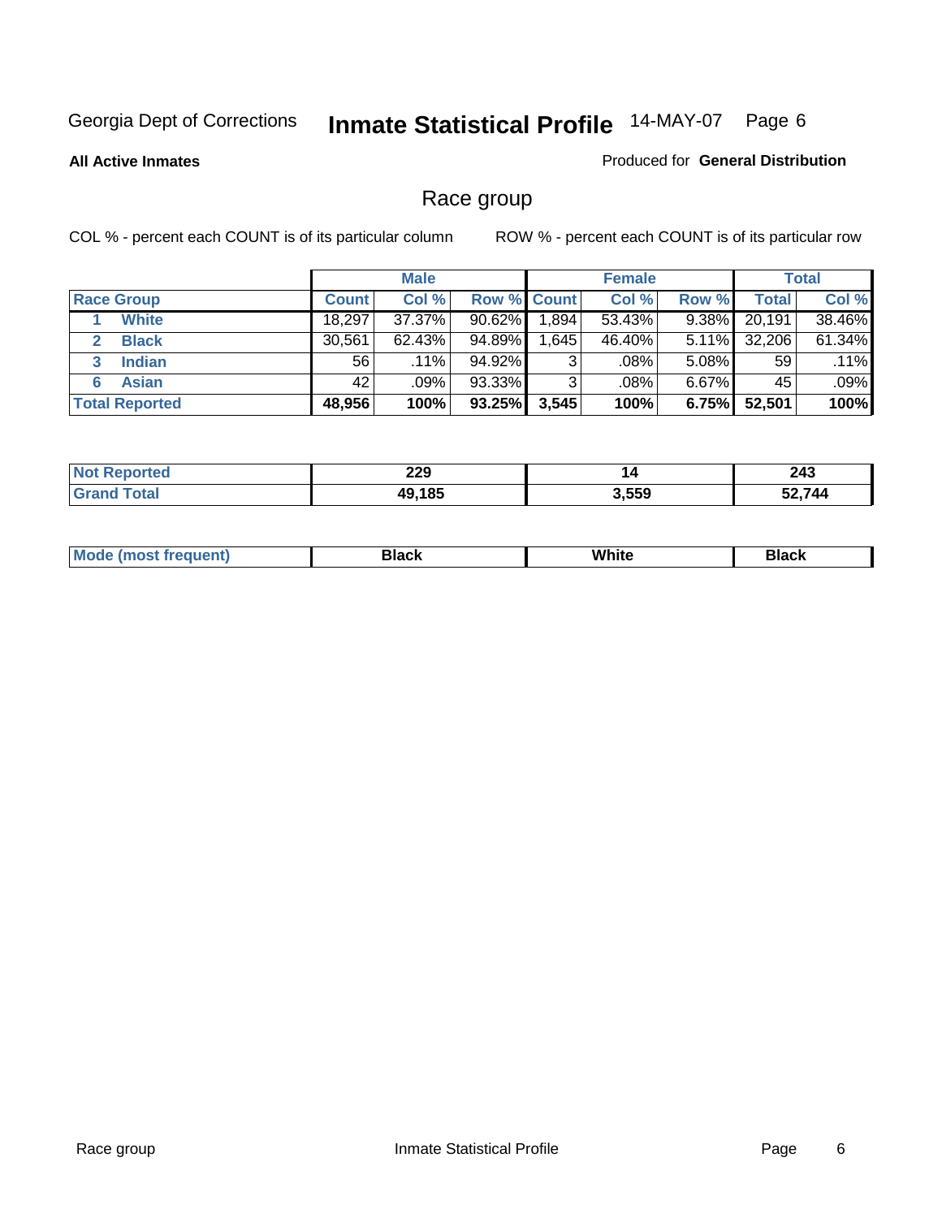Georgia Dept of Corrections **Inmate Statistical Profile** 14-MAY-07

**All Active Inmates**

Produced for **General Distribution**

## Race group

COL % - percent each COUNT is of its particular column

ROW % - percent each COUNT is of its particular row

| | Male | | | Female | | | Total | |
|---|---|---|---|---|---|---|---|---|
| **Race Group** | **Count** | **Col %** | **Row %** | **Count** | **Col %** | **Row %** | **Total** | **Col %** |
| 1 **White** | 18,297 | 37.37% | 90.62% | 1,894 | 53.43% | 9.38% | 20,191 | 38.46% |
| 2 **Black** | 30,561 | 62.43% | 94.89% | 1,645 | 46.40% | 5.11% | 32,206 | 61.34% |
| 3 **Indian** | 56 | .11% | 94.92% | 3 | .08% | 5.08% | 59 | .11% |
| 6 **Asian** | 42 | .09% | 93.33% | 3 | .08% | 6.67% | 45 | .09% |
| **Total Reported** | **48,956** | **100%** | **93.25%** | **3,545** | **100%** | **6.75%** | **52,501** | **100%** |

| | Male | Female | Total |
|---|---|---|---|
| **Not Reported** | **229** | **14** | **243** |
| **Grand Total** | **49,185** | **3,559** | **52,744** |

| | Male | Female | Total |
|---|---|---|---|
| **Mode (most frequent)** | **Black** | **White** | **Black** |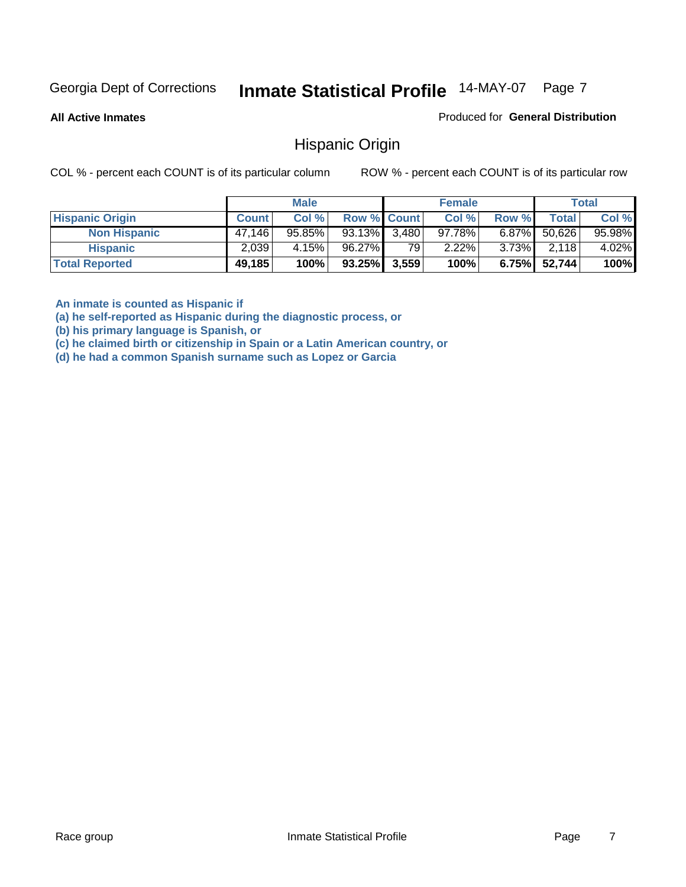Georgia Dept of Corrections **Inmate Statistical Profile** 14-MAY-07

**All Active Inmates**

Produced for **General Distribution**

## Hispanic Origin

COL % - percent each COUNT is of its particular column

ROW % - percent each COUNT is of its particular row

| | Male | | | Female | | | Total | |
|---|---|---|---|---|---|---|---|---|
| **Hispanic Origin** | **Count** | **Col %** | **Row %** | **Count** | **Col %** | **Row %** | **Total** | **Col %** |
| **Non Hispanic** | 47,146 | 95.85% | 93.13% | 3,480 | 97.78% | 6.87% | 50,626 | 95.98% |
| **Hispanic** | 2,039 | 4.15% | 96.27% | 79 | 2.22% | 3.73% | 2,118 | 4.02% |
| **Total Reported** | **49,185** | **100%** | **93.25%** | **3,559** | **100%** | **6.75%** | **52,744** | **100%** |

**An inmate is counted as Hispanic if**
**(a) he self-reported as Hispanic during the diagnostic process, or**
**(b) his primary language is Spanish, or**
**(c) he claimed birth or citizenship in Spain or a Latin American country, or**
**(d) he had a common Spanish surname such as Lopez or Garcia**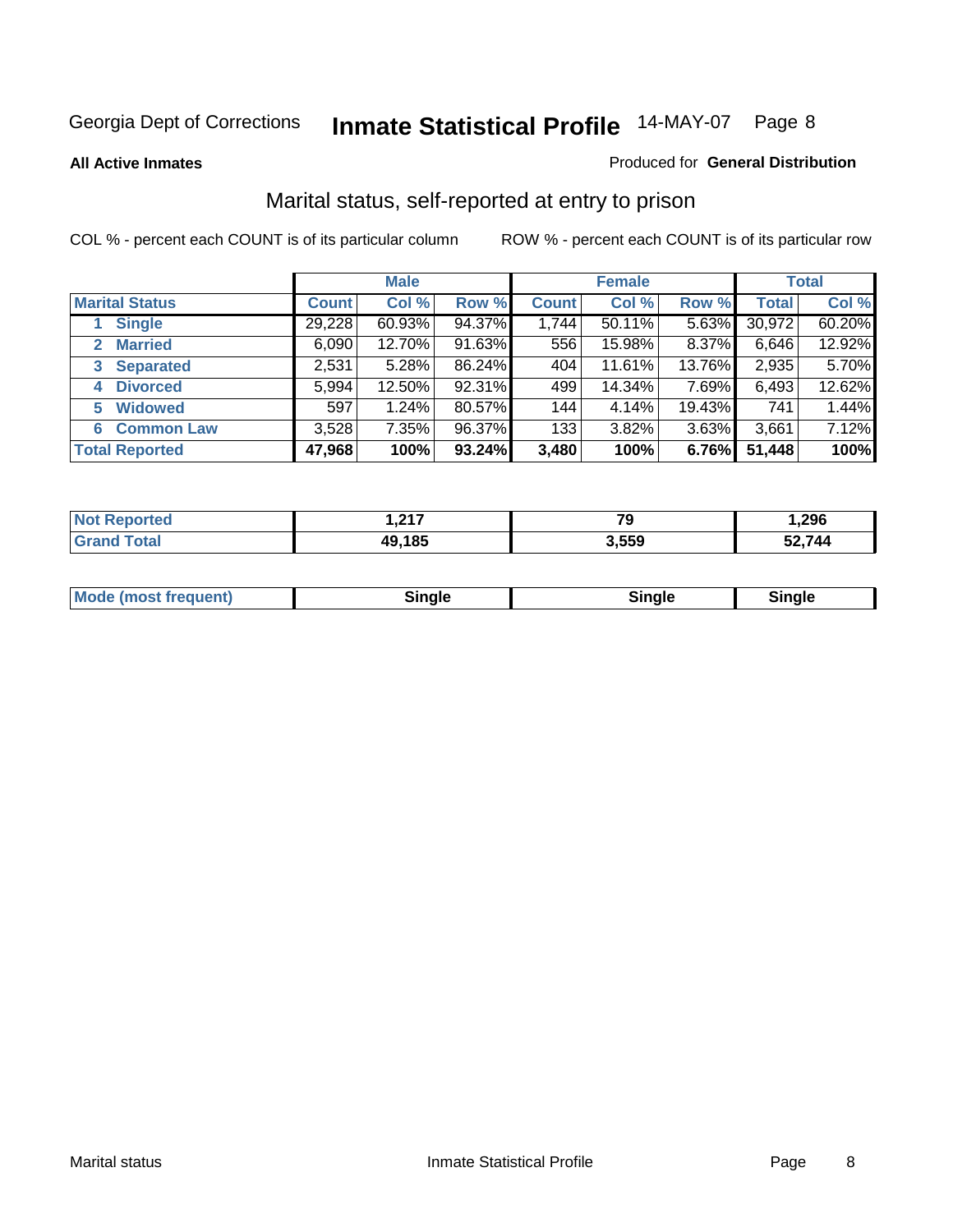Georgia Dept of Corrections **Inmate Statistical Profile** 14-MAY-07

**All Active Inmates**

Produced for **General Distribution**

## Marital status, self-reported at entry to prison

COL % - percent each COUNT is of its particular column

ROW % - percent each COUNT is of its particular row

| | Male | | | Female | | | Total | |
|---|---|---|---|---|---|---|---|---|
| **Marital Status** | **Count** | **Col %** | **Row %** | **Count** | **Col %** | **Row %** | **Total** | **Col %** |
| 1 **Single** | 29,228 | 60.93% | 94.37% | 1,744 | 50.11% | 5.63% | 30,972 | 60.20% |
| 2 **Married** | 6,090 | 12.70% | 91.63% | 556 | 15.98% | 8.37% | 6,646 | 12.92% |
| 3 **Separated** | 2,531 | 5.28% | 86.24% | 404 | 11.61% | 13.76% | 2,935 | 5.70% |
| 4 **Divorced** | 5,994 | 12.50% | 92.31% | 499 | 14.34% | 7.69% | 6,493 | 12.62% |
| 5 **Widowed** | 597 | 1.24% | 80.57% | 144 | 4.14% | 19.43% | 741 | 1.44% |
| 6 **Common Law** | 3,528 | 7.35% | 96.37% | 133 | 3.82% | 3.63% | 3,661 | 7.12% |
| **Total Reported** | **47,968** | **100%** | **93.24%** | **3,480** | **100%** | **6.76%** | **51,448** | **100%** |

| | Male | Female | Total |
|---|---|---|---|
| **Not Reported** | **1,217** | **79** | **1,296** |
| **Grand Total** | **49,185** | **3,559** | **52,744** |

| | Male | Female | Total |
|---|---|---|---|
| **Mode (most frequent)** | **Single** | **Single** | **Single** |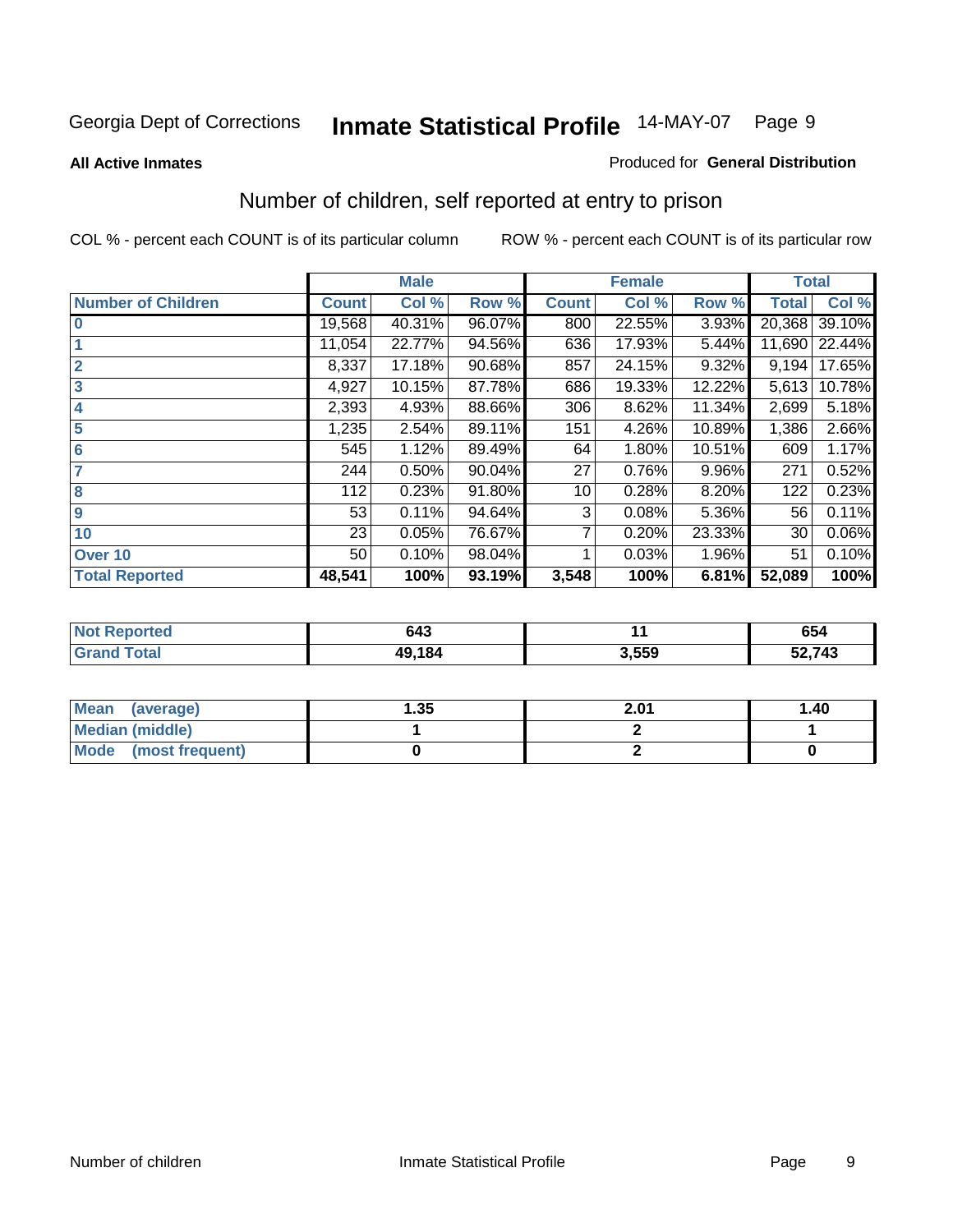Georgia Dept of Corrections **Inmate Statistical Profile** 14-MAY-07

**All Active Inmates**

Produced for **General Distribution**

## Number of children, self reported at entry to prison

COL % - percent each COUNT is of its particular column

ROW % - percent each COUNT is of its particular row

| | Male | | | Female | | | Total | |
|---|---|---|---|---|---|---|---|---|
| **Number of Children** | **Count** | **Col %** | **Row %** | **Count** | **Col %** | **Row %** | **Total** | **Col %** |
| **0** | 19,568 | 40.31% | 96.07% | 800 | 22.55% | 3.93% | 20,368 | 39.10% |
| **1** | 11,054 | 22.77% | 94.56% | 636 | 17.93% | 5.44% | 11,690 | 22.44% |
| **2** | 8,337 | 17.18% | 90.68% | 857 | 24.15% | 9.32% | 9,194 | 17.65% |
| **3** | 4,927 | 10.15% | 87.78% | 686 | 19.33% | 12.22% | 5,613 | 10.78% |
| **4** | 2,393 | 4.93% | 88.66% | 306 | 8.62% | 11.34% | 2,699 | 5.18% |
| **5** | 1,235 | 2.54% | 89.11% | 151 | 4.26% | 10.89% | 1,386 | 2.66% |
| **6** | 545 | 1.12% | 89.49% | 64 | 1.80% | 10.51% | 609 | 1.17% |
| **7** | 244 | 0.50% | 90.04% | 27 | 0.76% | 9.96% | 271 | 0.52% |
| **8** | 112 | 0.23% | 91.80% | 10 | 0.28% | 8.20% | 122 | 0.23% |
| **9** | 53 | 0.11% | 94.64% | 3 | 0.08% | 5.36% | 56 | 0.11% |
| **10** | 23 | 0.05% | 76.67% | 7 | 0.20% | 23.33% | 30 | 0.06% |
| **Over 10** | 50 | 0.10% | 98.04% | 1 | 0.03% | 1.96% | 51 | 0.10% |
| **Total Reported** | **48,541** | **100%** | **93.19%** | **3,548** | **100%** | **6.81%** | **52,089** | **100%** |

| | Male | Female | Total |
|---|---|---|---|
| **Not Reported** | **643** | **11** | **654** |
| **Grand Total** | **49,184** | **3,559** | **52,743** |

| | Male | Female | Total |
|---|---|---|---|
| **Mean (average)** | **1.35** | **2.01** | **1.40** |
| **Median (middle)** | **1** | **2** | **1** |
| **Mode (most frequent)** | **0** | **2** | **0** |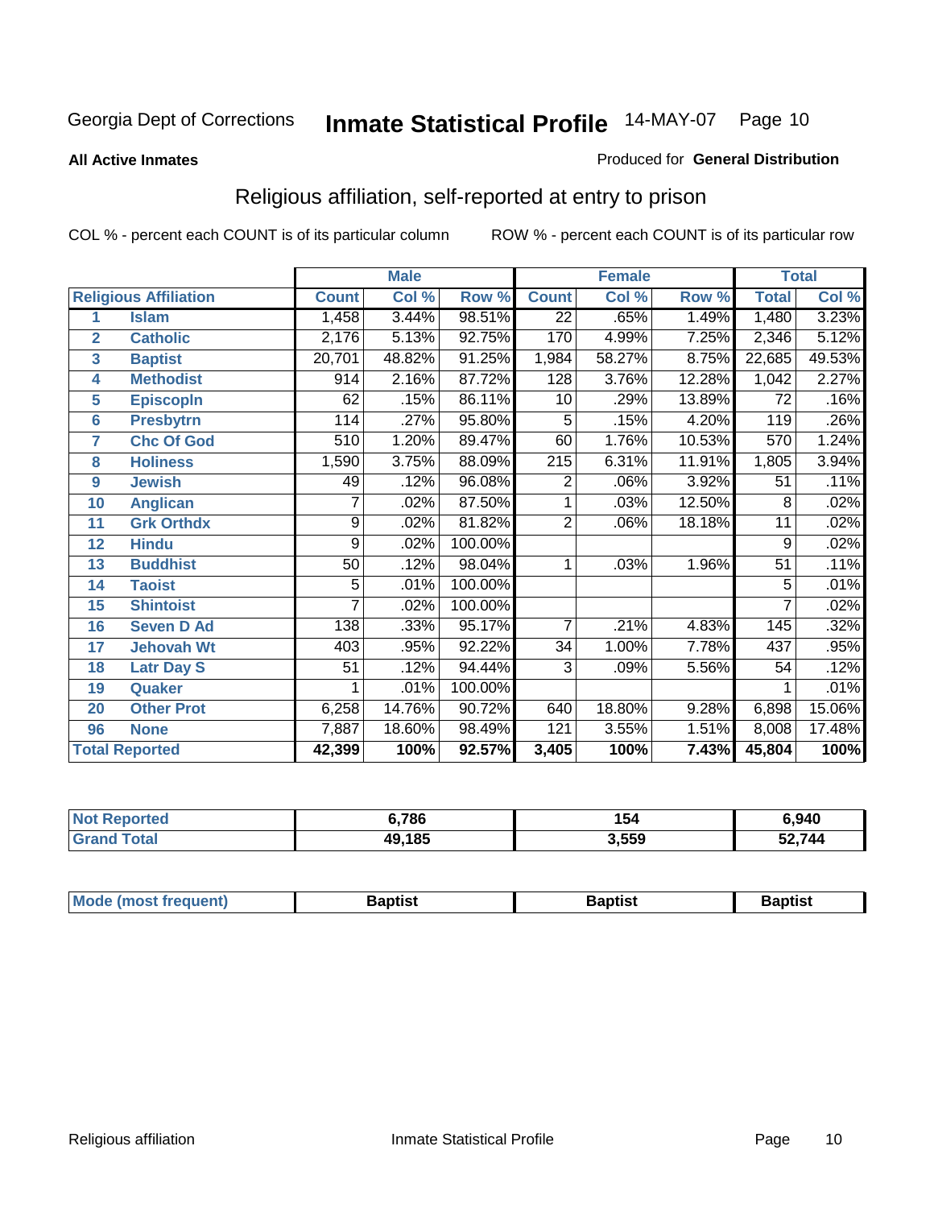Georgia Dept of Corrections **Inmate Statistical Profile** 14-MAY-07

**All Active Inmates**

Produced for **General Distribution**

## Religious affiliation, self-reported at entry to prison

COL % - percent each COUNT is of its particular column    ROW % - percent each COUNT is of its particular row

| | | Male | | | Female | | | Total | |
|---|---|---|---|---|---|---|---|---|---|
| **Religious Affiliation** | | **Count** | **Col %** | **Row %** | **Count** | **Col %** | **Row %** | **Total** | **Col %** |
| 1 | Islam | 1,458 | 3.44% | 98.51% | 22 | .65% | 1.49% | 1,480 | 3.23% |
| 2 | Catholic | 2,176 | 5.13% | 92.75% | 170 | 4.99% | 7.25% | 2,346 | 5.12% |
| 3 | Baptist | 20,701 | 48.82% | 91.25% | 1,984 | 58.27% | 8.75% | 22,685 | 49.53% |
| 4 | Methodist | 914 | 2.16% | 87.72% | 128 | 3.76% | 12.28% | 1,042 | 2.27% |
| 5 | Episcopln | 62 | .15% | 86.11% | 10 | .29% | 13.89% | 72 | .16% |
| 6 | Presbytrn | 114 | .27% | 95.80% | 5 | .15% | 4.20% | 119 | .26% |
| 7 | Chc Of God | 510 | 1.20% | 89.47% | 60 | 1.76% | 10.53% | 570 | 1.24% |
| 8 | Holiness | 1,590 | 3.75% | 88.09% | 215 | 6.31% | 11.91% | 1,805 | 3.94% |
| 9 | Jewish | 49 | .12% | 96.08% | 2 | .06% | 3.92% | 51 | .11% |
| 10 | Anglican | 7 | .02% | 87.50% | 1 | .03% | 12.50% | 8 | .02% |
| 11 | Grk Orthdx | 9 | .02% | 81.82% | 2 | .06% | 18.18% | 11 | .02% |
| 12 | Hindu | 9 | .02% | 100.00% | | | | 9 | .02% |
| 13 | Buddhist | 50 | .12% | 98.04% | 1 | .03% | 1.96% | 51 | .11% |
| 14 | Taoist | 5 | .01% | 100.00% | | | | 5 | .01% |
| 15 | Shintoist | 7 | .02% | 100.00% | | | | 7 | .02% |
| 16 | Seven D Ad | 138 | .33% | 95.17% | 7 | .21% | 4.83% | 145 | .32% |
| 17 | Jehovah Wt | 403 | .95% | 92.22% | 34 | 1.00% | 7.78% | 437 | .95% |
| 18 | Latr Day S | 51 | .12% | 94.44% | 3 | .09% | 5.56% | 54 | .12% |
| 19 | Quaker | 1 | .01% | 100.00% | | | | 1 | .01% |
| 20 | Other Prot | 6,258 | 14.76% | 90.72% | 640 | 18.80% | 9.28% | 6,898 | 15.06% |
| 96 | None | 7,887 | 18.60% | 98.49% | 121 | 3.55% | 1.51% | 8,008 | 17.48% |
| **Total Reported** | | **42,399** | **100%** | **92.57%** | **3,405** | **100%** | **7.43%** | **45,804** | **100%** |

| | Male | Female | Total |
|---|---|---|---|
| **Not Reported** | **6,786** | **154** | **6,940** |
| **Grand Total** | **49,185** | **3,559** | **52,744** |

| | Male | Female | Total |
|---|---|---|---|
| **Mode (most frequent)** | **Baptist** | **Baptist** | **Baptist** |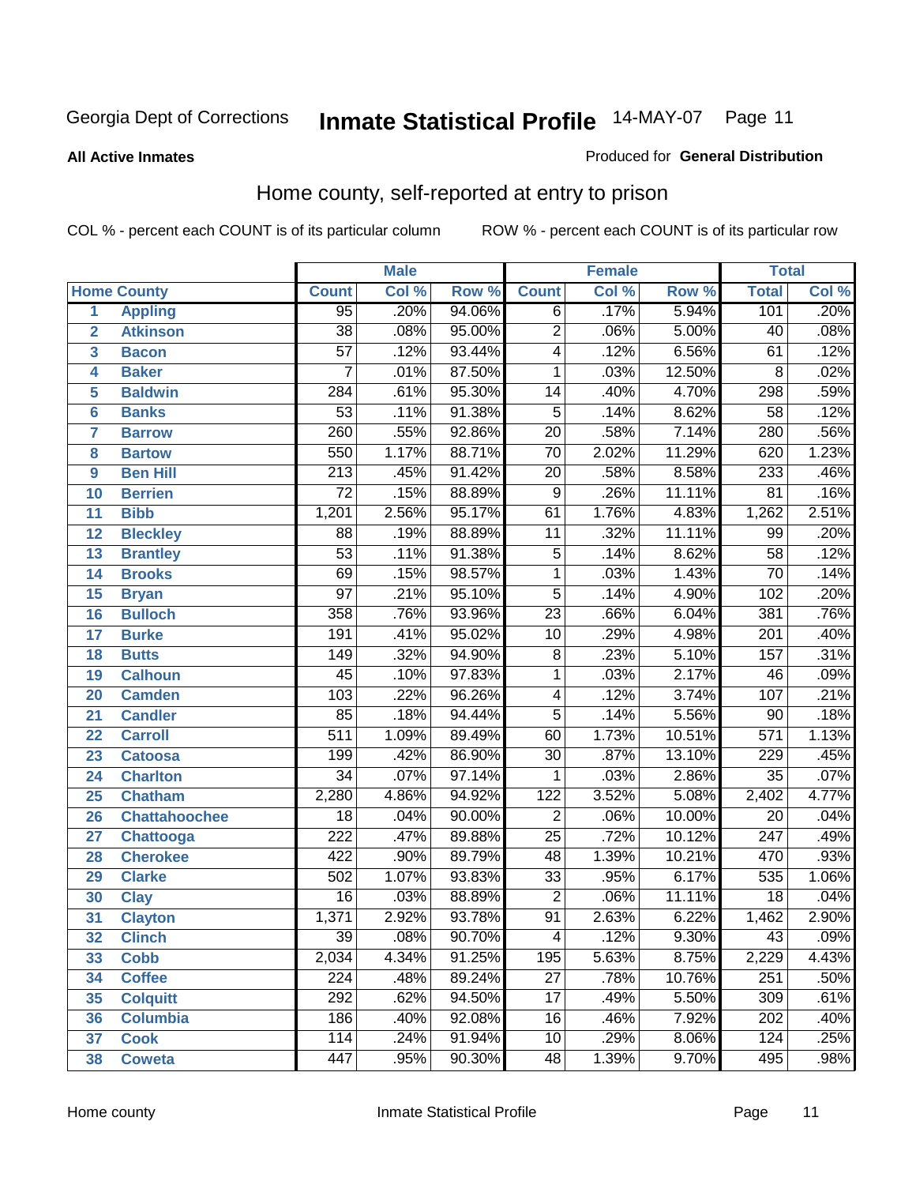Georgia Dept of Corrections **Inmate Statistical Profile** 14-MAY-07

**All Active Inmates**

Produced for **General Distribution**

## Home county, self-reported at entry to prison

COL % - percent each COUNT is of its particular column ROW % - percent each COUNT is of its particular row

| | | Male | | | Female | | | Total | |
|---|---|---|---|---|---|---|---|---|---|
| Home County | | Count | Col % | Row % | Count | Col % | Row % | Total | Col % |
| 1 | Appling | 95 | .20% | 94.06% | 6 | .17% | 5.94% | 101 | .20% |
| 2 | Atkinson | 38 | .08% | 95.00% | 2 | .06% | 5.00% | 40 | .08% |
| 3 | Bacon | 57 | .12% | 93.44% | 4 | .12% | 6.56% | 61 | .12% |
| 4 | Baker | 7 | .01% | 87.50% | 1 | .03% | 12.50% | 8 | .02% |
| 5 | Baldwin | 284 | .61% | 95.30% | 14 | .40% | 4.70% | 298 | .59% |
| 6 | Banks | 53 | .11% | 91.38% | 5 | .14% | 8.62% | 58 | .12% |
| 7 | Barrow | 260 | .55% | 92.86% | 20 | .58% | 7.14% | 280 | .56% |
| 8 | Bartow | 550 | 1.17% | 88.71% | 70 | 2.02% | 11.29% | 620 | 1.23% |
| 9 | Ben Hill | 213 | .45% | 91.42% | 20 | .58% | 8.58% | 233 | .46% |
| 10 | Berrien | 72 | .15% | 88.89% | 9 | .26% | 11.11% | 81 | .16% |
| 11 | Bibb | 1,201 | 2.56% | 95.17% | 61 | 1.76% | 4.83% | 1,262 | 2.51% |
| 12 | Bleckley | 88 | .19% | 88.89% | 11 | .32% | 11.11% | 99 | .20% |
| 13 | Brantley | 53 | .11% | 91.38% | 5 | .14% | 8.62% | 58 | .12% |
| 14 | Brooks | 69 | .15% | 98.57% | 1 | .03% | 1.43% | 70 | .14% |
| 15 | Bryan | 97 | .21% | 95.10% | 5 | .14% | 4.90% | 102 | .20% |
| 16 | Bulloch | 358 | .76% | 93.96% | 23 | .66% | 6.04% | 381 | .76% |
| 17 | Burke | 191 | .41% | 95.02% | 10 | .29% | 4.98% | 201 | .40% |
| 18 | Butts | 149 | .32% | 94.90% | 8 | .23% | 5.10% | 157 | .31% |
| 19 | Calhoun | 45 | .10% | 97.83% | 1 | .03% | 2.17% | 46 | .09% |
| 20 | Camden | 103 | .22% | 96.26% | 4 | .12% | 3.74% | 107 | .21% |
| 21 | Candler | 85 | .18% | 94.44% | 5 | .14% | 5.56% | 90 | .18% |
| 22 | Carroll | 511 | 1.09% | 89.49% | 60 | 1.73% | 10.51% | 571 | 1.13% |
| 23 | Catoosa | 199 | .42% | 86.90% | 30 | .87% | 13.10% | 229 | .45% |
| 24 | Charlton | 34 | .07% | 97.14% | 1 | .03% | 2.86% | 35 | .07% |
| 25 | Chatham | 2,280 | 4.86% | 94.92% | 122 | 3.52% | 5.08% | 2,402 | 4.77% |
| 26 | Chattahoochee | 18 | .04% | 90.00% | 2 | .06% | 10.00% | 20 | .04% |
| 27 | Chattooga | 222 | .47% | 89.88% | 25 | .72% | 10.12% | 247 | .49% |
| 28 | Cherokee | 422 | .90% | 89.79% | 48 | 1.39% | 10.21% | 470 | .93% |
| 29 | Clarke | 502 | 1.07% | 93.83% | 33 | .95% | 6.17% | 535 | 1.06% |
| 30 | Clay | 16 | .03% | 88.89% | 2 | .06% | 11.11% | 18 | .04% |
| 31 | Clayton | 1,371 | 2.92% | 93.78% | 91 | 2.63% | 6.22% | 1,462 | 2.90% |
| 32 | Clinch | 39 | .08% | 90.70% | 4 | .12% | 9.30% | 43 | .09% |
| 33 | Cobb | 2,034 | 4.34% | 91.25% | 195 | 5.63% | 8.75% | 2,229 | 4.43% |
| 34 | Coffee | 224 | .48% | 89.24% | 27 | .78% | 10.76% | 251 | .50% |
| 35 | Colquitt | 292 | .62% | 94.50% | 17 | .49% | 5.50% | 309 | .61% |
| 36 | Columbia | 186 | .40% | 92.08% | 16 | .46% | 7.92% | 202 | .40% |
| 37 | Cook | 114 | .24% | 91.94% | 10 | .29% | 8.06% | 124 | .25% |
| 38 | Coweta | 447 | .95% | 90.30% | 48 | 1.39% | 9.70% | 495 | .98% |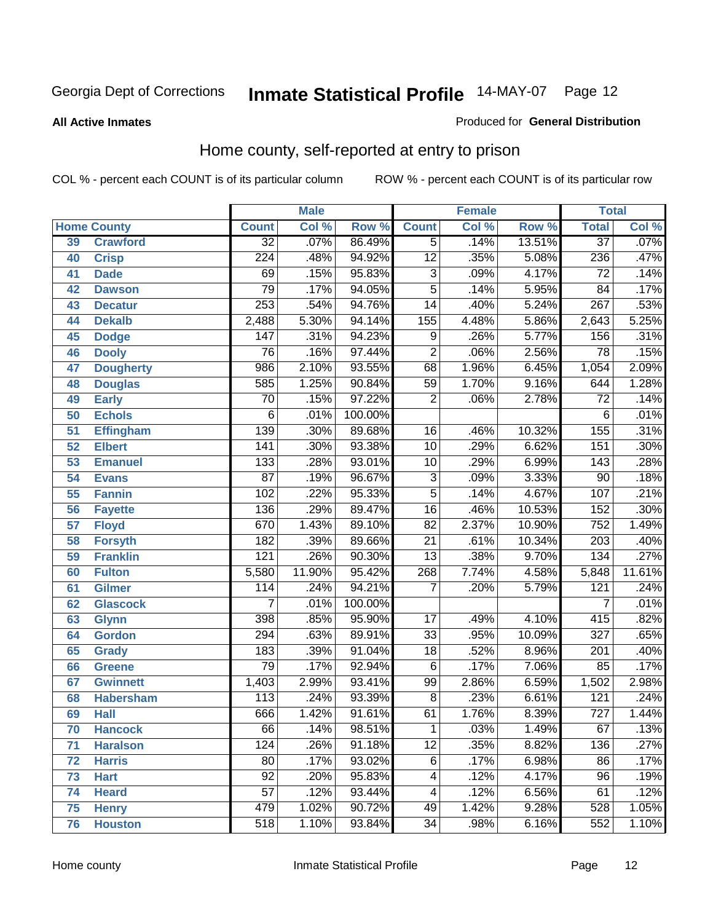Georgia Dept of Corrections **Inmate Statistical Profile** 14-MAY-07

**All Active Inmates**

Produced for **General Distribution**

## Home county, self-reported at entry to prison

COL % - percent each COUNT is of its particular column     ROW % - percent each COUNT is of its particular row

| | | Male | | | Female | | | Total | |
|---|---|---|---|---|---|---|---|---|---|
| Home County | | Count | Col % | Row % | Count | Col % | Row % | Total | Col % |
| 39 | Crawford | 32 | .07% | 86.49% | 5 | .14% | 13.51% | 37 | .07% |
| 40 | Crisp | 224 | .48% | 94.92% | 12 | .35% | 5.08% | 236 | .47% |
| 41 | Dade | 69 | .15% | 95.83% | 3 | .09% | 4.17% | 72 | .14% |
| 42 | Dawson | 79 | .17% | 94.05% | 5 | .14% | 5.95% | 84 | .17% |
| 43 | Decatur | 253 | .54% | 94.76% | 14 | .40% | 5.24% | 267 | .53% |
| 44 | Dekalb | 2,488 | 5.30% | 94.14% | 155 | 4.48% | 5.86% | 2,643 | 5.25% |
| 45 | Dodge | 147 | .31% | 94.23% | 9 | .26% | 5.77% | 156 | .31% |
| 46 | Dooly | 76 | .16% | 97.44% | 2 | .06% | 2.56% | 78 | .15% |
| 47 | Dougherty | 986 | 2.10% | 93.55% | 68 | 1.96% | 6.45% | 1,054 | 2.09% |
| 48 | Douglas | 585 | 1.25% | 90.84% | 59 | 1.70% | 9.16% | 644 | 1.28% |
| 49 | Early | 70 | .15% | 97.22% | 2 | .06% | 2.78% | 72 | .14% |
| 50 | Echols | 6 | .01% | 100.00% | | | | 6 | .01% |
| 51 | Effingham | 139 | .30% | 89.68% | 16 | .46% | 10.32% | 155 | .31% |
| 52 | Elbert | 141 | .30% | 93.38% | 10 | .29% | 6.62% | 151 | .30% |
| 53 | Emanuel | 133 | .28% | 93.01% | 10 | .29% | 6.99% | 143 | .28% |
| 54 | Evans | 87 | .19% | 96.67% | 3 | .09% | 3.33% | 90 | .18% |
| 55 | Fannin | 102 | .22% | 95.33% | 5 | .14% | 4.67% | 107 | .21% |
| 56 | Fayette | 136 | .29% | 89.47% | 16 | .46% | 10.53% | 152 | .30% |
| 57 | Floyd | 670 | 1.43% | 89.10% | 82 | 2.37% | 10.90% | 752 | 1.49% |
| 58 | Forsyth | 182 | .39% | 89.66% | 21 | .61% | 10.34% | 203 | .40% |
| 59 | Franklin | 121 | .26% | 90.30% | 13 | .38% | 9.70% | 134 | .27% |
| 60 | Fulton | 5,580 | 11.90% | 95.42% | 268 | 7.74% | 4.58% | 5,848 | 11.61% |
| 61 | Gilmer | 114 | .24% | 94.21% | 7 | .20% | 5.79% | 121 | .24% |
| 62 | Glascock | 7 | .01% | 100.00% | | | | 7 | .01% |
| 63 | Glynn | 398 | .85% | 95.90% | 17 | .49% | 4.10% | 415 | .82% |
| 64 | Gordon | 294 | .63% | 89.91% | 33 | .95% | 10.09% | 327 | .65% |
| 65 | Grady | 183 | .39% | 91.04% | 18 | .52% | 8.96% | 201 | .40% |
| 66 | Greene | 79 | .17% | 92.94% | 6 | .17% | 7.06% | 85 | .17% |
| 67 | Gwinnett | 1,403 | 2.99% | 93.41% | 99 | 2.86% | 6.59% | 1,502 | 2.98% |
| 68 | Habersham | 113 | .24% | 93.39% | 8 | .23% | 6.61% | 121 | .24% |
| 69 | Hall | 666 | 1.42% | 91.61% | 61 | 1.76% | 8.39% | 727 | 1.44% |
| 70 | Hancock | 66 | .14% | 98.51% | 1 | .03% | 1.49% | 67 | .13% |
| 71 | Haralson | 124 | .26% | 91.18% | 12 | .35% | 8.82% | 136 | .27% |
| 72 | Harris | 80 | .17% | 93.02% | 6 | .17% | 6.98% | 86 | .17% |
| 73 | Hart | 92 | .20% | 95.83% | 4 | .12% | 4.17% | 96 | .19% |
| 74 | Heard | 57 | .12% | 93.44% | 4 | .12% | 6.56% | 61 | .12% |
| 75 | Henry | 479 | 1.02% | 90.72% | 49 | 1.42% | 9.28% | 528 | 1.05% |
| 76 | Houston | 518 | 1.10% | 93.84% | 34 | .98% | 6.16% | 552 | 1.10% |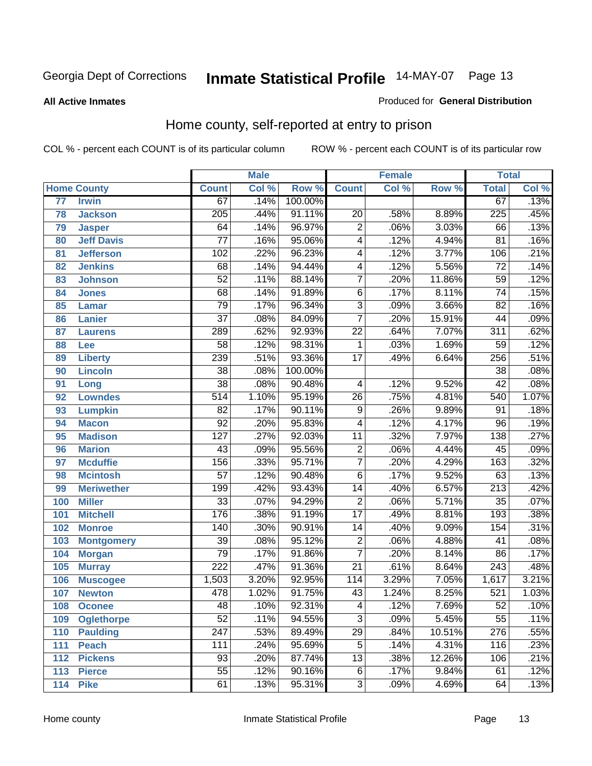Georgia Dept of Corrections **Inmate Statistical Profile** 14-MAY-07

**All Active Inmates**

Produced for **General Distribution**

## Home county, self-reported at entry to prison

COL % - percent each COUNT is of its particular column    ROW % - percent each COUNT is of its particular row

| | | Male | | | Female | | | Total | |
|---|---|---|---|---|---|---|---|---|---|
| Home County | | Count | Col % | Row % | Count | Col % | Row % | Total | Col % |
| 77 | Irwin | 67 | .14% | 100.00% | | | | 67 | .13% |
| 78 | Jackson | 205 | .44% | 91.11% | 20 | .58% | 8.89% | 225 | .45% |
| 79 | Jasper | 64 | .14% | 96.97% | 2 | .06% | 3.03% | 66 | .13% |
| 80 | Jeff Davis | 77 | .16% | 95.06% | 4 | .12% | 4.94% | 81 | .16% |
| 81 | Jefferson | 102 | .22% | 96.23% | 4 | .12% | 3.77% | 106 | .21% |
| 82 | Jenkins | 68 | .14% | 94.44% | 4 | .12% | 5.56% | 72 | .14% |
| 83 | Johnson | 52 | .11% | 88.14% | 7 | .20% | 11.86% | 59 | .12% |
| 84 | Jones | 68 | .14% | 91.89% | 6 | .17% | 8.11% | 74 | .15% |
| 85 | Lamar | 79 | .17% | 96.34% | 3 | .09% | 3.66% | 82 | .16% |
| 86 | Lanier | 37 | .08% | 84.09% | 7 | .20% | 15.91% | 44 | .09% |
| 87 | Laurens | 289 | .62% | 92.93% | 22 | .64% | 7.07% | 311 | .62% |
| 88 | Lee | 58 | .12% | 98.31% | 1 | .03% | 1.69% | 59 | .12% |
| 89 | Liberty | 239 | .51% | 93.36% | 17 | .49% | 6.64% | 256 | .51% |
| 90 | Lincoln | 38 | .08% | 100.00% | | | | 38 | .08% |
| 91 | Long | 38 | .08% | 90.48% | 4 | .12% | 9.52% | 42 | .08% |
| 92 | Lowndes | 514 | 1.10% | 95.19% | 26 | .75% | 4.81% | 540 | 1.07% |
| 93 | Lumpkin | 82 | .17% | 90.11% | 9 | .26% | 9.89% | 91 | .18% |
| 94 | Macon | 92 | .20% | 95.83% | 4 | .12% | 4.17% | 96 | .19% |
| 95 | Madison | 127 | .27% | 92.03% | 11 | .32% | 7.97% | 138 | .27% |
| 96 | Marion | 43 | .09% | 95.56% | 2 | .06% | 4.44% | 45 | .09% |
| 97 | Mcduffie | 156 | .33% | 95.71% | 7 | .20% | 4.29% | 163 | .32% |
| 98 | Mcintosh | 57 | .12% | 90.48% | 6 | .17% | 9.52% | 63 | .13% |
| 99 | Meriwether | 199 | .42% | 93.43% | 14 | .40% | 6.57% | 213 | .42% |
| 100 | Miller | 33 | .07% | 94.29% | 2 | .06% | 5.71% | 35 | .07% |
| 101 | Mitchell | 176 | .38% | 91.19% | 17 | .49% | 8.81% | 193 | .38% |
| 102 | Monroe | 140 | .30% | 90.91% | 14 | .40% | 9.09% | 154 | .31% |
| 103 | Montgomery | 39 | .08% | 95.12% | 2 | .06% | 4.88% | 41 | .08% |
| 104 | Morgan | 79 | .17% | 91.86% | 7 | .20% | 8.14% | 86 | .17% |
| 105 | Murray | 222 | .47% | 91.36% | 21 | .61% | 8.64% | 243 | .48% |
| 106 | Muscogee | 1,503 | 3.20% | 92.95% | 114 | 3.29% | 7.05% | 1,617 | 3.21% |
| 107 | Newton | 478 | 1.02% | 91.75% | 43 | 1.24% | 8.25% | 521 | 1.03% |
| 108 | Oconee | 48 | .10% | 92.31% | 4 | .12% | 7.69% | 52 | .10% |
| 109 | Oglethorpe | 52 | .11% | 94.55% | 3 | .09% | 5.45% | 55 | .11% |
| 110 | Paulding | 247 | .53% | 89.49% | 29 | .84% | 10.51% | 276 | .55% |
| 111 | Peach | 111 | .24% | 95.69% | 5 | .14% | 4.31% | 116 | .23% |
| 112 | Pickens | 93 | .20% | 87.74% | 13 | .38% | 12.26% | 106 | .21% |
| 113 | Pierce | 55 | .12% | 90.16% | 6 | .17% | 9.84% | 61 | .12% |
| 114 | Pike | 61 | .13% | 95.31% | 3 | .09% | 4.69% | 64 | .13% |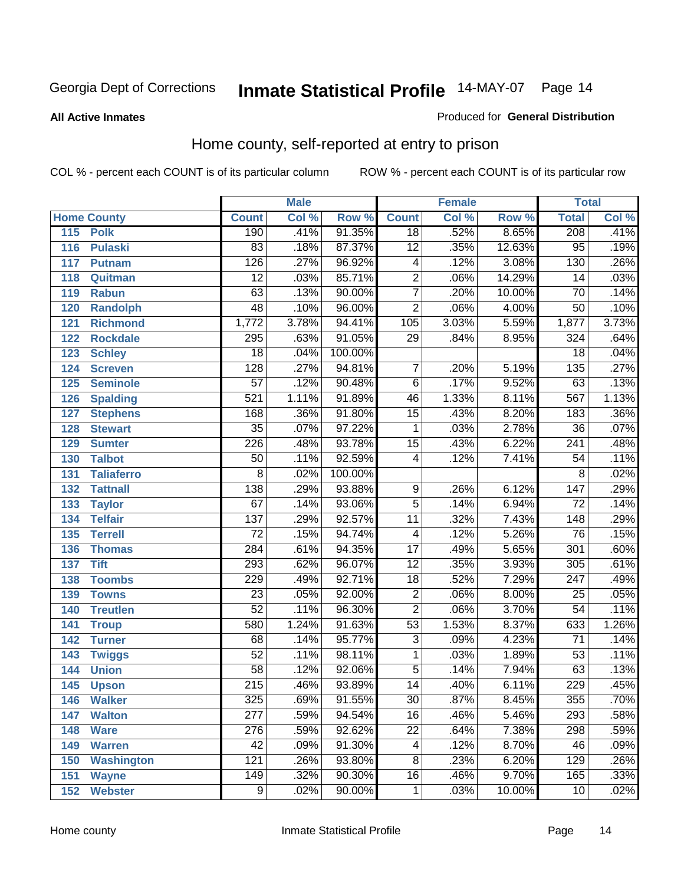Georgia Dept of Corrections **Inmate Statistical Profile** 14-MAY-07

**All Active Inmates**

Produced for **General Distribution**

## Home county, self-reported at entry to prison

COL % - percent each COUNT is of its particular column ROW % - percent each COUNT is of its particular row

| | | Male | | | Female | | | Total | |
|---|---|---|---|---|---|---|---|---|---|
| Home County | | Count | Col % | Row % | Count | Col % | Row % | Total | Col % |
| 115 | Polk | 190 | .41% | 91.35% | 18 | .52% | 8.65% | 208 | .41% |
| 116 | Pulaski | 83 | .18% | 87.37% | 12 | .35% | 12.63% | 95 | .19% |
| 117 | Putnam | 126 | .27% | 96.92% | 4 | .12% | 3.08% | 130 | .26% |
| 118 | Quitman | 12 | .03% | 85.71% | 2 | .06% | 14.29% | 14 | .03% |
| 119 | Rabun | 63 | .13% | 90.00% | 7 | .20% | 10.00% | 70 | .14% |
| 120 | Randolph | 48 | .10% | 96.00% | 2 | .06% | 4.00% | 50 | .10% |
| 121 | Richmond | 1,772 | 3.78% | 94.41% | 105 | 3.03% | 5.59% | 1,877 | 3.73% |
| 122 | Rockdale | 295 | .63% | 91.05% | 29 | .84% | 8.95% | 324 | .64% |
| 123 | Schley | 18 | .04% | 100.00% | | | | 18 | .04% |
| 124 | Screven | 128 | .27% | 94.81% | 7 | .20% | 5.19% | 135 | .27% |
| 125 | Seminole | 57 | .12% | 90.48% | 6 | .17% | 9.52% | 63 | .13% |
| 126 | Spalding | 521 | 1.11% | 91.89% | 46 | 1.33% | 8.11% | 567 | 1.13% |
| 127 | Stephens | 168 | .36% | 91.80% | 15 | .43% | 8.20% | 183 | .36% |
| 128 | Stewart | 35 | .07% | 97.22% | 1 | .03% | 2.78% | 36 | .07% |
| 129 | Sumter | 226 | .48% | 93.78% | 15 | .43% | 6.22% | 241 | .48% |
| 130 | Talbot | 50 | .11% | 92.59% | 4 | .12% | 7.41% | 54 | .11% |
| 131 | Taliaferro | 8 | .02% | 100.00% | | | | 8 | .02% |
| 132 | Tattnall | 138 | .29% | 93.88% | 9 | .26% | 6.12% | 147 | .29% |
| 133 | Taylor | 67 | .14% | 93.06% | 5 | .14% | 6.94% | 72 | .14% |
| 134 | Telfair | 137 | .29% | 92.57% | 11 | .32% | 7.43% | 148 | .29% |
| 135 | Terrell | 72 | .15% | 94.74% | 4 | .12% | 5.26% | 76 | .15% |
| 136 | Thomas | 284 | .61% | 94.35% | 17 | .49% | 5.65% | 301 | .60% |
| 137 | Tift | 293 | .62% | 96.07% | 12 | .35% | 3.93% | 305 | .61% |
| 138 | Toombs | 229 | .49% | 92.71% | 18 | .52% | 7.29% | 247 | .49% |
| 139 | Towns | 23 | .05% | 92.00% | 2 | .06% | 8.00% | 25 | .05% |
| 140 | Treutlen | 52 | .11% | 96.30% | 2 | .06% | 3.70% | 54 | .11% |
| 141 | Troup | 580 | 1.24% | 91.63% | 53 | 1.53% | 8.37% | 633 | 1.26% |
| 142 | Turner | 68 | .14% | 95.77% | 3 | .09% | 4.23% | 71 | .14% |
| 143 | Twiggs | 52 | .11% | 98.11% | 1 | .03% | 1.89% | 53 | .11% |
| 144 | Union | 58 | .12% | 92.06% | 5 | .14% | 7.94% | 63 | .13% |
| 145 | Upson | 215 | .46% | 93.89% | 14 | .40% | 6.11% | 229 | .45% |
| 146 | Walker | 325 | .69% | 91.55% | 30 | .87% | 8.45% | 355 | .70% |
| 147 | Walton | 277 | .59% | 94.54% | 16 | .46% | 5.46% | 293 | .58% |
| 148 | Ware | 276 | .59% | 92.62% | 22 | .64% | 7.38% | 298 | .59% |
| 149 | Warren | 42 | .09% | 91.30% | 4 | .12% | 8.70% | 46 | .09% |
| 150 | Washington | 121 | .26% | 93.80% | 8 | .23% | 6.20% | 129 | .26% |
| 151 | Wayne | 149 | .32% | 90.30% | 16 | .46% | 9.70% | 165 | .33% |
| 152 | Webster | 9 | .02% | 90.00% | 1 | .03% | 10.00% | 10 | .02% |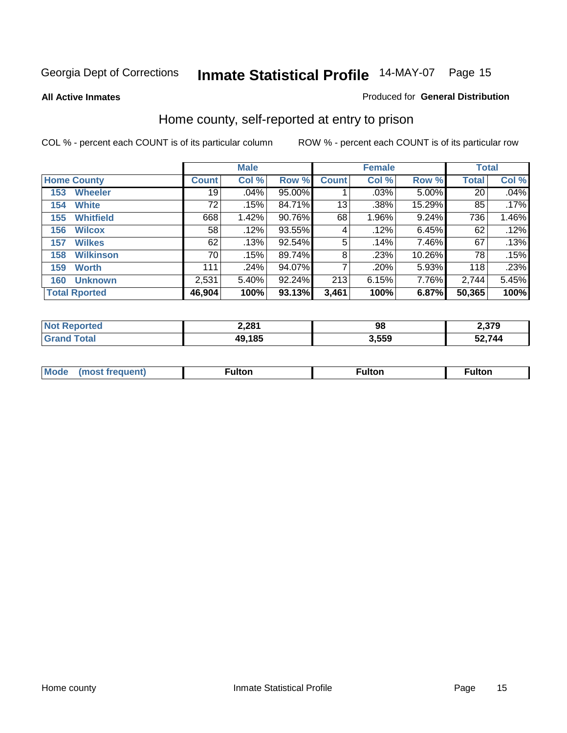Georgia Dept of Corrections **Inmate Statistical Profile** 14-MAY-07 Page 15

**All Active Inmates**

Produced for **General Distribution**

## Home county, self-reported at entry to prison

COL % - percent each COUNT is of its particular column    ROW % - percent each COUNT is of its particular row

| | Male | | | Female | | | Total | |
|---|---|---|---|---|---|---|---|---|
| **Home County** | **Count** | **Col %** | **Row %** | **Count** | **Col %** | **Row %** | **Total** | **Col %** |
| 153 Wheeler | 19 | .04% | 95.00% | 1 | .03% | 5.00% | 20 | .04% |
| 154 White | 72 | .15% | 84.71% | 13 | .38% | 15.29% | 85 | .17% |
| 155 Whitfield | 668 | 1.42% | 90.76% | 68 | 1.96% | 9.24% | 736 | 1.46% |
| 156 Wilcox | 58 | .12% | 93.55% | 4 | .12% | 6.45% | 62 | .12% |
| 157 Wilkes | 62 | .13% | 92.54% | 5 | .14% | 7.46% | 67 | .13% |
| 158 Wilkinson | 70 | .15% | 89.74% | 8 | .23% | 10.26% | 78 | .15% |
| 159 Worth | 111 | .24% | 94.07% | 7 | .20% | 5.93% | 118 | .23% |
| 160 Unknown | 2,531 | 5.40% | 92.24% | 213 | 6.15% | 7.76% | 2,744 | 5.45% |
| **Total Rported** | **46,904** | **100%** | **93.13%** | **3,461** | **100%** | **6.87%** | **50,365** | **100%** |

| | Male | Female | Total |
|---|---|---|---|
| **Not Reported** | **2,281** | **98** | **2,379** |
| **Grand Total** | **49,185** | **3,559** | **52,744** |

| | Male | Female | Total |
|---|---|---|---|
| **Mode (most frequent)** | **Fulton** | **Fulton** | **Fulton** |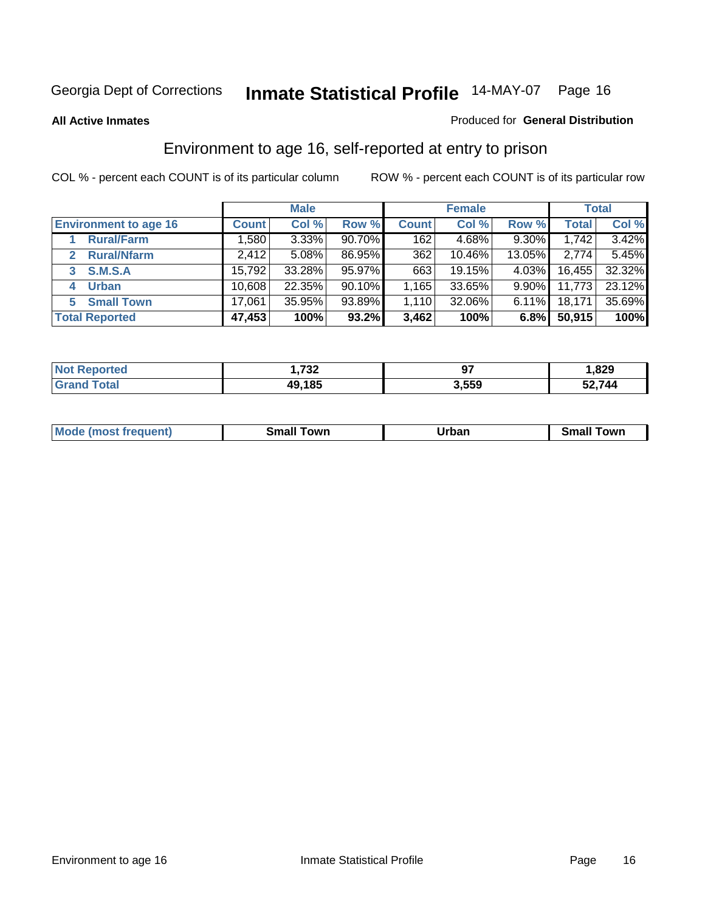Georgia Dept of Corrections **Inmate Statistical Profile** 14-MAY-07 Page 16

**All Active Inmates**

Produced for **General Distribution**

## Environment to age 16, self-reported at entry to prison

COL % - percent each COUNT is of its particular column

ROW % - percent each COUNT is of its particular row

| | Male | | | Female | | | Total | |
|---|---|---|---|---|---|---|---|---|
| **Environment to age 16** | **Count** | **Col %** | **Row %** | **Count** | **Col %** | **Row %** | **Total** | **Col %** |
| 1 **Rural/Farm** | 1,580 | 3.33% | 90.70% | 162 | 4.68% | 9.30% | 1,742 | 3.42% |
| 2 **Rural/Nfarm** | 2,412 | 5.08% | 86.95% | 362 | 10.46% | 13.05% | 2,774 | 5.45% |
| 3 **S.M.S.A** | 15,792 | 33.28% | 95.97% | 663 | 19.15% | 4.03% | 16,455 | 32.32% |
| 4 **Urban** | 10,608 | 22.35% | 90.10% | 1,165 | 33.65% | 9.90% | 11,773 | 23.12% |
| 5 **Small Town** | 17,061 | 35.95% | 93.89% | 1,110 | 32.06% | 6.11% | 18,171 | 35.69% |
| **Total Reported** | **47,453** | **100%** | **93.2%** | **3,462** | **100%** | **6.8%** | **50,915** | **100%** |

| | Male | Female | Total |
|---|---|---|---|
| **Not Reported** | **1,732** | **97** | **1,829** |
| **Grand Total** | **49,185** | **3,559** | **52,744** |

| | Male | Female | Total |
|---|---|---|---|
| **Mode (most frequent)** | **Small Town** | **Urban** | **Small Town** |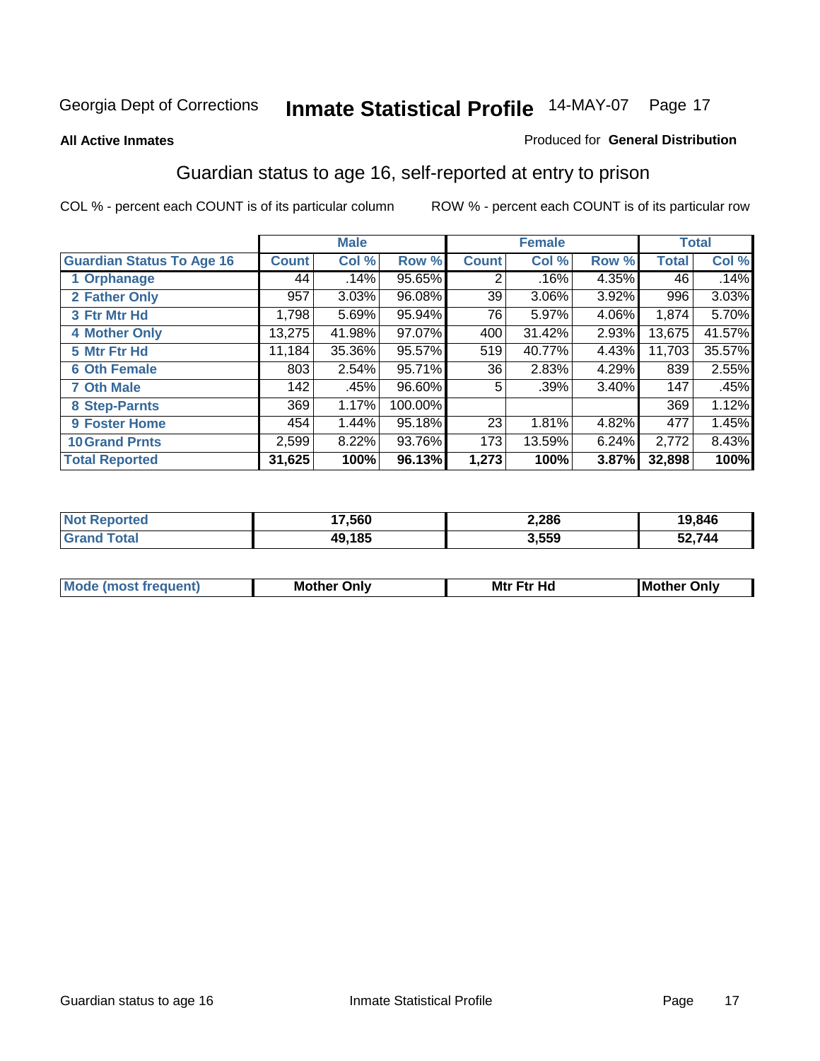Georgia Dept of Corrections **Inmate Statistical Profile** 14-MAY-07 Page 17

**All Active Inmates**

Produced for **General Distribution**

## Guardian status to age 16, self-reported at entry to prison

COL % - percent each COUNT is of its particular column ROW % - percent each COUNT is of its particular row

| | Male | | | Female | | | Total | |
|---|---|---|---|---|---|---|---|---|
| **Guardian Status To Age 16** | **Count** | **Col %** | **Row %** | **Count** | **Col %** | **Row %** | **Total** | **Col %** |
| 1 Orphanage | 44 | .14% | 95.65% | 2 | .16% | 4.35% | 46 | .14% |
| 2 Father Only | 957 | 3.03% | 96.08% | 39 | 3.06% | 3.92% | 996 | 3.03% |
| 3 Ftr Mtr Hd | 1,798 | 5.69% | 95.94% | 76 | 5.97% | 4.06% | 1,874 | 5.70% |
| 4 Mother Only | 13,275 | 41.98% | 97.07% | 400 | 31.42% | 2.93% | 13,675 | 41.57% |
| 5 Mtr Ftr Hd | 11,184 | 35.36% | 95.57% | 519 | 40.77% | 4.43% | 11,703 | 35.57% |
| 6 Oth Female | 803 | 2.54% | 95.71% | 36 | 2.83% | 4.29% | 839 | 2.55% |
| 7 Oth Male | 142 | .45% | 96.60% | 5 | .39% | 3.40% | 147 | .45% |
| 8 Step-Parnts | 369 | 1.17% | 100.00% | | | | 369 | 1.12% |
| 9 Foster Home | 454 | 1.44% | 95.18% | 23 | 1.81% | 4.82% | 477 | 1.45% |
| 10 Grand Prnts | 2,599 | 8.22% | 93.76% | 173 | 13.59% | 6.24% | 2,772 | 8.43% |
| **Total Reported** | **31,625** | **100%** | **96.13%** | **1,273** | **100%** | **3.87%** | **32,898** | **100%** |

| | Male | Female | Total |
|---|---|---|---|
| Not Reported | **17,560** | **2,286** | **19,846** |
| Grand Total | **49,185** | **3,559** | **52,744** |

| | Male | Female | Total |
|---|---|---|---|
| Mode (most frequent) | **Mother Only** | **Mtr Ftr Hd** | **Mother Only** |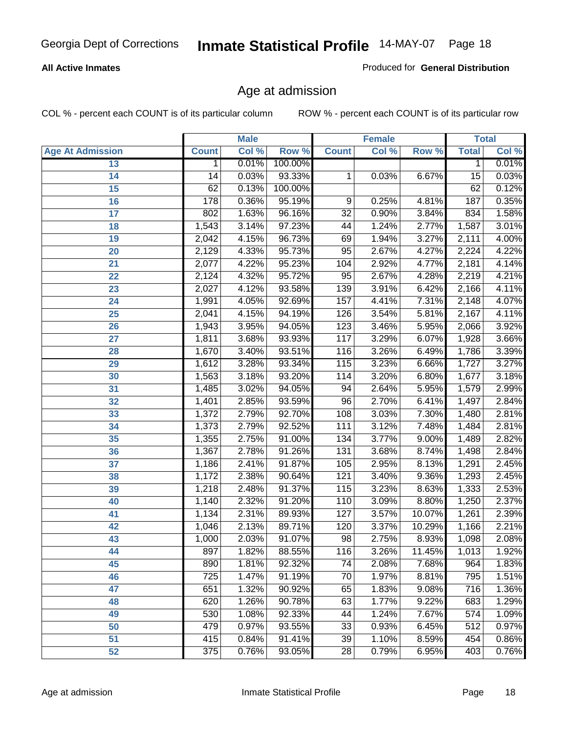**All Active Inmates** Produced for **General Distribution**

## Age at admission

COL % - percent each COUNT is of its particular column ROW % - percent each COUNT is of its particular row

| | Male | | | Female | | | Total | |
|---|---|---|---|---|---|---|---|---|
| **Age At Admission** | **Count** | **Col %** | **Row %** | **Count** | **Col %** | **Row %** | **Total** | **Col %** |
| 13 | 1 | 0.01% | 100.00% | | | | 1 | 0.01% |
| 14 | 14 | 0.03% | 93.33% | 1 | 0.03% | 6.67% | 15 | 0.03% |
| 15 | 62 | 0.13% | 100.00% | | | | 62 | 0.12% |
| 16 | 178 | 0.36% | 95.19% | 9 | 0.25% | 4.81% | 187 | 0.35% |
| 17 | 802 | 1.63% | 96.16% | 32 | 0.90% | 3.84% | 834 | 1.58% |
| 18 | 1,543 | 3.14% | 97.23% | 44 | 1.24% | 2.77% | 1,587 | 3.01% |
| 19 | 2,042 | 4.15% | 96.73% | 69 | 1.94% | 3.27% | 2,111 | 4.00% |
| 20 | 2,129 | 4.33% | 95.73% | 95 | 2.67% | 4.27% | 2,224 | 4.22% |
| 21 | 2,077 | 4.22% | 95.23% | 104 | 2.92% | 4.77% | 2,181 | 4.14% |
| 22 | 2,124 | 4.32% | 95.72% | 95 | 2.67% | 4.28% | 2,219 | 4.21% |
| 23 | 2,027 | 4.12% | 93.58% | 139 | 3.91% | 6.42% | 2,166 | 4.11% |
| 24 | 1,991 | 4.05% | 92.69% | 157 | 4.41% | 7.31% | 2,148 | 4.07% |
| 25 | 2,041 | 4.15% | 94.19% | 126 | 3.54% | 5.81% | 2,167 | 4.11% |
| 26 | 1,943 | 3.95% | 94.05% | 123 | 3.46% | 5.95% | 2,066 | 3.92% |
| 27 | 1,811 | 3.68% | 93.93% | 117 | 3.29% | 6.07% | 1,928 | 3.66% |
| 28 | 1,670 | 3.40% | 93.51% | 116 | 3.26% | 6.49% | 1,786 | 3.39% |
| 29 | 1,612 | 3.28% | 93.34% | 115 | 3.23% | 6.66% | 1,727 | 3.27% |
| 30 | 1,563 | 3.18% | 93.20% | 114 | 3.20% | 6.80% | 1,677 | 3.18% |
| 31 | 1,485 | 3.02% | 94.05% | 94 | 2.64% | 5.95% | 1,579 | 2.99% |
| 32 | 1,401 | 2.85% | 93.59% | 96 | 2.70% | 6.41% | 1,497 | 2.84% |
| 33 | 1,372 | 2.79% | 92.70% | 108 | 3.03% | 7.30% | 1,480 | 2.81% |
| 34 | 1,373 | 2.79% | 92.52% | 111 | 3.12% | 7.48% | 1,484 | 2.81% |
| 35 | 1,355 | 2.75% | 91.00% | 134 | 3.77% | 9.00% | 1,489 | 2.82% |
| 36 | 1,367 | 2.78% | 91.26% | 131 | 3.68% | 8.74% | 1,498 | 2.84% |
| 37 | 1,186 | 2.41% | 91.87% | 105 | 2.95% | 8.13% | 1,291 | 2.45% |
| 38 | 1,172 | 2.38% | 90.64% | 121 | 3.40% | 9.36% | 1,293 | 2.45% |
| 39 | 1,218 | 2.48% | 91.37% | 115 | 3.23% | 8.63% | 1,333 | 2.53% |
| 40 | 1,140 | 2.32% | 91.20% | 110 | 3.09% | 8.80% | 1,250 | 2.37% |
| 41 | 1,134 | 2.31% | 89.93% | 127 | 3.57% | 10.07% | 1,261 | 2.39% |
| 42 | 1,046 | 2.13% | 89.71% | 120 | 3.37% | 10.29% | 1,166 | 2.21% |
| 43 | 1,000 | 2.03% | 91.07% | 98 | 2.75% | 8.93% | 1,098 | 2.08% |
| 44 | 897 | 1.82% | 88.55% | 116 | 3.26% | 11.45% | 1,013 | 1.92% |
| 45 | 890 | 1.81% | 92.32% | 74 | 2.08% | 7.68% | 964 | 1.83% |
| 46 | 725 | 1.47% | 91.19% | 70 | 1.97% | 8.81% | 795 | 1.51% |
| 47 | 651 | 1.32% | 90.92% | 65 | 1.83% | 9.08% | 716 | 1.36% |
| 48 | 620 | 1.26% | 90.78% | 63 | 1.77% | 9.22% | 683 | 1.29% |
| 49 | 530 | 1.08% | 92.33% | 44 | 1.24% | 7.67% | 574 | 1.09% |
| 50 | 479 | 0.97% | 93.55% | 33 | 0.93% | 6.45% | 512 | 0.97% |
| 51 | 415 | 0.84% | 91.41% | 39 | 1.10% | 8.59% | 454 | 0.86% |
| 52 | 375 | 0.76% | 93.05% | 28 | 0.79% | 6.95% | 403 | 0.76% |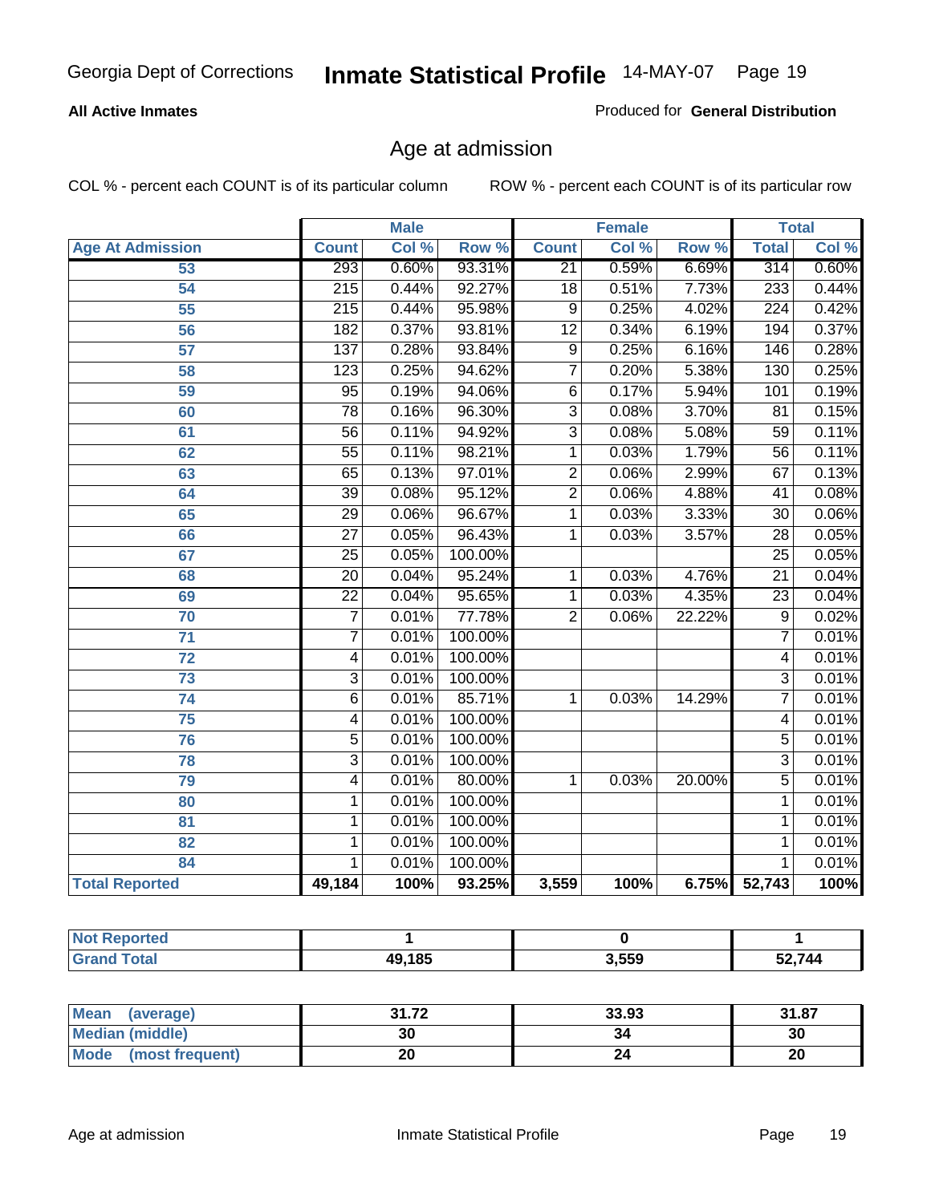Georgia Dept of Corrections **Inmate Statistical Profile** 14-MAY-07

**All Active Inmates**

Produced for **General Distribution**

## Age at admission

COL % - percent each COUNT is of its particular column

ROW % - percent each COUNT is of its particular row

| | Male | | | Female | | | Total | |
|---|---|---|---|---|---|---|---|---|
| **Age At Admission** | **Count** | **Col %** | **Row %** | **Count** | **Col %** | **Row %** | **Total** | **Col %** |
| 53 | 293 | 0.60% | 93.31% | 21 | 0.59% | 6.69% | 314 | 0.60% |
| 54 | 215 | 0.44% | 92.27% | 18 | 0.51% | 7.73% | 233 | 0.44% |
| 55 | 215 | 0.44% | 95.98% | 9 | 0.25% | 4.02% | 224 | 0.42% |
| 56 | 182 | 0.37% | 93.81% | 12 | 0.34% | 6.19% | 194 | 0.37% |
| 57 | 137 | 0.28% | 93.84% | 9 | 0.25% | 6.16% | 146 | 0.28% |
| 58 | 123 | 0.25% | 94.62% | 7 | 0.20% | 5.38% | 130 | 0.25% |
| 59 | 95 | 0.19% | 94.06% | 6 | 0.17% | 5.94% | 101 | 0.19% |
| 60 | 78 | 0.16% | 96.30% | 3 | 0.08% | 3.70% | 81 | 0.15% |
| 61 | 56 | 0.11% | 94.92% | 3 | 0.08% | 5.08% | 59 | 0.11% |
| 62 | 55 | 0.11% | 98.21% | 1 | 0.03% | 1.79% | 56 | 0.11% |
| 63 | 65 | 0.13% | 97.01% | 2 | 0.06% | 2.99% | 67 | 0.13% |
| 64 | 39 | 0.08% | 95.12% | 2 | 0.06% | 4.88% | 41 | 0.08% |
| 65 | 29 | 0.06% | 96.67% | 1 | 0.03% | 3.33% | 30 | 0.06% |
| 66 | 27 | 0.05% | 96.43% | 1 | 0.03% | 3.57% | 28 | 0.05% |
| 67 | 25 | 0.05% | 100.00% | | | | 25 | 0.05% |
| 68 | 20 | 0.04% | 95.24% | 1 | 0.03% | 4.76% | 21 | 0.04% |
| 69 | 22 | 0.04% | 95.65% | 1 | 0.03% | 4.35% | 23 | 0.04% |
| 70 | 7 | 0.01% | 77.78% | 2 | 0.06% | 22.22% | 9 | 0.02% |
| 71 | 7 | 0.01% | 100.00% | | | | 7 | 0.01% |
| 72 | 4 | 0.01% | 100.00% | | | | 4 | 0.01% |
| 73 | 3 | 0.01% | 100.00% | | | | 3 | 0.01% |
| 74 | 6 | 0.01% | 85.71% | 1 | 0.03% | 14.29% | 7 | 0.01% |
| 75 | 4 | 0.01% | 100.00% | | | | 4 | 0.01% |
| 76 | 5 | 0.01% | 100.00% | | | | 5 | 0.01% |
| 78 | 3 | 0.01% | 100.00% | | | | 3 | 0.01% |
| 79 | 4 | 0.01% | 80.00% | 1 | 0.03% | 20.00% | 5 | 0.01% |
| 80 | 1 | 0.01% | 100.00% | | | | 1 | 0.01% |
| 81 | 1 | 0.01% | 100.00% | | | | 1 | 0.01% |
| 82 | 1 | 0.01% | 100.00% | | | | 1 | 0.01% |
| 84 | 1 | 0.01% | 100.00% | | | | 1 | 0.01% |
| **Total Reported** | **49,184** | **100%** | **93.25%** | **3,559** | **100%** | **6.75%** | **52,743** | **100%** |

| | Male | Female | Total |
|---|---|---|---|
| **Not Reported** | **1** | **0** | **1** |
| **Grand Total** | **49,185** | **3,559** | **52,744** |

| | Male | Female | Total |
|---|---|---|---|
| **Mean (average)** | **31.72** | **33.93** | **31.87** |
| **Median (middle)** | **30** | **34** | **30** |
| **Mode (most frequent)** | **20** | **24** | **20** |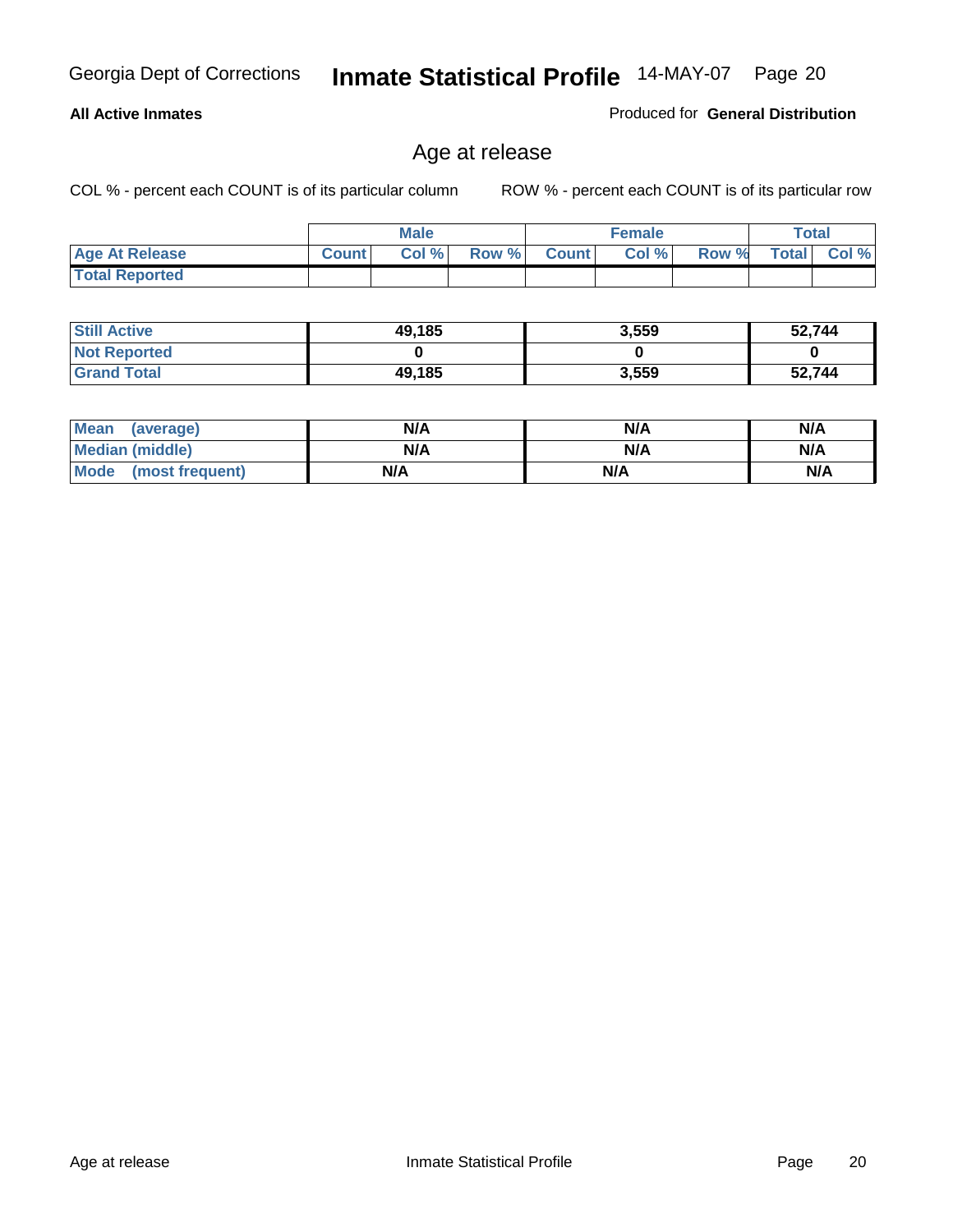**All Active Inmates**

Produced for **General Distribution**

## Age at release

COL % - percent each COUNT is of its particular column

ROW % - percent each COUNT is of its particular row

| | Male | | | Female | | | Total | |
|---|---|---|---|---|---|---|---|---|
| **Age At Release** | **Count** | **Col %** | **Row %** | **Count** | **Col %** | **Row %** | **Total** | **Col %** |
| **Total Reported** | | | | | | | | |

| | Male | Female | Total |
|---|---|---|---|
| **Still Active** | **49,185** | **3,559** | **52,744** |
| **Not Reported** | **0** | **0** | **0** |
| **Grand Total** | **49,185** | **3,559** | **52,744** |

| | Male | Female | Total |
|---|---|---|---|
| **Mean (average)** | **N/A** | **N/A** | **N/A** |
| **Median (middle)** | **N/A** | **N/A** | **N/A** |
| **Mode (most frequent)** | **N/A** | **N/A** | **N/A** |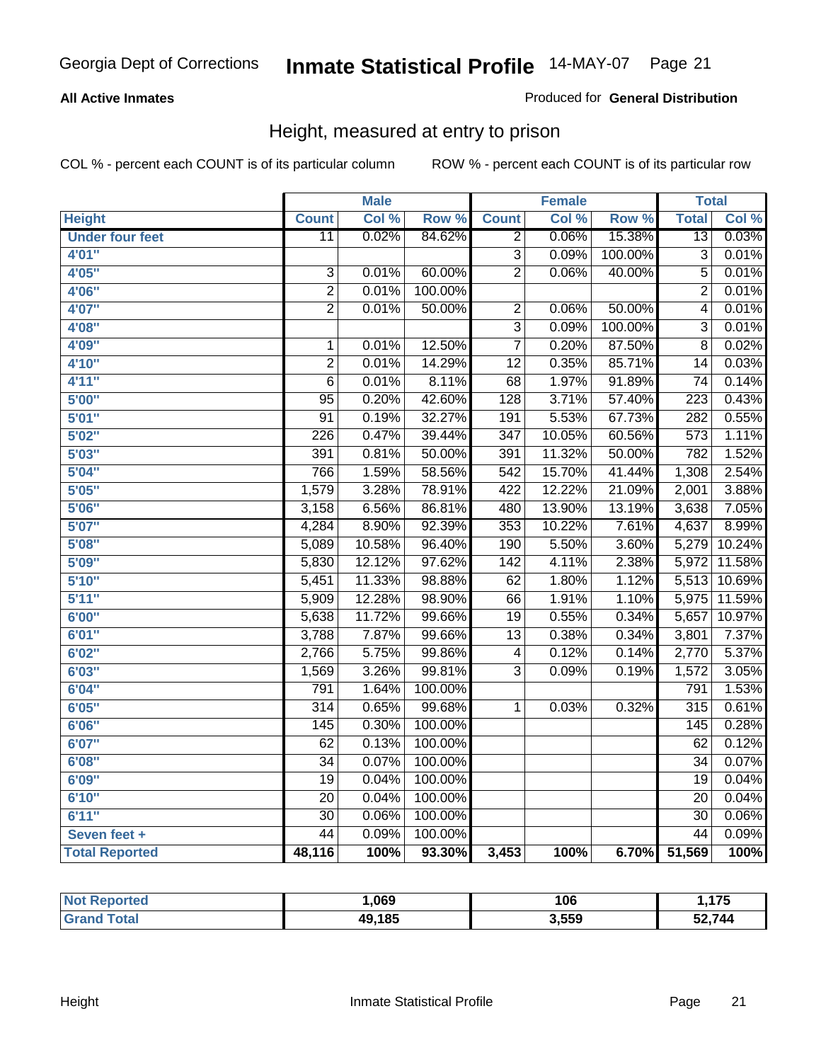Georgia Dept of Corrections **Inmate Statistical Profile** 14-MAY-07

**All Active Inmates**

Produced for **General Distribution**

## Height, measured at entry to prison

COL % - percent each COUNT is of its particular column    ROW % - percent each COUNT is of its particular row

| | Male | | | Female | | | Total | |
|---|---|---|---|---|---|---|---|---|
| **Height** | **Count** | **Col %** | **Row %** | **Count** | **Col %** | **Row %** | **Total** | **Col %** |
| **Under four feet** | 11 | 0.02% | 84.62% | 2 | 0.06% | 15.38% | 13 | 0.03% |
| **4'01"** | | | | 3 | 0.09% | 100.00% | 3 | 0.01% |
| **4'05"** | 3 | 0.01% | 60.00% | 2 | 0.06% | 40.00% | 5 | 0.01% |
| **4'06"** | 2 | 0.01% | 100.00% | | | | 2 | 0.01% |
| **4'07"** | 2 | 0.01% | 50.00% | 2 | 0.06% | 50.00% | 4 | 0.01% |
| **4'08"** | | | | 3 | 0.09% | 100.00% | 3 | 0.01% |
| **4'09"** | 1 | 0.01% | 12.50% | 7 | 0.20% | 87.50% | 8 | 0.02% |
| **4'10"** | 2 | 0.01% | 14.29% | 12 | 0.35% | 85.71% | 14 | 0.03% |
| **4'11"** | 6 | 0.01% | 8.11% | 68 | 1.97% | 91.89% | 74 | 0.14% |
| **5'00"** | 95 | 0.20% | 42.60% | 128 | 3.71% | 57.40% | 223 | 0.43% |
| **5'01"** | 91 | 0.19% | 32.27% | 191 | 5.53% | 67.73% | 282 | 0.55% |
| **5'02"** | 226 | 0.47% | 39.44% | 347 | 10.05% | 60.56% | 573 | 1.11% |
| **5'03"** | 391 | 0.81% | 50.00% | 391 | 11.32% | 50.00% | 782 | 1.52% |
| **5'04"** | 766 | 1.59% | 58.56% | 542 | 15.70% | 41.44% | 1,308 | 2.54% |
| **5'05"** | 1,579 | 3.28% | 78.91% | 422 | 12.22% | 21.09% | 2,001 | 3.88% |
| **5'06"** | 3,158 | 6.56% | 86.81% | 480 | 13.90% | 13.19% | 3,638 | 7.05% |
| **5'07"** | 4,284 | 8.90% | 92.39% | 353 | 10.22% | 7.61% | 4,637 | 8.99% |
| **5'08"** | 5,089 | 10.58% | 96.40% | 190 | 5.50% | 3.60% | 5,279 | 10.24% |
| **5'09"** | 5,830 | 12.12% | 97.62% | 142 | 4.11% | 2.38% | 5,972 | 11.58% |
| **5'10"** | 5,451 | 11.33% | 98.88% | 62 | 1.80% | 1.12% | 5,513 | 10.69% |
| **5'11"** | 5,909 | 12.28% | 98.90% | 66 | 1.91% | 1.10% | 5,975 | 11.59% |
| **6'00"** | 5,638 | 11.72% | 99.66% | 19 | 0.55% | 0.34% | 5,657 | 10.97% |
| **6'01"** | 3,788 | 7.87% | 99.66% | 13 | 0.38% | 0.34% | 3,801 | 7.37% |
| **6'02"** | 2,766 | 5.75% | 99.86% | 4 | 0.12% | 0.14% | 2,770 | 5.37% |
| **6'03"** | 1,569 | 3.26% | 99.81% | 3 | 0.09% | 0.19% | 1,572 | 3.05% |
| **6'04"** | 791 | 1.64% | 100.00% | | | | 791 | 1.53% |
| **6'05"** | 314 | 0.65% | 99.68% | 1 | 0.03% | 0.32% | 315 | 0.61% |
| **6'06"** | 145 | 0.30% | 100.00% | | | | 145 | 0.28% |
| **6'07"** | 62 | 0.13% | 100.00% | | | | 62 | 0.12% |
| **6'08"** | 34 | 0.07% | 100.00% | | | | 34 | 0.07% |
| **6'09"** | 19 | 0.04% | 100.00% | | | | 19 | 0.04% |
| **6'10"** | 20 | 0.04% | 100.00% | | | | 20 | 0.04% |
| **6'11"** | 30 | 0.06% | 100.00% | | | | 30 | 0.06% |
| **Seven feet +** | 44 | 0.09% | 100.00% | | | | 44 | 0.09% |
| **Total Reported** | **48,116** | **100%** | **93.30%** | **3,453** | **100%** | **6.70%** | **51,569** | **100%** |

| | Male | Female | Total |
|---|---|---|---|
| **Not Reported** | **1,069** | **106** | **1,175** |
| **Grand Total** | **49,185** | **3,559** | **52,744** |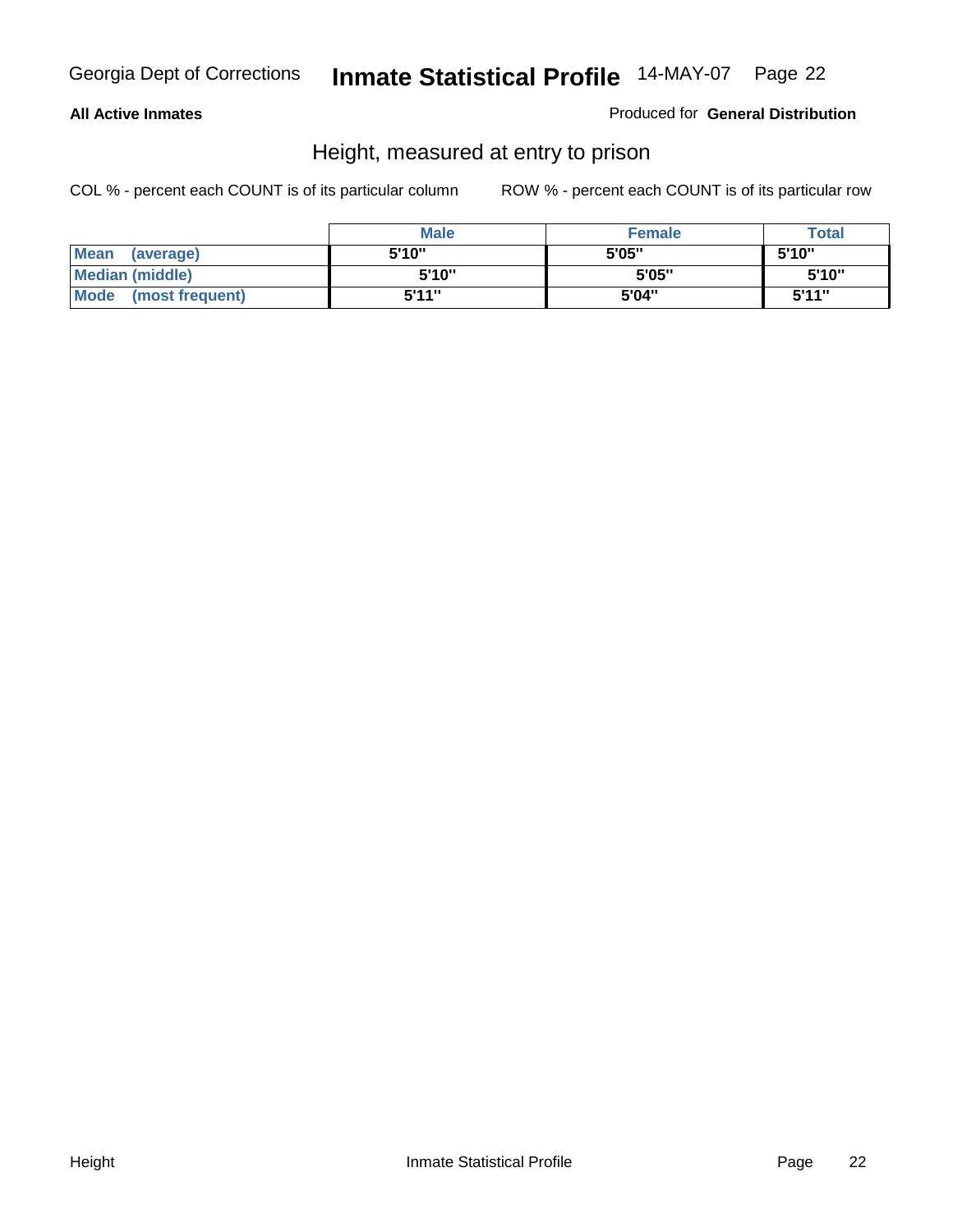**All Active Inmates**

Produced for **General Distribution**

## Height, measured at entry to prison

COL % - percent each COUNT is of its particular column

ROW % - percent each COUNT is of its particular row

| | Male | Female | Total |
|---|---|---|---|
| **Mean (average)** | 5'10" | 5'05" | 5'10" |
| **Median (middle)** | 5'10" | 5'05" | 5'10" |
| **Mode (most frequent)** | 5'11" | 5'04" | 5'11" |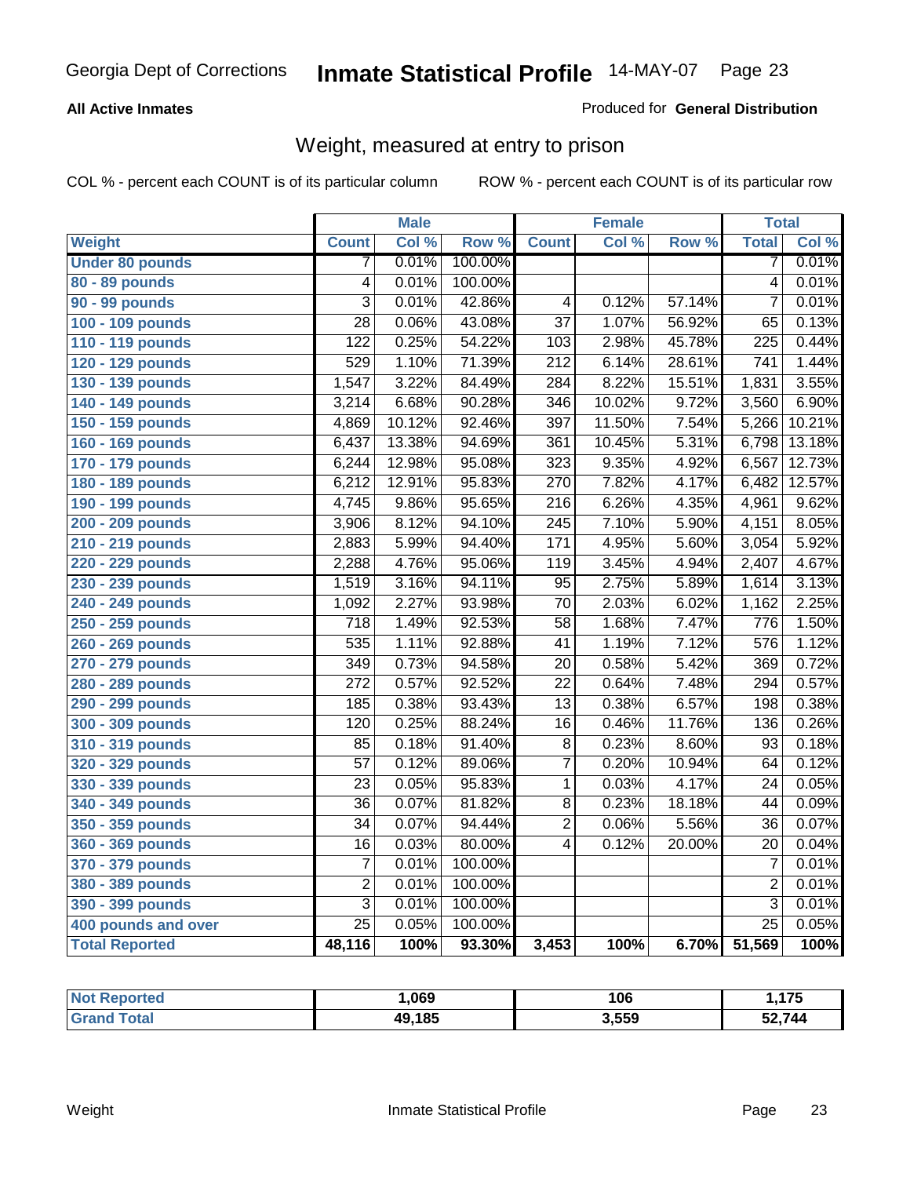Georgia Dept of Corrections **Inmate Statistical Profile** 14-MAY-07 Page 23

**All Active Inmates**

Produced for **General Distribution**

## Weight, measured at entry to prison

COL % - percent each COUNT is of its particular column ROW % - percent each COUNT is of its particular row

| | Male | | | Female | | | Total | |
|---|---|---|---|---|---|---|---|---|
| **Weight** | **Count** | **Col %** | **Row %** | **Count** | **Col %** | **Row %** | **Total** | **Col %** |
| **Under 80 pounds** | 7 | 0.01% | 100.00% | | | | 7 | 0.01% |
| **80 - 89 pounds** | 4 | 0.01% | 100.00% | | | | 4 | 0.01% |
| **90 - 99 pounds** | 3 | 0.01% | 42.86% | 4 | 0.12% | 57.14% | 7 | 0.01% |
| **100 - 109 pounds** | 28 | 0.06% | 43.08% | 37 | 1.07% | 56.92% | 65 | 0.13% |
| **110 - 119 pounds** | 122 | 0.25% | 54.22% | 103 | 2.98% | 45.78% | 225 | 0.44% |
| **120 - 129 pounds** | 529 | 1.10% | 71.39% | 212 | 6.14% | 28.61% | 741 | 1.44% |
| **130 - 139 pounds** | 1,547 | 3.22% | 84.49% | 284 | 8.22% | 15.51% | 1,831 | 3.55% |
| **140 - 149 pounds** | 3,214 | 6.68% | 90.28% | 346 | 10.02% | 9.72% | 3,560 | 6.90% |
| **150 - 159 pounds** | 4,869 | 10.12% | 92.46% | 397 | 11.50% | 7.54% | 5,266 | 10.21% |
| **160 - 169 pounds** | 6,437 | 13.38% | 94.69% | 361 | 10.45% | 5.31% | 6,798 | 13.18% |
| **170 - 179 pounds** | 6,244 | 12.98% | 95.08% | 323 | 9.35% | 4.92% | 6,567 | 12.73% |
| **180 - 189 pounds** | 6,212 | 12.91% | 95.83% | 270 | 7.82% | 4.17% | 6,482 | 12.57% |
| **190 - 199 pounds** | 4,745 | 9.86% | 95.65% | 216 | 6.26% | 4.35% | 4,961 | 9.62% |
| **200 - 209 pounds** | 3,906 | 8.12% | 94.10% | 245 | 7.10% | 5.90% | 4,151 | 8.05% |
| **210 - 219 pounds** | 2,883 | 5.99% | 94.40% | 171 | 4.95% | 5.60% | 3,054 | 5.92% |
| **220 - 229 pounds** | 2,288 | 4.76% | 95.06% | 119 | 3.45% | 4.94% | 2,407 | 4.67% |
| **230 - 239 pounds** | 1,519 | 3.16% | 94.11% | 95 | 2.75% | 5.89% | 1,614 | 3.13% |
| **240 - 249 pounds** | 1,092 | 2.27% | 93.98% | 70 | 2.03% | 6.02% | 1,162 | 2.25% |
| **250 - 259 pounds** | 718 | 1.49% | 92.53% | 58 | 1.68% | 7.47% | 776 | 1.50% |
| **260 - 269 pounds** | 535 | 1.11% | 92.88% | 41 | 1.19% | 7.12% | 576 | 1.12% |
| **270 - 279 pounds** | 349 | 0.73% | 94.58% | 20 | 0.58% | 5.42% | 369 | 0.72% |
| **280 - 289 pounds** | 272 | 0.57% | 92.52% | 22 | 0.64% | 7.48% | 294 | 0.57% |
| **290 - 299 pounds** | 185 | 0.38% | 93.43% | 13 | 0.38% | 6.57% | 198 | 0.38% |
| **300 - 309 pounds** | 120 | 0.25% | 88.24% | 16 | 0.46% | 11.76% | 136 | 0.26% |
| **310 - 319 pounds** | 85 | 0.18% | 91.40% | 8 | 0.23% | 8.60% | 93 | 0.18% |
| **320 - 329 pounds** | 57 | 0.12% | 89.06% | 7 | 0.20% | 10.94% | 64 | 0.12% |
| **330 - 339 pounds** | 23 | 0.05% | 95.83% | 1 | 0.03% | 4.17% | 24 | 0.05% |
| **340 - 349 pounds** | 36 | 0.07% | 81.82% | 8 | 0.23% | 18.18% | 44 | 0.09% |
| **350 - 359 pounds** | 34 | 0.07% | 94.44% | 2 | 0.06% | 5.56% | 36 | 0.07% |
| **360 - 369 pounds** | 16 | 0.03% | 80.00% | 4 | 0.12% | 20.00% | 20 | 0.04% |
| **370 - 379 pounds** | 7 | 0.01% | 100.00% | | | | 7 | 0.01% |
| **380 - 389 pounds** | 2 | 0.01% | 100.00% | | | | 2 | 0.01% |
| **390 - 399 pounds** | 3 | 0.01% | 100.00% | | | | 3 | 0.01% |
| **400 pounds and over** | 25 | 0.05% | 100.00% | | | | 25 | 0.05% |
| **Total Reported** | **48,116** | **100%** | **93.30%** | **3,453** | **100%** | **6.70%** | **51,569** | **100%** |

| | Male | Female | Total |
|---|---|---|---|
| **Not Reported** | **1,069** | **106** | **1,175** |
| **Grand Total** | **49,185** | **3,559** | **52,744** |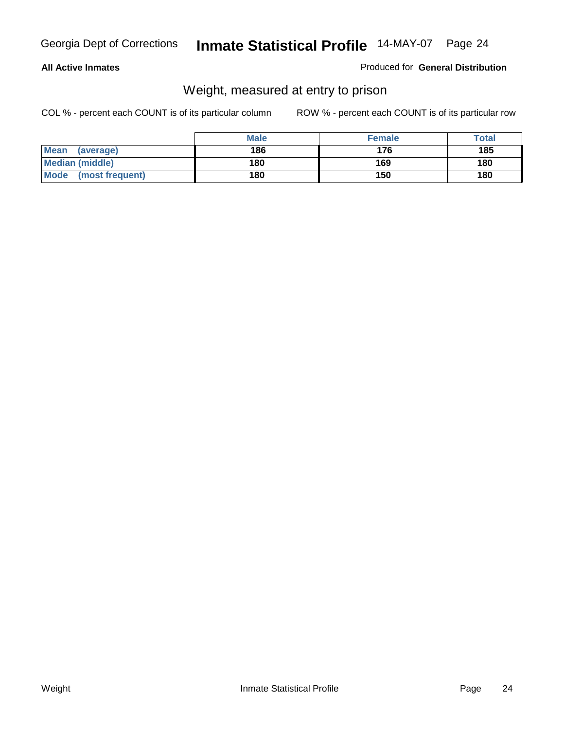**All Active Inmates**

Produced for **General Distribution**

## Weight, measured at entry to prison

COL % - percent each COUNT is of its particular column

ROW % - percent each COUNT is of its particular row

| | Male | Female | Total |
|---|---|---|---|
| **Mean (average)** | 186 | 176 | 185 |
| **Median (middle)** | 180 | 169 | 180 |
| **Mode (most frequent)** | 180 | 150 | 180 |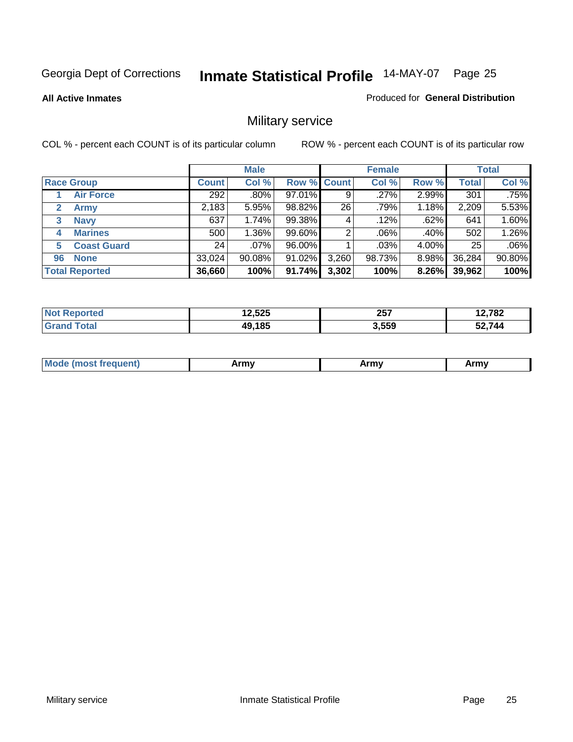Georgia Dept of Corrections **Inmate Statistical Profile** 14-MAY-07

**All Active Inmates**

Produced for **General Distribution**

## Military service

COL % - percent each COUNT is of its particular column

ROW % - percent each COUNT is of its particular row

| | | Male | | | Female | | | Total | |
|---|---|---|---|---|---|---|---|---|---|
| **Race Group** | | **Count** | **Col %** | **Row %** | **Count** | **Col %** | **Row %** | **Total** | **Col %** |
| 1 | **Air Force** | 292 | .80% | 97.01% | 9 | .27% | 2.99% | 301 | .75% |
| 2 | **Army** | 2,183 | 5.95% | 98.82% | 26 | .79% | 1.18% | 2,209 | 5.53% |
| 3 | **Navy** | 637 | 1.74% | 99.38% | 4 | .12% | .62% | 641 | 1.60% |
| 4 | **Marines** | 500 | 1.36% | 99.60% | 2 | .06% | .40% | 502 | 1.26% |
| 5 | **Coast Guard** | 24 | .07% | 96.00% | 1 | .03% | 4.00% | 25 | .06% |
| 96 | **None** | 33,024 | 90.08% | 91.02% | 3,260 | 98.73% | 8.98% | 36,284 | 90.80% |
| **Total Reported** | | **36,660** | **100%** | **91.74%** | **3,302** | **100%** | **8.26%** | **39,962** | **100%** |

| | Male | Female | Total |
|---|---|---|---|
| **Not Reported** | **12,525** | **257** | **12,782** |
| **Grand Total** | **49,185** | **3,559** | **52,744** |

| | Male | Female | Total |
|---|---|---|---|
| **Mode (most frequent)** | **Army** | **Army** | **Army** |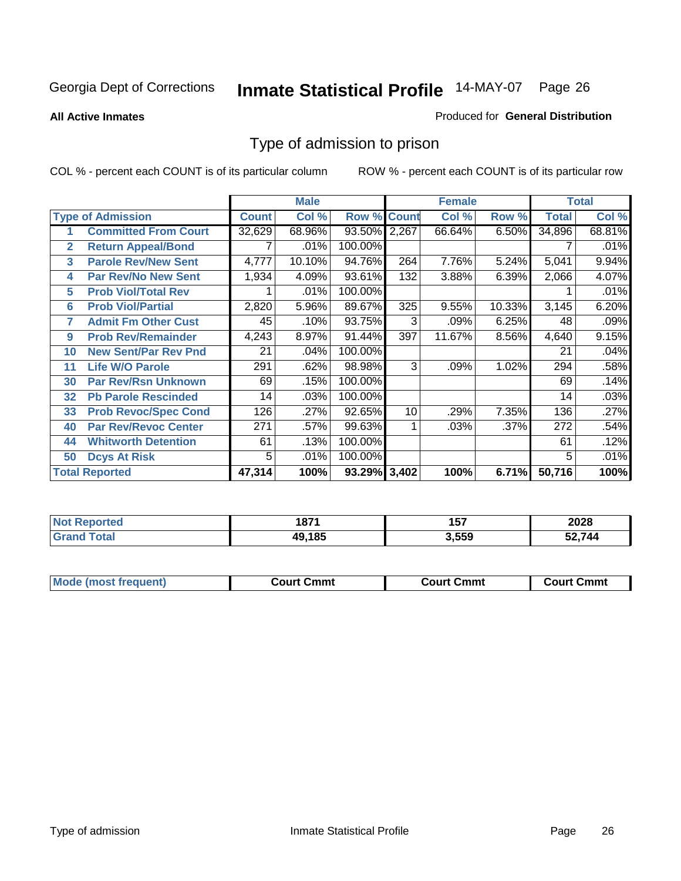Georgia Dept of Corrections

# Inmate Statistical Profile 14-MAY-07

**All Active Inmates**

Produced for **General Distribution**

## Type of admission to prison

COL % - percent each COUNT is of its particular column

ROW % - percent each COUNT is of its particular row

| | | Male | | | Female | | | Total | |
|---|---|---|---|---|---|---|---|---|---|
| **Type of Admission** | | **Count** | **Col %** | **Row %** | **Count** | **Col %** | **Row %** | **Total** | **Col %** |
| 1 | **Committed From Court** | 32,629 | 68.96% | 93.50% | 2,267 | 66.64% | 6.50% | 34,896 | 68.81% |
| 2 | **Return Appeal/Bond** | 7 | .01% | 100.00% | | | | 7 | .01% |
| 3 | **Parole Rev/New Sent** | 4,777 | 10.10% | 94.76% | 264 | 7.76% | 5.24% | 5,041 | 9.94% |
| 4 | **Par Rev/No New Sent** | 1,934 | 4.09% | 93.61% | 132 | 3.88% | 6.39% | 2,066 | 4.07% |
| 5 | **Prob Viol/Total Rev** | 1 | .01% | 100.00% | | | | 1 | .01% |
| 6 | **Prob Viol/Partial** | 2,820 | 5.96% | 89.67% | 325 | 9.55% | 10.33% | 3,145 | 6.20% |
| 7 | **Admit Fm Other Cust** | 45 | .10% | 93.75% | 3 | .09% | 6.25% | 48 | .09% |
| 9 | **Prob Rev/Remainder** | 4,243 | 8.97% | 91.44% | 397 | 11.67% | 8.56% | 4,640 | 9.15% |
| 10 | **New Sent/Par Rev Pnd** | 21 | .04% | 100.00% | | | | 21 | .04% |
| 11 | **Life W/O Parole** | 291 | .62% | 98.98% | 3 | .09% | 1.02% | 294 | .58% |
| 30 | **Par Rev/Rsn Unknown** | 69 | .15% | 100.00% | | | | 69 | .14% |
| 32 | **Pb Parole Rescinded** | 14 | .03% | 100.00% | | | | 14 | .03% |
| 33 | **Prob Revoc/Spec Cond** | 126 | .27% | 92.65% | 10 | .29% | 7.35% | 136 | .27% |
| 40 | **Par Rev/Revoc Center** | 271 | .57% | 99.63% | 1 | .03% | .37% | 272 | .54% |
| 44 | **Whitworth Detention** | 61 | .13% | 100.00% | | | | 61 | .12% |
| 50 | **Dcys At Risk** | 5 | .01% | 100.00% | | | | 5 | .01% |
| **Total Reported** | | **47,314** | **100%** | **93.29%** | **3,402** | **100%** | **6.71%** | **50,716** | **100%** |

| | Male | Female | Total |
|---|---|---|---|
| **Not Reported** | **1871** | **157** | **2028** |
| **Grand Total** | **49,185** | **3,559** | **52,744** |

| | Male | Female | Total |
|---|---|---|---|
| **Mode (most frequent)** | **Court Cmmt** | **Court Cmmt** | **Court Cmmt** |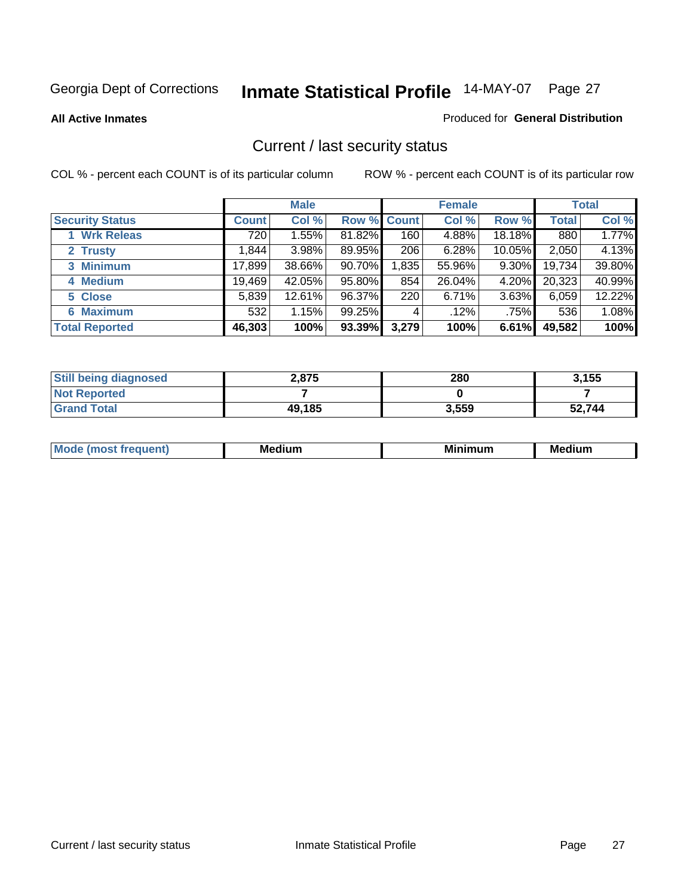Georgia Dept of Corrections **Inmate Statistical Profile** 14-MAY-07

**All Active Inmates**

Produced for **General Distribution**

## Current / last security status

COL % - percent each COUNT is of its particular column

ROW % - percent each COUNT is of its particular row

| | Male | | | Female | | | Total | |
|---|---|---|---|---|---|---|---|---|
| **Security Status** | **Count** | **Col %** | **Row %** | **Count** | **Col %** | **Row %** | **Total** | **Col %** |
| 1 Wrk Releas | 720 | 1.55% | 81.82% | 160 | 4.88% | 18.18% | 880 | 1.77% |
| 2 Trusty | 1,844 | 3.98% | 89.95% | 206 | 6.28% | 10.05% | 2,050 | 4.13% |
| 3 Minimum | 17,899 | 38.66% | 90.70% | 1,835 | 55.96% | 9.30% | 19,734 | 39.80% |
| 4 Medium | 19,469 | 42.05% | 95.80% | 854 | 26.04% | 4.20% | 20,323 | 40.99% |
| 5 Close | 5,839 | 12.61% | 96.37% | 220 | 6.71% | 3.63% | 6,059 | 12.22% |
| 6 Maximum | 532 | 1.15% | 99.25% | 4 | .12% | .75% | 536 | 1.08% |
| **Total Reported** | **46,303** | **100%** | **93.39%** | **3,279** | **100%** | **6.61%** | **49,582** | **100%** |

| | | | |
|---|---|---|---|
| Still being diagnosed | 2,875 | 280 | 3,155 |
| Not Reported | 7 | 0 | 7 |
| Grand Total | 49,185 | 3,559 | 52,744 |

| | | | |
|---|---|---|---|
| Mode (most frequent) | Medium | Minimum | Medium |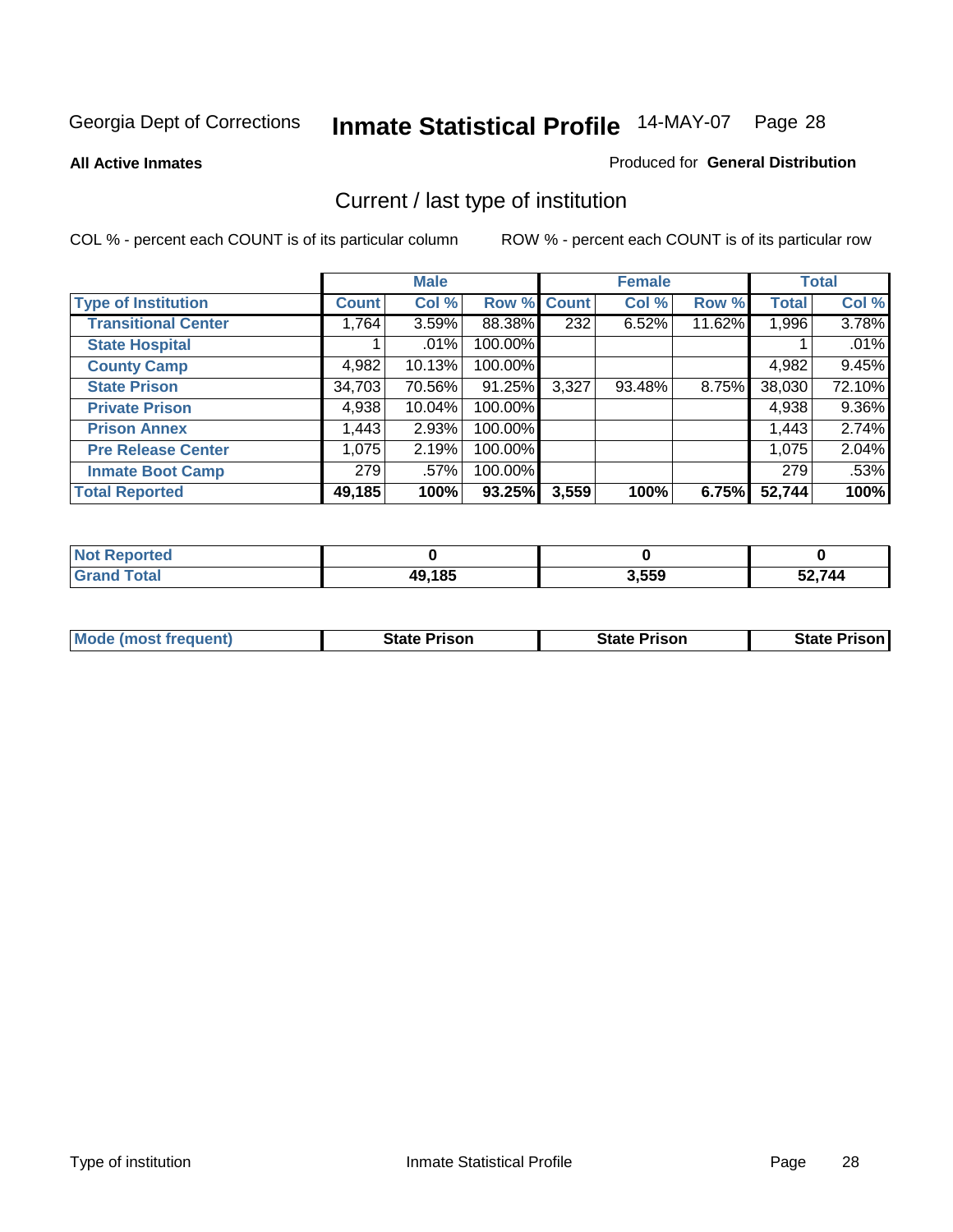Georgia Dept of Corrections **Inmate Statistical Profile** 14-MAY-07 Page 28

**All Active Inmates**

Produced for **General Distribution**

## Current / last type of institution

COL % - percent each COUNT is of its particular column ROW % - percent each COUNT is of its particular row

| | Male | | | Female | | | Total | |
|---|---|---|---|---|---|---|---|---|
| **Type of Institution** | **Count** | **Col %** | **Row %** | **Count** | **Col %** | **Row %** | **Total** | **Col %** |
| **Transitional Center** | 1,764 | 3.59% | 88.38% | 232 | 6.52% | 11.62% | 1,996 | 3.78% |
| **State Hospital** | 1 | .01% | 100.00% | | | | 1 | .01% |
| **County Camp** | 4,982 | 10.13% | 100.00% | | | | 4,982 | 9.45% |
| **State Prison** | 34,703 | 70.56% | 91.25% | 3,327 | 93.48% | 8.75% | 38,030 | 72.10% |
| **Private Prison** | 4,938 | 10.04% | 100.00% | | | | 4,938 | 9.36% |
| **Prison Annex** | 1,443 | 2.93% | 100.00% | | | | 1,443 | 2.74% |
| **Pre Release Center** | 1,075 | 2.19% | 100.00% | | | | 1,075 | 2.04% |
| **Inmate Boot Camp** | 279 | .57% | 100.00% | | | | 279 | .53% |
| **Total Reported** | **49,185** | **100%** | **93.25%** | **3,559** | **100%** | **6.75%** | **52,744** | **100%** |

| | | | |
|---|---|---|---|
| **Not Reported** | **0** | **0** | **0** |
| **Grand Total** | **49,185** | **3,559** | **52,744** |

| | | | |
|---|---|---|---|
| **Mode (most frequent)** | **State Prison** | **State Prison** | **State Prison** |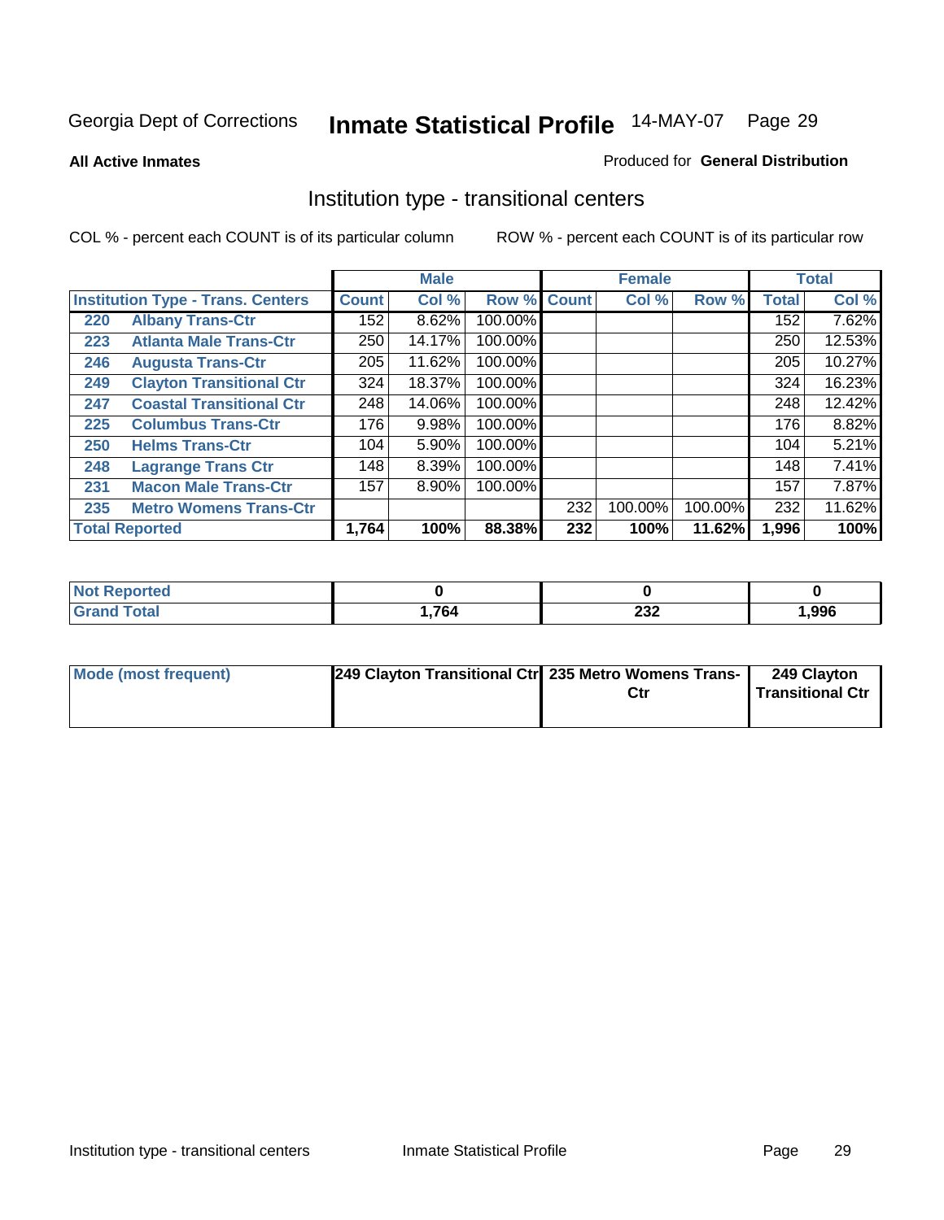Georgia Dept of Corrections

# Inmate Statistical Profile 14-MAY-07 Page 29

**All Active Inmates**

Produced for **General Distribution**

## Institution type - transitional centers

COL % - percent each COUNT is of its particular column

ROW % - percent each COUNT is of its particular row

| | | Male | | | Female | | | Total | |
|---|---|---|---|---|---|---|---|---|---|
| **Institution Type - Trans. Centers** | | **Count** | **Col %** | **Row %** | **Count** | **Col %** | **Row %** | **Total** | **Col %** |
| 220 | Albany Trans-Ctr | 152 | 8.62% | 100.00% | | | | 152 | 7.62% |
| 223 | Atlanta Male Trans-Ctr | 250 | 14.17% | 100.00% | | | | 250 | 12.53% |
| 246 | Augusta Trans-Ctr | 205 | 11.62% | 100.00% | | | | 205 | 10.27% |
| 249 | Clayton Transitional Ctr | 324 | 18.37% | 100.00% | | | | 324 | 16.23% |
| 247 | Coastal Transitional Ctr | 248 | 14.06% | 100.00% | | | | 248 | 12.42% |
| 225 | Columbus Trans-Ctr | 176 | 9.98% | 100.00% | | | | 176 | 8.82% |
| 250 | Helms Trans-Ctr | 104 | 5.90% | 100.00% | | | | 104 | 5.21% |
| 248 | Lagrange Trans Ctr | 148 | 8.39% | 100.00% | | | | 148 | 7.41% |
| 231 | Macon Male Trans-Ctr | 157 | 8.90% | 100.00% | | | | 157 | 7.87% |
| 235 | Metro Womens Trans-Ctr | | | | 232 | 100.00% | 100.00% | 232 | 11.62% |
| **Total Reported** | | **1,764** | **100%** | **88.38%** | **232** | **100%** | **11.62%** | **1,996** | **100%** |

| | Male | Female | Total |
|---|---|---|---|
| **Not Reported** | **0** | **0** | **0** |
| **Grand Total** | **1,764** | **232** | **1,996** |

| | Male | Female | Total |
|---|---|---|---|
| **Mode (most frequent)** | **249 Clayton Transitional Ctr** | **235 Metro Womens Trans-Ctr** | **249 Clayton Transitional Ctr** |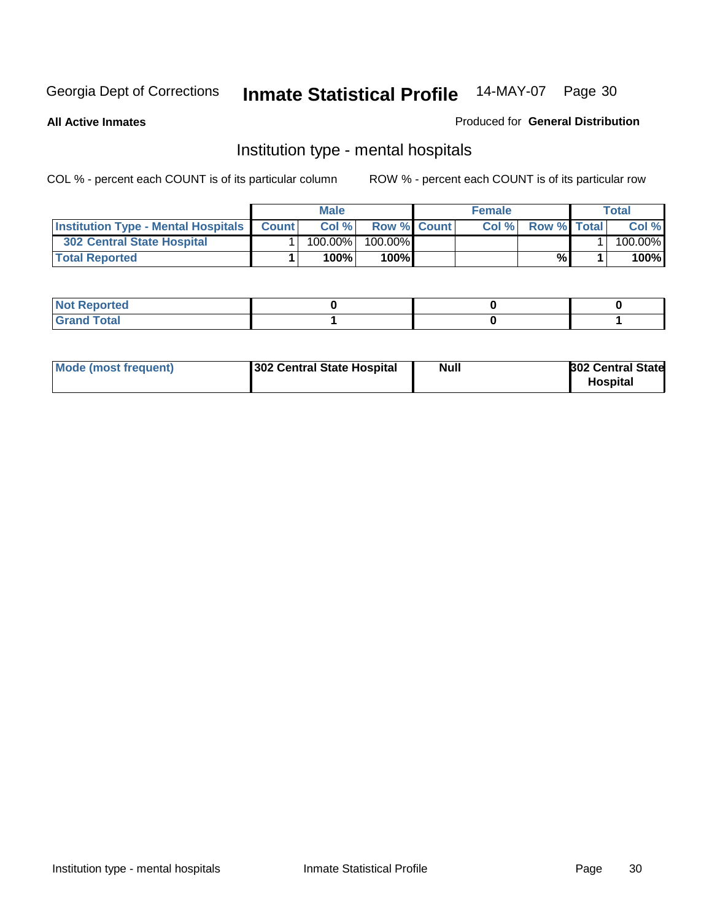Georgia Dept of Corrections **Inmate Statistical Profile** 14-MAY-07

**All Active Inmates**

Produced for **General Distribution**

## Institution type - mental hospitals

COL % - percent each COUNT is of its particular column

ROW % - percent each COUNT is of its particular row

| | Male | | | Female | | | Total | |
|---|---|---|---|---|---|---|---|---|
| **Institution Type - Mental Hospitals** | **Count** | **Col %** | **Row %** | **Count** | **Col %** | **Row %** | **Total** | **Col %** |
| **302 Central State Hospital** | 1 | 100.00% | 100.00% | | | | 1 | 100.00% |
| **Total Reported** | **1** | **100%** | **100%** | | | **%** | **1** | **100%** |

| | Male | Female | Total |
|---|---|---|---|
| **Not Reported** | **0** | **0** | **0** |
| **Grand Total** | **1** | **0** | **1** |

| | Male | Female | Total |
|---|---|---|---|
| **Mode (most frequent)** | **302 Central State Hospital** | **Null** | **302 Central State Hospital** |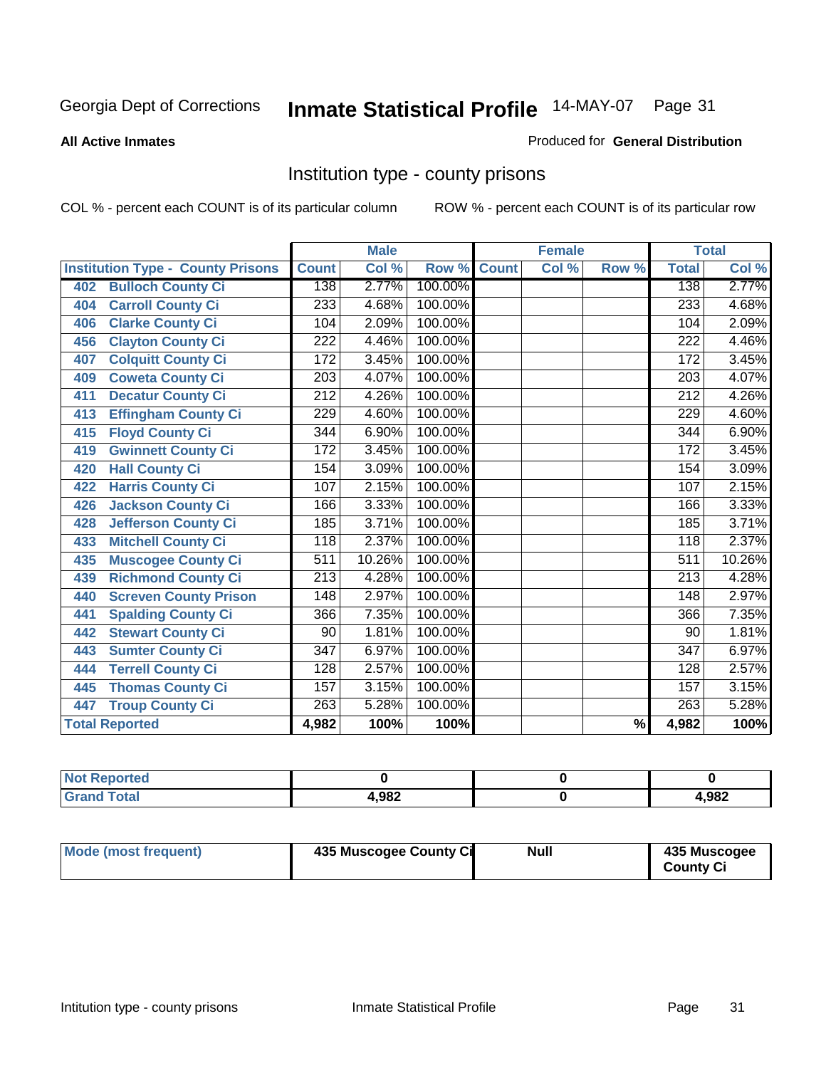Georgia Dept of Corrections **Inmate Statistical Profile** 14-MAY-07

**All Active Inmates**

Produced for **General Distribution**

## Institution type - county prisons

COL % - percent each COUNT is of its particular column

ROW % - percent each COUNT is of its particular row

| Institution Type - County Prisons | Male | | | Female | | | Total | |
|---|---|---|---|---|---|---|---|---|
| | Count | Col % | Row % | Count | Col % | Row % | Total | Col % |
| 402 Bulloch County Ci | 138 | 2.77% | 100.00% | | | | 138 | 2.77% |
| 404 Carroll County Ci | 233 | 4.68% | 100.00% | | | | 233 | 4.68% |
| 406 Clarke County Ci | 104 | 2.09% | 100.00% | | | | 104 | 2.09% |
| 456 Clayton County Ci | 222 | 4.46% | 100.00% | | | | 222 | 4.46% |
| 407 Colquitt County Ci | 172 | 3.45% | 100.00% | | | | 172 | 3.45% |
| 409 Coweta County Ci | 203 | 4.07% | 100.00% | | | | 203 | 4.07% |
| 411 Decatur County Ci | 212 | 4.26% | 100.00% | | | | 212 | 4.26% |
| 413 Effingham County Ci | 229 | 4.60% | 100.00% | | | | 229 | 4.60% |
| 415 Floyd County Ci | 344 | 6.90% | 100.00% | | | | 344 | 6.90% |
| 419 Gwinnett County Ci | 172 | 3.45% | 100.00% | | | | 172 | 3.45% |
| 420 Hall County Ci | 154 | 3.09% | 100.00% | | | | 154 | 3.09% |
| 422 Harris County Ci | 107 | 2.15% | 100.00% | | | | 107 | 2.15% |
| 426 Jackson County Ci | 166 | 3.33% | 100.00% | | | | 166 | 3.33% |
| 428 Jefferson County Ci | 185 | 3.71% | 100.00% | | | | 185 | 3.71% |
| 433 Mitchell County Ci | 118 | 2.37% | 100.00% | | | | 118 | 2.37% |
| 435 Muscogee County Ci | 511 | 10.26% | 100.00% | | | | 511 | 10.26% |
| 439 Richmond County Ci | 213 | 4.28% | 100.00% | | | | 213 | 4.28% |
| 440 Screven County Prison | 148 | 2.97% | 100.00% | | | | 148 | 2.97% |
| 441 Spalding County Ci | 366 | 7.35% | 100.00% | | | | 366 | 7.35% |
| 442 Stewart County Ci | 90 | 1.81% | 100.00% | | | | 90 | 1.81% |
| 443 Sumter County Ci | 347 | 6.97% | 100.00% | | | | 347 | 6.97% |
| 444 Terrell County Ci | 128 | 2.57% | 100.00% | | | | 128 | 2.57% |
| 445 Thomas County Ci | 157 | 3.15% | 100.00% | | | | 157 | 3.15% |
| 447 Troup County Ci | 263 | 5.28% | 100.00% | | | | 263 | 5.28% |
| **Total Reported** | **4,982** | **100%** | **100%** | | | **%** | **4,982** | **100%** |

| | Male | Female | Total |
|---|---|---|---|
| Not Reported | **0** | **0** | **0** |
| Grand Total | **4,982** | **0** | **4,982** |

| | Male | Female | Total |
|---|---|---|---|
| Mode (most frequent) | **435 Muscogee County Ci** | **Null** | **435 Muscogee County Ci** |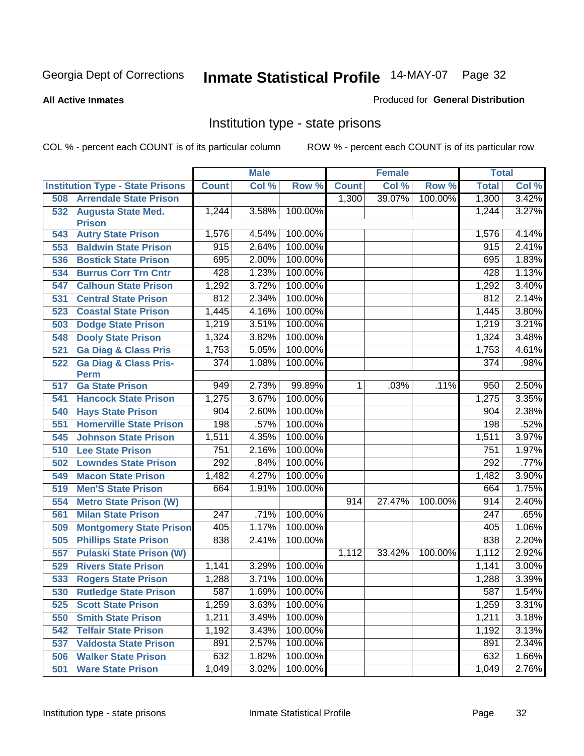Georgia Dept of Corrections **Inmate Statistical Profile** 14-MAY-07

**All Active Inmates**

Produced for **General Distribution**

# Institution type - state prisons

COL % - percent each COUNT is of its particular column ROW % - percent each COUNT is of its particular row

| | Male | | | Female | | | Total | |
|---|---|---|---|---|---|---|---|---|
| **Institution Type - State Prisons** | **Count** | **Col %** | **Row %** | **Count** | **Col %** | **Row %** | **Total** | **Col %** |
| 508 Arrendale State Prison | | | | 1,300 | 39.07% | 100.00% | 1,300 | 3.42% |
| 532 Augusta State Med. Prison | 1,244 | 3.58% | 100.00% | | | | 1,244 | 3.27% |
| 543 Autry State Prison | 1,576 | 4.54% | 100.00% | | | | 1,576 | 4.14% |
| 553 Baldwin State Prison | 915 | 2.64% | 100.00% | | | | 915 | 2.41% |
| 536 Bostick State Prison | 695 | 2.00% | 100.00% | | | | 695 | 1.83% |
| 534 Burrus Corr Trn Cntr | 428 | 1.23% | 100.00% | | | | 428 | 1.13% |
| 547 Calhoun State Prison | 1,292 | 3.72% | 100.00% | | | | 1,292 | 3.40% |
| 531 Central State Prison | 812 | 2.34% | 100.00% | | | | 812 | 2.14% |
| 523 Coastal State Prison | 1,445 | 4.16% | 100.00% | | | | 1,445 | 3.80% |
| 503 Dodge State Prison | 1,219 | 3.51% | 100.00% | | | | 1,219 | 3.21% |
| 548 Dooly State Prison | 1,324 | 3.82% | 100.00% | | | | 1,324 | 3.48% |
| 521 Ga Diag & Class Pris | 1,753 | 5.05% | 100.00% | | | | 1,753 | 4.61% |
| 522 Ga Diag & Class Pris-Perm | 374 | 1.08% | 100.00% | | | | 374 | .98% |
| 517 Ga State Prison | 949 | 2.73% | 99.89% | 1 | .03% | .11% | 950 | 2.50% |
| 541 Hancock State Prison | 1,275 | 3.67% | 100.00% | | | | 1,275 | 3.35% |
| 540 Hays State Prison | 904 | 2.60% | 100.00% | | | | 904 | 2.38% |
| 551 Homerville State Prison | 198 | .57% | 100.00% | | | | 198 | .52% |
| 545 Johnson State Prison | 1,511 | 4.35% | 100.00% | | | | 1,511 | 3.97% |
| 510 Lee State Prison | 751 | 2.16% | 100.00% | | | | 751 | 1.97% |
| 502 Lowndes State Prison | 292 | .84% | 100.00% | | | | 292 | .77% |
| 549 Macon State Prison | 1,482 | 4.27% | 100.00% | | | | 1,482 | 3.90% |
| 519 Men'S State Prison | 664 | 1.91% | 100.00% | | | | 664 | 1.75% |
| 554 Metro State Prison (W) | | | | 914 | 27.47% | 100.00% | 914 | 2.40% |
| 561 Milan State Prison | 247 | .71% | 100.00% | | | | 247 | .65% |
| 509 Montgomery State Prison | 405 | 1.17% | 100.00% | | | | 405 | 1.06% |
| 505 Phillips State Prison | 838 | 2.41% | 100.00% | | | | 838 | 2.20% |
| 557 Pulaski State Prison (W) | | | | 1,112 | 33.42% | 100.00% | 1,112 | 2.92% |
| 529 Rivers State Prison | 1,141 | 3.29% | 100.00% | | | | 1,141 | 3.00% |
| 533 Rogers State Prison | 1,288 | 3.71% | 100.00% | | | | 1,288 | 3.39% |
| 530 Rutledge State Prison | 587 | 1.69% | 100.00% | | | | 587 | 1.54% |
| 525 Scott State Prison | 1,259 | 3.63% | 100.00% | | | | 1,259 | 3.31% |
| 550 Smith State Prison | 1,211 | 3.49% | 100.00% | | | | 1,211 | 3.18% |
| 542 Telfair State Prison | 1,192 | 3.43% | 100.00% | | | | 1,192 | 3.13% |
| 537 Valdosta State Prison | 891 | 2.57% | 100.00% | | | | 891 | 2.34% |
| 506 Walker State Prison | 632 | 1.82% | 100.00% | | | | 632 | 1.66% |
| 501 Ware State Prison | 1,049 | 3.02% | 100.00% | | | | 1,049 | 2.76% |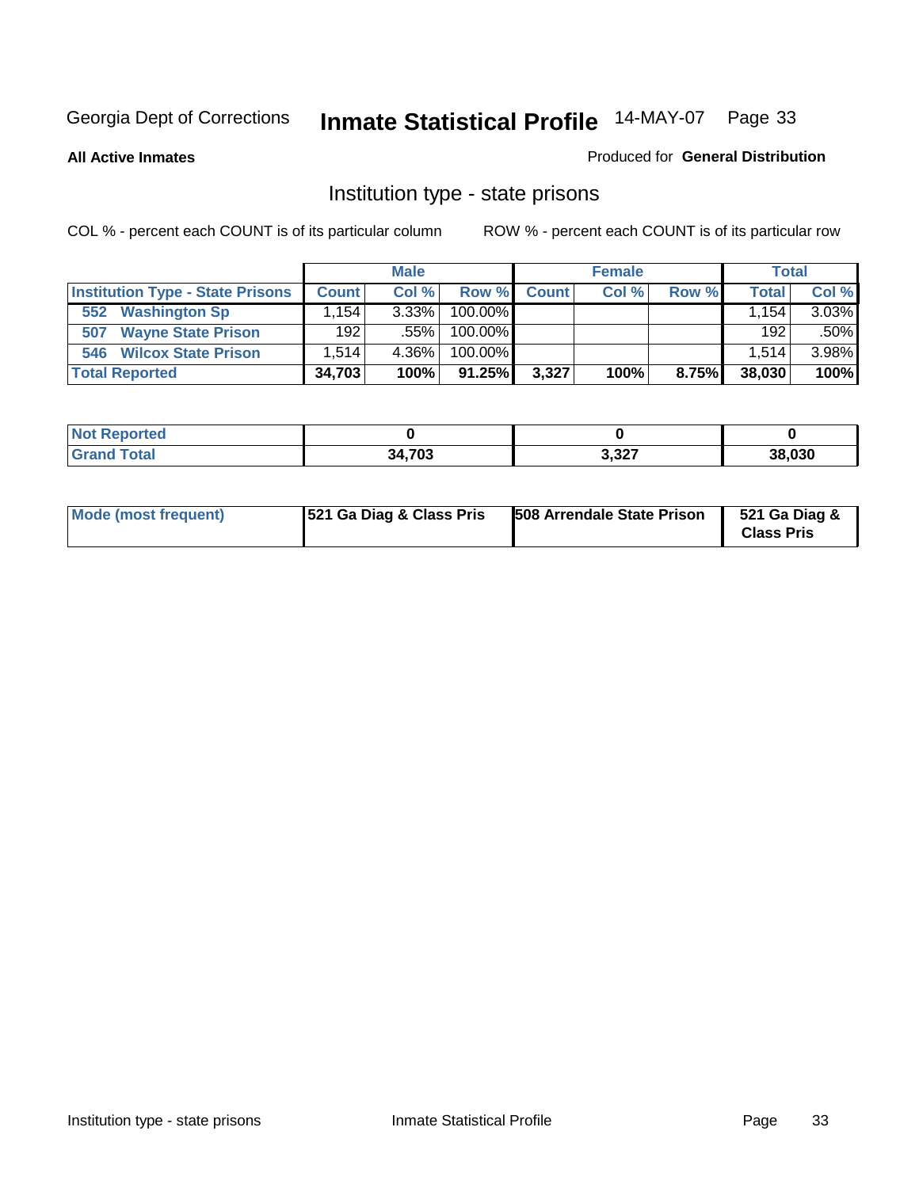Georgia Dept of Corrections **Inmate Statistical Profile** 14-MAY-07

**All Active Inmates**

Produced for **General Distribution**

## Institution type - state prisons

COL % - percent each COUNT is of its particular column    ROW % - percent each COUNT is of its particular row

| | Male | | | Female | | | Total | |
|---|---|---|---|---|---|---|---|---|
| **Institution Type - State Prisons** | **Count** | **Col %** | **Row %** | **Count** | **Col %** | **Row %** | **Total** | **Col %** |
| 552 Washington Sp | 1,154 | 3.33% | 100.00% | | | | 1,154 | 3.03% |
| 507 Wayne State Prison | 192 | .55% | 100.00% | | | | 192 | .50% |
| 546 Wilcox State Prison | 1,514 | 4.36% | 100.00% | | | | 1,514 | 3.98% |
| **Total Reported** | **34,703** | **100%** | **91.25%** | **3,327** | **100%** | **8.75%** | **38,030** | **100%** |

| | | | |
|---|---|---|---|
| **Not Reported** | **0** | **0** | **0** |
| **Grand Total** | **34,703** | **3,327** | **38,030** |

| | | | |
|---|---|---|---|
| **Mode (most frequent)** | **521 Ga Diag & Class Pris** | **508 Arrendale State Prison** | **521 Ga Diag & Class Pris** |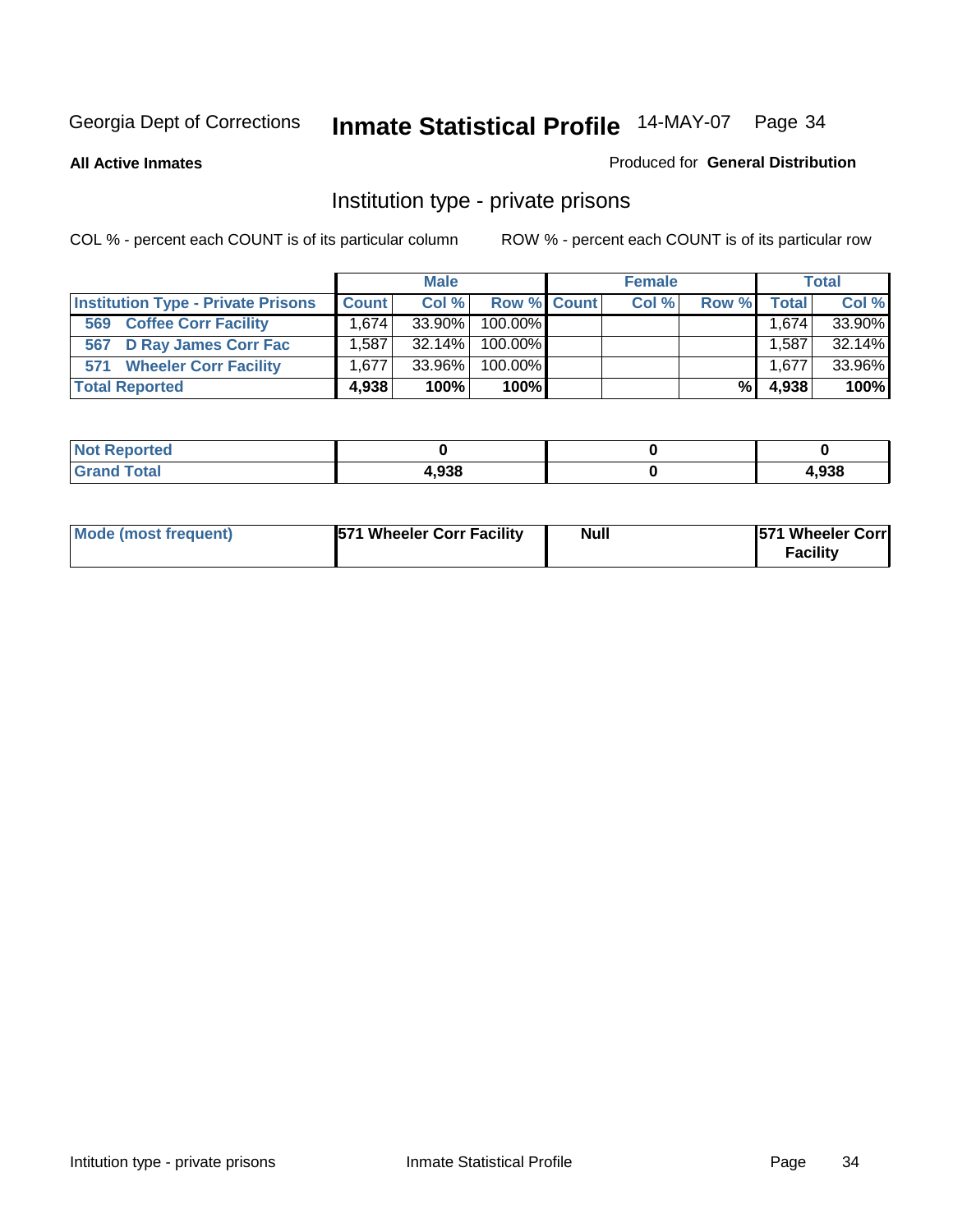Georgia Dept of Corrections **Inmate Statistical Profile** 14-MAY-07

**All Active Inmates**

Produced for **General Distribution**

## Institution type - private prisons

COL % - percent each COUNT is of its particular column

ROW % - percent each COUNT is of its particular row

| | Male | | | Female | | | Total | |
|---|---|---|---|---|---|---|---|---|
| **Institution Type - Private Prisons** | **Count** | **Col %** | **Row %** | **Count** | **Col %** | **Row %** | **Total** | **Col %** |
| **569 Coffee Corr Facility** | 1,674 | 33.90% | 100.00% | | | | 1,674 | 33.90% |
| **567 D Ray James Corr Fac** | 1,587 | 32.14% | 100.00% | | | | 1,587 | 32.14% |
| **571 Wheeler Corr Facility** | 1,677 | 33.96% | 100.00% | | | | 1,677 | 33.96% |
| **Total Reported** | **4,938** | **100%** | **100%** | | | **%** | **4,938** | **100%** |

| | Male | Female | Total |
|---|---|---|---|
| **Not Reported** | **0** | **0** | **0** |
| **Grand Total** | **4,938** | **0** | **4,938** |

| | Male | Female | Total |
|---|---|---|---|
| **Mode (most frequent)** | **571 Wheeler Corr Facility** | **Null** | **571 Wheeler Corr Facility** |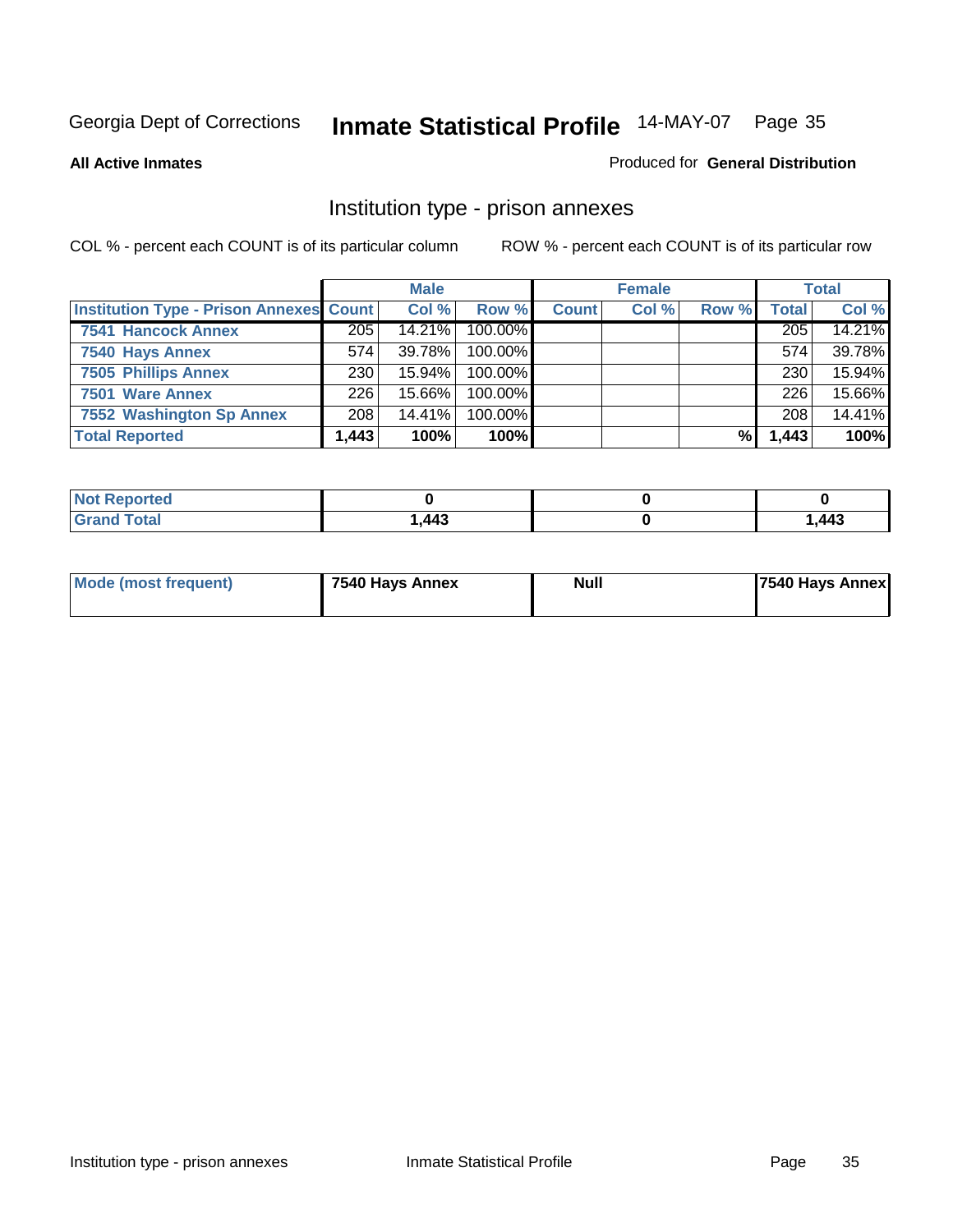Georgia Dept of Corrections **Inmate Statistical Profile** 14-MAY-07

**All Active Inmates**

Produced for **General Distribution**

## Institution type - prison annexes

COL % - percent each COUNT is of its particular column

ROW % - percent each COUNT is of its particular row

| | Male | | | Female | | | Total | |
|---|---|---|---|---|---|---|---|---|
| **Institution Type - Prison Annexes** | **Count** | **Col %** | **Row %** | **Count** | **Col %** | **Row %** | **Total** | **Col %** |
| **7541 Hancock Annex** | 205 | 14.21% | 100.00% | | | | 205 | 14.21% |
| **7540 Hays Annex** | 574 | 39.78% | 100.00% | | | | 574 | 39.78% |
| **7505 Phillips Annex** | 230 | 15.94% | 100.00% | | | | 230 | 15.94% |
| **7501 Ware Annex** | 226 | 15.66% | 100.00% | | | | 226 | 15.66% |
| **7552 Washington Sp Annex** | 208 | 14.41% | 100.00% | | | | 208 | 14.41% |
| **Total Reported** | **1,443** | **100%** | **100%** | | | **%** | **1,443** | **100%** |

| | Male | Female | Total |
|---|---|---|---|
| **Not Reported** | **0** | **0** | **0** |
| **Grand Total** | **1,443** | **0** | **1,443** |

| | Male | Female | Total |
|---|---|---|---|
| **Mode (most frequent)** | **7540 Hays Annex** | **Null** | **7540 Hays Annex** |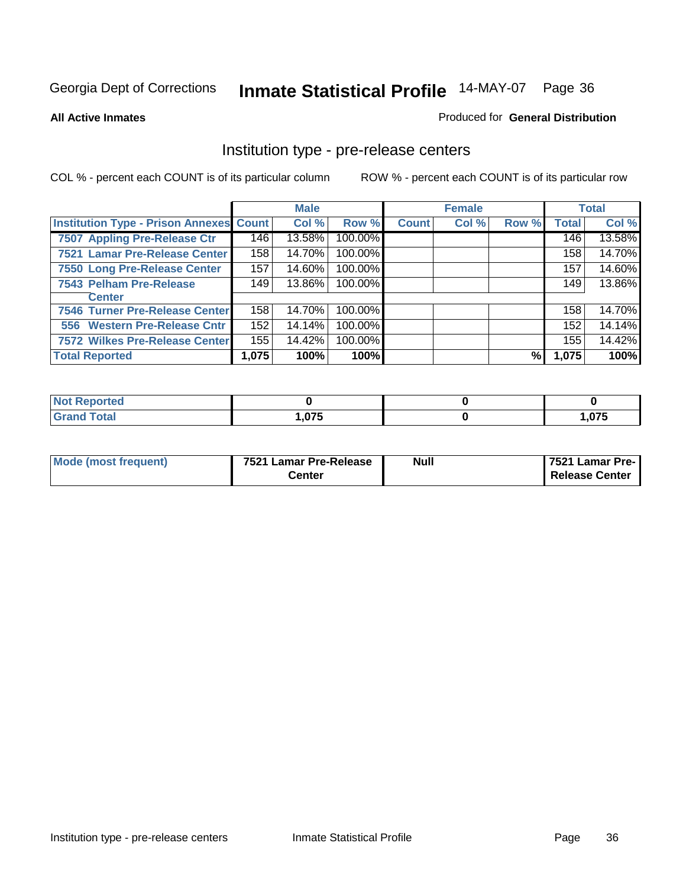Georgia Dept of Corrections **Inmate Statistical Profile** 14-MAY-07

**All Active Inmates**

Produced for **General Distribution**

## Institution type - pre-release centers

COL % - percent each COUNT is of its particular column ROW % - percent each COUNT is of its particular row

| | Male | | | Female | | | Total | |
|---|---|---|---|---|---|---|---|---|
| Institution Type - Prison Annexes | Count | Col % | Row % | Count | Col % | Row % | Total | Col % |
| 7507 Appling Pre-Release Ctr | 146 | 13.58% | 100.00% | | | | 146 | 13.58% |
| 7521 Lamar Pre-Release Center | 158 | 14.70% | 100.00% | | | | 158 | 14.70% |
| 7550 Long Pre-Release Center | 157 | 14.60% | 100.00% | | | | 157 | 14.60% |
| 7543 Pelham Pre-Release Center | 149 | 13.86% | 100.00% | | | | 149 | 13.86% |
| 7546 Turner Pre-Release Center | 158 | 14.70% | 100.00% | | | | 158 | 14.70% |
| 556 Western Pre-Release Cntr | 152 | 14.14% | 100.00% | | | | 152 | 14.14% |
| 7572 Wilkes Pre-Release Center | 155 | 14.42% | 100.00% | | | | 155 | 14.42% |
| **Total Reported** | **1,075** | **100%** | **100%** | | | **%** | **1,075** | **100%** |

| | Male | Female | Total |
|---|---|---|---|
| Not Reported | **0** | **0** | **0** |
| Grand Total | **1,075** | **0** | **1,075** |

| | Male | Female | Total |
|---|---|---|---|
| Mode (most frequent) | **7521 Lamar Pre-Release Center** | **Null** | **7521 Lamar Pre-Release Center** |

Institution type - pre-release centers Inmate Statistical Profile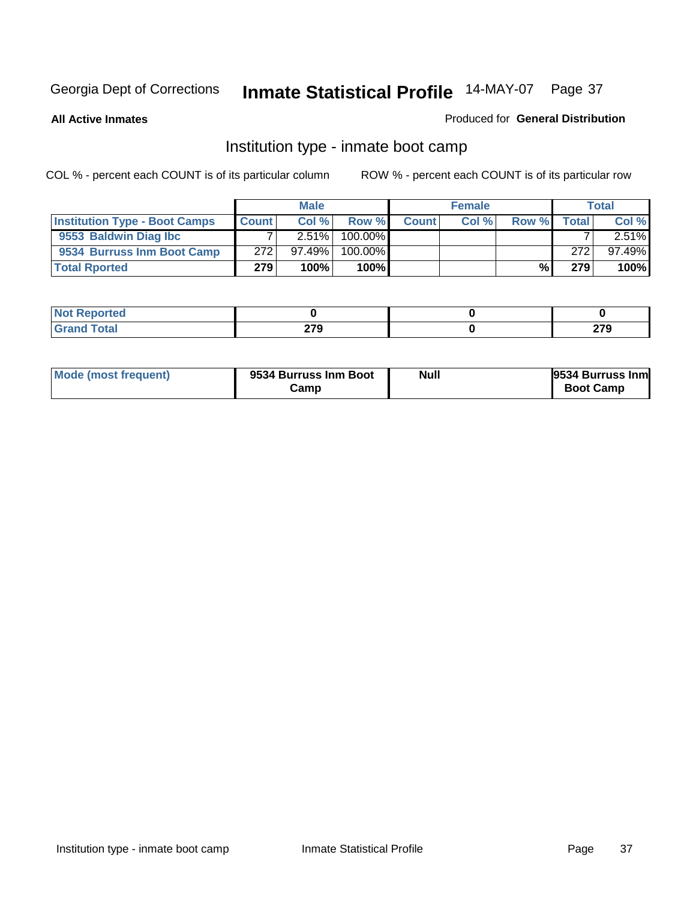Georgia Dept of Corrections **Inmate Statistical Profile** 14-MAY-07 Page 37

**All Active Inmates**

Produced for **General Distribution**

## Institution type - inmate boot camp

COL % - percent each COUNT is of its particular column

ROW % - percent each COUNT is of its particular row

| | Male | | | Female | | | Total | |
|---|---|---|---|---|---|---|---|---|
| **Institution Type - Boot Camps** | **Count** | **Col %** | **Row %** | **Count** | **Col %** | **Row %** | **Total** | **Col %** |
| **9553 Baldwin Diag Ibc** | 7 | 2.51% | 100.00% | | | | 7 | 2.51% |
| **9534 Burruss Inm Boot Camp** | 272 | 97.49% | 100.00% | | | | 272 | 97.49% |
| **Total Rported** | **279** | **100%** | **100%** | | | **%** | **279** | **100%** |

| | | | |
|---|---|---|---|
| **Not Reported** | **0** | **0** | **0** |
| **Grand Total** | **279** | **0** | **279** |

| | | | |
|---|---|---|---|
| **Mode (most frequent)** | **9534 Burruss Inm Boot Camp** | **Null** | **9534 Burruss Inm Boot Camp** |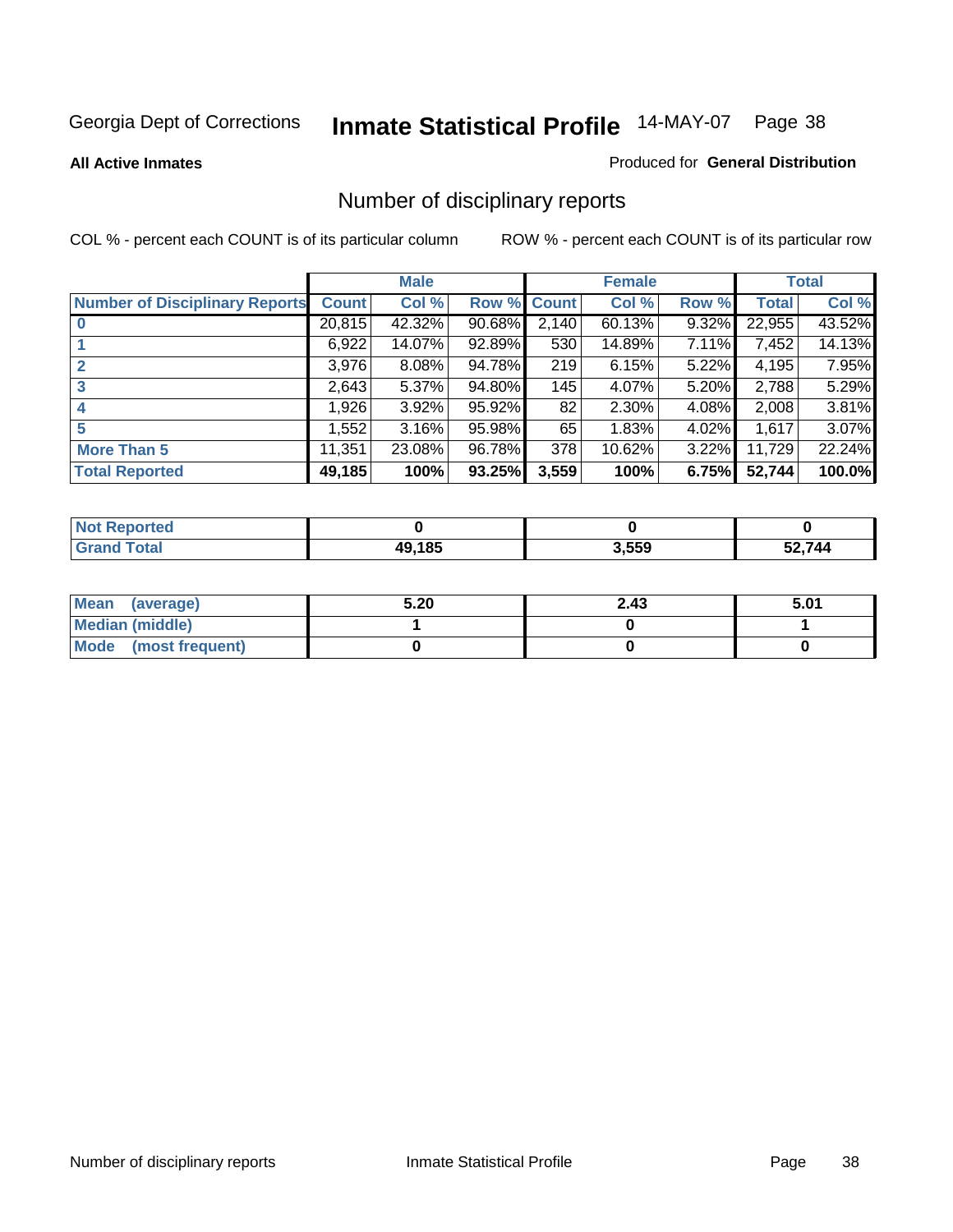Georgia Dept of Corrections **Inmate Statistical Profile** 14-MAY-07

**All Active Inmates**

Produced for **General Distribution**

## Number of disciplinary reports

COL % - percent each COUNT is of its particular column ROW % - percent each COUNT is of its particular row

| | Male | | | Female | | | Total | |
|---|---|---|---|---|---|---|---|---|
| **Number of Disciplinary Reports** | **Count** | **Col %** | **Row %** | **Count** | **Col %** | **Row %** | **Total** | **Col %** |
| **0** | 20,815 | 42.32% | 90.68% | 2,140 | 60.13% | 9.32% | 22,955 | 43.52% |
| **1** | 6,922 | 14.07% | 92.89% | 530 | 14.89% | 7.11% | 7,452 | 14.13% |
| **2** | 3,976 | 8.08% | 94.78% | 219 | 6.15% | 5.22% | 4,195 | 7.95% |
| **3** | 2,643 | 5.37% | 94.80% | 145 | 4.07% | 5.20% | 2,788 | 5.29% |
| **4** | 1,926 | 3.92% | 95.92% | 82 | 2.30% | 4.08% | 2,008 | 3.81% |
| **5** | 1,552 | 3.16% | 95.98% | 65 | 1.83% | 4.02% | 1,617 | 3.07% |
| **More Than 5** | 11,351 | 23.08% | 96.78% | 378 | 10.62% | 3.22% | 11,729 | 22.24% |
| **Total Reported** | **49,185** | **100%** | **93.25%** | **3,559** | **100%** | **6.75%** | **52,744** | **100.0%** |

| | Male | Female | Total |
|---|---|---|---|
| **Not Reported** | **0** | **0** | **0** |
| **Grand Total** | **49,185** | **3,559** | **52,744** |

| | Male | Female | Total |
|---|---|---|---|
| **Mean (average)** | **5.20** | **2.43** | **5.01** |
| **Median (middle)** | **1** | **0** | **1** |
| **Mode (most frequent)** | **0** | **0** | **0** |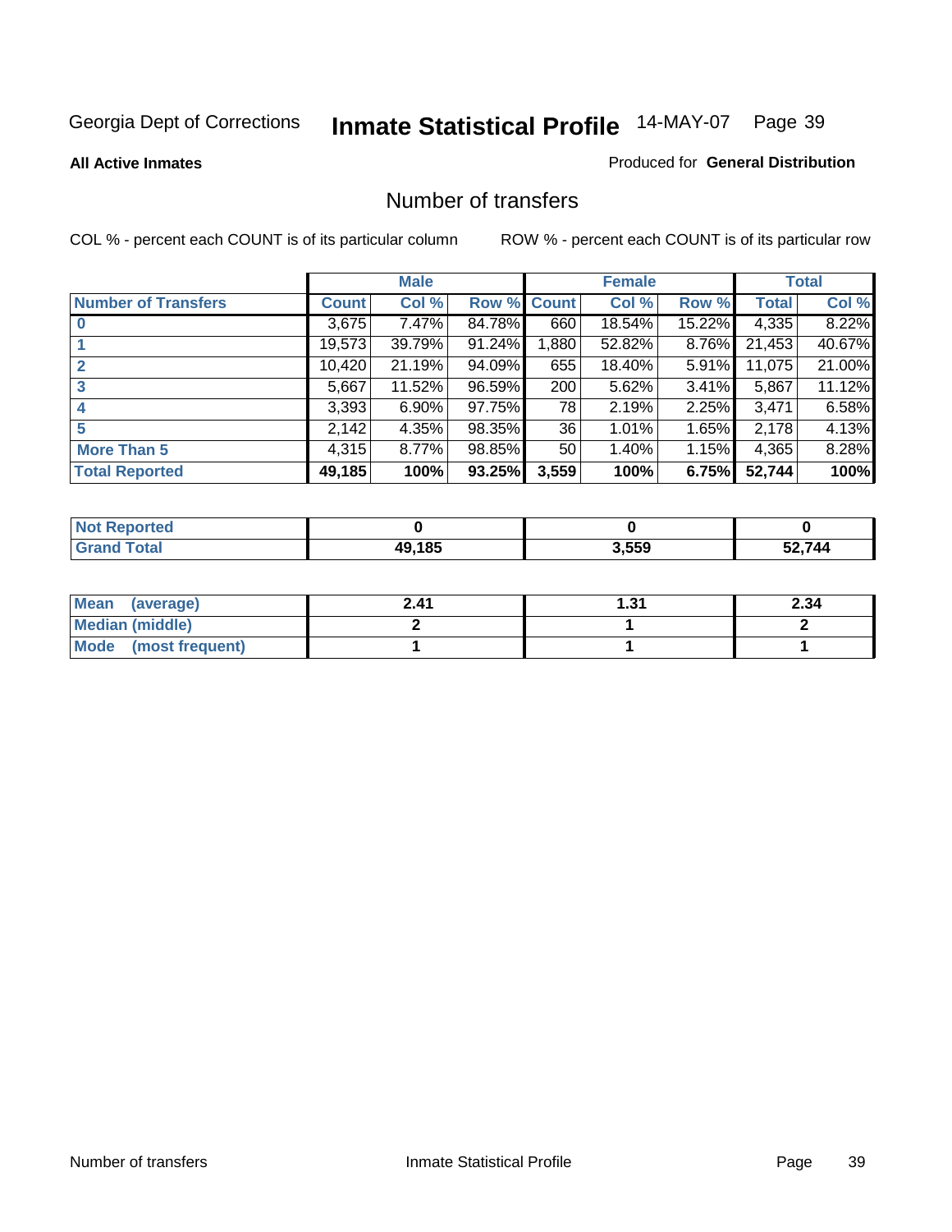Georgia Dept of Corrections **Inmate Statistical Profile** 14-MAY-07

**All Active Inmates**

Produced for **General Distribution**

## Number of transfers

COL % - percent each COUNT is of its particular column

ROW % - percent each COUNT is of its particular row

| | Male | | | Female | | | Total | |
|---|---|---|---|---|---|---|---|---|
| **Number of Transfers** | **Count** | **Col %** | **Row %** | **Count** | **Col %** | **Row %** | **Total** | **Col %** |
| **0** | 3,675 | 7.47% | 84.78% | 660 | 18.54% | 15.22% | 4,335 | 8.22% |
| **1** | 19,573 | 39.79% | 91.24% | 1,880 | 52.82% | 8.76% | 21,453 | 40.67% |
| **2** | 10,420 | 21.19% | 94.09% | 655 | 18.40% | 5.91% | 11,075 | 21.00% |
| **3** | 5,667 | 11.52% | 96.59% | 200 | 5.62% | 3.41% | 5,867 | 11.12% |
| **4** | 3,393 | 6.90% | 97.75% | 78 | 2.19% | 2.25% | 3,471 | 6.58% |
| **5** | 2,142 | 4.35% | 98.35% | 36 | 1.01% | 1.65% | 2,178 | 4.13% |
| **More Than 5** | 4,315 | 8.77% | 98.85% | 50 | 1.40% | 1.15% | 4,365 | 8.28% |
| **Total Reported** | **49,185** | **100%** | **93.25%** | **3,559** | **100%** | **6.75%** | **52,744** | **100%** |

| | Male | Female | Total |
|---|---|---|---|
| **Not Reported** | **0** | **0** | **0** |
| **Grand Total** | **49,185** | **3,559** | **52,744** |

| | Male | Female | Total |
|---|---|---|---|
| **Mean (average)** | **2.41** | **1.31** | **2.34** |
| **Median (middle)** | **2** | **1** | **2** |
| **Mode (most frequent)** | **1** | **1** | **1** |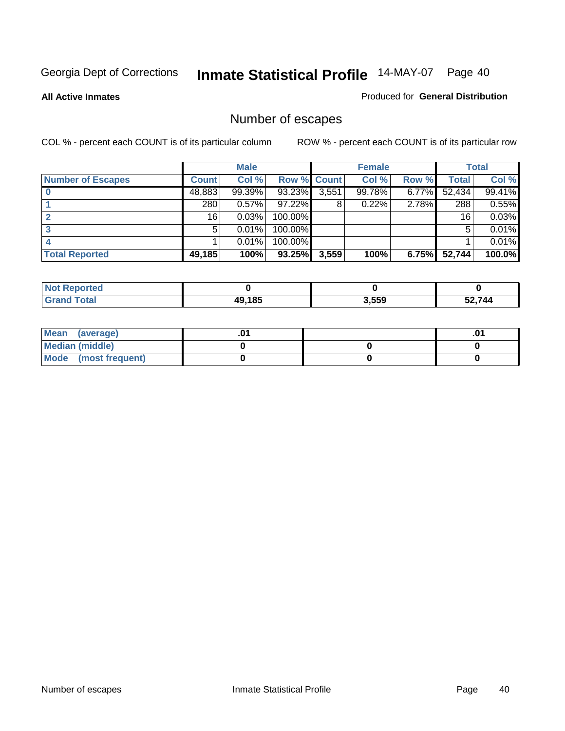Georgia Dept of Corrections **Inmate Statistical Profile** 14-MAY-07

**All Active Inmates**

Produced for **General Distribution**

## Number of escapes

COL % - percent each COUNT is of its particular column

ROW % - percent each COUNT is of its particular row

| | Male | | | Female | | | Total | |
|---|---|---|---|---|---|---|---|---|
| **Number of Escapes** | **Count** | **Col %** | **Row %** | **Count** | **Col %** | **Row %** | **Total** | **Col %** |
| **0** | 48,883 | 99.39% | 93.23% | 3,551 | 99.78% | 6.77% | 52,434 | 99.41% |
| **1** | 280 | 0.57% | 97.22% | 8 | 0.22% | 2.78% | 288 | 0.55% |
| **2** | 16 | 0.03% | 100.00% | | | | 16 | 0.03% |
| **3** | 5 | 0.01% | 100.00% | | | | 5 | 0.01% |
| **4** | 1 | 0.01% | 100.00% | | | | 1 | 0.01% |
| **Total Reported** | **49,185** | **100%** | **93.25%** | **3,559** | **100%** | **6.75%** | **52,744** | **100.0%** |

| | Male | Female | Total |
|---|---|---|---|
| **Not Reported** | **0** | **0** | **0** |
| **Grand Total** | **49,185** | **3,559** | **52,744** |

| | Male | Female | Total |
|---|---|---|---|
| **Mean (average)** | **.01** | | **.01** |
| **Median (middle)** | **0** | **0** | **0** |
| **Mode (most frequent)** | **0** | **0** | **0** |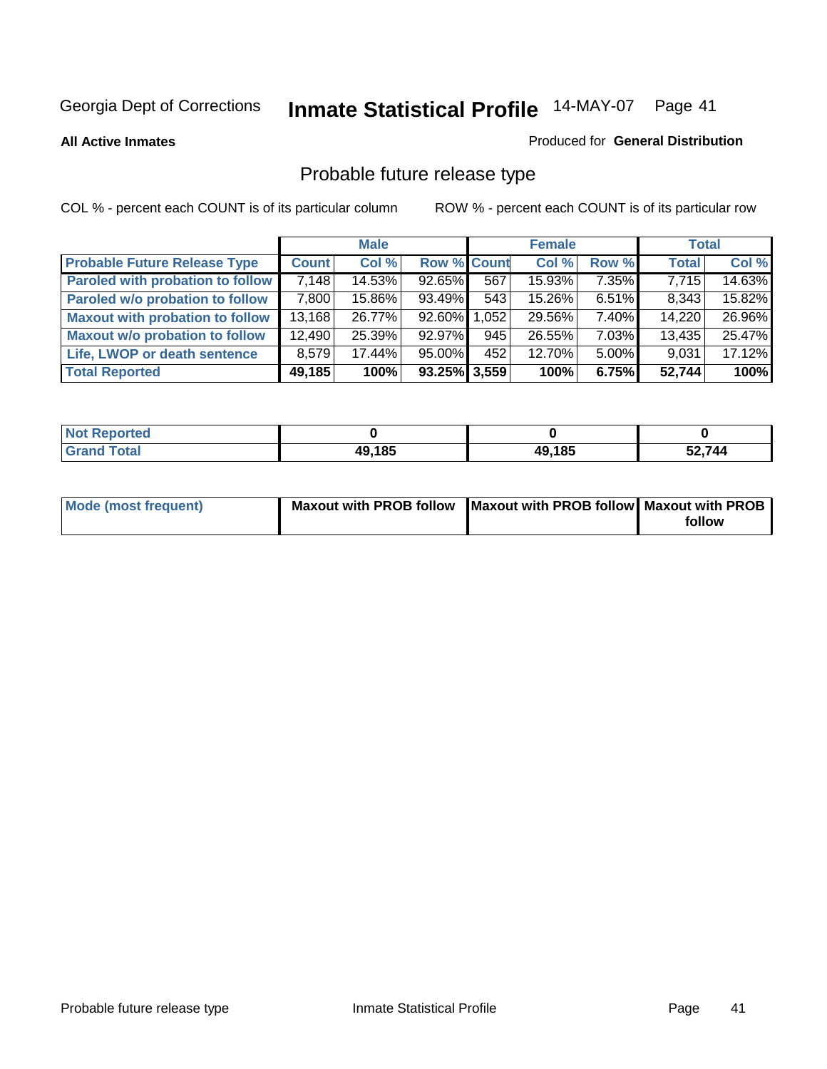Georgia Dept of Corrections **Inmate Statistical Profile** 14-MAY-07

**All Active Inmates**

Produced for **General Distribution**

## Probable future release type

COL % - percent each COUNT is of its particular column

ROW % - percent each COUNT is of its particular row

| | Male | | | Female | | | Total | |
|---|---|---|---|---|---|---|---|---|
| **Probable Future Release Type** | **Count** | **Col %** | **Row %** | **Count** | **Col %** | **Row %** | **Total** | **Col %** |
| **Paroled with probation to follow** | 7,148 | 14.53% | 92.65% | 567 | 15.93% | 7.35% | 7,715 | 14.63% |
| **Paroled w/o probation to follow** | 7,800 | 15.86% | 93.49% | 543 | 15.26% | 6.51% | 8,343 | 15.82% |
| **Maxout with probation to follow** | 13,168 | 26.77% | 92.60% | 1,052 | 29.56% | 7.40% | 14,220 | 26.96% |
| **Maxout w/o probation to follow** | 12,490 | 25.39% | 92.97% | 945 | 26.55% | 7.03% | 13,435 | 25.47% |
| **Life, LWOP or death sentence** | 8,579 | 17.44% | 95.00% | 452 | 12.70% | 5.00% | 9,031 | 17.12% |
| **Total Reported** | **49,185** | **100%** | **93.25%** | **3,559** | **100%** | **6.75%** | **52,744** | **100%** |

| | Male | Female | Total |
|---|---|---|---|
| **Not Reported** | **0** | **0** | **0** |
| **Grand Total** | **49,185** | **49,185** | **52,744** |

| | Male | Female | Total |
|---|---|---|---|
| **Mode (most frequent)** | **Maxout with PROB follow** | **Maxout with PROB follow** | **Maxout with PROB follow** |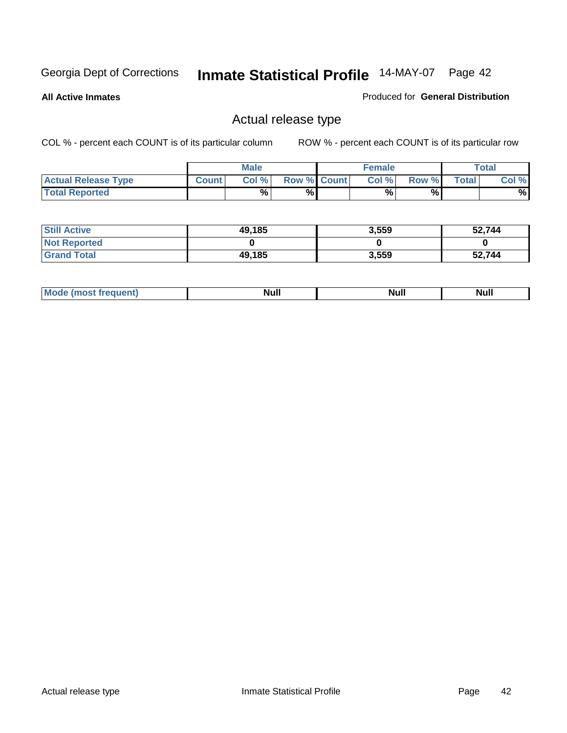Georgia Dept of Corrections **Inmate Statistical Profile** 14-MAY-07

**All Active Inmates**

Produced for **General Distribution**

## Actual release type

COL % - percent each COUNT is of its particular column

ROW % - percent each COUNT is of its particular row

| | Male | | | Female | | | Total | |
|---|---|---|---|---|---|---|---|---|
| **Actual Release Type** | **Count** | **Col %** | **Row %** | **Count** | **Col %** | **Row %** | **Total** | **Col %** |
| **Total Reported** | | % | % | | % | % | | % |

| | Male | Female | Total |
|---|---|---|---|
| **Still Active** | 49,185 | 3,559 | 52,744 |
| **Not Reported** | 0 | 0 | 0 |
| **Grand Total** | 49,185 | 3,559 | 52,744 |

| | | | |
|---|---|---|---|
| **Mode (most frequent)** | Null | Null | Null |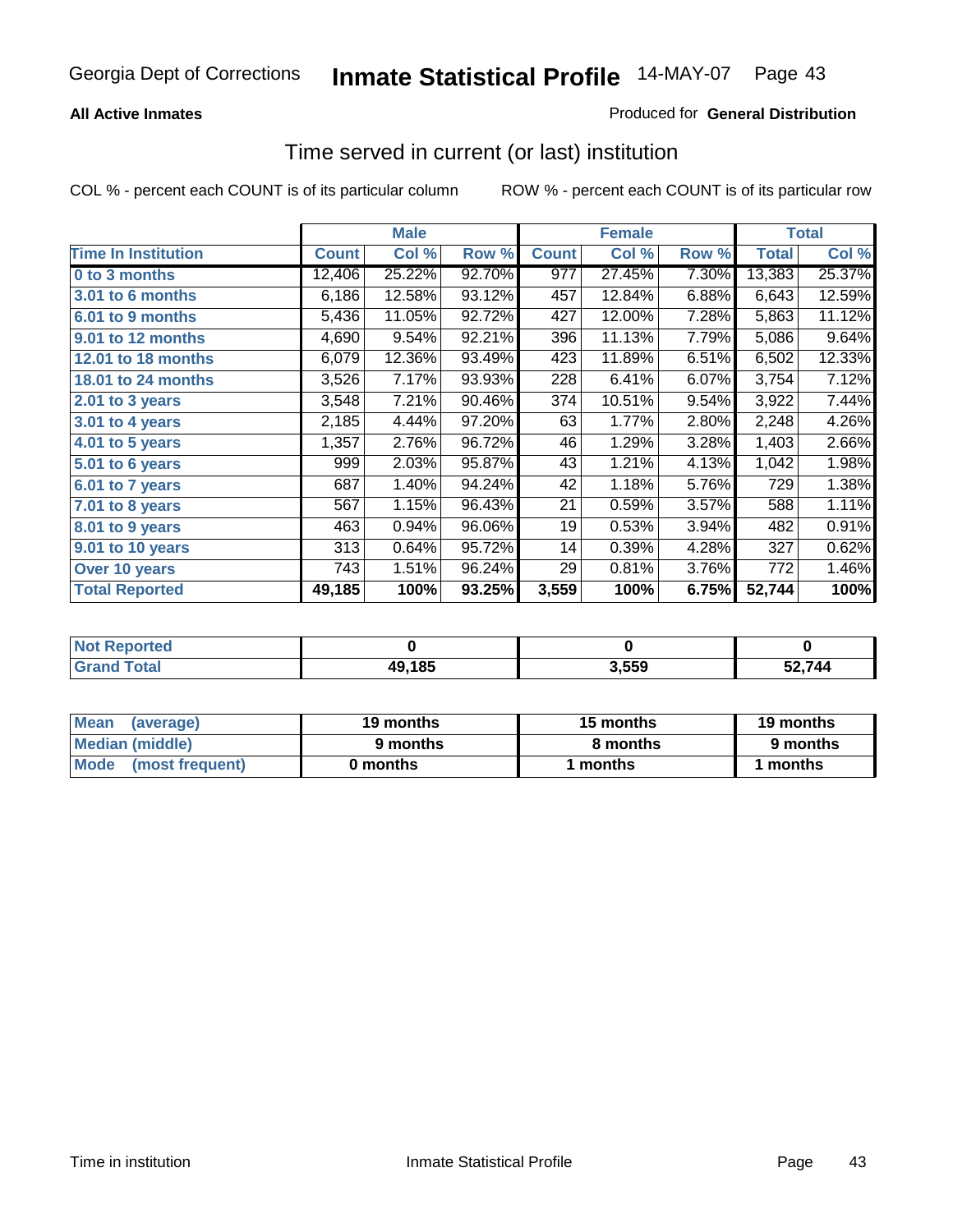Georgia Dept of Corrections **Inmate Statistical Profile** 14-MAY-07

**All Active Inmates**

Produced for **General Distribution**

## Time served in current (or last) institution

COL % - percent each COUNT is of its particular column

ROW % - percent each COUNT is of its particular row

| | Male | | | Female | | | Total | |
|---|---|---|---|---|---|---|---|---|
| **Time In Institution** | **Count** | **Col %** | **Row %** | **Count** | **Col %** | **Row %** | **Total** | **Col %** |
| 0 to 3 months | 12,406 | 25.22% | 92.70% | 977 | 27.45% | 7.30% | 13,383 | 25.37% |
| 3.01 to 6 months | 6,186 | 12.58% | 93.12% | 457 | 12.84% | 6.88% | 6,643 | 12.59% |
| 6.01 to 9 months | 5,436 | 11.05% | 92.72% | 427 | 12.00% | 7.28% | 5,863 | 11.12% |
| 9.01 to 12 months | 4,690 | 9.54% | 92.21% | 396 | 11.13% | 7.79% | 5,086 | 9.64% |
| 12.01 to 18 months | 6,079 | 12.36% | 93.49% | 423 | 11.89% | 6.51% | 6,502 | 12.33% |
| 18.01 to 24 months | 3,526 | 7.17% | 93.93% | 228 | 6.41% | 6.07% | 3,754 | 7.12% |
| 2.01 to 3 years | 3,548 | 7.21% | 90.46% | 374 | 10.51% | 9.54% | 3,922 | 7.44% |
| 3.01 to 4 years | 2,185 | 4.44% | 97.20% | 63 | 1.77% | 2.80% | 2,248 | 4.26% |
| 4.01 to 5 years | 1,357 | 2.76% | 96.72% | 46 | 1.29% | 3.28% | 1,403 | 2.66% |
| 5.01 to 6 years | 999 | 2.03% | 95.87% | 43 | 1.21% | 4.13% | 1,042 | 1.98% |
| 6.01 to 7 years | 687 | 1.40% | 94.24% | 42 | 1.18% | 5.76% | 729 | 1.38% |
| 7.01 to 8 years | 567 | 1.15% | 96.43% | 21 | 0.59% | 3.57% | 588 | 1.11% |
| 8.01 to 9 years | 463 | 0.94% | 96.06% | 19 | 0.53% | 3.94% | 482 | 0.91% |
| 9.01 to 10 years | 313 | 0.64% | 95.72% | 14 | 0.39% | 4.28% | 327 | 0.62% |
| Over 10 years | 743 | 1.51% | 96.24% | 29 | 0.81% | 3.76% | 772 | 1.46% |
| **Total Reported** | **49,185** | **100%** | **93.25%** | **3,559** | **100%** | **6.75%** | **52,744** | **100%** |

| | Male | Female | Total |
|---|---|---|---|
| Not Reported | 0 | 0 | 0 |
| Grand Total | 49,185 | 3,559 | 52,744 |

| | Male | Female | Total |
|---|---|---|---|
| Mean (average) | 19 months | 15 months | 19 months |
| Median (middle) | 9 months | 8 months | 9 months |
| Mode (most frequent) | 0 months | 1 months | 1 months |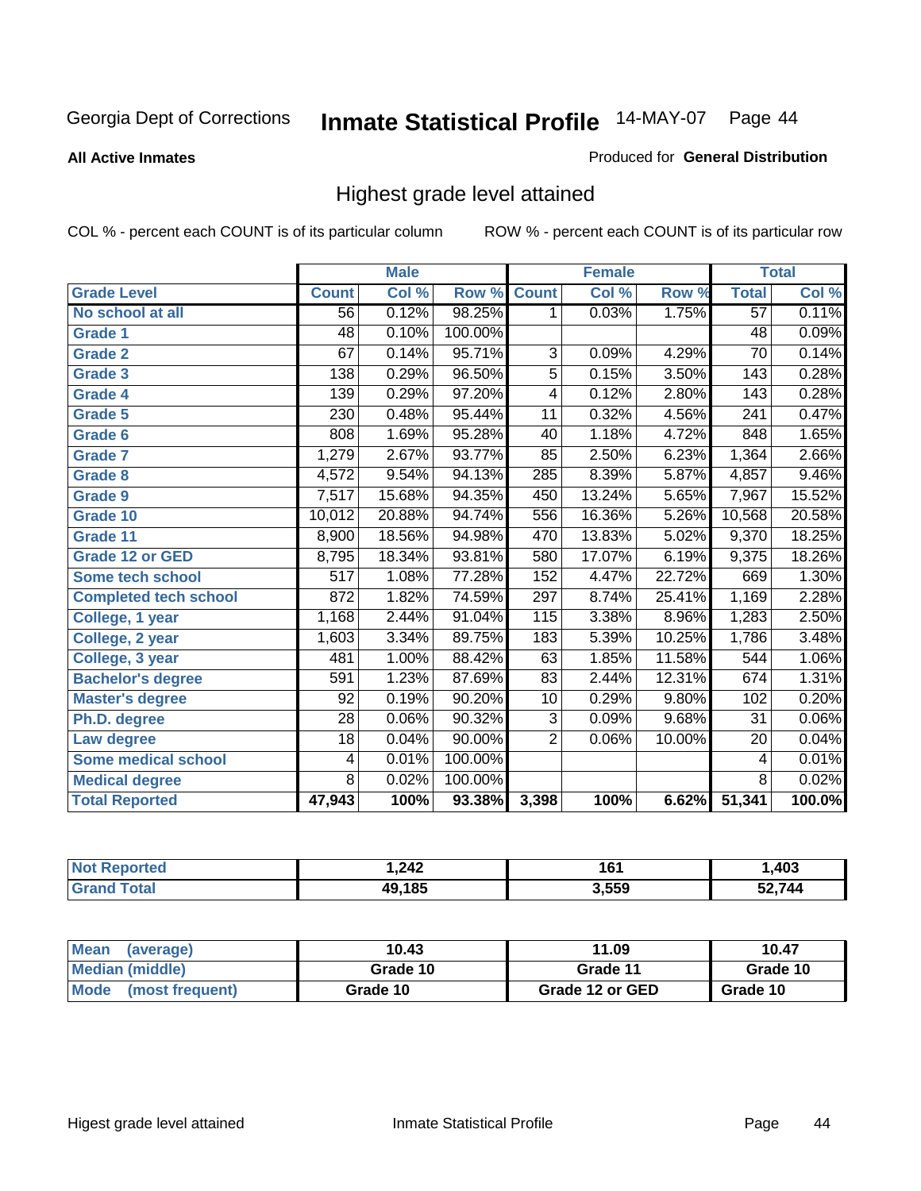Georgia Dept of Corrections **Inmate Statistical Profile** 14-MAY-07 Page 44

**All Active Inmates**

Produced for **General Distribution**

## Highest grade level attained

COL % - percent each COUNT is of its particular column ROW % - percent each COUNT is of its particular row

| | Male | | | Female | | | Total | |
|---|---|---|---|---|---|---|---|---|
| **Grade Level** | **Count** | **Col %** | **Row %** | **Count** | **Col %** | **Row %** | **Total** | **Col %** |
| No school at all | 56 | 0.12% | 98.25% | 1 | 0.03% | 1.75% | 57 | 0.11% |
| Grade 1 | 48 | 0.10% | 100.00% | | | | 48 | 0.09% |
| Grade 2 | 67 | 0.14% | 95.71% | 3 | 0.09% | 4.29% | 70 | 0.14% |
| Grade 3 | 138 | 0.29% | 96.50% | 5 | 0.15% | 3.50% | 143 | 0.28% |
| Grade 4 | 139 | 0.29% | 97.20% | 4 | 0.12% | 2.80% | 143 | 0.28% |
| Grade 5 | 230 | 0.48% | 95.44% | 11 | 0.32% | 4.56% | 241 | 0.47% |
| Grade 6 | 808 | 1.69% | 95.28% | 40 | 1.18% | 4.72% | 848 | 1.65% |
| Grade 7 | 1,279 | 2.67% | 93.77% | 85 | 2.50% | 6.23% | 1,364 | 2.66% |
| Grade 8 | 4,572 | 9.54% | 94.13% | 285 | 8.39% | 5.87% | 4,857 | 9.46% |
| Grade 9 | 7,517 | 15.68% | 94.35% | 450 | 13.24% | 5.65% | 7,967 | 15.52% |
| Grade 10 | 10,012 | 20.88% | 94.74% | 556 | 16.36% | 5.26% | 10,568 | 20.58% |
| Grade 11 | 8,900 | 18.56% | 94.98% | 470 | 13.83% | 5.02% | 9,370 | 18.25% |
| Grade 12 or GED | 8,795 | 18.34% | 93.81% | 580 | 17.07% | 6.19% | 9,375 | 18.26% |
| Some tech school | 517 | 1.08% | 77.28% | 152 | 4.47% | 22.72% | 669 | 1.30% |
| Completed tech school | 872 | 1.82% | 74.59% | 297 | 8.74% | 25.41% | 1,169 | 2.28% |
| College, 1 year | 1,168 | 2.44% | 91.04% | 115 | 3.38% | 8.96% | 1,283 | 2.50% |
| College, 2 year | 1,603 | 3.34% | 89.75% | 183 | 5.39% | 10.25% | 1,786 | 3.48% |
| College, 3 year | 481 | 1.00% | 88.42% | 63 | 1.85% | 11.58% | 544 | 1.06% |
| Bachelor's degree | 591 | 1.23% | 87.69% | 83 | 2.44% | 12.31% | 674 | 1.31% |
| Master's degree | 92 | 0.19% | 90.20% | 10 | 0.29% | 9.80% | 102 | 0.20% |
| Ph.D. degree | 28 | 0.06% | 90.32% | 3 | 0.09% | 9.68% | 31 | 0.06% |
| Law degree | 18 | 0.04% | 90.00% | 2 | 0.06% | 10.00% | 20 | 0.04% |
| Some medical school | 4 | 0.01% | 100.00% | | | | 4 | 0.01% |
| Medical degree | 8 | 0.02% | 100.00% | | | | 8 | 0.02% |
| **Total Reported** | **47,943** | **100%** | **93.38%** | **3,398** | **100%** | **6.62%** | **51,341** | **100.0%** |

| | Male | Female | Total |
|---|---|---|---|
| Not Reported | 1,242 | 161 | 1,403 |
| Grand Total | 49,185 | 3,559 | 52,744 |

| | Male | Female | Total |
|---|---|---|---|
| Mean (average) | 10.43 | 11.09 | 10.47 |
| Median (middle) | Grade 10 | Grade 11 | Grade 10 |
| Mode (most frequent) | Grade 10 | Grade 12 or GED | Grade 10 |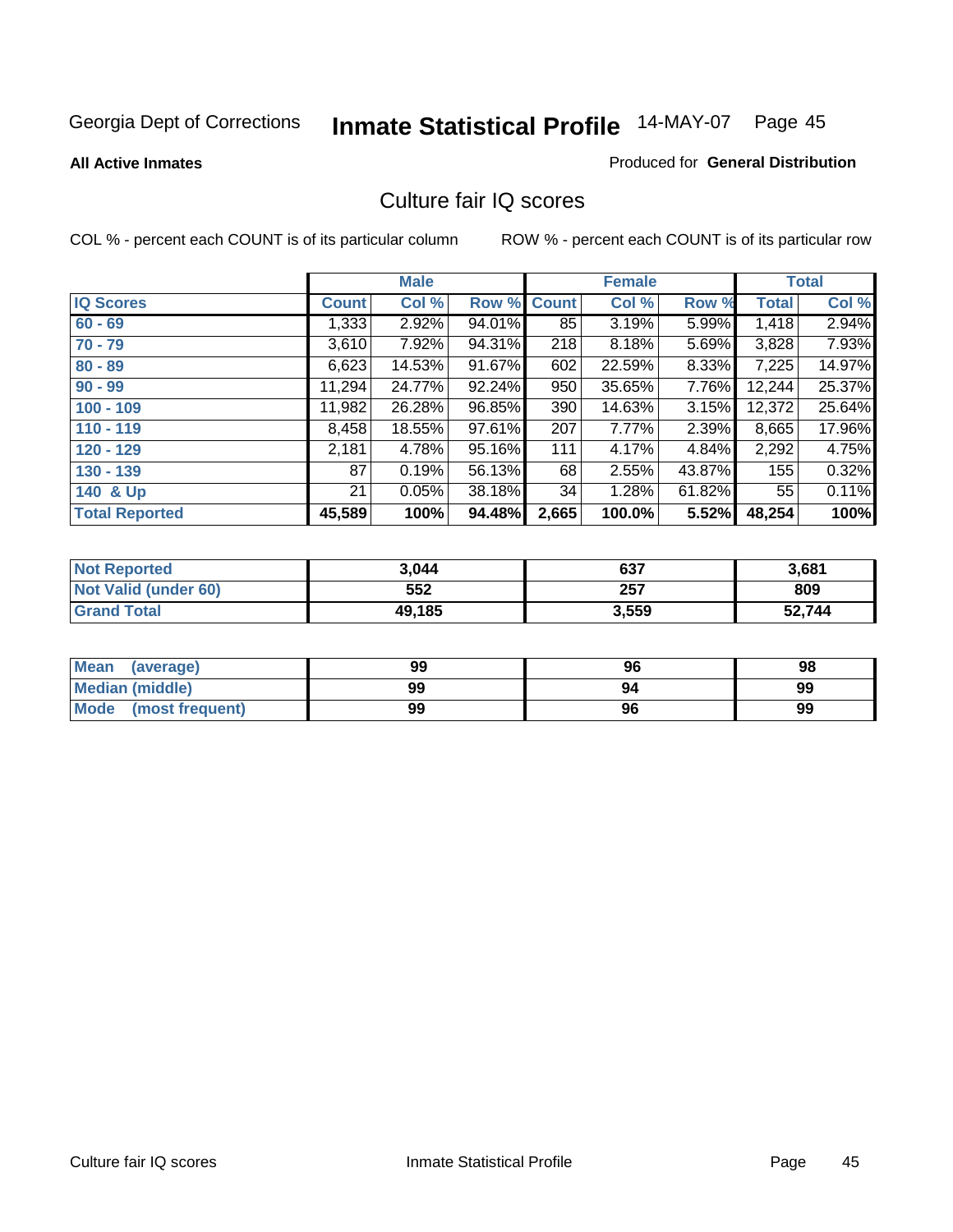Georgia Dept of Corrections **Inmate Statistical Profile** 14-MAY-07 Page 45

**All Active Inmates**

Produced for **General Distribution**

## Culture fair IQ scores

COL % - percent each COUNT is of its particular column    ROW % - percent each COUNT is of its particular row

| | Male | | | Female | | | Total | |
|---|---|---|---|---|---|---|---|---|
| **IQ Scores** | **Count** | **Col %** | **Row %** | **Count** | **Col %** | **Row %** | **Total** | **Col %** |
| 60 - 69 | 1,333 | 2.92% | 94.01% | 85 | 3.19% | 5.99% | 1,418 | 2.94% |
| 70 - 79 | 3,610 | 7.92% | 94.31% | 218 | 8.18% | 5.69% | 3,828 | 7.93% |
| 80 - 89 | 6,623 | 14.53% | 91.67% | 602 | 22.59% | 8.33% | 7,225 | 14.97% |
| 90 - 99 | 11,294 | 24.77% | 92.24% | 950 | 35.65% | 7.76% | 12,244 | 25.37% |
| 100 - 109 | 11,982 | 26.28% | 96.85% | 390 | 14.63% | 3.15% | 12,372 | 25.64% |
| 110 - 119 | 8,458 | 18.55% | 97.61% | 207 | 7.77% | 2.39% | 8,665 | 17.96% |
| 120 - 129 | 2,181 | 4.78% | 95.16% | 111 | 4.17% | 4.84% | 2,292 | 4.75% |
| 130 - 139 | 87 | 0.19% | 56.13% | 68 | 2.55% | 43.87% | 155 | 0.32% |
| 140 & Up | 21 | 0.05% | 38.18% | 34 | 1.28% | 61.82% | 55 | 0.11% |
| **Total Reported** | **45,589** | **100%** | **94.48%** | **2,665** | **100.0%** | **5.52%** | **48,254** | **100%** |

| | Male | Female | Total |
|---|---|---|---|
| Not Reported | 3,044 | 637 | 3,681 |
| Not Valid (under 60) | 552 | 257 | 809 |
| Grand Total | 49,185 | 3,559 | 52,744 |

| | Male | Female | Total |
|---|---|---|---|
| Mean (average) | 99 | 96 | 98 |
| Median (middle) | 99 | 94 | 99 |
| Mode (most frequent) | 99 | 96 | 99 |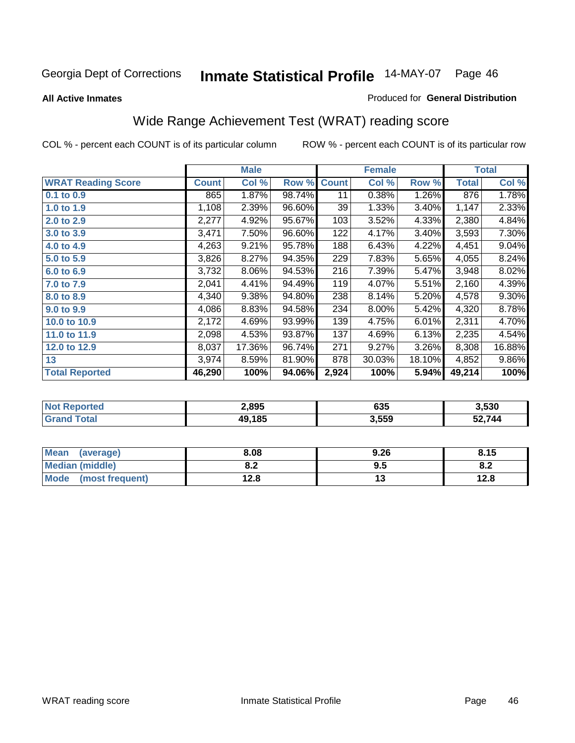Georgia Dept of Corrections **Inmate Statistical Profile** 14-MAY-07 Page 46

**All Active Inmates**

Produced for **General Distribution**

## Wide Range Achievement Test (WRAT) reading score

COL % - percent each COUNT is of its particular column

ROW % - percent each COUNT is of its particular row

| | Male | | | Female | | | Total | |
|---|---|---|---|---|---|---|---|---|
| **WRAT Reading Score** | **Count** | **Col %** | **Row %** | **Count** | **Col %** | **Row %** | **Total** | **Col %** |
| 0.1 to 0.9 | 865 | 1.87% | 98.74% | 11 | 0.38% | 1.26% | 876 | 1.78% |
| 1.0 to 1.9 | 1,108 | 2.39% | 96.60% | 39 | 1.33% | 3.40% | 1,147 | 2.33% |
| 2.0 to 2.9 | 2,277 | 4.92% | 95.67% | 103 | 3.52% | 4.33% | 2,380 | 4.84% |
| 3.0 to 3.9 | 3,471 | 7.50% | 96.60% | 122 | 4.17% | 3.40% | 3,593 | 7.30% |
| 4.0 to 4.9 | 4,263 | 9.21% | 95.78% | 188 | 6.43% | 4.22% | 4,451 | 9.04% |
| 5.0 to 5.9 | 3,826 | 8.27% | 94.35% | 229 | 7.83% | 5.65% | 4,055 | 8.24% |
| 6.0 to 6.9 | 3,732 | 8.06% | 94.53% | 216 | 7.39% | 5.47% | 3,948 | 8.02% |
| 7.0 to 7.9 | 2,041 | 4.41% | 94.49% | 119 | 4.07% | 5.51% | 2,160 | 4.39% |
| 8.0 to 8.9 | 4,340 | 9.38% | 94.80% | 238 | 8.14% | 5.20% | 4,578 | 9.30% |
| 9.0 to 9.9 | 4,086 | 8.83% | 94.58% | 234 | 8.00% | 5.42% | 4,320 | 8.78% |
| 10.0 to 10.9 | 2,172 | 4.69% | 93.99% | 139 | 4.75% | 6.01% | 2,311 | 4.70% |
| 11.0 to 11.9 | 2,098 | 4.53% | 93.87% | 137 | 4.69% | 6.13% | 2,235 | 4.54% |
| 12.0 to 12.9 | 8,037 | 17.36% | 96.74% | 271 | 9.27% | 3.26% | 8,308 | 16.88% |
| 13 | 3,974 | 8.59% | 81.90% | 878 | 30.03% | 18.10% | 4,852 | 9.86% |
| **Total Reported** | **46,290** | **100%** | **94.06%** | **2,924** | **100%** | **5.94%** | **49,214** | **100%** |

| | Male | Female | Total |
|---|---|---|---|
| **Not Reported** | **2,895** | **635** | **3,530** |
| **Grand Total** | **49,185** | **3,559** | **52,744** |

| | Male | Female | Total |
|---|---|---|---|
| **Mean (average)** | **8.08** | **9.26** | **8.15** |
| **Median (middle)** | **8.2** | **9.5** | **8.2** |
| **Mode (most frequent)** | **12.8** | **13** | **12.8** |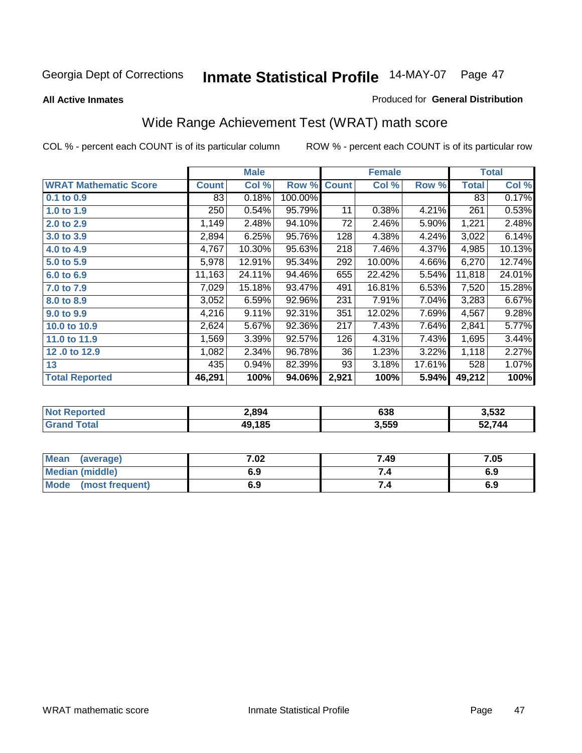Georgia Dept of Corrections **Inmate Statistical Profile** 14-MAY-07

**All Active Inmates**

Produced for **General Distribution**

## Wide Range Achievement Test (WRAT) math score

COL % - percent each COUNT is of its particular column

ROW % - percent each COUNT is of its particular row

| | Male | | | Female | | | Total | |
|---|---|---|---|---|---|---|---|---|
| **WRAT Mathematic Score** | **Count** | **Col %** | **Row %** | **Count** | **Col %** | **Row %** | **Total** | **Col %** |
| 0.1 to 0.9 | 83 | 0.18% | 100.00% | | | | 83 | 0.17% |
| 1.0 to 1.9 | 250 | 0.54% | 95.79% | 11 | 0.38% | 4.21% | 261 | 0.53% |
| 2.0 to 2.9 | 1,149 | 2.48% | 94.10% | 72 | 2.46% | 5.90% | 1,221 | 2.48% |
| 3.0 to 3.9 | 2,894 | 6.25% | 95.76% | 128 | 4.38% | 4.24% | 3,022 | 6.14% |
| 4.0 to 4.9 | 4,767 | 10.30% | 95.63% | 218 | 7.46% | 4.37% | 4,985 | 10.13% |
| 5.0 to 5.9 | 5,978 | 12.91% | 95.34% | 292 | 10.00% | 4.66% | 6,270 | 12.74% |
| 6.0 to 6.9 | 11,163 | 24.11% | 94.46% | 655 | 22.42% | 5.54% | 11,818 | 24.01% |
| 7.0 to 7.9 | 7,029 | 15.18% | 93.47% | 491 | 16.81% | 6.53% | 7,520 | 15.28% |
| 8.0 to 8.9 | 3,052 | 6.59% | 92.96% | 231 | 7.91% | 7.04% | 3,283 | 6.67% |
| 9.0 to 9.9 | 4,216 | 9.11% | 92.31% | 351 | 12.02% | 7.69% | 4,567 | 9.28% |
| 10.0 to 10.9 | 2,624 | 5.67% | 92.36% | 217 | 7.43% | 7.64% | 2,841 | 5.77% |
| 11.0 to 11.9 | 1,569 | 3.39% | 92.57% | 126 | 4.31% | 7.43% | 1,695 | 3.44% |
| 12 .0 to 12.9 | 1,082 | 2.34% | 96.78% | 36 | 1.23% | 3.22% | 1,118 | 2.27% |
| 13 | 435 | 0.94% | 82.39% | 93 | 3.18% | 17.61% | 528 | 1.07% |
| **Total Reported** | **46,291** | **100%** | **94.06%** | **2,921** | **100%** | **5.94%** | **49,212** | **100%** |

| | Male | Female | Total |
|---|---|---|---|
| Not Reported | 2,894 | 638 | 3,532 |
| Grand Total | 49,185 | 3,559 | 52,744 |

| | Male | Female | Total |
|---|---|---|---|
| Mean (average) | 7.02 | 7.49 | 7.05 |
| Median (middle) | 6.9 | 7.4 | 6.9 |
| Mode (most frequent) | 6.9 | 7.4 | 6.9 |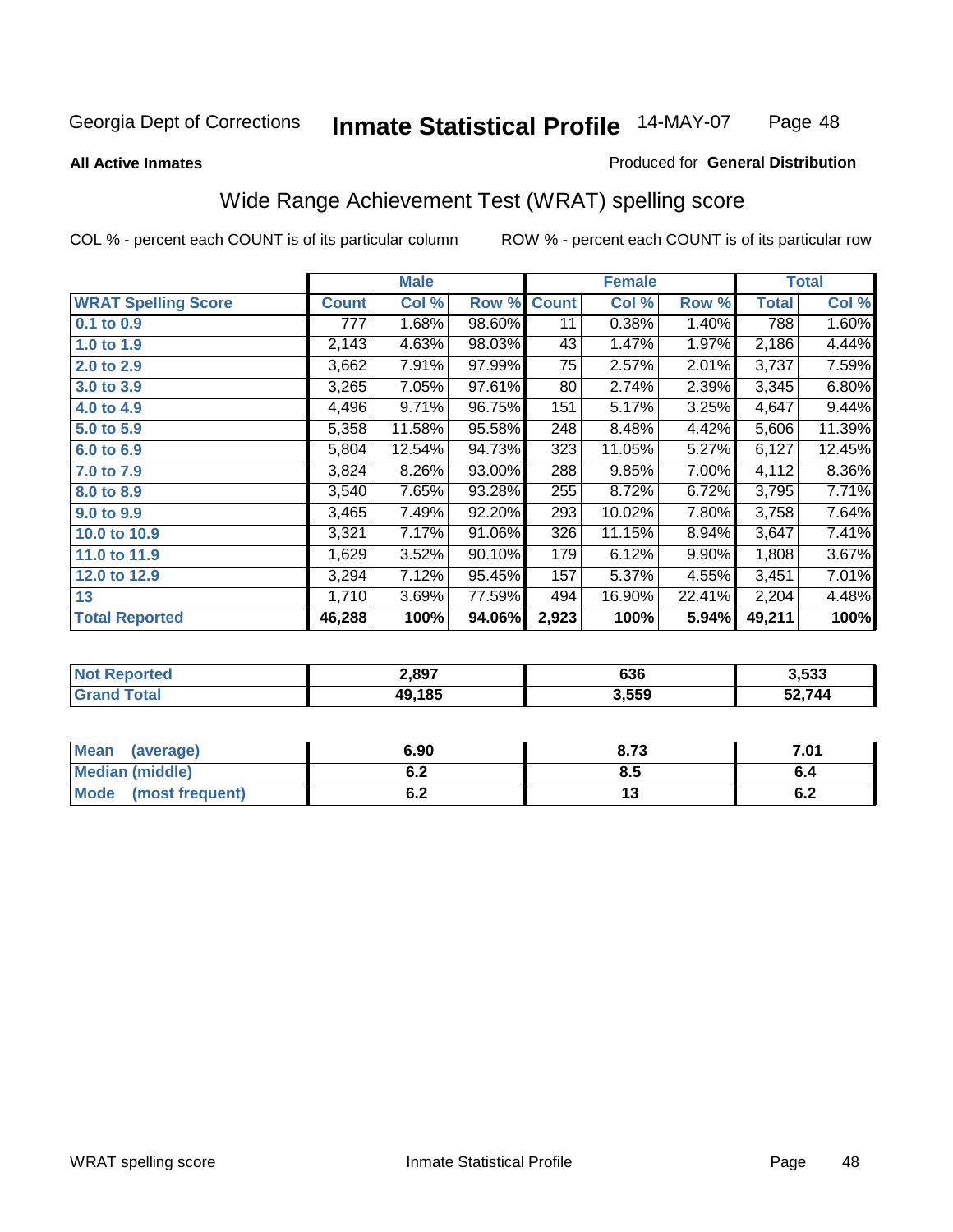Georgia Dept of Corrections **Inmate Statistical Profile** 14-MAY-07

**All Active Inmates**

Produced for **General Distribution**

## Wide Range Achievement Test (WRAT) spelling score

COL % - percent each COUNT is of its particular column

ROW % - percent each COUNT is of its particular row

| | Male | | | Female | | | Total | |
|---|---|---|---|---|---|---|---|---|
| **WRAT Spelling Score** | **Count** | **Col %** | **Row %** | **Count** | **Col %** | **Row %** | **Total** | **Col %** |
| **0.1 to 0.9** | 777 | 1.68% | 98.60% | 11 | 0.38% | 1.40% | 788 | 1.60% |
| **1.0 to 1.9** | 2,143 | 4.63% | 98.03% | 43 | 1.47% | 1.97% | 2,186 | 4.44% |
| **2.0 to 2.9** | 3,662 | 7.91% | 97.99% | 75 | 2.57% | 2.01% | 3,737 | 7.59% |
| **3.0 to 3.9** | 3,265 | 7.05% | 97.61% | 80 | 2.74% | 2.39% | 3,345 | 6.80% |
| **4.0 to 4.9** | 4,496 | 9.71% | 96.75% | 151 | 5.17% | 3.25% | 4,647 | 9.44% |
| **5.0 to 5.9** | 5,358 | 11.58% | 95.58% | 248 | 8.48% | 4.42% | 5,606 | 11.39% |
| **6.0 to 6.9** | 5,804 | 12.54% | 94.73% | 323 | 11.05% | 5.27% | 6,127 | 12.45% |
| **7.0 to 7.9** | 3,824 | 8.26% | 93.00% | 288 | 9.85% | 7.00% | 4,112 | 8.36% |
| **8.0 to 8.9** | 3,540 | 7.65% | 93.28% | 255 | 8.72% | 6.72% | 3,795 | 7.71% |
| **9.0 to 9.9** | 3,465 | 7.49% | 92.20% | 293 | 10.02% | 7.80% | 3,758 | 7.64% |
| **10.0 to 10.9** | 3,321 | 7.17% | 91.06% | 326 | 11.15% | 8.94% | 3,647 | 7.41% |
| **11.0 to 11.9** | 1,629 | 3.52% | 90.10% | 179 | 6.12% | 9.90% | 1,808 | 3.67% |
| **12.0 to 12.9** | 3,294 | 7.12% | 95.45% | 157 | 5.37% | 4.55% | 3,451 | 7.01% |
| **13** | 1,710 | 3.69% | 77.59% | 494 | 16.90% | 22.41% | 2,204 | 4.48% |
| **Total Reported** | **46,288** | **100%** | **94.06%** | **2,923** | **100%** | **5.94%** | **49,211** | **100%** |

| | Male | Female | Total |
|---|---|---|---|
| **Not Reported** | **2,897** | **636** | **3,533** |
| **Grand Total** | **49,185** | **3,559** | **52,744** |

| | Male | Female | Total |
|---|---|---|---|
| **Mean (average)** | **6.90** | **8.73** | **7.01** |
| **Median (middle)** | **6.2** | **8.5** | **6.4** |
| **Mode (most frequent)** | **6.2** | **13** | **6.2** |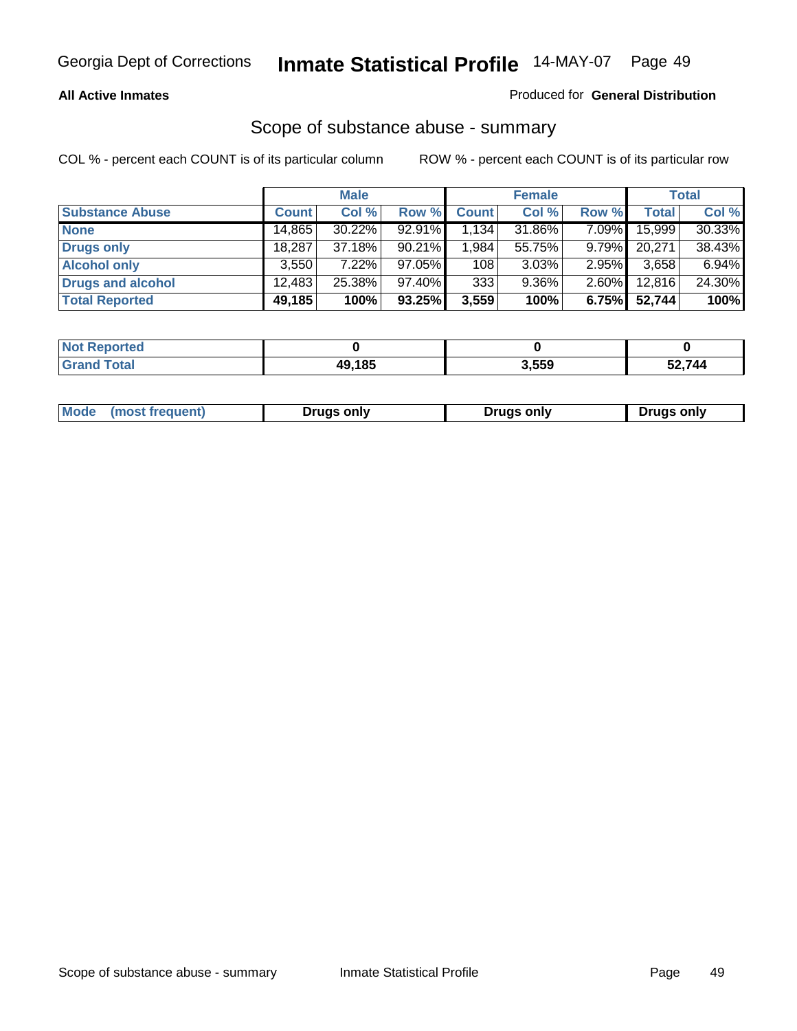**All Active Inmates**

Produced for **General Distribution**

## Scope of substance abuse - summary

COL % - percent each COUNT is of its particular column

ROW % - percent each COUNT is of its particular row

| | Male | | | Female | | | Total | |
|---|---|---|---|---|---|---|---|---|
| **Substance Abuse** | **Count** | **Col %** | **Row %** | **Count** | **Col %** | **Row %** | **Total** | **Col %** |
| **None** | 14,865 | 30.22% | 92.91% | 1,134 | 31.86% | 7.09% | 15,999 | 30.33% |
| **Drugs only** | 18,287 | 37.18% | 90.21% | 1,984 | 55.75% | 9.79% | 20,271 | 38.43% |
| **Alcohol only** | 3,550 | 7.22% | 97.05% | 108 | 3.03% | 2.95% | 3,658 | 6.94% |
| **Drugs and alcohol** | 12,483 | 25.38% | 97.40% | 333 | 9.36% | 2.60% | 12,816 | 24.30% |
| **Total Reported** | **49,185** | **100%** | **93.25%** | **3,559** | **100%** | **6.75%** | **52,744** | **100%** |

| | Male | Female | Total |
|---|---|---|---|
| **Not Reported** | **0** | **0** | **0** |
| **Grand Total** | **49,185** | **3,559** | **52,744** |

| | Male | Female | Total |
|---|---|---|---|
| **Mode (most frequent)** | **Drugs only** | **Drugs only** | **Drugs only** |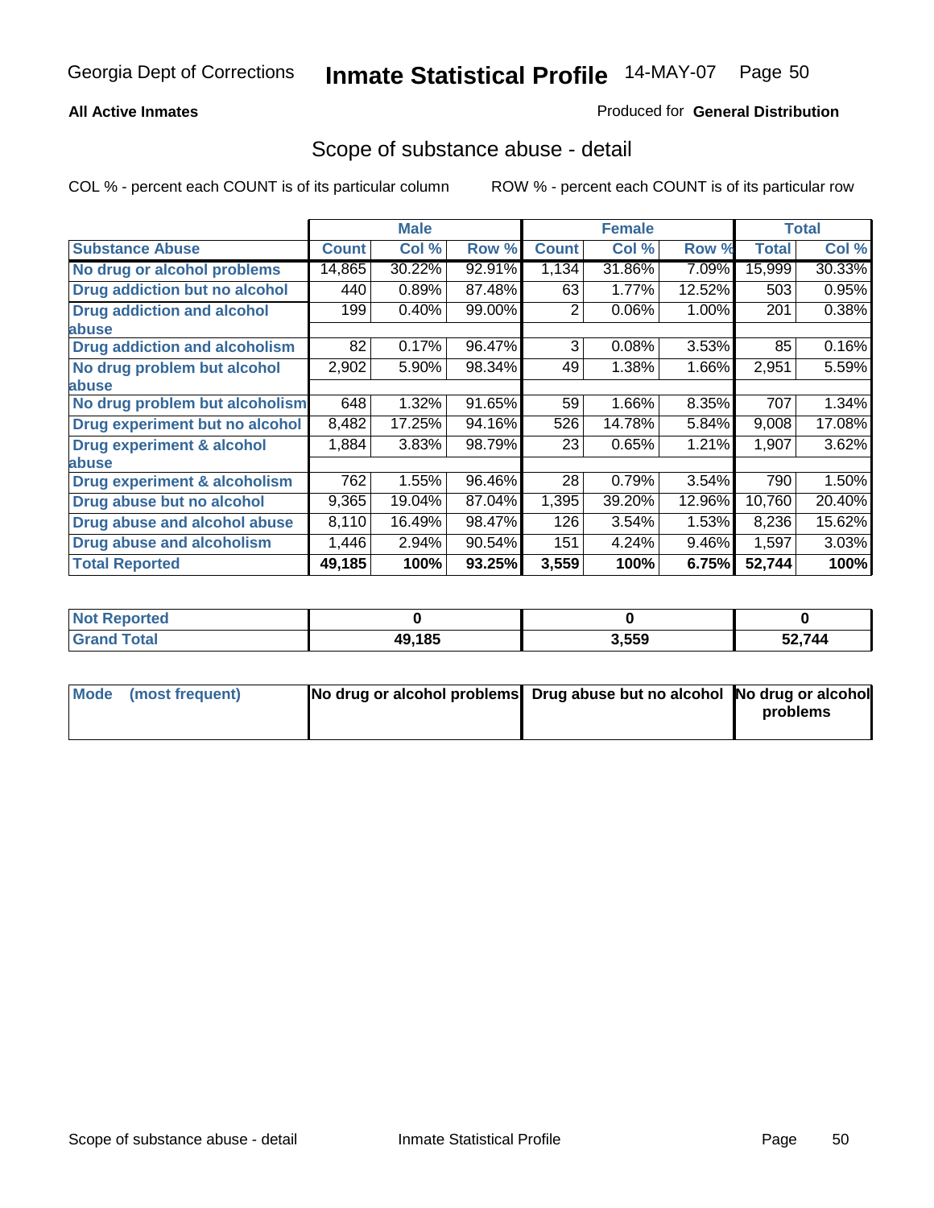Georgia Dept of Corrections **Inmate Statistical Profile** 14-MAY-07

**All Active Inmates**

Produced for **General Distribution**

## Scope of substance abuse - detail

COL % - percent each COUNT is of its particular column

ROW % - percent each COUNT is of its particular row

| | Male | | | Female | | | Total | |
|---|---|---|---|---|---|---|---|---|
| **Substance Abuse** | **Count** | **Col %** | **Row %** | **Count** | **Col %** | **Row %** | **Total** | **Col %** |
| **No drug or alcohol problems** | 14,865 | 30.22% | 92.91% | 1,134 | 31.86% | 7.09% | 15,999 | 30.33% |
| **Drug addiction but no alcohol** | 440 | 0.89% | 87.48% | 63 | 1.77% | 12.52% | 503 | 0.95% |
| **Drug addiction and alcohol abuse** | 199 | 0.40% | 99.00% | 2 | 0.06% | 1.00% | 201 | 0.38% |
| **Drug addiction and alcoholism** | 82 | 0.17% | 96.47% | 3 | 0.08% | 3.53% | 85 | 0.16% |
| **No drug problem but alcohol abuse** | 2,902 | 5.90% | 98.34% | 49 | 1.38% | 1.66% | 2,951 | 5.59% |
| **No drug problem but alcoholism** | 648 | 1.32% | 91.65% | 59 | 1.66% | 8.35% | 707 | 1.34% |
| **Drug experiment but no alcohol** | 8,482 | 17.25% | 94.16% | 526 | 14.78% | 5.84% | 9,008 | 17.08% |
| **Drug experiment & alcohol abuse** | 1,884 | 3.83% | 98.79% | 23 | 0.65% | 1.21% | 1,907 | 3.62% |
| **Drug experiment & alcoholism** | 762 | 1.55% | 96.46% | 28 | 0.79% | 3.54% | 790 | 1.50% |
| **Drug abuse but no alcohol** | 9,365 | 19.04% | 87.04% | 1,395 | 39.20% | 12.96% | 10,760 | 20.40% |
| **Drug abuse and alcohol abuse** | 8,110 | 16.49% | 98.47% | 126 | 3.54% | 1.53% | 8,236 | 15.62% |
| **Drug abuse and alcoholism** | 1,446 | 2.94% | 90.54% | 151 | 4.24% | 9.46% | 1,597 | 3.03% |
| **Total Reported** | **49,185** | **100%** | **93.25%** | **3,559** | **100%** | **6.75%** | **52,744** | **100%** |

| | | | |
|---|---|---|---|
| **Not Reported** | **0** | **0** | **0** |
| **Grand Total** | **49,185** | **3,559** | **52,744** |

| | | | |
|---|---|---|---|
| **Mode (most frequent)** | **No drug or alcohol problems** | **Drug abuse but no alcohol** | **No drug or alcohol problems** |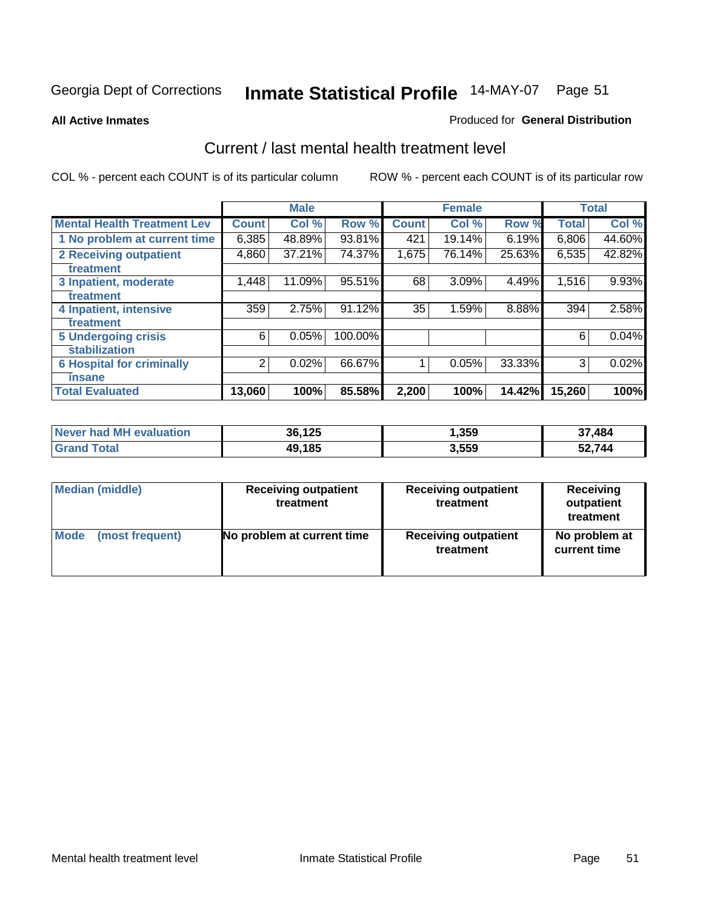Georgia Dept of Corrections **Inmate Statistical Profile** 14-MAY-07 Page 51

**All Active Inmates**

Produced for **General Distribution**

## Current / last mental health treatment level

COL % - percent each COUNT is of its particular column

ROW % - percent each COUNT is of its particular row

| | Male | | | Female | | | Total | |
|---|---|---|---|---|---|---|---|---|
| **Mental Health Treatment Lev** | **Count** | **Col %** | **Row %** | **Count** | **Col %** | **Row %** | **Total** | **Col %** |
| **1 No problem at current time** | 6,385 | 48.89% | 93.81% | 421 | 19.14% | 6.19% | 6,806 | 44.60% |
| **2 Receiving outpatient treatment** | 4,860 | 37.21% | 74.37% | 1,675 | 76.14% | 25.63% | 6,535 | 42.82% |
| **3 Inpatient, moderate treatment** | 1,448 | 11.09% | 95.51% | 68 | 3.09% | 4.49% | 1,516 | 9.93% |
| **4 Inpatient, intensive treatment** | 359 | 2.75% | 91.12% | 35 | 1.59% | 8.88% | 394 | 2.58% |
| **5 Undergoing crisis stabilization** | 6 | 0.05% | 100.00% | | | | 6 | 0.04% |
| **6 Hospital for criminally insane** | 2 | 0.02% | 66.67% | 1 | 0.05% | 33.33% | 3 | 0.02% |
| **Total Evaluated** | **13,060** | **100%** | **85.58%** | **2,200** | **100%** | **14.42%** | **15,260** | **100%** |

| | Male | Female | Total |
|---|---|---|---|
| **Never had MH evaluation** | **36,125** | **1,359** | **37,484** |
| **Grand Total** | **49,185** | **3,559** | **52,744** |

| | Male | Female | Total |
|---|---|---|---|
| **Median (middle)** | **Receiving outpatient treatment** | **Receiving outpatient treatment** | **Receiving outpatient treatment** |
| **Mode (most frequent)** | **No problem at current time** | **Receiving outpatient treatment** | **No problem at current time** |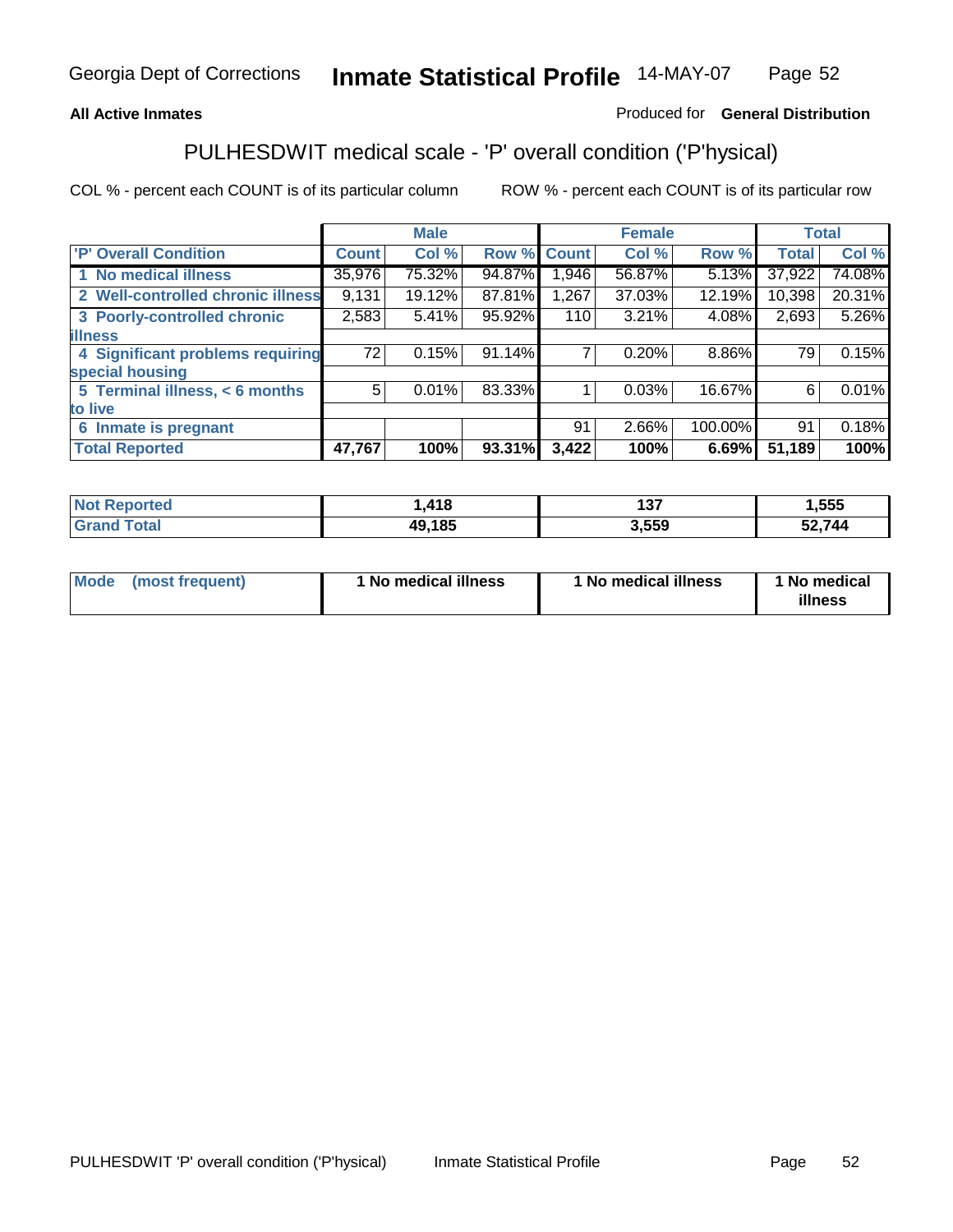Georgia Dept of Corrections **Inmate Statistical Profile** 14-MAY-07

**All Active Inmates**

Produced for **General Distribution**

## PULHESDWIT medical scale - 'P' overall condition ('P'hysical)

COL % - percent each COUNT is of its particular column

ROW % - percent each COUNT is of its particular row

| | Male | | | Female | | | Total | |
|---|---|---|---|---|---|---|---|---|
| 'P' Overall Condition | Count | Col % | Row % | Count | Col % | Row % | Total | Col % |
| 1 No medical illness | 35,976 | 75.32% | 94.87% | 1,946 | 56.87% | 5.13% | 37,922 | 74.08% |
| 2 Well-controlled chronic illness | 9,131 | 19.12% | 87.81% | 1,267 | 37.03% | 12.19% | 10,398 | 20.31% |
| 3 Poorly-controlled chronic illness | 2,583 | 5.41% | 95.92% | 110 | 3.21% | 4.08% | 2,693 | 5.26% |
| 4 Significant problems requiring special housing | 72 | 0.15% | 91.14% | 7 | 0.20% | 8.86% | 79 | 0.15% |
| 5 Terminal illness, < 6 months to live | 5 | 0.01% | 83.33% | 1 | 0.03% | 16.67% | 6 | 0.01% |
| 6 Inmate is pregnant | | | | 91 | 2.66% | 100.00% | 91 | 0.18% |
| **Total Reported** | **47,767** | **100%** | **93.31%** | **3,422** | **100%** | **6.69%** | **51,189** | **100%** |

| | Male | Female | Total |
|---|---|---|---|
| Not Reported | 1,418 | 137 | 1,555 |
| Grand Total | 49,185 | 3,559 | 52,744 |

| | Male | Female | Total |
|---|---|---|---|
| Mode (most frequent) | 1 No medical illness | 1 No medical illness | 1 No medical illness |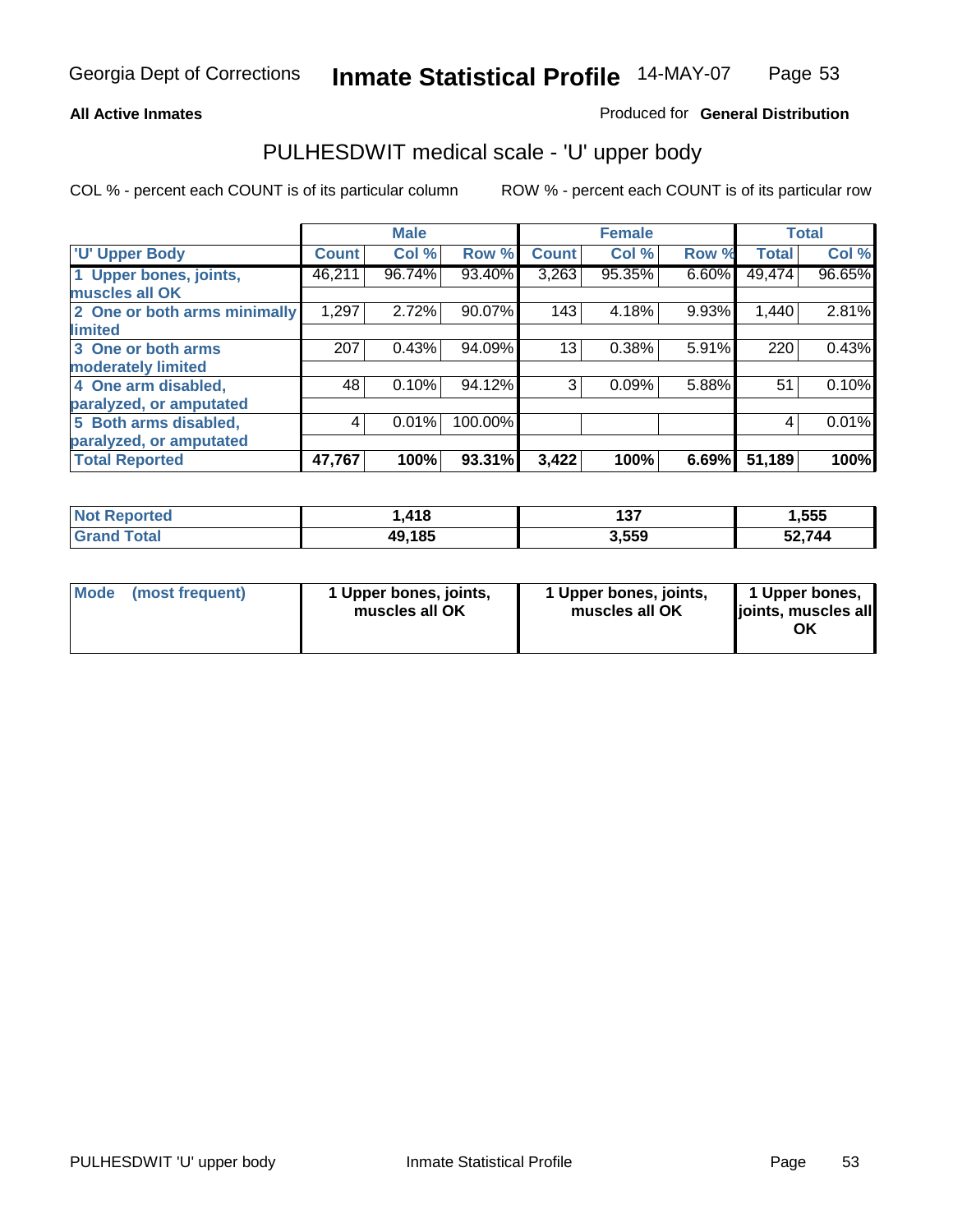Georgia Dept of Corrections **Inmate Statistical Profile** 14-MAY-07

**All Active Inmates**

Produced for **General Distribution**

## PULHESDWIT medical scale - 'U' upper body

COL % - percent each COUNT is of its particular column

ROW % - percent each COUNT is of its particular row

| | Male | | | Female | | | Total | |
|---|---|---|---|---|---|---|---|---|
| 'U' Upper Body | Count | Col % | Row % | Count | Col % | Row % | Total | Col % |
| 1 Upper bones, joints, muscles all OK | 46,211 | 96.74% | 93.40% | 3,263 | 95.35% | 6.60% | 49,474 | 96.65% |
| 2 One or both arms minimally limited | 1,297 | 2.72% | 90.07% | 143 | 4.18% | 9.93% | 1,440 | 2.81% |
| 3 One or both arms moderately limited | 207 | 0.43% | 94.09% | 13 | 0.38% | 5.91% | 220 | 0.43% |
| 4 One arm disabled, paralyzed, or amputated | 48 | 0.10% | 94.12% | 3 | 0.09% | 5.88% | 51 | 0.10% |
| 5 Both arms disabled, paralyzed, or amputated | 4 | 0.01% | 100.00% | | | | 4 | 0.01% |
| **Total Reported** | **47,767** | **100%** | **93.31%** | **3,422** | **100%** | **6.69%** | **51,189** | **100%** |

| | Male | Female | Total |
|---|---|---|---|
| Not Reported | 1,418 | 137 | 1,555 |
| Grand Total | 49,185 | 3,559 | 52,744 |

| | Male | Female | Total |
|---|---|---|---|
| Mode (most frequent) | 1 Upper bones, joints, muscles all OK | 1 Upper bones, joints, muscles all OK | 1 Upper bones, joints, muscles all OK |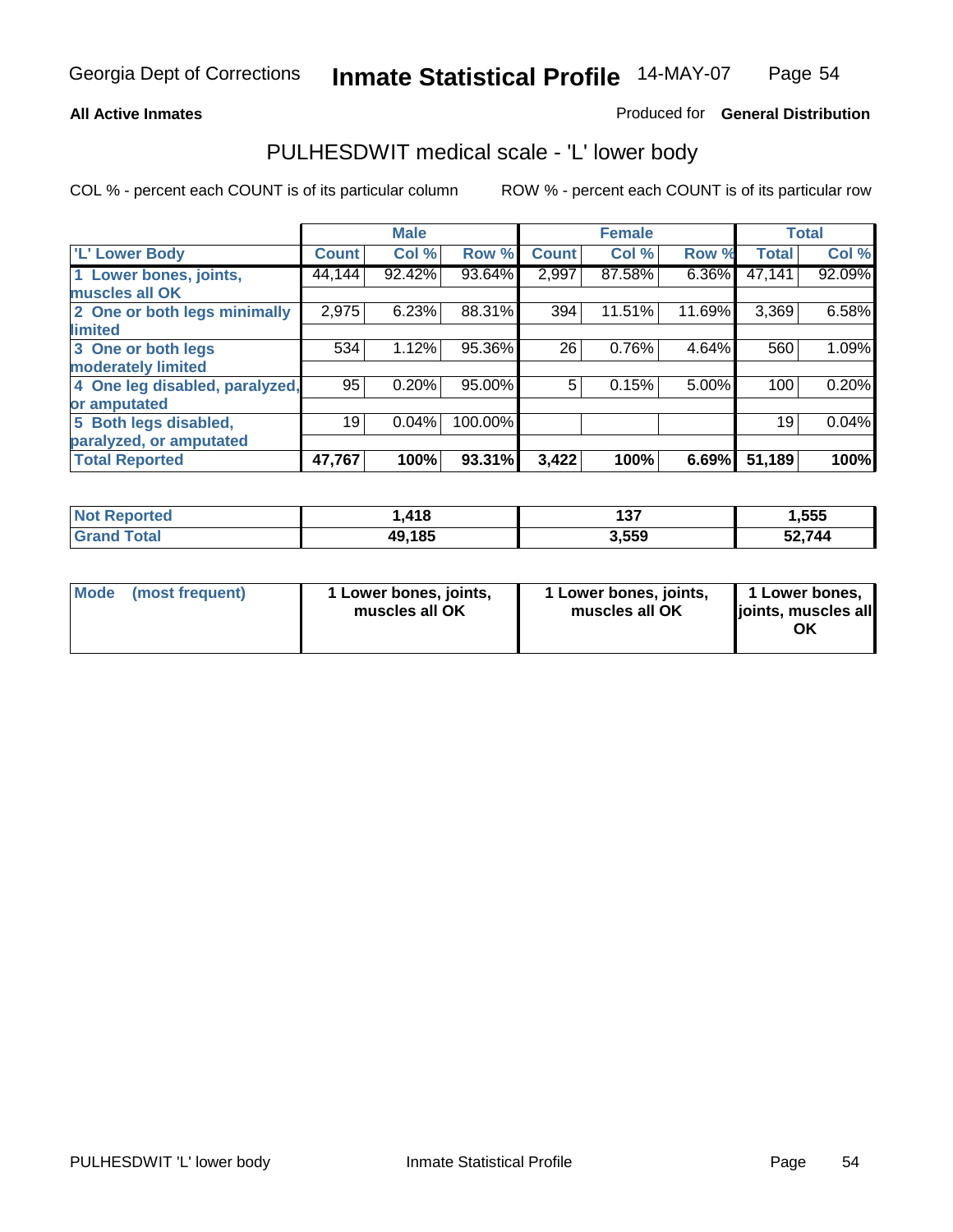**All Active Inmates**

Produced for **General Distribution**

## PULHESDWIT medical scale - 'L' lower body

COL % - percent each COUNT is of its particular column

ROW % - percent each COUNT is of its particular row

| | Male | | | Female | | | Total | |
|---|---|---|---|---|---|---|---|---|
| 'L' Lower Body | Count | Col % | Row % | Count | Col % | Row % | Total | Col % |
| 1 Lower bones, joints, muscles all OK | 44,144 | 92.42% | 93.64% | 2,997 | 87.58% | 6.36% | 47,141 | 92.09% |
| 2 One or both legs minimally limited | 2,975 | 6.23% | 88.31% | 394 | 11.51% | 11.69% | 3,369 | 6.58% |
| 3 One or both legs moderately limited | 534 | 1.12% | 95.36% | 26 | 0.76% | 4.64% | 560 | 1.09% |
| 4 One leg disabled, paralyzed, or amputated | 95 | 0.20% | 95.00% | 5 | 0.15% | 5.00% | 100 | 0.20% |
| 5 Both legs disabled, paralyzed, or amputated | 19 | 0.04% | 100.00% | | | | 19 | 0.04% |
| **Total Reported** | **47,767** | **100%** | **93.31%** | **3,422** | **100%** | **6.69%** | **51,189** | **100%** |

| | Male | Female | Total |
|---|---|---|---|
| Not Reported | 1,418 | 137 | 1,555 |
| Grand Total | 49,185 | 3,559 | 52,744 |

| | Male | Female | Total |
|---|---|---|---|
| Mode (most frequent) | 1 Lower bones, joints, muscles all OK | 1 Lower bones, joints, muscles all OK | 1 Lower bones, joints, muscles all OK |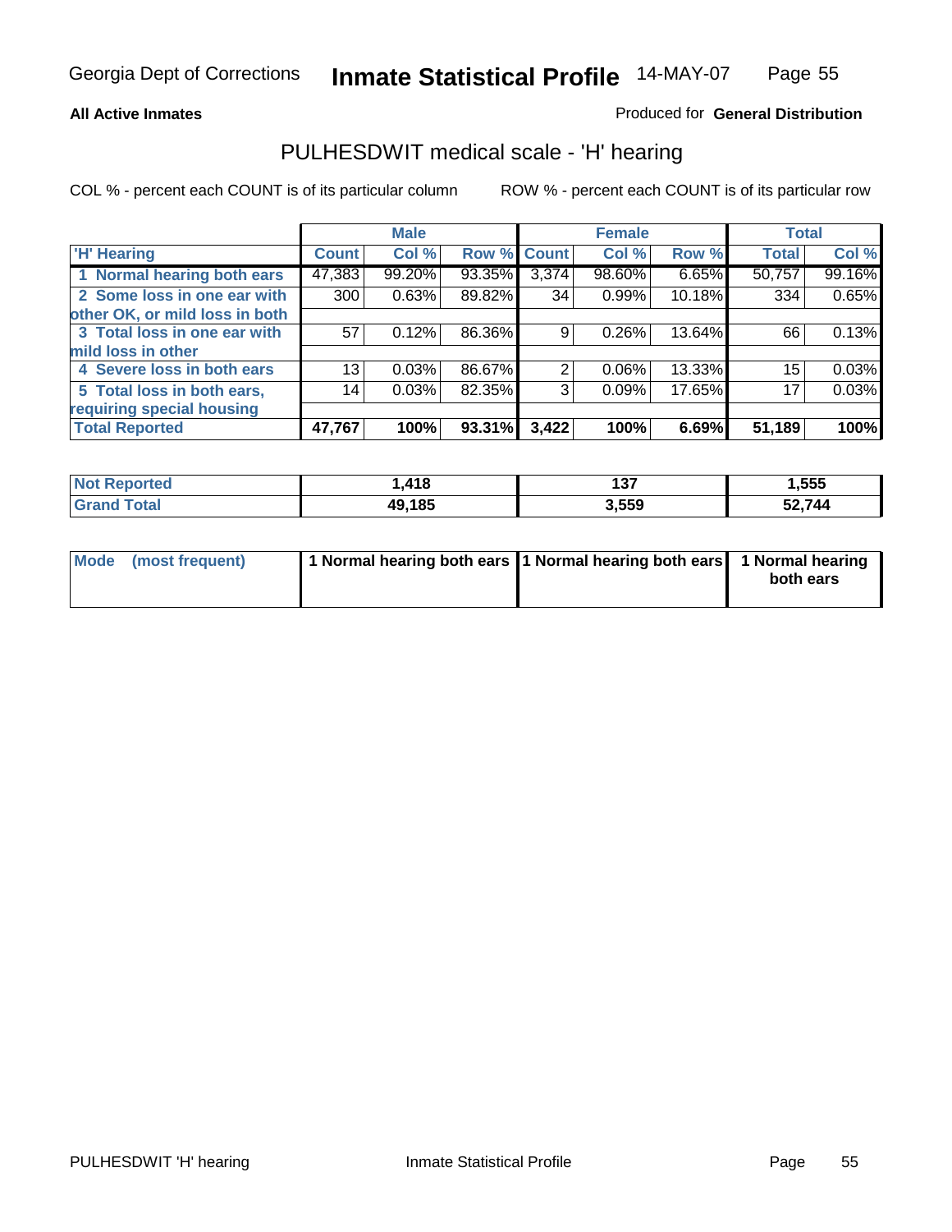**All Active Inmates**

Produced for **General Distribution**

## PULHESDWIT medical scale - 'H' hearing

COL % - percent each COUNT is of its particular column

ROW % - percent each COUNT is of its particular row

| | Male | | | Female | | | Total | |
|---|---|---|---|---|---|---|---|---|
| 'H' Hearing | Count | Col % | Row % | Count | Col % | Row % | Total | Col % |
| 1 Normal hearing both ears | 47,383 | 99.20% | 93.35% | 3,374 | 98.60% | 6.65% | 50,757 | 99.16% |
| 2 Some loss in one ear with other OK, or mild loss in both | 300 | 0.63% | 89.82% | 34 | 0.99% | 10.18% | 334 | 0.65% |
| 3 Total loss in one ear with mild loss in other | 57 | 0.12% | 86.36% | 9 | 0.26% | 13.64% | 66 | 0.13% |
| 4 Severe loss in both ears | 13 | 0.03% | 86.67% | 2 | 0.06% | 13.33% | 15 | 0.03% |
| 5 Total loss in both ears, requiring special housing | 14 | 0.03% | 82.35% | 3 | 0.09% | 17.65% | 17 | 0.03% |
| **Total Reported** | **47,767** | **100%** | **93.31%** | **3,422** | **100%** | **6.69%** | **51,189** | **100%** |

| | Male | Female | Total |
|---|---|---|---|
| Not Reported | 1,418 | 137 | 1,555 |
| Grand Total | 49,185 | 3,559 | 52,744 |

| | Male | Female | Total |
|---|---|---|---|
| Mode (most frequent) | 1 Normal hearing both ears | 1 Normal hearing both ears | 1 Normal hearing both ears |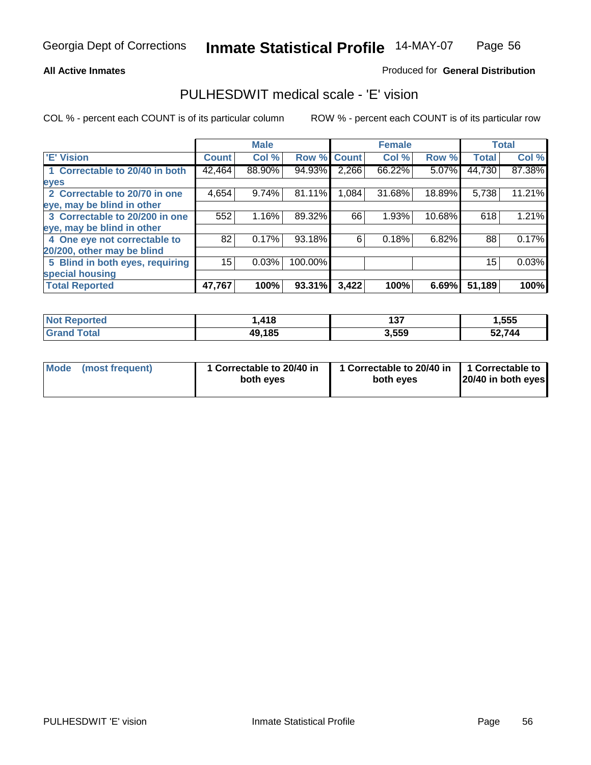Georgia Dept of Corrections **Inmate Statistical Profile** 14-MAY-07

**All Active Inmates**

Produced for **General Distribution**

## PULHESDWIT medical scale - 'E' vision

COL % - percent each COUNT is of its particular column

ROW % - percent each COUNT is of its particular row

| | Male | | | Female | | | Total | |
|---|---|---|---|---|---|---|---|---|
| 'E' Vision | Count | Col % | Row % | Count | Col % | Row % | Total | Col % |
| 1 Correctable to 20/40 in both eyes | 42,464 | 88.90% | 94.93% | 2,266 | 66.22% | 5.07% | 44,730 | 87.38% |
| 2 Correctable to 20/70 in one eye, may be blind in other | 4,654 | 9.74% | 81.11% | 1,084 | 31.68% | 18.89% | 5,738 | 11.21% |
| 3 Correctable to 20/200 in one eye, may be blind in other | 552 | 1.16% | 89.32% | 66 | 1.93% | 10.68% | 618 | 1.21% |
| 4 One eye not correctable to 20/200, other may be blind | 82 | 0.17% | 93.18% | 6 | 0.18% | 6.82% | 88 | 0.17% |
| 5 Blind in both eyes, requiring special housing | 15 | 0.03% | 100.00% | | | | 15 | 0.03% |
| **Total Reported** | **47,767** | **100%** | **93.31%** | **3,422** | **100%** | **6.69%** | **51,189** | **100%** |

| | Male | Female | Total |
|---|---|---|---|
| Not Reported | 1,418 | 137 | 1,555 |
| Grand Total | 49,185 | 3,559 | 52,744 |

| | Male | Female | Total |
|---|---|---|---|
| Mode (most frequent) | 1 Correctable to 20/40 in both eyes | 1 Correctable to 20/40 in both eyes | 1 Correctable to 20/40 in both eyes |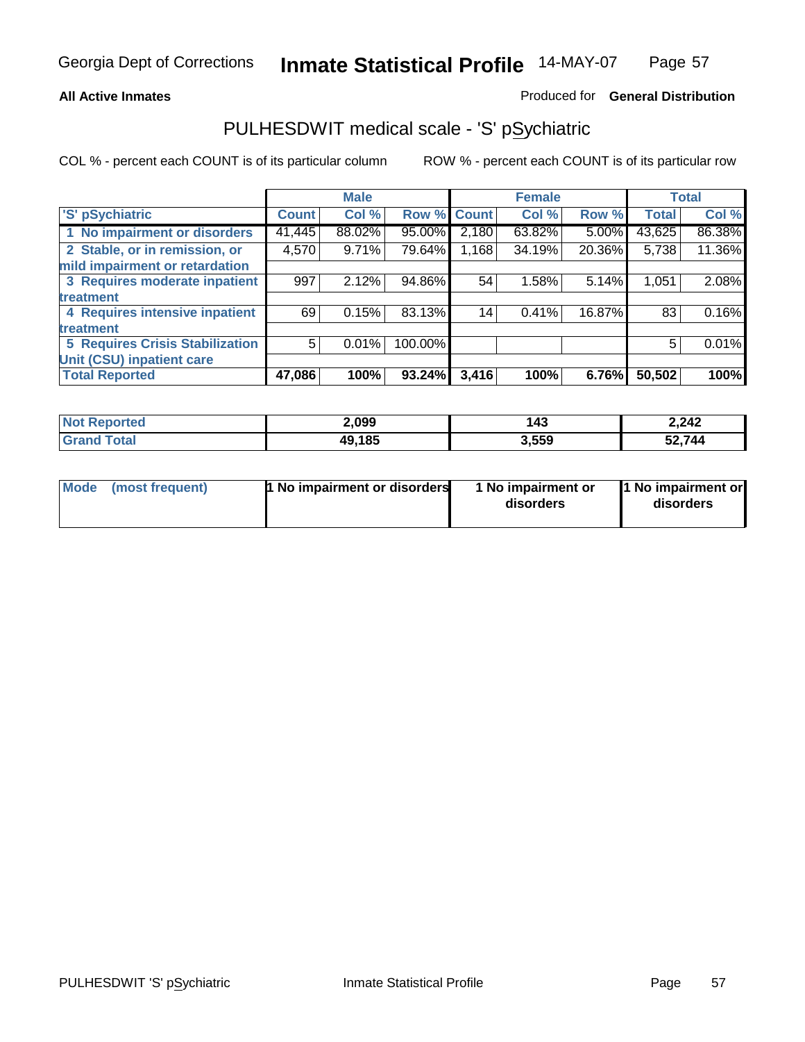**All Active Inmates**

Produced for **General Distribution**

## PULHESDWIT medical scale - 'S' pSychiatric

COL % - percent each COUNT is of its particular column

ROW % - percent each COUNT is of its particular row

| | Male | | | Female | | | Total | |
|---|---|---|---|---|---|---|---|---|
| 'S' pSychiatric | Count | Col % | Row % | Count | Col % | Row % | Total | Col % |
| 1 No impairment or disorders | 41,445 | 88.02% | 95.00% | 2,180 | 63.82% | 5.00% | 43,625 | 86.38% |
| 2 Stable, or in remission, or mild impairment or retardation | 4,570 | 9.71% | 79.64% | 1,168 | 34.19% | 20.36% | 5,738 | 11.36% |
| 3 Requires moderate inpatient treatment | 997 | 2.12% | 94.86% | 54 | 1.58% | 5.14% | 1,051 | 2.08% |
| 4 Requires intensive inpatient treatment | 69 | 0.15% | 83.13% | 14 | 0.41% | 16.87% | 83 | 0.16% |
| 5 Requires Crisis Stabilization Unit (CSU) inpatient care | 5 | 0.01% | 100.00% | | | | 5 | 0.01% |
| **Total Reported** | **47,086** | **100%** | **93.24%** | **3,416** | **100%** | **6.76%** | **50,502** | **100%** |

| | Male | Female | Total |
|---|---|---|---|
| Not Reported | 2,099 | 143 | 2,242 |
| Grand Total | 49,185 | 3,559 | 52,744 |

| | Male | Female | Total |
|---|---|---|---|
| Mode (most frequent) | 1 No impairment or disorders | 1 No impairment or disorders | 1 No impairment or disorders |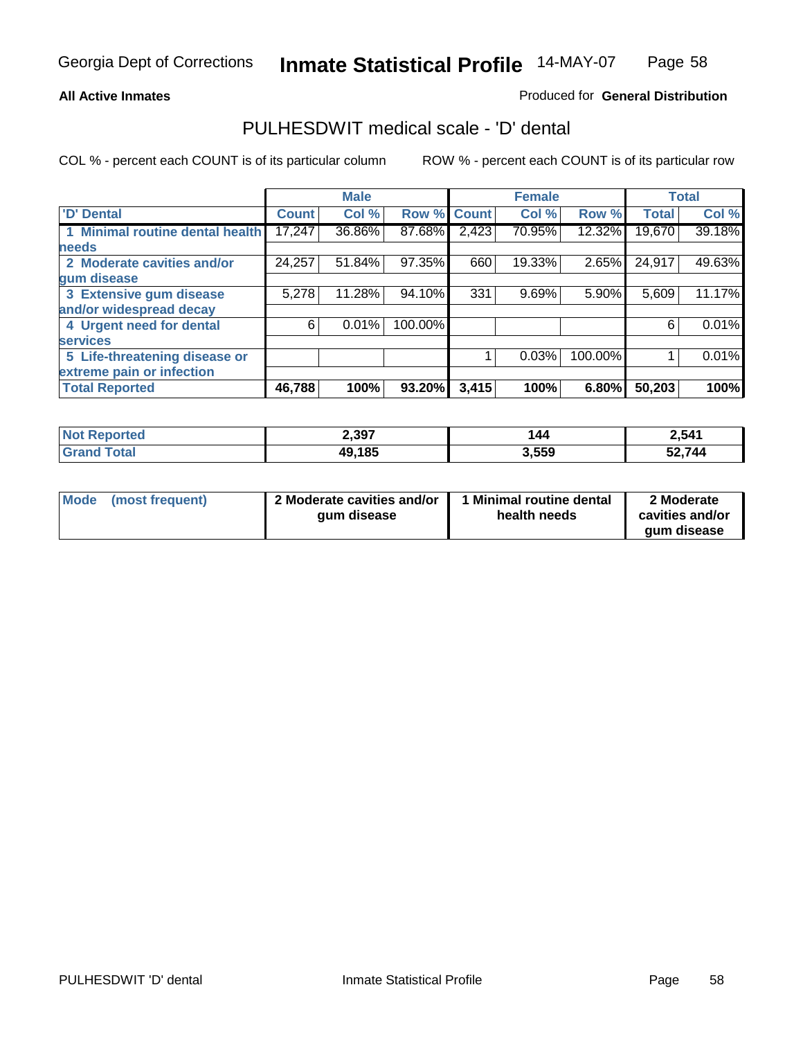Georgia Dept of Corrections **Inbmate Statistical Profile** 14-MAY-07

**All Active Inmates**

Produced for **General Distribution**

## PULHESDWIT medical scale - 'D' dental

COL % - percent each COUNT is of its particular column

ROW % - percent each COUNT is of its particular row

| | Male | | | Female | | | Total | |
|---|---|---|---|---|---|---|---|---|
| 'D' Dental | Count | Col % | Row % | Count | Col % | Row % | Total | Col % |
| 1 Minimal routine dental health needs | 17,247 | 36.86% | 87.68% | 2,423 | 70.95% | 12.32% | 19,670 | 39.18% |
| 2 Moderate cavities and/or gum disease | 24,257 | 51.84% | 97.35% | 660 | 19.33% | 2.65% | 24,917 | 49.63% |
| 3 Extensive gum disease and/or widespread decay | 5,278 | 11.28% | 94.10% | 331 | 9.69% | 5.90% | 5,609 | 11.17% |
| 4 Urgent need for dental services | 6 | 0.01% | 100.00% | | | | 6 | 0.01% |
| 5 Life-threatening disease or extreme pain or infection | | | | 1 | 0.03% | 100.00% | 1 | 0.01% |
| **Total Reported** | **46,788** | **100%** | **93.20%** | **3,415** | **100%** | **6.80%** | **50,203** | **100%** |

| | Male | Female | Total |
|---|---|---|---|
| Not Reported | 2,397 | 144 | 2,541 |
| Grand Total | 49,185 | 3,559 | 52,744 |

| | Male | Female | Total |
|---|---|---|---|
| Mode (most frequent) | 2 Moderate cavities and/or gum disease | 1 Minimal routine dental health needs | 2 Moderate cavities and/or gum disease |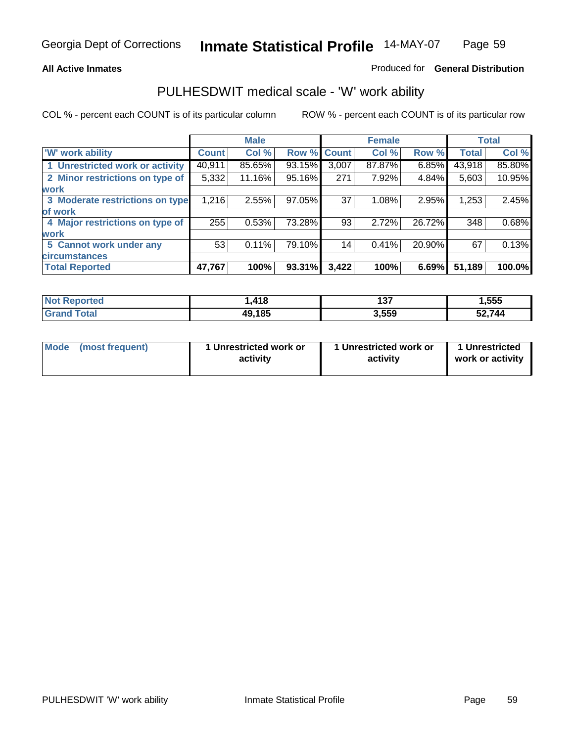**All Active Inmates**

Produced for **General Distribution**

## PULHESDWIT medical scale - 'W' work ability

COL % - percent each COUNT is of its particular column

ROW % - percent each COUNT is of its particular row

| | Male | | | Female | | | Total | |
|---|---|---|---|---|---|---|---|---|
| 'W' work ability | Count | Col % | Row % | Count | Col % | Row % | Total | Col % |
| 1 Unrestricted work or activity | 40,911 | 85.65% | 93.15% | 3,007 | 87.87% | 6.85% | 43,918 | 85.80% |
| 2 Minor restrictions on type of work | 5,332 | 11.16% | 95.16% | 271 | 7.92% | 4.84% | 5,603 | 10.95% |
| 3 Moderate restrictions on type of work | 1,216 | 2.55% | 97.05% | 37 | 1.08% | 2.95% | 1,253 | 2.45% |
| 4 Major restrictions on type of work | 255 | 0.53% | 73.28% | 93 | 2.72% | 26.72% | 348 | 0.68% |
| 5 Cannot work under any circumstances | 53 | 0.11% | 79.10% | 14 | 0.41% | 20.90% | 67 | 0.13% |
| **Total Reported** | **47,767** | **100%** | **93.31%** | **3,422** | **100%** | **6.69%** | **51,189** | **100.0%** |

| | Male | Female | Total |
|---|---|---|---|
| Not Reported | 1,418 | 137 | 1,555 |
| Grand Total | 49,185 | 3,559 | 52,744 |

| | Male | Female | Total |
|---|---|---|---|
| Mode (most frequent) | 1 Unrestricted work or activity | 1 Unrestricted work or activity | 1 Unrestricted work or activity |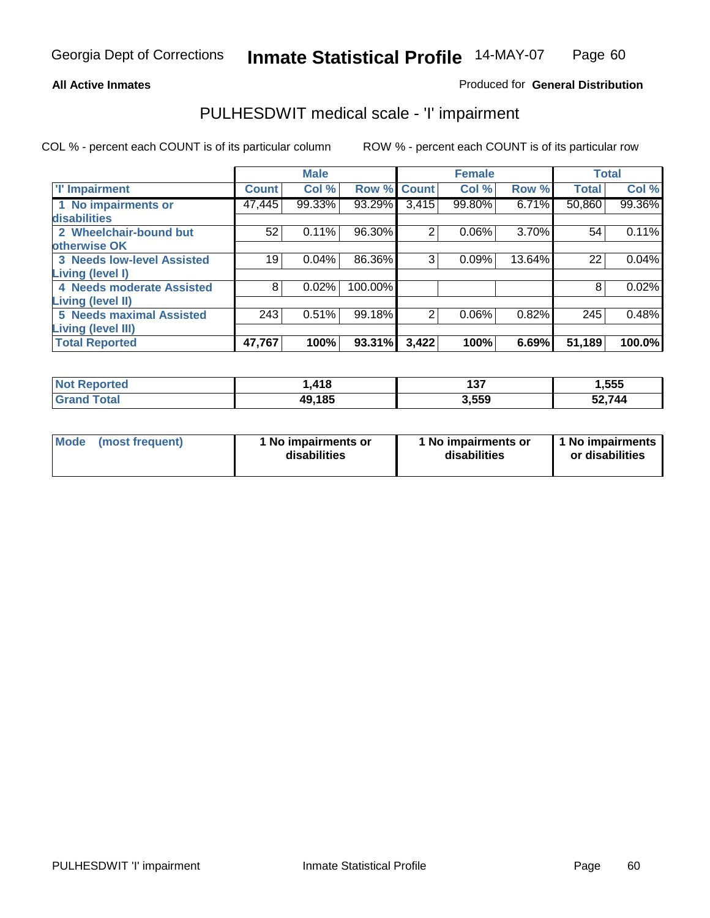**All Active Inmates**

Produced for **General Distribution**

## PULHESDWIT medical scale - 'I' impairment

COL % - percent each COUNT is of its particular column

ROW % - percent each COUNT is of its particular row

| | Male | | | Female | | | Total | |
|---|---|---|---|---|---|---|---|---|
| 'I' Impairment | Count | Col % | Row % | Count | Col % | Row % | Total | Col % |
| 1 No impairments or disabilities | 47,445 | 99.33% | 93.29% | 3,415 | 99.80% | 6.71% | 50,860 | 99.36% |
| 2 Wheelchair-bound but otherwise OK | 52 | 0.11% | 96.30% | 2 | 0.06% | 3.70% | 54 | 0.11% |
| 3 Needs low-level Assisted Living (level I) | 19 | 0.04% | 86.36% | 3 | 0.09% | 13.64% | 22 | 0.04% |
| 4 Needs moderate Assisted Living (level II) | 8 | 0.02% | 100.00% | | | | 8 | 0.02% |
| 5 Needs maximal Assisted Living (level III) | 243 | 0.51% | 99.18% | 2 | 0.06% | 0.82% | 245 | 0.48% |
| **Total Reported** | **47,767** | **100%** | **93.31%** | **3,422** | **100%** | **6.69%** | **51,189** | **100.0%** |

| | Male | Female | Total |
|---|---|---|---|
| Not Reported | 1,418 | 137 | 1,555 |
| Grand Total | 49,185 | 3,559 | 52,744 |

| | Male | Female | Total |
|---|---|---|---|
| Mode (most frequent) | 1 No impairments or disabilities | 1 No impairments or disabilities | 1 No impairments or disabilities |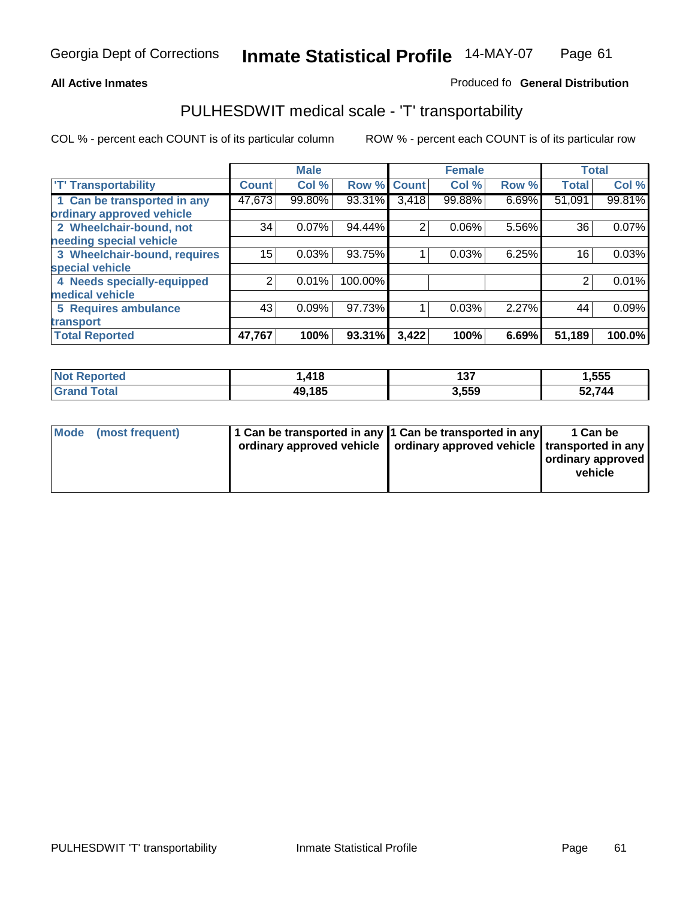Georgia Dept of Corrections **Inmate Statistical Profile** 14-MAY-07

**All Active Inmates**

Produced fo **General Distribution**

## PULHESDWIT medical scale - 'T' transportability

COL % - percent each COUNT is of its particular column

ROW % - percent each COUNT is of its particular row

| | Male | | | Female | | | Total | |
|---|---|---|---|---|---|---|---|---|
| 'T' Transportability | Count | Col % | Row % | Count | Col % | Row % | Total | Col % |
| 1 Can be transported in any ordinary approved vehicle | 47,673 | 99.80% | 93.31% | 3,418 | 99.88% | 6.69% | 51,091 | 99.81% |
| 2 Wheelchair-bound, not needing special vehicle | 34 | 0.07% | 94.44% | 2 | 0.06% | 5.56% | 36 | 0.07% |
| 3 Wheelchair-bound, requires special vehicle | 15 | 0.03% | 93.75% | 1 | 0.03% | 6.25% | 16 | 0.03% |
| 4 Needs specially-equipped medical vehicle | 2 | 0.01% | 100.00% | | | | 2 | 0.01% |
| 5 Requires ambulance transport | 43 | 0.09% | 97.73% | 1 | 0.03% | 2.27% | 44 | 0.09% |
| **Total Reported** | **47,767** | **100%** | **93.31%** | **3,422** | **100%** | **6.69%** | **51,189** | **100.0%** |

| | Male | Female | Total |
|---|---|---|---|
| Not Reported | 1,418 | 137 | 1,555 |
| Grand Total | 49,185 | 3,559 | 52,744 |

| | Male | Female | Total |
|---|---|---|---|
| Mode (most frequent) | 1 Can be transported in any ordinary approved vehicle | 1 Can be transported in any ordinary approved vehicle | 1 Can be transported in any ordinary approved vehicle |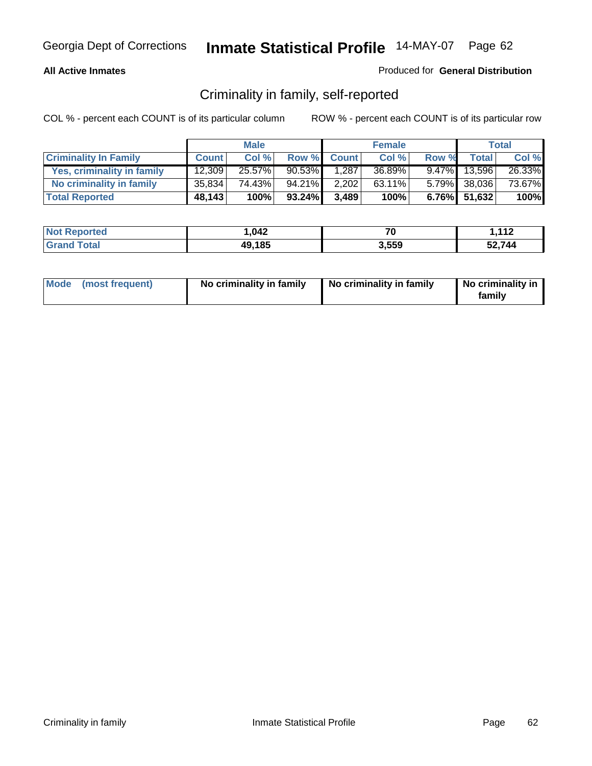**All Active Inmates**

Produced for **General Distribution**

## Criminality in family, self-reported

COL % - percent each COUNT is of its particular column

ROW % - percent each COUNT is of its particular row

| | Male | | | Female | | | Total | |
|---|---|---|---|---|---|---|---|---|
| **Criminality In Family** | **Count** | **Col %** | **Row %** | **Count** | **Col %** | **Row %** | **Total** | **Col %** |
| Yes, criminality in family | 12,309 | 25.57% | 90.53% | 1,287 | 36.89% | 9.47% | 13,596 | 26.33% |
| No criminality in family | 35,834 | 74.43% | 94.21% | 2,202 | 63.11% | 5.79% | 38,036 | 73.67% |
| **Total Reported** | **48,143** | **100%** | **93.24%** | **3,489** | **100%** | **6.76%** | **51,632** | **100%** |

| | Male | Female | Total |
|---|---|---|---|
| **Not Reported** | **1,042** | **70** | **1,112** |
| **Grand Total** | **49,185** | **3,559** | **52,744** |

| | Male | Female | Total |
|---|---|---|---|
| **Mode (most frequent)** | **No criminality in family** | **No criminality in family** | **No criminality in family** |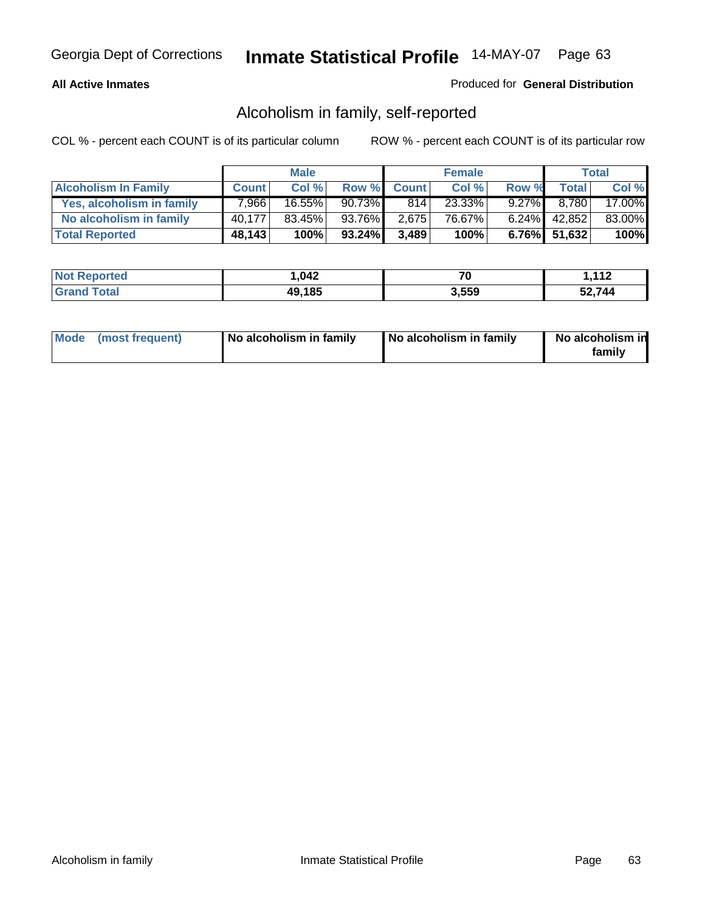Georgia Dept of Corrections **Inmate Statistical Profile** 14-MAY-07

**All Active Inmates**

Produced for **General Distribution**

## Alcoholism in family, self-reported

COL % - percent each COUNT is of its particular column

ROW % - percent each COUNT is of its particular row

| | Male | | | Female | | | Total | |
|---|---|---|---|---|---|---|---|---|
| **Alcoholism In Family** | **Count** | **Col %** | **Row %** | **Count** | **Col %** | **Row %** | **Total** | **Col %** |
| **Yes, alcoholism in family** | 7,966 | 16.55% | 90.73% | 814 | 23.33% | 9.27% | 8,780 | 17.00% |
| **No alcoholism in family** | 40,177 | 83.45% | 93.76% | 2,675 | 76.67% | 6.24% | 42,852 | 83.00% |
| **Total Reported** | **48,143** | **100%** | **93.24%** | **3,489** | **100%** | **6.76%** | **51,632** | **100%** |

| | Male | Female | Total |
|---|---|---|---|
| **Not Reported** | **1,042** | **70** | **1,112** |
| **Grand Total** | **49,185** | **3,559** | **52,744** |

| | Male | Female | Total |
|---|---|---|---|
| **Mode (most frequent)** | **No alcoholism in family** | **No alcoholism in family** | **No alcoholism in family** |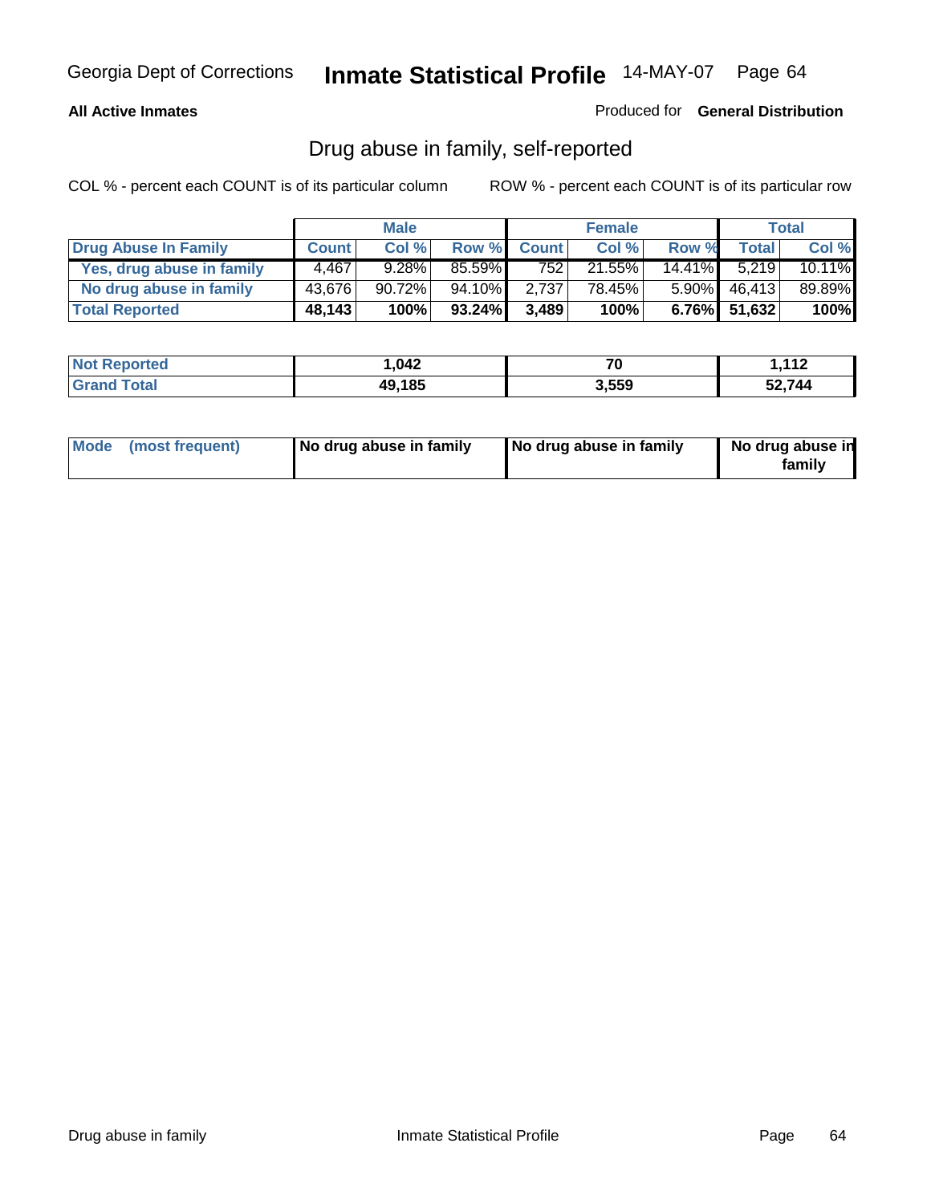Georgia Dept of Corrections **Inmate Statistical Profile** 14-MAY-07

**All Active Inmates**

Produced for **General Distribution**

## Drug abuse in family, self-reported

COL % - percent each COUNT is of its particular column

ROW % - percent each COUNT is of its particular row

| | Male | | | Female | | | Total | |
|---|---|---|---|---|---|---|---|---|
| **Drug Abuse In Family** | **Count** | **Col %** | **Row %** | **Count** | **Col %** | **Row %** | **Total** | **Col %** |
| **Yes, drug abuse in family** | 4,467 | 9.28% | 85.59% | 752 | 21.55% | 14.41% | 5,219 | 10.11% |
| **No drug abuse in family** | 43,676 | 90.72% | 94.10% | 2,737 | 78.45% | 5.90% | 46,413 | 89.89% |
| **Total Reported** | **48,143** | **100%** | **93.24%** | **3,489** | **100%** | **6.76%** | **51,632** | **100%** |

| | Male | Female | Total |
|---|---|---|---|
| **Not Reported** | **1,042** | **70** | **1,112** |
| **Grand Total** | **49,185** | **3,559** | **52,744** |

| | Male | Female | Total |
|---|---|---|---|
| **Mode (most frequent)** | **No drug abuse in family** | **No drug abuse in family** | **No drug abuse in family** |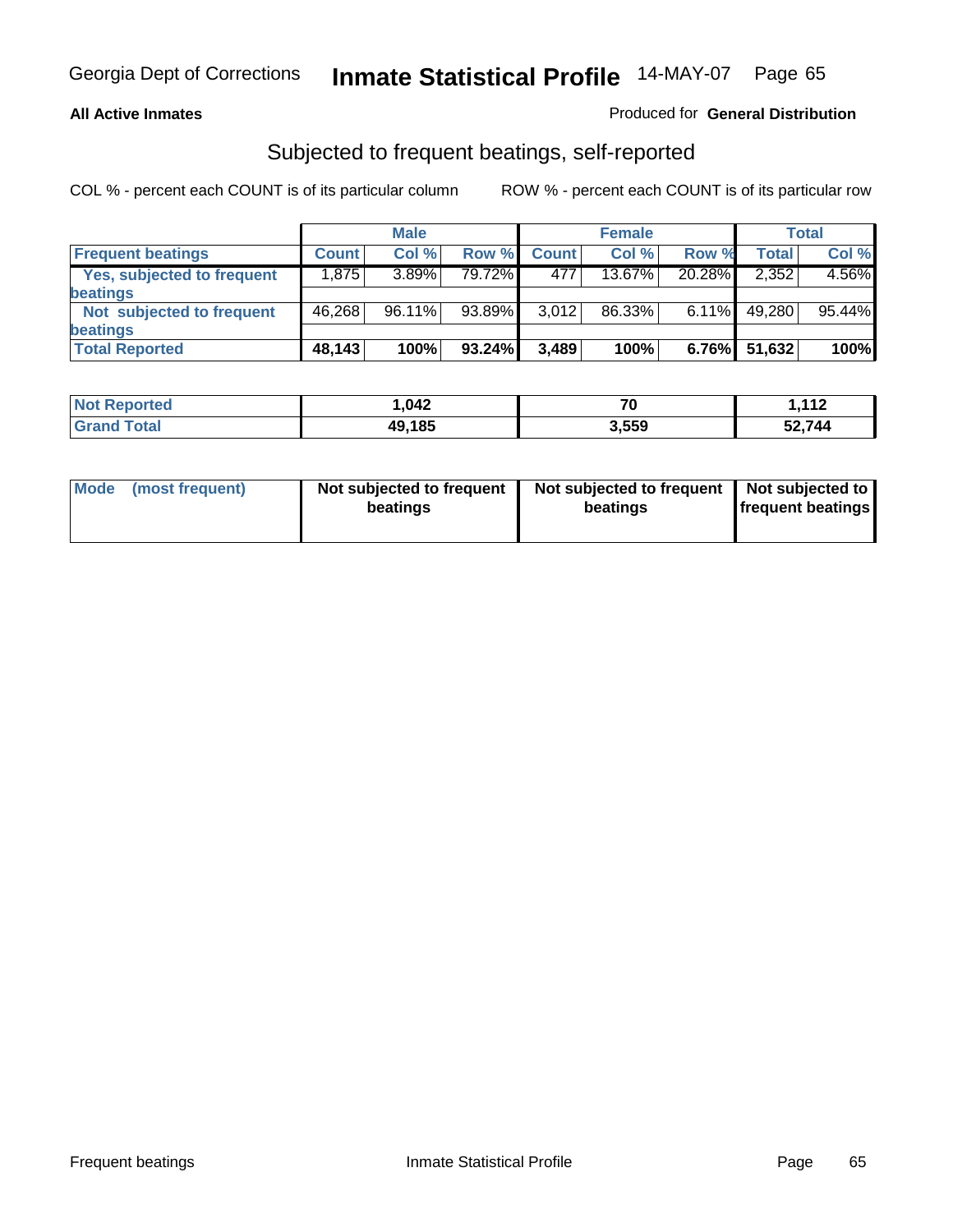Georgia Dept of Corrections **Inmate Statistical Profile** 14-MAY-07

**All Active Inmates**

Produced for **General Distribution**

## Subjected to frequent beatings, self-reported

COL % - percent each COUNT is of its particular column

ROW % - percent each COUNT is of its particular row

| | Male | | | Female | | | Total | |
|---|---|---|---|---|---|---|---|---|
| **Frequent beatings** | **Count** | **Col %** | **Row %** | **Count** | **Col %** | **Row %** | **Total** | **Col %** |
| **Yes, subjected to frequent beatings** | 1,875 | 3.89% | 79.72% | 477 | 13.67% | 20.28% | 2,352 | 4.56% |
| **Not subjected to frequent beatings** | 46,268 | 96.11% | 93.89% | 3,012 | 86.33% | 6.11% | 49,280 | 95.44% |
| **Total Reported** | **48,143** | **100%** | **93.24%** | **3,489** | **100%** | **6.76%** | **51,632** | **100%** |

| | Male | Female | Total |
|---|---|---|---|
| **Not Reported** | **1,042** | **70** | **1,112** |
| **Grand Total** | **49,185** | **3,559** | **52,744** |

| | Male | Female | Total |
|---|---|---|---|
| **Mode (most frequent)** | **Not subjected to frequent beatings** | **Not subjected to frequent beatings** | **Not subjected to frequent beatings** |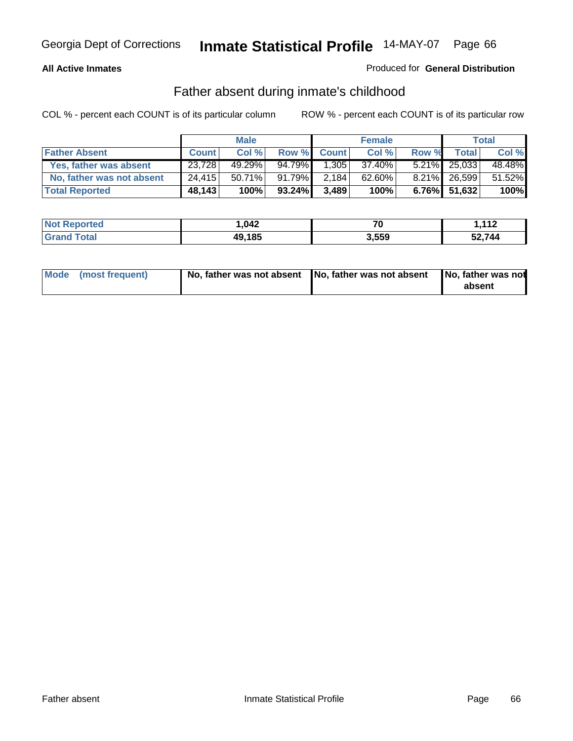Georgia Dept of Corrections **Inmate Statistical Profile** 14-MAY-07

**All Active Inmates**

Produced for **General Distribution**

## Father absent during inmate's childhood

COL % - percent each COUNT is of its particular column     ROW % - percent each COUNT is of its particular row

| | Male | | | Female | | | Total | |
|---|---|---|---|---|---|---|---|---|
| **Father Absent** | **Count** | **Col %** | **Row %** | **Count** | **Col %** | **Row %** | **Total** | **Col %** |
| **Yes, father was absent** | 23,728 | 49.29% | 94.79% | 1,305 | 37.40% | 5.21% | 25,033 | 48.48% |
| **No, father was not absent** | 24,415 | 50.71% | 91.79% | 2,184 | 62.60% | 8.21% | 26,599 | 51.52% |
| **Total Reported** | **48,143** | **100%** | **93.24%** | **3,489** | **100%** | **6.76%** | **51,632** | **100%** |

| | Male | Female | Total |
|---|---|---|---|
| **Not Reported** | **1,042** | **70** | **1,112** |
| **Grand Total** | **49,185** | **3,559** | **52,744** |

| | Male | Female | Total |
|---|---|---|---|
| **Mode (most frequent)** | **No, father was not absent** | **No, father was not absent** | **No, father was not absent** |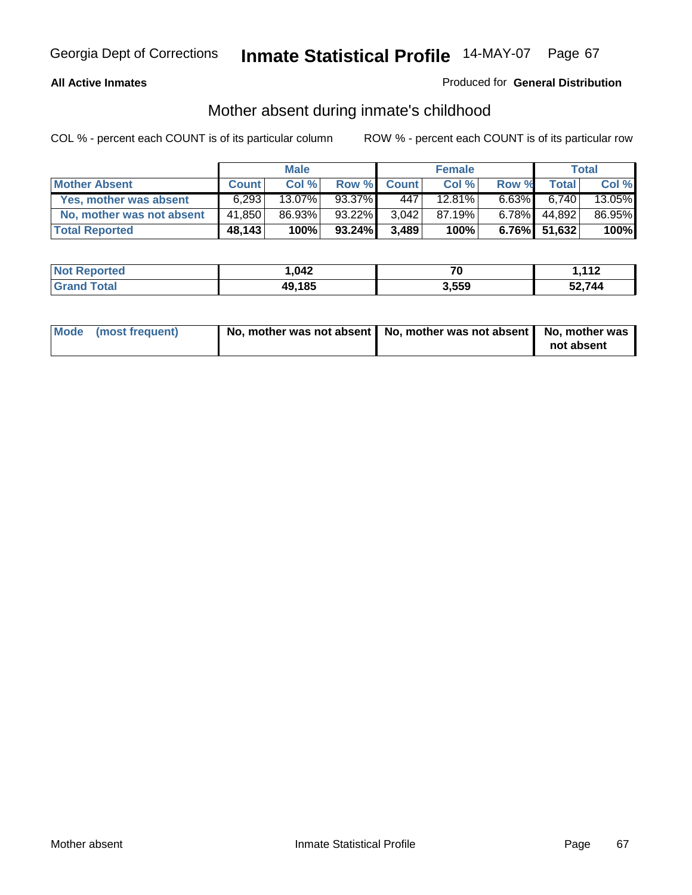Georgia Dept of Corrections **Inmate Statistical Profile** 14-MAY-07

**All Active Inmates**

Produced for **General Distribution**

## Mother absent during inmate's childhood

COL % - percent each COUNT is of its particular column

ROW % - percent each COUNT is of its particular row

| | Male | | | Female | | | Total | |
|---|---|---|---|---|---|---|---|---|
| **Mother Absent** | **Count** | **Col %** | **Row %** | **Count** | **Col %** | **Row %** | **Total** | **Col %** |
| **Yes, mother was absent** | 6,293 | 13.07% | 93.37% | 447 | 12.81% | 6.63% | 6,740 | 13.05% |
| **No, mother was not absent** | 41,850 | 86.93% | 93.22% | 3,042 | 87.19% | 6.78% | 44,892 | 86.95% |
| **Total Reported** | **48,143** | **100%** | **93.24%** | **3,489** | **100%** | **6.76%** | **51,632** | **100%** |

| | Male | Female | Total |
|---|---|---|---|
| **Not Reported** | **1,042** | **70** | **1,112** |
| **Grand Total** | **49,185** | **3,559** | **52,744** |

| | Male | Female | Total |
|---|---|---|---|
| **Mode (most frequent)** | **No, mother was not absent** | **No, mother was not absent** | **No, mother was not absent** |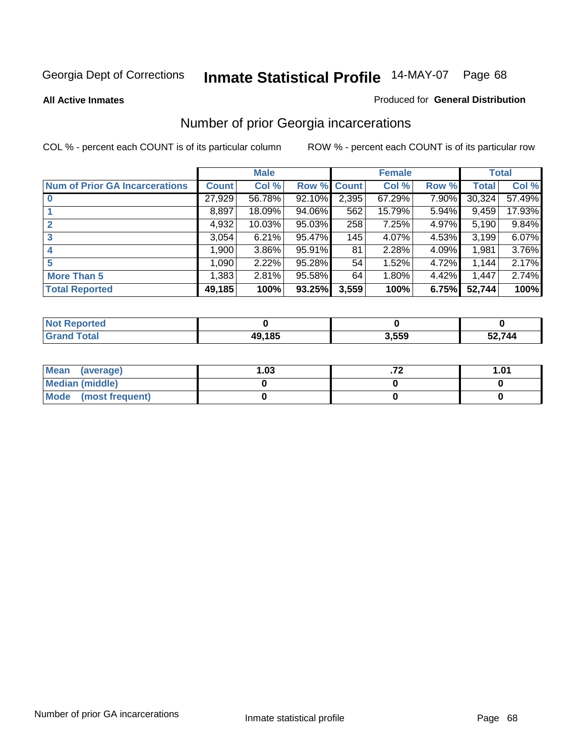Georgia Dept of Corrections **Inmate Statistical Profile** 14-MAY-07

**All Active Inmates**

Produced for **General Distribution**

## Number of prior Georgia incarcerations

COL % - percent each COUNT is of its particular column

ROW % - percent each COUNT is of its particular row

| | Male | | | Female | | | Total | |
|---|---|---|---|---|---|---|---|---|
| **Num of Prior GA Incarcerations** | **Count** | **Col %** | **Row %** | **Count** | **Col %** | **Row %** | **Total** | **Col %** |
| **0** | 27,929 | 56.78% | 92.10% | 2,395 | 67.29% | 7.90% | 30,324 | 57.49% |
| **1** | 8,897 | 18.09% | 94.06% | 562 | 15.79% | 5.94% | 9,459 | 17.93% |
| **2** | 4,932 | 10.03% | 95.03% | 258 | 7.25% | 4.97% | 5,190 | 9.84% |
| **3** | 3,054 | 6.21% | 95.47% | 145 | 4.07% | 4.53% | 3,199 | 6.07% |
| **4** | 1,900 | 3.86% | 95.91% | 81 | 2.28% | 4.09% | 1,981 | 3.76% |
| **5** | 1,090 | 2.22% | 95.28% | 54 | 1.52% | 4.72% | 1,144 | 2.17% |
| **More Than 5** | 1,383 | 2.81% | 95.58% | 64 | 1.80% | 4.42% | 1,447 | 2.74% |
| **Total Reported** | **49,185** | **100%** | **93.25%** | **3,559** | **100%** | **6.75%** | **52,744** | **100%** |

| | Male | Female | Total |
|---|---|---|---|
| **Not Reported** | **0** | **0** | **0** |
| **Grand Total** | **49,185** | **3,559** | **52,744** |

| | Male | Female | Total |
|---|---|---|---|
| **Mean (average)** | **1.03** | **.72** | **1.01** |
| **Median (middle)** | **0** | **0** | **0** |
| **Mode (most frequent)** | **0** | **0** | **0** |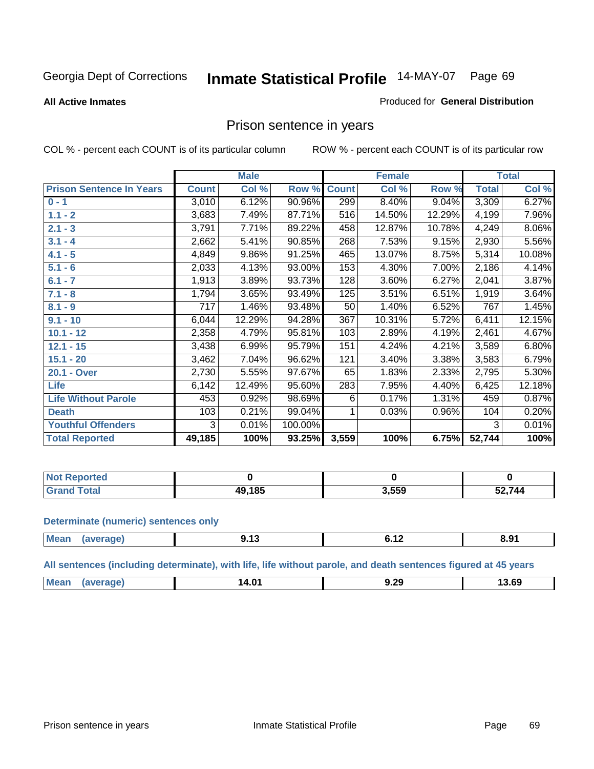Georgia Dept of Corrections **Inmate Statistical Profile** 14-MAY-07

**All Active Inmates**

Produced for **General Distribution**

## Prison sentence in years

COL % - percent each COUNT is of its particular column

ROW % - percent each COUNT is of its particular row

| | Male | | | Female | | | Total | |
|---|---|---|---|---|---|---|---|---|
| **Prison Sentence In Years** | **Count** | **Col %** | **Row %** | **Count** | **Col %** | **Row %** | **Total** | **Col %** |
| **0 - 1** | 3,010 | 6.12% | 90.96% | 299 | 8.40% | 9.04% | 3,309 | 6.27% |
| **1.1 - 2** | 3,683 | 7.49% | 87.71% | 516 | 14.50% | 12.29% | 4,199 | 7.96% |
| **2.1 - 3** | 3,791 | 7.71% | 89.22% | 458 | 12.87% | 10.78% | 4,249 | 8.06% |
| **3.1 - 4** | 2,662 | 5.41% | 90.85% | 268 | 7.53% | 9.15% | 2,930 | 5.56% |
| **4.1 - 5** | 4,849 | 9.86% | 91.25% | 465 | 13.07% | 8.75% | 5,314 | 10.08% |
| **5.1 - 6** | 2,033 | 4.13% | 93.00% | 153 | 4.30% | 7.00% | 2,186 | 4.14% |
| **6.1 - 7** | 1,913 | 3.89% | 93.73% | 128 | 3.60% | 6.27% | 2,041 | 3.87% |
| **7.1 - 8** | 1,794 | 3.65% | 93.49% | 125 | 3.51% | 6.51% | 1,919 | 3.64% |
| **8.1 - 9** | 717 | 1.46% | 93.48% | 50 | 1.40% | 6.52% | 767 | 1.45% |
| **9.1 - 10** | 6,044 | 12.29% | 94.28% | 367 | 10.31% | 5.72% | 6,411 | 12.15% |
| **10.1 - 12** | 2,358 | 4.79% | 95.81% | 103 | 2.89% | 4.19% | 2,461 | 4.67% |
| **12.1 - 15** | 3,438 | 6.99% | 95.79% | 151 | 4.24% | 4.21% | 3,589 | 6.80% |
| **15.1 - 20** | 3,462 | 7.04% | 96.62% | 121 | 3.40% | 3.38% | 3,583 | 6.79% |
| **20.1 - Over** | 2,730 | 5.55% | 97.67% | 65 | 1.83% | 2.33% | 2,795 | 5.30% |
| **Life** | 6,142 | 12.49% | 95.60% | 283 | 7.95% | 4.40% | 6,425 | 12.18% |
| **Life Without Parole** | 453 | 0.92% | 98.69% | 6 | 0.17% | 1.31% | 459 | 0.87% |
| **Death** | 103 | 0.21% | 99.04% | 1 | 0.03% | 0.96% | 104 | 0.20% |
| **Youthful Offenders** | 3 | 0.01% | 100.00% | | | | 3 | 0.01% |
| **Total Reported** | **49,185** | **100%** | **93.25%** | **3,559** | **100%** | **6.75%** | **52,744** | **100%** |

| | Male | Female | Total |
|---|---|---|---|
| **Not Reported** | **0** | **0** | **0** |
| **Grand Total** | **49,185** | **3,559** | **52,744** |

**Determinate (numeric) sentences only**

| | Male | Female | Total |
|---|---|---|---|
| **Mean (average)** | **9.13** | **6.12** | **8.91** |

**All sentences (including determinate), with life, life without parole, and death sentences figured at 45 years**

| | Male | Female | Total |
|---|---|---|---|
| **Mean (average)** | **14.01** | **9.29** | **13.69** |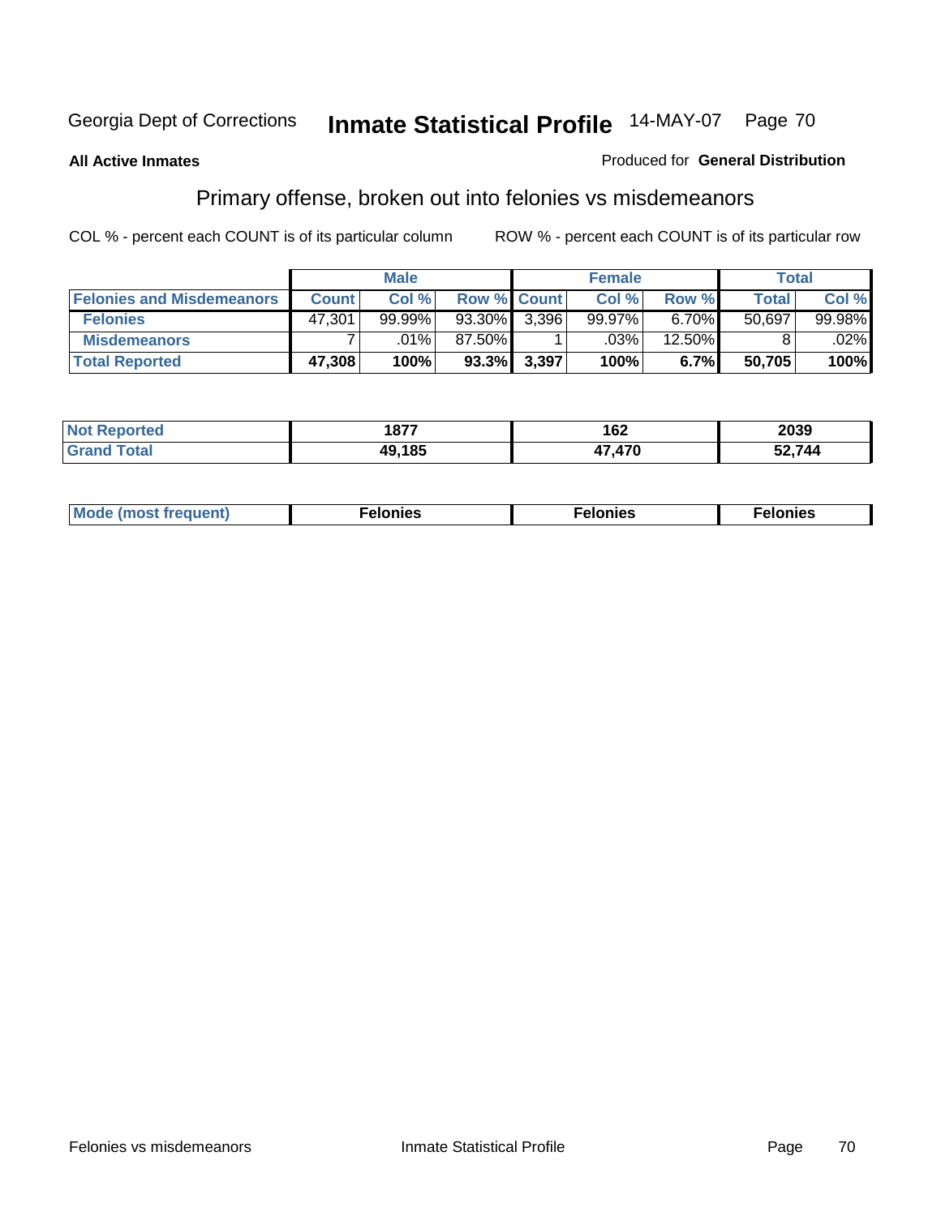Georgia Dept of Corrections **Inmate Statistical Profile** 14-MAY-07

**All Active Inmates**

Produced for **General Distribution**

## Primary offense, broken out into felonies vs misdemeanors

COL % - percent each COUNT is of its particular column ROW % - percent each COUNT is of its particular row

| | Male | | | Female | | | Total | |
|---|---|---|---|---|---|---|---|---|
| Felonies and Misdemeanors | Count | Col % | Row % | Count | Col % | Row % | Total | Col % |
| Felonies | 47,301 | 99.99% | 93.30% | 3,396 | 99.97% | 6.70% | 50,697 | 99.98% |
| Misdemeanors | 7 | .01% | 87.50% | 1 | .03% | 12.50% | 8 | .02% |
| **Total Reported** | **47,308** | **100%** | **93.3%** | **3,397** | **100%** | **6.7%** | **50,705** | **100%** |

| | Male | Female | Total |
|---|---|---|---|
| Not Reported | 1877 | 162 | 2039 |
| Grand Total | 49,185 | 47,470 | 52,744 |

| | | | |
|---|---|---|---|
| Mode (most frequent) | Felonies | Felonies | Felonies |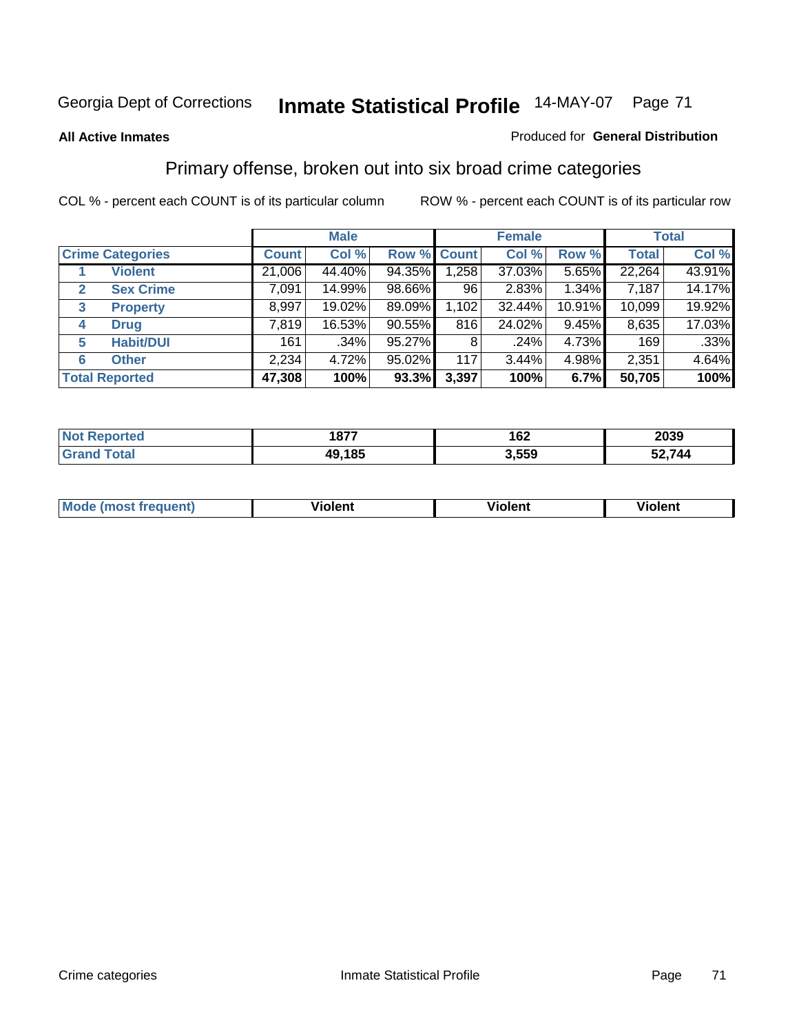Georgia Dept of Corrections **Inmate Statistical Profile** 14-MAY-07 Page 71

**All Active Inmates**

Produced for **General Distribution**

## Primary offense, broken out into six broad crime categories

COL % - percent each COUNT is of its particular column

ROW % - percent each COUNT is of its particular row

| | | Male | | | Female | | | Total | |
|---|---|---|---|---|---|---|---|---|---|
| **Crime Categories** | | **Count** | **Col %** | **Row %** | **Count** | **Col %** | **Row %** | **Total** | **Col %** |
| 1 | **Violent** | 21,006 | 44.40% | 94.35% | 1,258 | 37.03% | 5.65% | 22,264 | 43.91% |
| 2 | **Sex Crime** | 7,091 | 14.99% | 98.66% | 96 | 2.83% | 1.34% | 7,187 | 14.17% |
| 3 | **Property** | 8,997 | 19.02% | 89.09% | 1,102 | 32.44% | 10.91% | 10,099 | 19.92% |
| 4 | **Drug** | 7,819 | 16.53% | 90.55% | 816 | 24.02% | 9.45% | 8,635 | 17.03% |
| 5 | **Habit/DUI** | 161 | .34% | 95.27% | 8 | .24% | 4.73% | 169 | .33% |
| 6 | **Other** | 2,234 | 4.72% | 95.02% | 117 | 3.44% | 4.98% | 2,351 | 4.64% |
| **Total Reported** | | **47,308** | **100%** | **93.3%** | **3,397** | **100%** | **6.7%** | **50,705** | **100%** |

| | Male | Female | Total |
|---|---|---|---|
| **Not Reported** | **1877** | **162** | **2039** |
| **Grand Total** | **49,185** | **3,559** | **52,744** |

| | Male | Female | Total |
|---|---|---|---|
| **Mode (most frequent)** | **Violent** | **Violent** | **Violent** |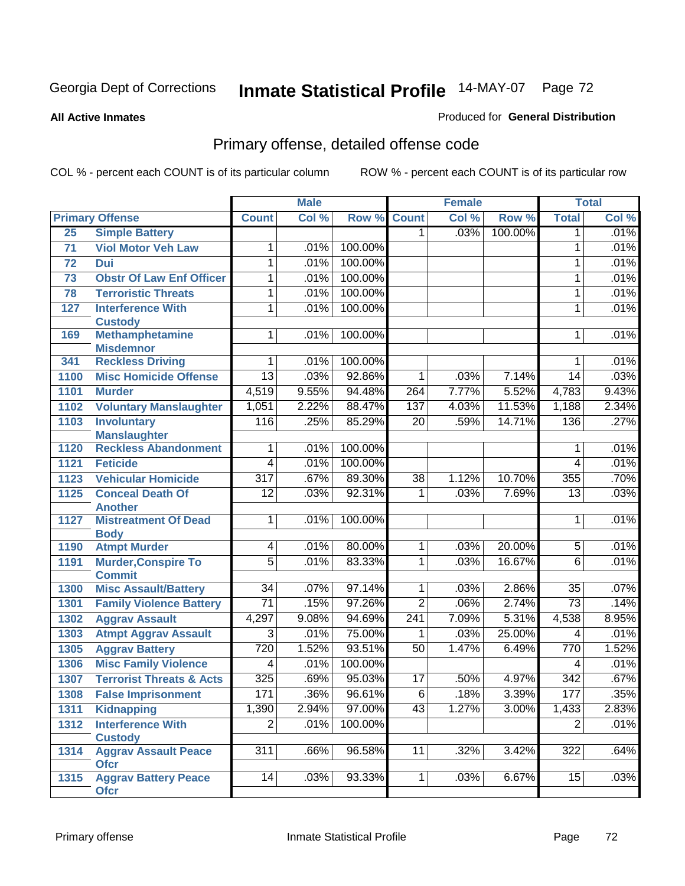Georgia Dept of Corrections **Inmate Statistical Profile** 14-MAY-07

**All Active Inmates** Produced for **General Distribution**

## Primary offense, detailed offense code

COL % - percent each COUNT is of its particular column ROW % - percent each COUNT is of its particular row

| Primary Offense | | Male | | | Female | | | Total | |
|---|---|---|---|---|---|---|---|---|---|
| | | Count | Col % | Row % | Count | Col % | Row % | Total | Col % |
| 25 | Simple Battery | | | | 1 | .03% | 100.00% | 1 | .01% |
| 71 | Viol Motor Veh Law | 1 | .01% | 100.00% | | | | 1 | .01% |
| 72 | Dui | 1 | .01% | 100.00% | | | | 1 | .01% |
| 73 | Obstr Of Law Enf Officer | 1 | .01% | 100.00% | | | | 1 | .01% |
| 78 | Terroristic Threats | 1 | .01% | 100.00% | | | | 1 | .01% |
| 127 | Interference With Custody | 1 | .01% | 100.00% | | | | 1 | .01% |
| 169 | Methamphetamine Misdemnor | 1 | .01% | 100.00% | | | | 1 | .01% |
| 341 | Reckless Driving | 1 | .01% | 100.00% | | | | 1 | .01% |
| 1100 | Misc Homicide Offense | 13 | .03% | 92.86% | 1 | .03% | 7.14% | 14 | .03% |
| 1101 | Murder | 4,519 | 9.55% | 94.48% | 264 | 7.77% | 5.52% | 4,783 | 9.43% |
| 1102 | Voluntary Manslaughter | 1,051 | 2.22% | 88.47% | 137 | 4.03% | 11.53% | 1,188 | 2.34% |
| 1103 | Involuntary Manslaughter | 116 | .25% | 85.29% | 20 | .59% | 14.71% | 136 | .27% |
| 1120 | Reckless Abandonment | 1 | .01% | 100.00% | | | | 1 | .01% |
| 1121 | Feticide | 4 | .01% | 100.00% | | | | 4 | .01% |
| 1123 | Vehicular Homicide | 317 | .67% | 89.30% | 38 | 1.12% | 10.70% | 355 | .70% |
| 1125 | Conceal Death Of Another | 12 | .03% | 92.31% | 1 | .03% | 7.69% | 13 | .03% |
| 1127 | Mistreatment Of Dead Body | 1 | .01% | 100.00% | | | | 1 | .01% |
| 1190 | Atmpt Murder | 4 | .01% | 80.00% | 1 | .03% | 20.00% | 5 | .01% |
| 1191 | Murder,Conspire To Commit | 5 | .01% | 83.33% | 1 | .03% | 16.67% | 6 | .01% |
| 1300 | Misc Assault/Battery | 34 | .07% | 97.14% | 1 | .03% | 2.86% | 35 | .07% |
| 1301 | Family Violence Battery | 71 | .15% | 97.26% | 2 | .06% | 2.74% | 73 | .14% |
| 1302 | Aggrav Assault | 4,297 | 9.08% | 94.69% | 241 | 7.09% | 5.31% | 4,538 | 8.95% |
| 1303 | Atmpt Aggrav Assault | 3 | .01% | 75.00% | 1 | .03% | 25.00% | 4 | .01% |
| 1305 | Aggrav Battery | 720 | 1.52% | 93.51% | 50 | 1.47% | 6.49% | 770 | 1.52% |
| 1306 | Misc Family Violence | 4 | .01% | 100.00% | | | | 4 | .01% |
| 1307 | Terrorist Threats & Acts | 325 | .69% | 95.03% | 17 | .50% | 4.97% | 342 | .67% |
| 1308 | False Imprisonment | 171 | .36% | 96.61% | 6 | .18% | 3.39% | 177 | .35% |
| 1311 | Kidnapping | 1,390 | 2.94% | 97.00% | 43 | 1.27% | 3.00% | 1,433 | 2.83% |
| 1312 | Interference With Custody | 2 | .01% | 100.00% | | | | 2 | .01% |
| 1314 | Aggrav Assault Peace Ofcr | 311 | .66% | 96.58% | 11 | .32% | 3.42% | 322 | .64% |
| 1315 | Aggrav Battery Peace Ofcr | 14 | .03% | 93.33% | 1 | .03% | 6.67% | 15 | .03% |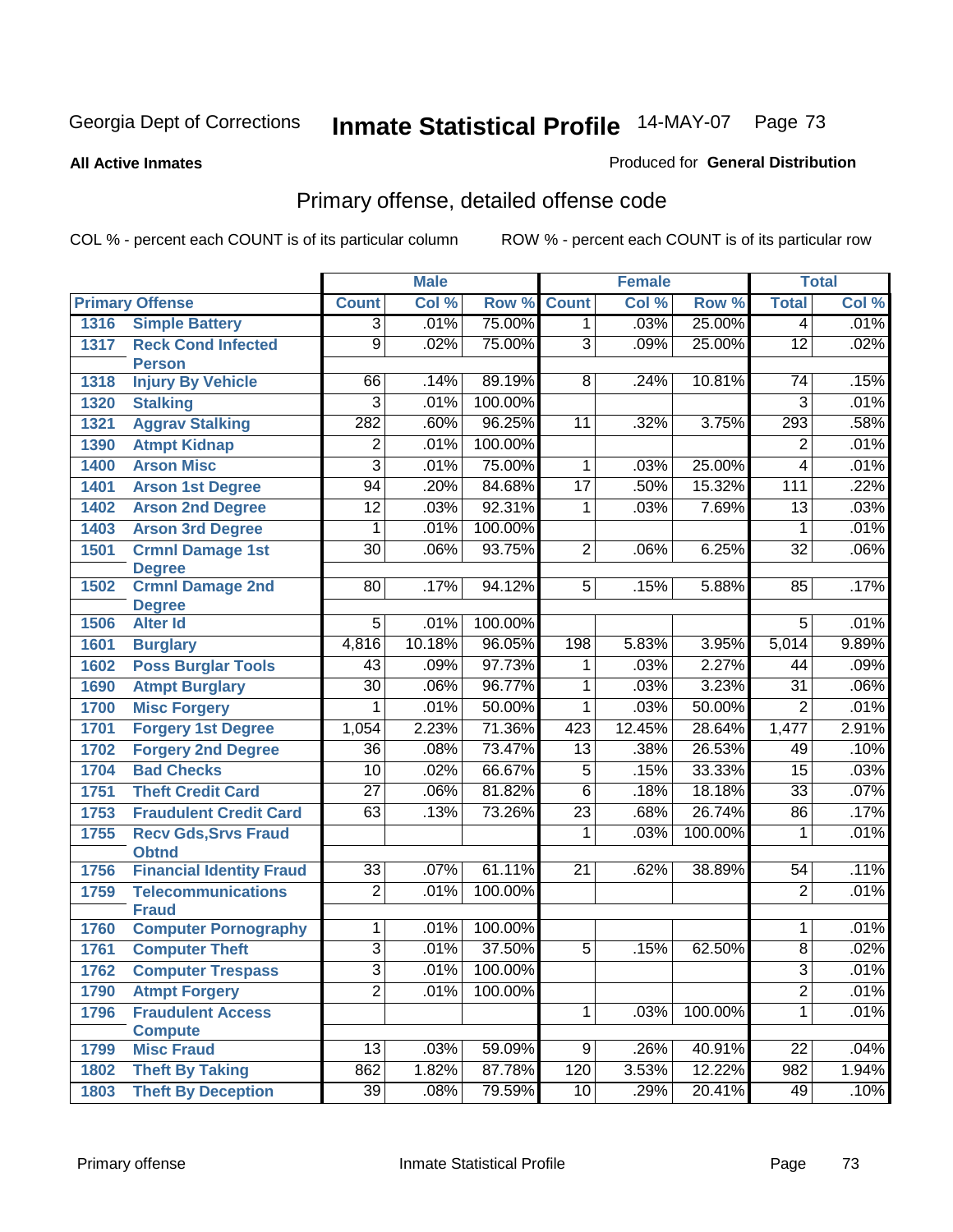Georgia Dept of Corrections **Inmate Statistical Profile** 14-MAY-07

**All Active Inmates**

Produced for **General Distribution**

## Primary offense, detailed offense code

COL % - percent each COUNT is of its particular column ROW % - percent each COUNT is of its particular row

| Primary Offense | | Male | | | Female | | | Total | |
|---|---|---|---|---|---|---|---|---|---|
| | | Count | Col % | Row % | Count | Col % | Row % | Total | Col % |
| 1316 | Simple Battery | 3 | .01% | 75.00% | 1 | .03% | 25.00% | 4 | .01% |
| 1317 | Reck Cond Infected Person | 9 | .02% | 75.00% | 3 | .09% | 25.00% | 12 | .02% |
| 1318 | Injury By Vehicle | 66 | .14% | 89.19% | 8 | .24% | 10.81% | 74 | .15% |
| 1320 | Stalking | 3 | .01% | 100.00% | | | | 3 | .01% |
| 1321 | Aggrav Stalking | 282 | .60% | 96.25% | 11 | .32% | 3.75% | 293 | .58% |
| 1390 | Atmpt Kidnap | 2 | .01% | 100.00% | | | | 2 | .01% |
| 1400 | Arson Misc | 3 | .01% | 75.00% | 1 | .03% | 25.00% | 4 | .01% |
| 1401 | Arson 1st Degree | 94 | .20% | 84.68% | 17 | .50% | 15.32% | 111 | .22% |
| 1402 | Arson 2nd Degree | 12 | .03% | 92.31% | 1 | .03% | 7.69% | 13 | .03% |
| 1403 | Arson 3rd Degree | 1 | .01% | 100.00% | | | | 1 | .01% |
| 1501 | Crmnl Damage 1st Degree | 30 | .06% | 93.75% | 2 | .06% | 6.25% | 32 | .06% |
| 1502 | Crmnl Damage 2nd Degree | 80 | .17% | 94.12% | 5 | .15% | 5.88% | 85 | .17% |
| 1506 | Alter Id | 5 | .01% | 100.00% | | | | 5 | .01% |
| 1601 | Burglary | 4,816 | 10.18% | 96.05% | 198 | 5.83% | 3.95% | 5,014 | 9.89% |
| 1602 | Poss Burglar Tools | 43 | .09% | 97.73% | 1 | .03% | 2.27% | 44 | .09% |
| 1690 | Atmpt Burglary | 30 | .06% | 96.77% | 1 | .03% | 3.23% | 31 | .06% |
| 1700 | Misc Forgery | 1 | .01% | 50.00% | 1 | .03% | 50.00% | 2 | .01% |
| 1701 | Forgery 1st Degree | 1,054 | 2.23% | 71.36% | 423 | 12.45% | 28.64% | 1,477 | 2.91% |
| 1702 | Forgery 2nd Degree | 36 | .08% | 73.47% | 13 | .38% | 26.53% | 49 | .10% |
| 1704 | Bad Checks | 10 | .02% | 66.67% | 5 | .15% | 33.33% | 15 | .03% |
| 1751 | Theft Credit Card | 27 | .06% | 81.82% | 6 | .18% | 18.18% | 33 | .07% |
| 1753 | Fraudulent Credit Card | 63 | .13% | 73.26% | 23 | .68% | 26.74% | 86 | .17% |
| 1755 | Recv Gds,Srvs Fraud Obtnd | | | | 1 | .03% | 100.00% | 1 | .01% |
| 1756 | Financial Identity Fraud | 33 | .07% | 61.11% | 21 | .62% | 38.89% | 54 | .11% |
| 1759 | Telecommunications Fraud | 2 | .01% | 100.00% | | | | 2 | .01% |
| 1760 | Computer Pornography | 1 | .01% | 100.00% | | | | 1 | .01% |
| 1761 | Computer Theft | 3 | .01% | 37.50% | 5 | .15% | 62.50% | 8 | .02% |
| 1762 | Computer Trespass | 3 | .01% | 100.00% | | | | 3 | .01% |
| 1790 | Atmpt Forgery | 2 | .01% | 100.00% | | | | 2 | .01% |
| 1796 | Fraudulent Access Compute | | | | 1 | .03% | 100.00% | 1 | .01% |
| 1799 | Misc Fraud | 13 | .03% | 59.09% | 9 | .26% | 40.91% | 22 | .04% |
| 1802 | Theft By Taking | 862 | 1.82% | 87.78% | 120 | 3.53% | 12.22% | 982 | 1.94% |
| 1803 | Theft By Deception | 39 | .08% | 79.59% | 10 | .29% | 20.41% | 49 | .10% |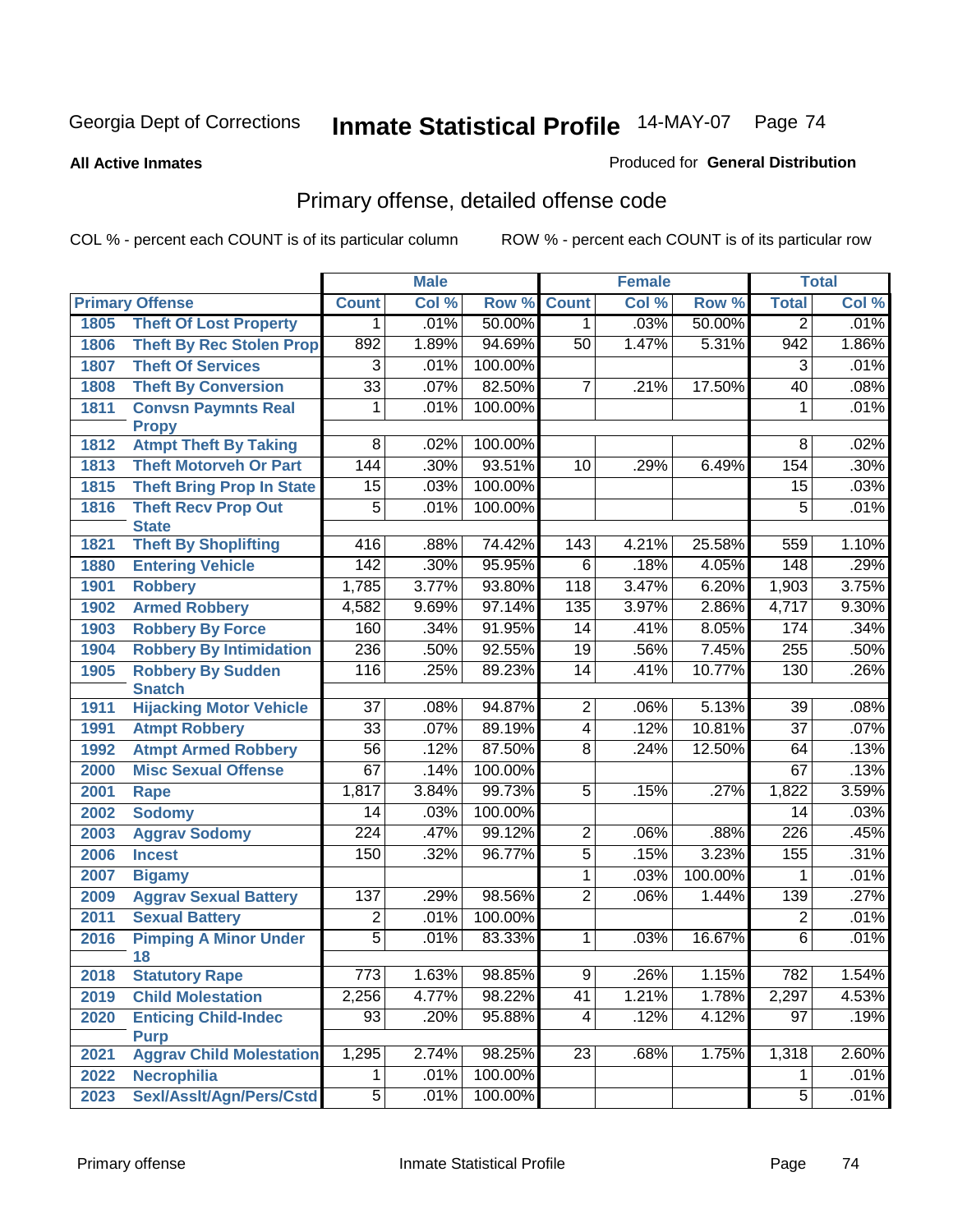Georgia Dept of Corrections **Inmate Statistical Profile** 14-MAY-07

**All Active Inmates**

Produced for **General Distribution**

## Primary offense, detailed offense code

COL % - percent each COUNT is of its particular column    ROW % - percent each COUNT is of its particular row

| | | Male | | | Female | | | Total | |
|---|---|---|---|---|---|---|---|---|---|
| **Primary Offense** | | **Count** | **Col %** | **Row %** | **Count** | **Col %** | **Row %** | **Total** | **Col %** |
| 1805 | Theft Of Lost Property | 1 | .01% | 50.00% | 1 | .03% | 50.00% | 2 | .01% |
| 1806 | Theft By Rec Stolen Prop | 892 | 1.89% | 94.69% | 50 | 1.47% | 5.31% | 942 | 1.86% |
| 1807 | Theft Of Services | 3 | .01% | 100.00% | | | | 3 | .01% |
| 1808 | Theft By Conversion | 33 | .07% | 82.50% | 7 | .21% | 17.50% | 40 | .08% |
| 1811 | Convsn Paymnts Real Propy | 1 | .01% | 100.00% | | | | 1 | .01% |
| 1812 | Atmpt Theft By Taking | 8 | .02% | 100.00% | | | | 8 | .02% |
| 1813 | Theft Motorveh Or Part | 144 | .30% | 93.51% | 10 | .29% | 6.49% | 154 | .30% |
| 1815 | Theft Bring Prop In State | 15 | .03% | 100.00% | | | | 15 | .03% |
| 1816 | Theft Recv Prop Out State | 5 | .01% | 100.00% | | | | 5 | .01% |
| 1821 | Theft By Shoplifting | 416 | .88% | 74.42% | 143 | 4.21% | 25.58% | 559 | 1.10% |
| 1880 | Entering Vehicle | 142 | .30% | 95.95% | 6 | .18% | 4.05% | 148 | .29% |
| 1901 | Robbery | 1,785 | 3.77% | 93.80% | 118 | 3.47% | 6.20% | 1,903 | 3.75% |
| 1902 | Armed Robbery | 4,582 | 9.69% | 97.14% | 135 | 3.97% | 2.86% | 4,717 | 9.30% |
| 1903 | Robbery By Force | 160 | .34% | 91.95% | 14 | .41% | 8.05% | 174 | .34% |
| 1904 | Robbery By Intimidation | 236 | .50% | 92.55% | 19 | .56% | 7.45% | 255 | .50% |
| 1905 | Robbery By Sudden Snatch | 116 | .25% | 89.23% | 14 | .41% | 10.77% | 130 | .26% |
| 1911 | Hijacking Motor Vehicle | 37 | .08% | 94.87% | 2 | .06% | 5.13% | 39 | .08% |
| 1991 | Atmpt Robbery | 33 | .07% | 89.19% | 4 | .12% | 10.81% | 37 | .07% |
| 1992 | Atmpt Armed Robbery | 56 | .12% | 87.50% | 8 | .24% | 12.50% | 64 | .13% |
| 2000 | Misc Sexual Offense | 67 | .14% | 100.00% | | | | 67 | .13% |
| 2001 | Rape | 1,817 | 3.84% | 99.73% | 5 | .15% | .27% | 1,822 | 3.59% |
| 2002 | Sodomy | 14 | .03% | 100.00% | | | | 14 | .03% |
| 2003 | Aggrav Sodomy | 224 | .47% | 99.12% | 2 | .06% | .88% | 226 | .45% |
| 2006 | Incest | 150 | .32% | 96.77% | 5 | .15% | 3.23% | 155 | .31% |
| 2007 | Bigamy | | | | 1 | .03% | 100.00% | 1 | .01% |
| 2009 | Aggrav Sexual Battery | 137 | .29% | 98.56% | 2 | .06% | 1.44% | 139 | .27% |
| 2011 | Sexual Battery | 2 | .01% | 100.00% | | | | 2 | .01% |
| 2016 | Pimping A Minor Under 18 | 5 | .01% | 83.33% | 1 | .03% | 16.67% | 6 | .01% |
| 2018 | Statutory Rape | 773 | 1.63% | 98.85% | 9 | .26% | 1.15% | 782 | 1.54% |
| 2019 | Child Molestation | 2,256 | 4.77% | 98.22% | 41 | 1.21% | 1.78% | 2,297 | 4.53% |
| 2020 | Enticing Child-Indec Purp | 93 | .20% | 95.88% | 4 | .12% | 4.12% | 97 | .19% |
| 2021 | Aggrav Child Molestation | 1,295 | 2.74% | 98.25% | 23 | .68% | 1.75% | 1,318 | 2.60% |
| 2022 | Necrophilia | 1 | .01% | 100.00% | | | | 1 | .01% |
| 2023 | Sexl/Asslt/Agn/Pers/Cstd | 5 | .01% | 100.00% | | | | 5 | .01% |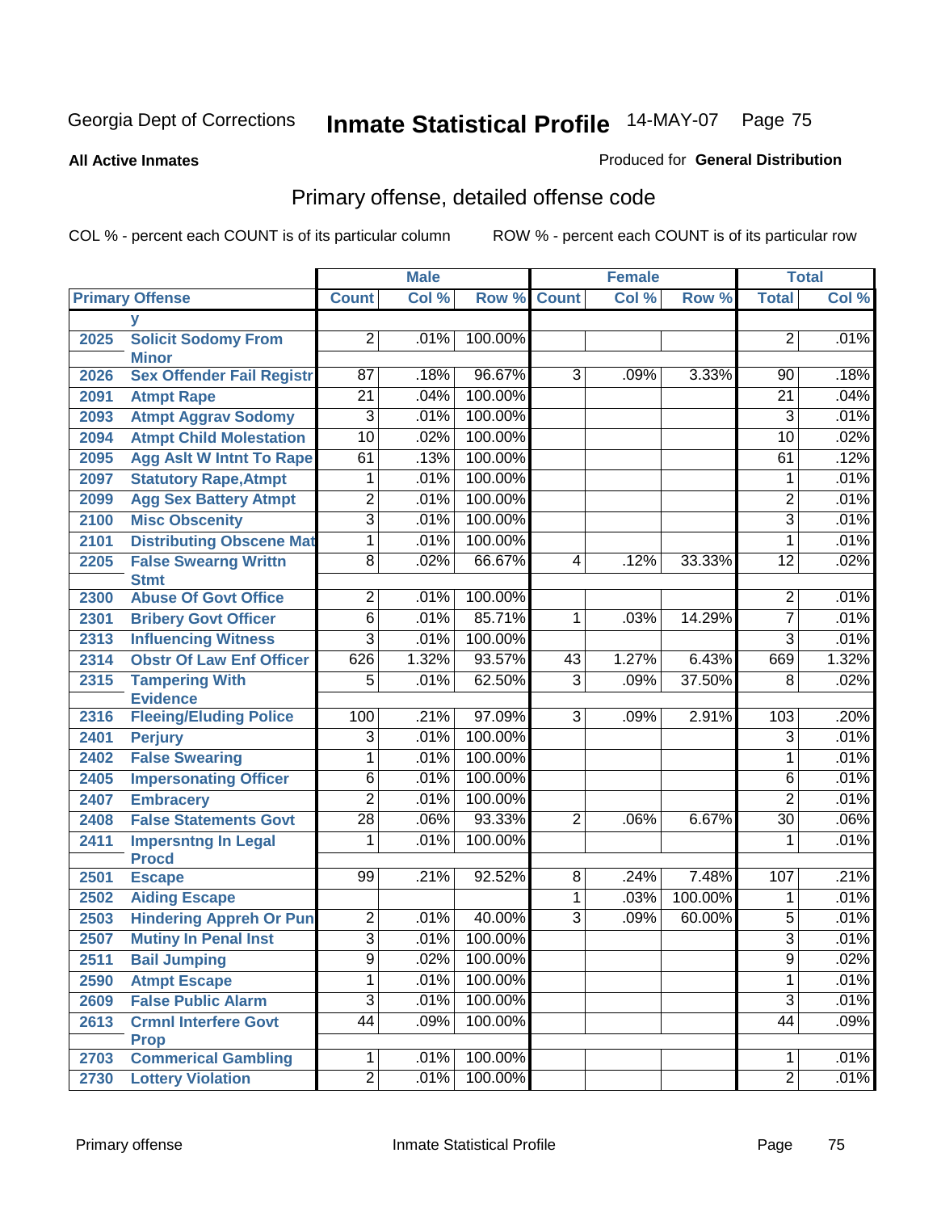Georgia Dept of Corrections **Inmate Statistical Profile** 14-MAY-07

**All Active Inmates** Produced for **General Distribution**

## Primary offense, detailed offense code

COL % - percent each COUNT is of its particular column ROW % - percent each COUNT is of its particular row

| Primary Offense | | Male | | | Female | | | Total | |
|---|---|---|---|---|---|---|---|---|---|
| | | Count | Col % | Row % | Count | Col % | Row % | Total | Col % |
| | y | | | | | | | | |
| 2025 | Solicit Sodomy From Minor | 2 | .01% | 100.00% | | | | 2 | .01% |
| 2026 | Sex Offender Fail Registr | 87 | .18% | 96.67% | 3 | .09% | 3.33% | 90 | .18% |
| 2091 | Atmpt Rape | 21 | .04% | 100.00% | | | | 21 | .04% |
| 2093 | Atmpt Aggrav Sodomy | 3 | .01% | 100.00% | | | | 3 | .01% |
| 2094 | Atmpt Child Molestation | 10 | .02% | 100.00% | | | | 10 | .02% |
| 2095 | Agg Aslt W Intnt To Rape | 61 | .13% | 100.00% | | | | 61 | .12% |
| 2097 | Statutory Rape,Atmpt | 1 | .01% | 100.00% | | | | 1 | .01% |
| 2099 | Agg Sex Battery Atmpt | 2 | .01% | 100.00% | | | | 2 | .01% |
| 2100 | Misc Obscenity | 3 | .01% | 100.00% | | | | 3 | .01% |
| 2101 | Distributing Obscene Mat | 1 | .01% | 100.00% | | | | 1 | .01% |
| 2205 | False Swearng Writtn Stmt | 8 | .02% | 66.67% | 4 | .12% | 33.33% | 12 | .02% |
| 2300 | Abuse Of Govt Office | 2 | .01% | 100.00% | | | | 2 | .01% |
| 2301 | Bribery Govt Officer | 6 | .01% | 85.71% | 1 | .03% | 14.29% | 7 | .01% |
| 2313 | Influencing Witness | 3 | .01% | 100.00% | | | | 3 | .01% |
| 2314 | Obstr Of Law Enf Officer | 626 | 1.32% | 93.57% | 43 | 1.27% | 6.43% | 669 | 1.32% |
| 2315 | Tampering With Evidence | 5 | .01% | 62.50% | 3 | .09% | 37.50% | 8 | .02% |
| 2316 | Fleeing/Eluding Police | 100 | .21% | 97.09% | 3 | .09% | 2.91% | 103 | .20% |
| 2401 | Perjury | 3 | .01% | 100.00% | | | | 3 | .01% |
| 2402 | False Swearing | 1 | .01% | 100.00% | | | | 1 | .01% |
| 2405 | Impersonating Officer | 6 | .01% | 100.00% | | | | 6 | .01% |
| 2407 | Embracery | 2 | .01% | 100.00% | | | | 2 | .01% |
| 2408 | False Statements Govt | 28 | .06% | 93.33% | 2 | .06% | 6.67% | 30 | .06% |
| 2411 | Impersntng In Legal Procd | 1 | .01% | 100.00% | | | | 1 | .01% |
| 2501 | Escape | 99 | .21% | 92.52% | 8 | .24% | 7.48% | 107 | .21% |
| 2502 | Aiding Escape | | | | 1 | .03% | 100.00% | 1 | .01% |
| 2503 | Hindering Appreh Or Pun | 2 | .01% | 40.00% | 3 | .09% | 60.00% | 5 | .01% |
| 2507 | Mutiny In Penal Inst | 3 | .01% | 100.00% | | | | 3 | .01% |
| 2511 | Bail Jumping | 9 | .02% | 100.00% | | | | 9 | .02% |
| 2590 | Atmpt Escape | 1 | .01% | 100.00% | | | | 1 | .01% |
| 2609 | False Public Alarm | 3 | .01% | 100.00% | | | | 3 | .01% |
| 2613 | Crmnl Interfere Govt Prop | 44 | .09% | 100.00% | | | | 44 | .09% |
| 2703 | Commerical Gambling | 1 | .01% | 100.00% | | | | 1 | .01% |
| 2730 | Lottery Violation | 2 | .01% | 100.00% | | | | 2 | .01% |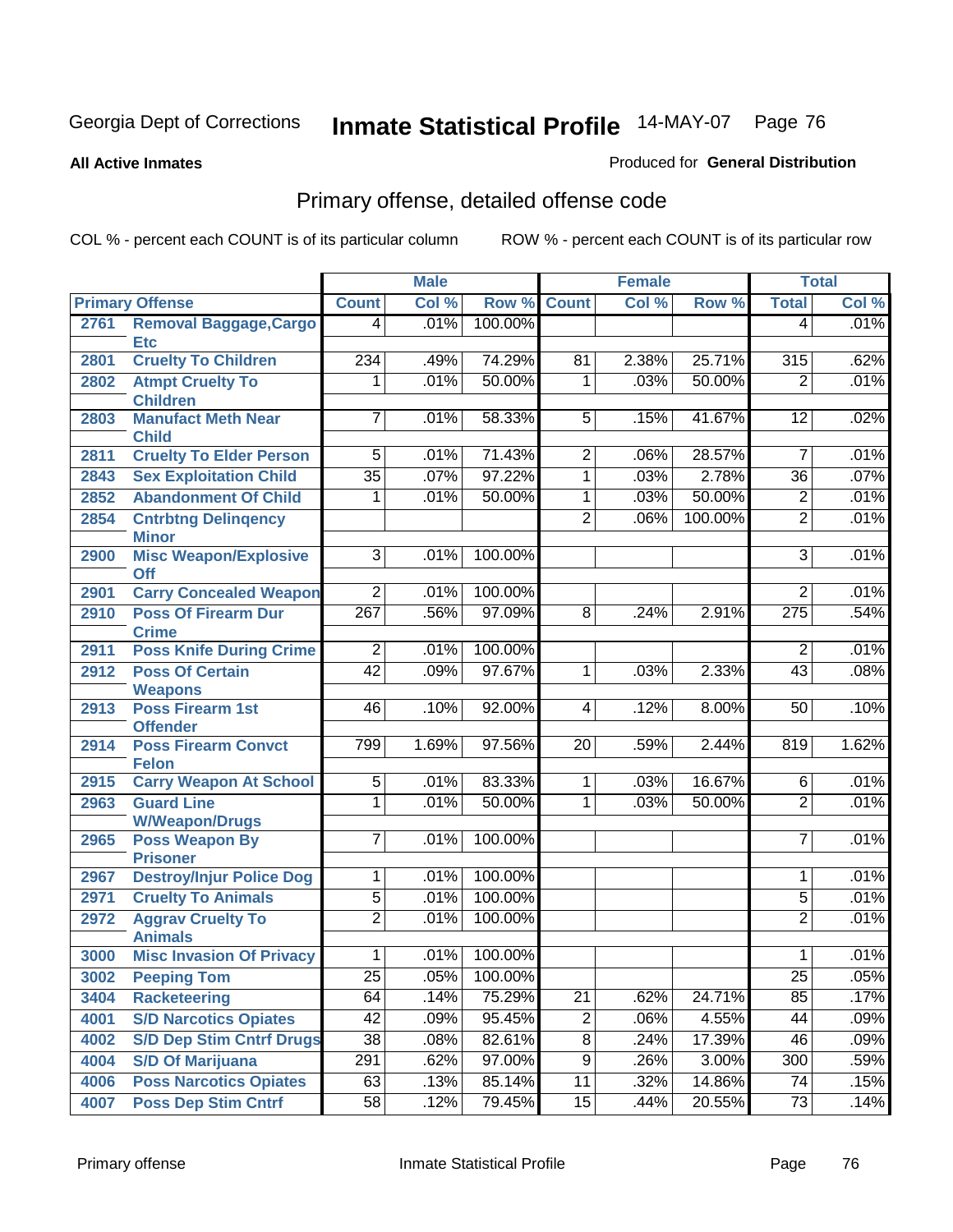Georgia Dept of Corrections **Inmate Statistical Profile** 14-MAY-07

**All Active Inmates**

Produced for **General Distribution**

## Primary offense, detailed offense code

COL % - percent each COUNT is of its particular column ROW % - percent each COUNT is of its particular row

| | | Male | | | Female | | | Total | |
|---|---|---|---|---|---|---|---|---|---|
| Primary Offense | | Count | Col % | Row % | Count | Col % | Row % | Total | Col % |
| 2761 | Removal Baggage,Cargo Etc | 4 | .01% | 100.00% | | | | 4 | .01% |
| 2801 | Cruelty To Children | 234 | .49% | 74.29% | 81 | 2.38% | 25.71% | 315 | .62% |
| 2802 | Atmpt Cruelty To Children | 1 | .01% | 50.00% | 1 | .03% | 50.00% | 2 | .01% |
| 2803 | Manufact Meth Near Child | 7 | .01% | 58.33% | 5 | .15% | 41.67% | 12 | .02% |
| 2811 | Cruelty To Elder Person | 5 | .01% | 71.43% | 2 | .06% | 28.57% | 7 | .01% |
| 2843 | Sex Exploitation Child | 35 | .07% | 97.22% | 1 | .03% | 2.78% | 36 | .07% |
| 2852 | Abandonment Of Child | 1 | .01% | 50.00% | 1 | .03% | 50.00% | 2 | .01% |
| 2854 | Cntrbtng Delinqency Minor | | | | 2 | .06% | 100.00% | 2 | .01% |
| 2900 | Misc Weapon/Explosive Off | 3 | .01% | 100.00% | | | | 3 | .01% |
| 2901 | Carry Concealed Weapon | 2 | .01% | 100.00% | | | | 2 | .01% |
| 2910 | Poss Of Firearm Dur Crime | 267 | .56% | 97.09% | 8 | .24% | 2.91% | 275 | .54% |
| 2911 | Poss Knife During Crime | 2 | .01% | 100.00% | | | | 2 | .01% |
| 2912 | Poss Of Certain Weapons | 42 | .09% | 97.67% | 1 | .03% | 2.33% | 43 | .08% |
| 2913 | Poss Firearm 1st Offender | 46 | .10% | 92.00% | 4 | .12% | 8.00% | 50 | .10% |
| 2914 | Poss Firearm Convct Felon | 799 | 1.69% | 97.56% | 20 | .59% | 2.44% | 819 | 1.62% |
| 2915 | Carry Weapon At School | 5 | .01% | 83.33% | 1 | .03% | 16.67% | 6 | .01% |
| 2963 | Guard Line W/Weapon/Drugs | 1 | .01% | 50.00% | 1 | .03% | 50.00% | 2 | .01% |
| 2965 | Poss Weapon By Prisoner | 7 | .01% | 100.00% | | | | 7 | .01% |
| 2967 | Destroy/Injur Police Dog | 1 | .01% | 100.00% | | | | 1 | .01% |
| 2971 | Cruelty To Animals | 5 | .01% | 100.00% | | | | 5 | .01% |
| 2972 | Aggrav Cruelty To Animals | 2 | .01% | 100.00% | | | | 2 | .01% |
| 3000 | Misc Invasion Of Privacy | 1 | .01% | 100.00% | | | | 1 | .01% |
| 3002 | Peeping Tom | 25 | .05% | 100.00% | | | | 25 | .05% |
| 3404 | Racketeering | 64 | .14% | 75.29% | 21 | .62% | 24.71% | 85 | .17% |
| 4001 | S/D Narcotics Opiates | 42 | .09% | 95.45% | 2 | .06% | 4.55% | 44 | .09% |
| 4002 | S/D Dep Stim Cntrf Drugs | 38 | .08% | 82.61% | 8 | .24% | 17.39% | 46 | .09% |
| 4004 | S/D Of Marijuana | 291 | .62% | 97.00% | 9 | .26% | 3.00% | 300 | .59% |
| 4006 | Poss Narcotics Opiates | 63 | .13% | 85.14% | 11 | .32% | 14.86% | 74 | .15% |
| 4007 | Poss Dep Stim Cntrf | 58 | .12% | 79.45% | 15 | .44% | 20.55% | 73 | .14% |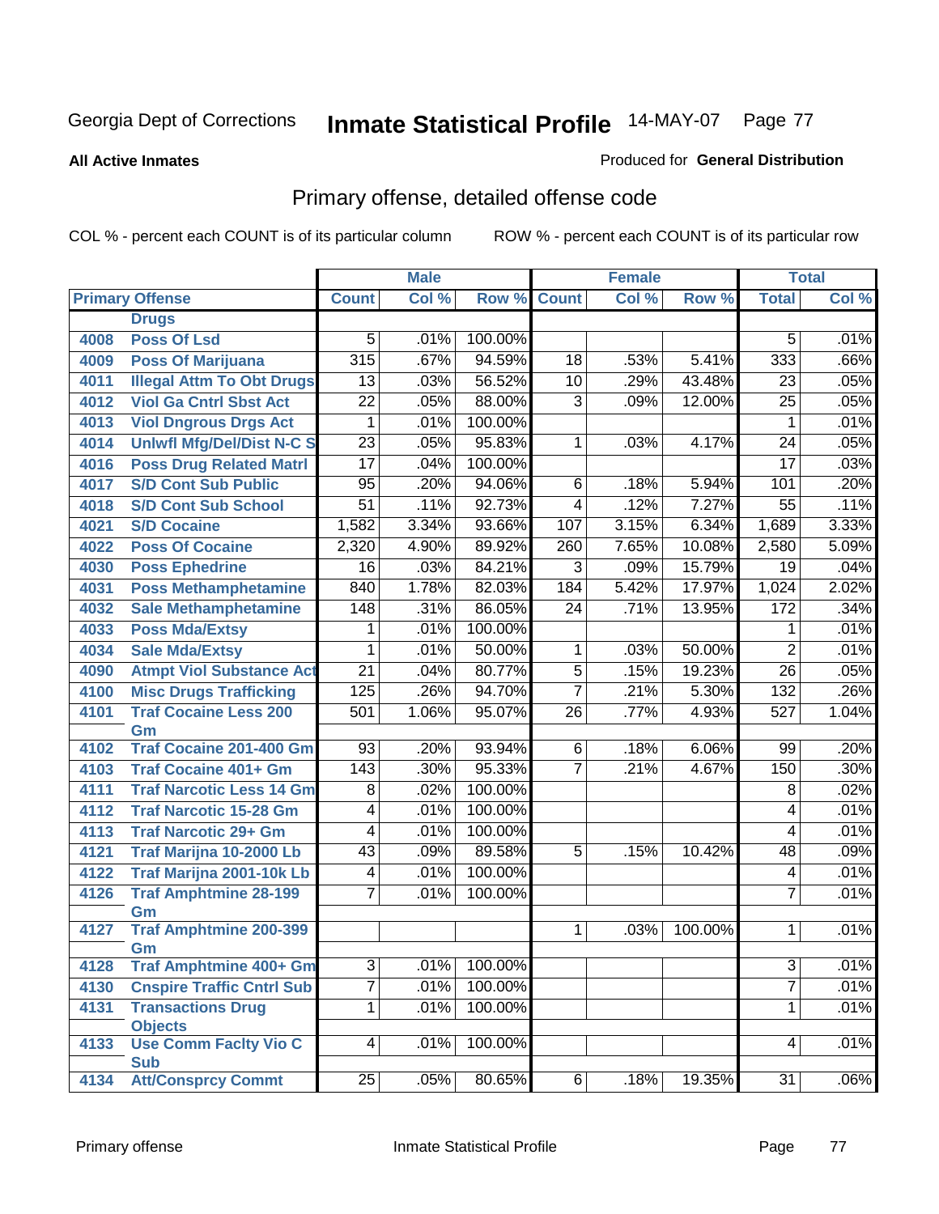Georgia Dept of Corrections

# Inmate Statistical Profile

14-MAY-07 Page 77

**All Active Inmates**

Produced for **General Distribution**

## Primary offense, detailed offense code

COL % - percent each COUNT is of its particular column

ROW % - percent each COUNT is of its particular row

| Primary Offense | | Male | | | Female | | | Total | |
|---|---|---|---|---|---|---|---|---|---|
| | | Count | Col % | Row % | Count | Col % | Row % | Total | Col % |
| | **Drugs** | | | | | | | | |
| 4008 | Poss Of Lsd | 5 | .01% | 100.00% | | | | 5 | .01% |
| 4009 | Poss Of Marijuana | 315 | .67% | 94.59% | 18 | .53% | 5.41% | 333 | .66% |
| 4011 | Illegal Attm To Obt Drugs | 13 | .03% | 56.52% | 10 | .29% | 43.48% | 23 | .05% |
| 4012 | Viol Ga Cntrl Sbst Act | 22 | .05% | 88.00% | 3 | .09% | 12.00% | 25 | .05% |
| 4013 | Viol Dngrous Drgs Act | 1 | .01% | 100.00% | | | | 1 | .01% |
| 4014 | Unlwfl Mfg/Del/Dist N-C S | 23 | .05% | 95.83% | 1 | .03% | 4.17% | 24 | .05% |
| 4016 | Poss Drug Related Matrl | 17 | .04% | 100.00% | | | | 17 | .03% |
| 4017 | S/D Cont Sub Public | 95 | .20% | 94.06% | 6 | .18% | 5.94% | 101 | .20% |
| 4018 | S/D Cont Sub School | 51 | .11% | 92.73% | 4 | .12% | 7.27% | 55 | .11% |
| 4021 | S/D Cocaine | 1,582 | 3.34% | 93.66% | 107 | 3.15% | 6.34% | 1,689 | 3.33% |
| 4022 | Poss Of Cocaine | 2,320 | 4.90% | 89.92% | 260 | 7.65% | 10.08% | 2,580 | 5.09% |
| 4030 | Poss Ephedrine | 16 | .03% | 84.21% | 3 | .09% | 15.79% | 19 | .04% |
| 4031 | Poss Methamphetamine | 840 | 1.78% | 82.03% | 184 | 5.42% | 17.97% | 1,024 | 2.02% |
| 4032 | Sale Methamphetamine | 148 | .31% | 86.05% | 24 | .71% | 13.95% | 172 | .34% |
| 4033 | Poss Mda/Extsy | 1 | .01% | 100.00% | | | | 1 | .01% |
| 4034 | Sale Mda/Extsy | 1 | .01% | 50.00% | 1 | .03% | 50.00% | 2 | .01% |
| 4090 | Atmpt Viol Substance Act | 21 | .04% | 80.77% | 5 | .15% | 19.23% | 26 | .05% |
| 4100 | Misc Drugs Trafficking | 125 | .26% | 94.70% | 7 | .21% | 5.30% | 132 | .26% |
| 4101 | Traf Cocaine Less 200 Gm | 501 | 1.06% | 95.07% | 26 | .77% | 4.93% | 527 | 1.04% |
| 4102 | Traf Cocaine 201-400 Gm | 93 | .20% | 93.94% | 6 | .18% | 6.06% | 99 | .20% |
| 4103 | Traf Cocaine 401+ Gm | 143 | .30% | 95.33% | 7 | .21% | 4.67% | 150 | .30% |
| 4111 | Traf Narcotic Less 14 Gm | 8 | .02% | 100.00% | | | | 8 | .02% |
| 4112 | Traf Narcotic 15-28 Gm | 4 | .01% | 100.00% | | | | 4 | .01% |
| 4113 | Traf Narcotic 29+ Gm | 4 | .01% | 100.00% | | | | 4 | .01% |
| 4121 | Traf Marijna 10-2000 Lb | 43 | .09% | 89.58% | 5 | .15% | 10.42% | 48 | .09% |
| 4122 | Traf Marijna 2001-10k Lb | 4 | .01% | 100.00% | | | | 4 | .01% |
| 4126 | Traf Amphtmine 28-199 Gm | 7 | .01% | 100.00% | | | | 7 | .01% |
| 4127 | Traf Amphtmine 200-399 Gm | | | | 1 | .03% | 100.00% | 1 | .01% |
| 4128 | Traf Amphtmine 400+ Gm | 3 | .01% | 100.00% | | | | 3 | .01% |
| 4130 | Cnspire Traffic Cntrl Sub | 7 | .01% | 100.00% | | | | 7 | .01% |
| 4131 | Transactions Drug Objects | 1 | .01% | 100.00% | | | | 1 | .01% |
| 4133 | Use Comm Faclty Vio C Sub | 4 | .01% | 100.00% | | | | 4 | .01% |
| 4134 | Att/Consprcy Commt | 25 | .05% | 80.65% | 6 | .18% | 19.35% | 31 | .06% |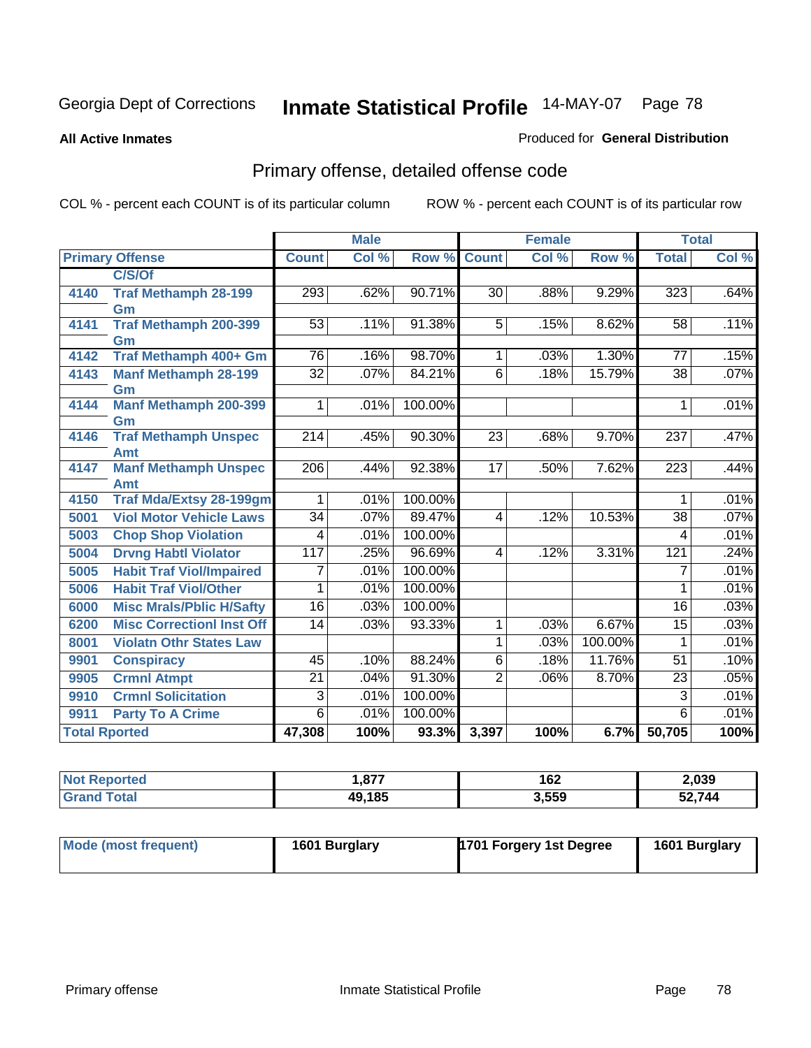Georgia Dept of Corrections **Inmate Statistical Profile** 14-MAY-07

**All Active Inmates**

Produced for **General Distribution**

## Primary offense, detailed offense code

COL % - percent each COUNT is of its particular column

ROW % - percent each COUNT is of its particular row

| Primary Offense | | Male | | | Female | | | Total | |
|---|---|---|---|---|---|---|---|---|---|
| | | Count | Col % | Row % | Count | Col % | Row % | Total | Col % |
| | C/S/Of | | | | | | | | |
| 4140 | Traf Methamph 28-199 Gm | 293 | .62% | 90.71% | 30 | .88% | 9.29% | 323 | .64% |
| 4141 | Traf Methamph 200-399 Gm | 53 | .11% | 91.38% | 5 | .15% | 8.62% | 58 | .11% |
| 4142 | Traf Methamph 400+ Gm | 76 | .16% | 98.70% | 1 | .03% | 1.30% | 77 | .15% |
| 4143 | Manf Methamph 28-199 Gm | 32 | .07% | 84.21% | 6 | .18% | 15.79% | 38 | .07% |
| 4144 | Manf Methamph 200-399 Gm | 1 | .01% | 100.00% | | | | 1 | .01% |
| 4146 | Traf Methamph Unspec Amt | 214 | .45% | 90.30% | 23 | .68% | 9.70% | 237 | .47% |
| 4147 | Manf Methamph Unspec Amt | 206 | .44% | 92.38% | 17 | .50% | 7.62% | 223 | .44% |
| 4150 | Traf Mda/Extsy 28-199gm | 1 | .01% | 100.00% | | | | 1 | .01% |
| 5001 | Viol Motor Vehicle Laws | 34 | .07% | 89.47% | 4 | .12% | 10.53% | 38 | .07% |
| 5003 | Chop Shop Violation | 4 | .01% | 100.00% | | | | 4 | .01% |
| 5004 | Drvng Habtl Violator | 117 | .25% | 96.69% | 4 | .12% | 3.31% | 121 | .24% |
| 5005 | Habit Traf Viol/Impaired | 7 | .01% | 100.00% | | | | 7 | .01% |
| 5006 | Habit Traf Viol/Other | 1 | .01% | 100.00% | | | | 1 | .01% |
| 6000 | Misc Mrals/Pblic H/Safty | 16 | .03% | 100.00% | | | | 16 | .03% |
| 6200 | Misc Correctionl Inst Off | 14 | .03% | 93.33% | 1 | .03% | 6.67% | 15 | .03% |
| 8001 | Violatn Othr States Law | | | | 1 | .03% | 100.00% | 1 | .01% |
| 9901 | Conspiracy | 45 | .10% | 88.24% | 6 | .18% | 11.76% | 51 | .10% |
| 9905 | Crmnl Atmpt | 21 | .04% | 91.30% | 2 | .06% | 8.70% | 23 | .05% |
| 9910 | Crmnl Solicitation | 3 | .01% | 100.00% | | | | 3 | .01% |
| 9911 | Party To A Crime | 6 | .01% | 100.00% | | | | 6 | .01% |
| **Total Rported** | | **47,308** | **100%** | **93.3%** | **3,397** | **100%** | **6.7%** | **50,705** | **100%** |

| | Male | Female | Total |
|---|---|---|---|
| **Not Reported** | **1,877** | **162** | **2,039** |
| **Grand Total** | **49,185** | **3,559** | **52,744** |

| | Male | Female | Total |
|---|---|---|---|
| **Mode (most frequent)** | **1601 Burglary** | **1701 Forgery 1st Degree** | **1601 Burglary** |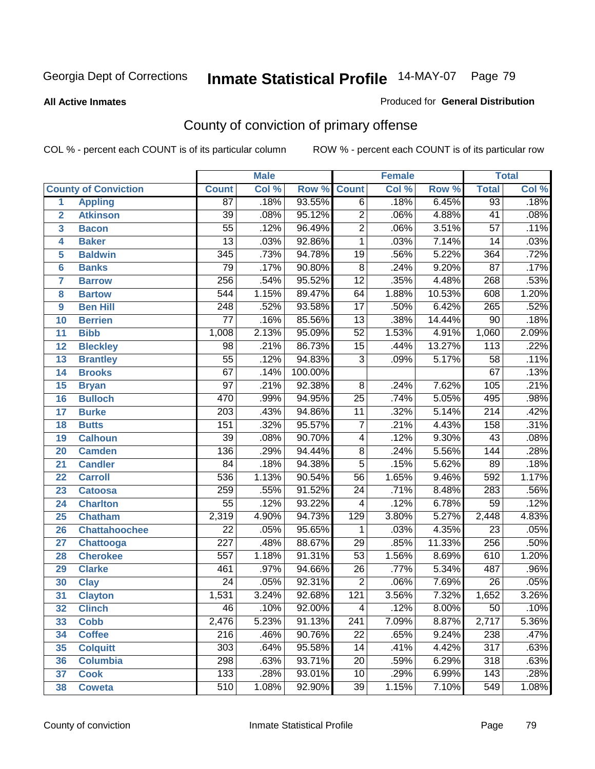Georgia Dept of Corrections **Inmate Statistical Profile** 14-MAY-07

**All Active Inmates**

Produced for **General Distribution**

## County of conviction of primary offense

COL % - percent each COUNT is of its particular column ROW % - percent each COUNT is of its particular row

| County of Conviction | | Male | | | Female | | | Total | |
|---|---|---|---|---|---|---|---|---|---|
| | | Count | Col % | Row % | Count | Col % | Row % | Total | Col % |
| 1 | Appling | 87 | .18% | 93.55% | 6 | .18% | 6.45% | 93 | .18% |
| 2 | Atkinson | 39 | .08% | 95.12% | 2 | .06% | 4.88% | 41 | .08% |
| 3 | Bacon | 55 | .12% | 96.49% | 2 | .06% | 3.51% | 57 | .11% |
| 4 | Baker | 13 | .03% | 92.86% | 1 | .03% | 7.14% | 14 | .03% |
| 5 | Baldwin | 345 | .73% | 94.78% | 19 | .56% | 5.22% | 364 | .72% |
| 6 | Banks | 79 | .17% | 90.80% | 8 | .24% | 9.20% | 87 | .17% |
| 7 | Barrow | 256 | .54% | 95.52% | 12 | .35% | 4.48% | 268 | .53% |
| 8 | Bartow | 544 | 1.15% | 89.47% | 64 | 1.88% | 10.53% | 608 | 1.20% |
| 9 | Ben Hill | 248 | .52% | 93.58% | 17 | .50% | 6.42% | 265 | .52% |
| 10 | Berrien | 77 | .16% | 85.56% | 13 | .38% | 14.44% | 90 | .18% |
| 11 | Bibb | 1,008 | 2.13% | 95.09% | 52 | 1.53% | 4.91% | 1,060 | 2.09% |
| 12 | Bleckley | 98 | .21% | 86.73% | 15 | .44% | 13.27% | 113 | .22% |
| 13 | Brantley | 55 | .12% | 94.83% | 3 | .09% | 5.17% | 58 | .11% |
| 14 | Brooks | 67 | .14% | 100.00% | | | | 67 | .13% |
| 15 | Bryan | 97 | .21% | 92.38% | 8 | .24% | 7.62% | 105 | .21% |
| 16 | Bulloch | 470 | .99% | 94.95% | 25 | .74% | 5.05% | 495 | .98% |
| 17 | Burke | 203 | .43% | 94.86% | 11 | .32% | 5.14% | 214 | .42% |
| 18 | Butts | 151 | .32% | 95.57% | 7 | .21% | 4.43% | 158 | .31% |
| 19 | Calhoun | 39 | .08% | 90.70% | 4 | .12% | 9.30% | 43 | .08% |
| 20 | Camden | 136 | .29% | 94.44% | 8 | .24% | 5.56% | 144 | .28% |
| 21 | Candler | 84 | .18% | 94.38% | 5 | .15% | 5.62% | 89 | .18% |
| 22 | Carroll | 536 | 1.13% | 90.54% | 56 | 1.65% | 9.46% | 592 | 1.17% |
| 23 | Catoosa | 259 | .55% | 91.52% | 24 | .71% | 8.48% | 283 | .56% |
| 24 | Charlton | 55 | .12% | 93.22% | 4 | .12% | 6.78% | 59 | .12% |
| 25 | Chatham | 2,319 | 4.90% | 94.73% | 129 | 3.80% | 5.27% | 2,448 | 4.83% |
| 26 | Chattahoochee | 22 | .05% | 95.65% | 1 | .03% | 4.35% | 23 | .05% |
| 27 | Chattooga | 227 | .48% | 88.67% | 29 | .85% | 11.33% | 256 | .50% |
| 28 | Cherokee | 557 | 1.18% | 91.31% | 53 | 1.56% | 8.69% | 610 | 1.20% |
| 29 | Clarke | 461 | .97% | 94.66% | 26 | .77% | 5.34% | 487 | .96% |
| 30 | Clay | 24 | .05% | 92.31% | 2 | .06% | 7.69% | 26 | .05% |
| 31 | Clayton | 1,531 | 3.24% | 92.68% | 121 | 3.56% | 7.32% | 1,652 | 3.26% |
| 32 | Clinch | 46 | .10% | 92.00% | 4 | .12% | 8.00% | 50 | .10% |
| 33 | Cobb | 2,476 | 5.23% | 91.13% | 241 | 7.09% | 8.87% | 2,717 | 5.36% |
| 34 | Coffee | 216 | .46% | 90.76% | 22 | .65% | 9.24% | 238 | .47% |
| 35 | Colquitt | 303 | .64% | 95.58% | 14 | .41% | 4.42% | 317 | .63% |
| 36 | Columbia | 298 | .63% | 93.71% | 20 | .59% | 6.29% | 318 | .63% |
| 37 | Cook | 133 | .28% | 93.01% | 10 | .29% | 6.99% | 143 | .28% |
| 38 | Coweta | 510 | 1.08% | 92.90% | 39 | 1.15% | 7.10% | 549 | 1.08% |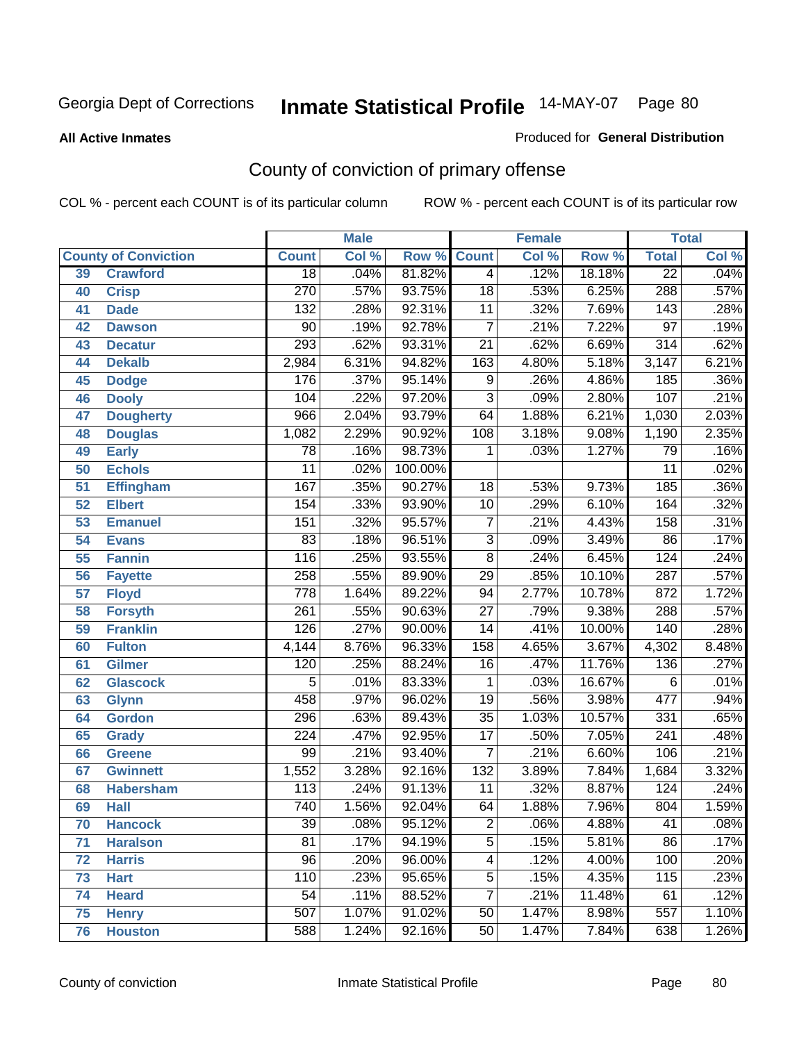Georgia Dept of Corrections **Inmate Statistical Profile** 14-MAY-07

**All Active Inmates**

Produced for **General Distribution**

## County of conviction of primary offense

COL % - percent each COUNT is of its particular column

ROW % - percent each COUNT is of its particular row

| County of Conviction | | Male | | | Female | | | Total | |
|---|---|---|---|---|---|---|---|---|---|
| | | Count | Col % | Row % | Count | Col % | Row % | Total | Col % |
| 39 | Crawford | 18 | .04% | 81.82% | 4 | .12% | 18.18% | 22 | .04% |
| 40 | Crisp | 270 | .57% | 93.75% | 18 | .53% | 6.25% | 288 | .57% |
| 41 | Dade | 132 | .28% | 92.31% | 11 | .32% | 7.69% | 143 | .28% |
| 42 | Dawson | 90 | .19% | 92.78% | 7 | .21% | 7.22% | 97 | .19% |
| 43 | Decatur | 293 | .62% | 93.31% | 21 | .62% | 6.69% | 314 | .62% |
| 44 | Dekalb | 2,984 | 6.31% | 94.82% | 163 | 4.80% | 5.18% | 3,147 | 6.21% |
| 45 | Dodge | 176 | .37% | 95.14% | 9 | .26% | 4.86% | 185 | .36% |
| 46 | Dooly | 104 | .22% | 97.20% | 3 | .09% | 2.80% | 107 | .21% |
| 47 | Dougherty | 966 | 2.04% | 93.79% | 64 | 1.88% | 6.21% | 1,030 | 2.03% |
| 48 | Douglas | 1,082 | 2.29% | 90.92% | 108 | 3.18% | 9.08% | 1,190 | 2.35% |
| 49 | Early | 78 | .16% | 98.73% | 1 | .03% | 1.27% | 79 | .16% |
| 50 | Echols | 11 | .02% | 100.00% | | | | 11 | .02% |
| 51 | Effingham | 167 | .35% | 90.27% | 18 | .53% | 9.73% | 185 | .36% |
| 52 | Elbert | 154 | .33% | 93.90% | 10 | .29% | 6.10% | 164 | .32% |
| 53 | Emanuel | 151 | .32% | 95.57% | 7 | .21% | 4.43% | 158 | .31% |
| 54 | Evans | 83 | .18% | 96.51% | 3 | .09% | 3.49% | 86 | .17% |
| 55 | Fannin | 116 | .25% | 93.55% | 8 | .24% | 6.45% | 124 | .24% |
| 56 | Fayette | 258 | .55% | 89.90% | 29 | .85% | 10.10% | 287 | .57% |
| 57 | Floyd | 778 | 1.64% | 89.22% | 94 | 2.77% | 10.78% | 872 | 1.72% |
| 58 | Forsyth | 261 | .55% | 90.63% | 27 | .79% | 9.38% | 288 | .57% |
| 59 | Franklin | 126 | .27% | 90.00% | 14 | .41% | 10.00% | 140 | .28% |
| 60 | Fulton | 4,144 | 8.76% | 96.33% | 158 | 4.65% | 3.67% | 4,302 | 8.48% |
| 61 | Gilmer | 120 | .25% | 88.24% | 16 | .47% | 11.76% | 136 | .27% |
| 62 | Glascock | 5 | .01% | 83.33% | 1 | .03% | 16.67% | 6 | .01% |
| 63 | Glynn | 458 | .97% | 96.02% | 19 | .56% | 3.98% | 477 | .94% |
| 64 | Gordon | 296 | .63% | 89.43% | 35 | 1.03% | 10.57% | 331 | .65% |
| 65 | Grady | 224 | .47% | 92.95% | 17 | .50% | 7.05% | 241 | .48% |
| 66 | Greene | 99 | .21% | 93.40% | 7 | .21% | 6.60% | 106 | .21% |
| 67 | Gwinnett | 1,552 | 3.28% | 92.16% | 132 | 3.89% | 7.84% | 1,684 | 3.32% |
| 68 | Habersham | 113 | .24% | 91.13% | 11 | .32% | 8.87% | 124 | .24% |
| 69 | Hall | 740 | 1.56% | 92.04% | 64 | 1.88% | 7.96% | 804 | 1.59% |
| 70 | Hancock | 39 | .08% | 95.12% | 2 | .06% | 4.88% | 41 | .08% |
| 71 | Haralson | 81 | .17% | 94.19% | 5 | .15% | 5.81% | 86 | .17% |
| 72 | Harris | 96 | .20% | 96.00% | 4 | .12% | 4.00% | 100 | .20% |
| 73 | Hart | 110 | .23% | 95.65% | 5 | .15% | 4.35% | 115 | .23% |
| 74 | Heard | 54 | .11% | 88.52% | 7 | .21% | 11.48% | 61 | .12% |
| 75 | Henry | 507 | 1.07% | 91.02% | 50 | 1.47% | 8.98% | 557 | 1.10% |
| 76 | Houston | 588 | 1.24% | 92.16% | 50 | 1.47% | 7.84% | 638 | 1.26% |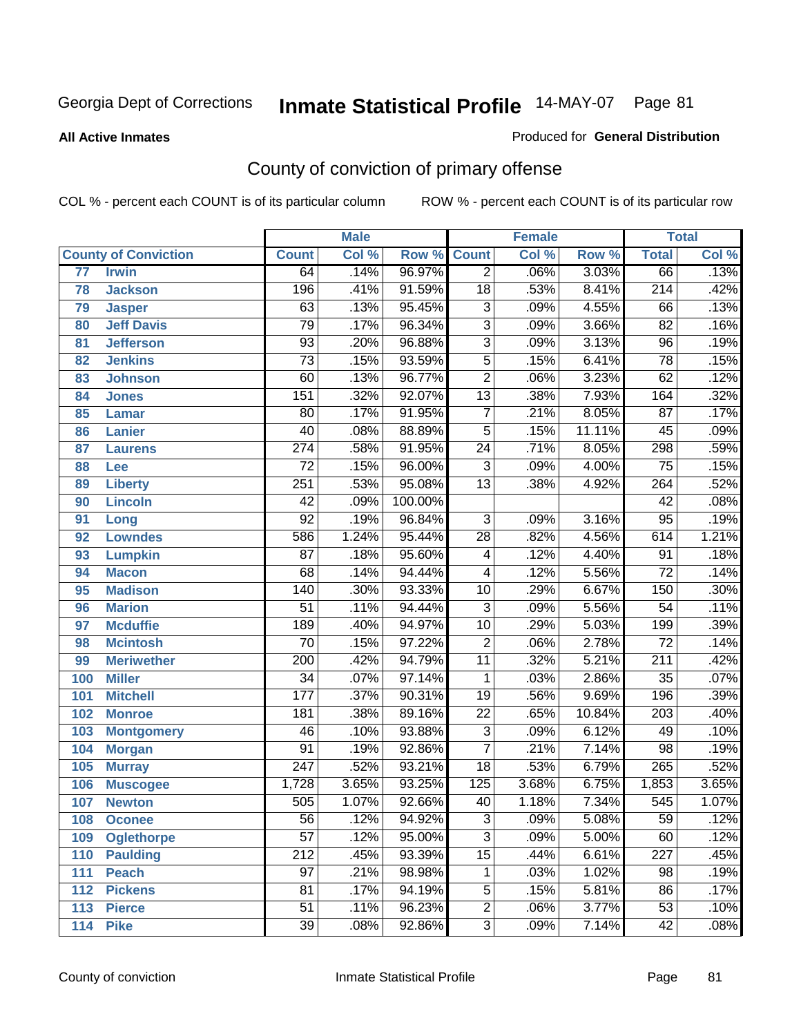Georgia Dept of Corrections **Inmate Statistical Profile** 14-MAY-07

**All Active Inmates**

Produced for **General Distribution**

## County of conviction of primary offense

COL % - percent each COUNT is of its particular column  ROW % - percent each COUNT is of its particular row

| | | Male | | | Female | | | Total | |
|---|---|---|---|---|---|---|---|---|---|
| County of Conviction | | Count | Col % | Row % | Count | Col % | Row % | Total | Col % |
| 77 | Irwin | 64 | .14% | 96.97% | 2 | .06% | 3.03% | 66 | .13% |
| 78 | Jackson | 196 | .41% | 91.59% | 18 | .53% | 8.41% | 214 | .42% |
| 79 | Jasper | 63 | .13% | 95.45% | 3 | .09% | 4.55% | 66 | .13% |
| 80 | Jeff Davis | 79 | .17% | 96.34% | 3 | .09% | 3.66% | 82 | .16% |
| 81 | Jefferson | 93 | .20% | 96.88% | 3 | .09% | 3.13% | 96 | .19% |
| 82 | Jenkins | 73 | .15% | 93.59% | 5 | .15% | 6.41% | 78 | .15% |
| 83 | Johnson | 60 | .13% | 96.77% | 2 | .06% | 3.23% | 62 | .12% |
| 84 | Jones | 151 | .32% | 92.07% | 13 | .38% | 7.93% | 164 | .32% |
| 85 | Lamar | 80 | .17% | 91.95% | 7 | .21% | 8.05% | 87 | .17% |
| 86 | Lanier | 40 | .08% | 88.89% | 5 | .15% | 11.11% | 45 | .09% |
| 87 | Laurens | 274 | .58% | 91.95% | 24 | .71% | 8.05% | 298 | .59% |
| 88 | Lee | 72 | .15% | 96.00% | 3 | .09% | 4.00% | 75 | .15% |
| 89 | Liberty | 251 | .53% | 95.08% | 13 | .38% | 4.92% | 264 | .52% |
| 90 | Lincoln | 42 | .09% | 100.00% | | | | 42 | .08% |
| 91 | Long | 92 | .19% | 96.84% | 3 | .09% | 3.16% | 95 | .19% |
| 92 | Lowndes | 586 | 1.24% | 95.44% | 28 | .82% | 4.56% | 614 | 1.21% |
| 93 | Lumpkin | 87 | .18% | 95.60% | 4 | .12% | 4.40% | 91 | .18% |
| 94 | Macon | 68 | .14% | 94.44% | 4 | .12% | 5.56% | 72 | .14% |
| 95 | Madison | 140 | .30% | 93.33% | 10 | .29% | 6.67% | 150 | .30% |
| 96 | Marion | 51 | .11% | 94.44% | 3 | .09% | 5.56% | 54 | .11% |
| 97 | Mcduffie | 189 | .40% | 94.97% | 10 | .29% | 5.03% | 199 | .39% |
| 98 | Mcintosh | 70 | .15% | 97.22% | 2 | .06% | 2.78% | 72 | .14% |
| 99 | Meriwether | 200 | .42% | 94.79% | 11 | .32% | 5.21% | 211 | .42% |
| 100 | Miller | 34 | .07% | 97.14% | 1 | .03% | 2.86% | 35 | .07% |
| 101 | Mitchell | 177 | .37% | 90.31% | 19 | .56% | 9.69% | 196 | .39% |
| 102 | Monroe | 181 | .38% | 89.16% | 22 | .65% | 10.84% | 203 | .40% |
| 103 | Montgomery | 46 | .10% | 93.88% | 3 | .09% | 6.12% | 49 | .10% |
| 104 | Morgan | 91 | .19% | 92.86% | 7 | .21% | 7.14% | 98 | .19% |
| 105 | Murray | 247 | .52% | 93.21% | 18 | .53% | 6.79% | 265 | .52% |
| 106 | Muscogee | 1,728 | 3.65% | 93.25% | 125 | 3.68% | 6.75% | 1,853 | 3.65% |
| 107 | Newton | 505 | 1.07% | 92.66% | 40 | 1.18% | 7.34% | 545 | 1.07% |
| 108 | Oconee | 56 | .12% | 94.92% | 3 | .09% | 5.08% | 59 | .12% |
| 109 | Oglethorpe | 57 | .12% | 95.00% | 3 | .09% | 5.00% | 60 | .12% |
| 110 | Paulding | 212 | .45% | 93.39% | 15 | .44% | 6.61% | 227 | .45% |
| 111 | Peach | 97 | .21% | 98.98% | 1 | .03% | 1.02% | 98 | .19% |
| 112 | Pickens | 81 | .17% | 94.19% | 5 | .15% | 5.81% | 86 | .17% |
| 113 | Pierce | 51 | .11% | 96.23% | 2 | .06% | 3.77% | 53 | .10% |
| 114 | Pike | 39 | .08% | 92.86% | 3 | .09% | 7.14% | 42 | .08% |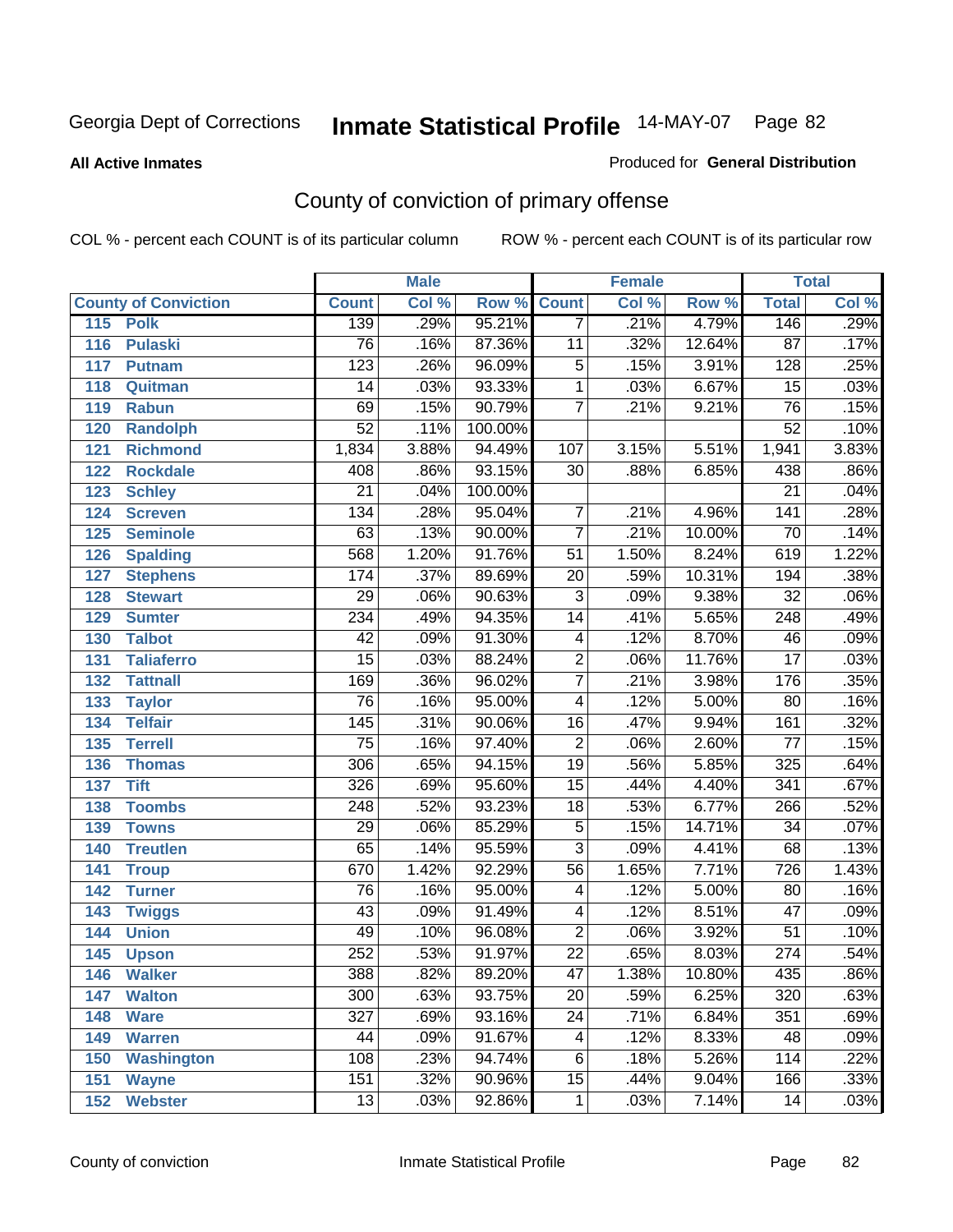Georgia Dept of Corrections **Inmate Statistical Profile** 14-MAY-07 Page 82

**All Active Inmates**

Produced for **General Distribution**

## County of conviction of primary offense

COL % - percent each COUNT is of its particular column ROW % - percent each COUNT is of its particular row

| | | Male | | | Female | | | Total | |
|---|---|---|---|---|---|---|---|---|---|
| **County of Conviction** | | **Count** | **Col %** | **Row %** | **Count** | **Col %** | **Row %** | **Total** | **Col %** |
| 115 | Polk | 139 | .29% | 95.21% | 7 | .21% | 4.79% | 146 | .29% |
| 116 | Pulaski | 76 | .16% | 87.36% | 11 | .32% | 12.64% | 87 | .17% |
| 117 | Putnam | 123 | .26% | 96.09% | 5 | .15% | 3.91% | 128 | .25% |
| 118 | Quitman | 14 | .03% | 93.33% | 1 | .03% | 6.67% | 15 | .03% |
| 119 | Rabun | 69 | .15% | 90.79% | 7 | .21% | 9.21% | 76 | .15% |
| 120 | Randolph | 52 | .11% | 100.00% | | | | 52 | .10% |
| 121 | Richmond | 1,834 | 3.88% | 94.49% | 107 | 3.15% | 5.51% | 1,941 | 3.83% |
| 122 | Rockdale | 408 | .86% | 93.15% | 30 | .88% | 6.85% | 438 | .86% |
| 123 | Schley | 21 | .04% | 100.00% | | | | 21 | .04% |
| 124 | Screven | 134 | .28% | 95.04% | 7 | .21% | 4.96% | 141 | .28% |
| 125 | Seminole | 63 | .13% | 90.00% | 7 | .21% | 10.00% | 70 | .14% |
| 126 | Spalding | 568 | 1.20% | 91.76% | 51 | 1.50% | 8.24% | 619 | 1.22% |
| 127 | Stephens | 174 | .37% | 89.69% | 20 | .59% | 10.31% | 194 | .38% |
| 128 | Stewart | 29 | .06% | 90.63% | 3 | .09% | 9.38% | 32 | .06% |
| 129 | Sumter | 234 | .49% | 94.35% | 14 | .41% | 5.65% | 248 | .49% |
| 130 | Talbot | 42 | .09% | 91.30% | 4 | .12% | 8.70% | 46 | .09% |
| 131 | Taliaferro | 15 | .03% | 88.24% | 2 | .06% | 11.76% | 17 | .03% |
| 132 | Tattnall | 169 | .36% | 96.02% | 7 | .21% | 3.98% | 176 | .35% |
| 133 | Taylor | 76 | .16% | 95.00% | 4 | .12% | 5.00% | 80 | .16% |
| 134 | Telfair | 145 | .31% | 90.06% | 16 | .47% | 9.94% | 161 | .32% |
| 135 | Terrell | 75 | .16% | 97.40% | 2 | .06% | 2.60% | 77 | .15% |
| 136 | Thomas | 306 | .65% | 94.15% | 19 | .56% | 5.85% | 325 | .64% |
| 137 | Tift | 326 | .69% | 95.60% | 15 | .44% | 4.40% | 341 | .67% |
| 138 | Toombs | 248 | .52% | 93.23% | 18 | .53% | 6.77% | 266 | .52% |
| 139 | Towns | 29 | .06% | 85.29% | 5 | .15% | 14.71% | 34 | .07% |
| 140 | Treutlen | 65 | .14% | 95.59% | 3 | .09% | 4.41% | 68 | .13% |
| 141 | Troup | 670 | 1.42% | 92.29% | 56 | 1.65% | 7.71% | 726 | 1.43% |
| 142 | Turner | 76 | .16% | 95.00% | 4 | .12% | 5.00% | 80 | .16% |
| 143 | Twiggs | 43 | .09% | 91.49% | 4 | .12% | 8.51% | 47 | .09% |
| 144 | Union | 49 | .10% | 96.08% | 2 | .06% | 3.92% | 51 | .10% |
| 145 | Upson | 252 | .53% | 91.97% | 22 | .65% | 8.03% | 274 | .54% |
| 146 | Walker | 388 | .82% | 89.20% | 47 | 1.38% | 10.80% | 435 | .86% |
| 147 | Walton | 300 | .63% | 93.75% | 20 | .59% | 6.25% | 320 | .63% |
| 148 | Ware | 327 | .69% | 93.16% | 24 | .71% | 6.84% | 351 | .69% |
| 149 | Warren | 44 | .09% | 91.67% | 4 | .12% | 8.33% | 48 | .09% |
| 150 | Washington | 108 | .23% | 94.74% | 6 | .18% | 5.26% | 114 | .22% |
| 151 | Wayne | 151 | .32% | 90.96% | 15 | .44% | 9.04% | 166 | .33% |
| 152 | Webster | 13 | .03% | 92.86% | 1 | .03% | 7.14% | 14 | .03% |

County of conviction Inmate Statistical Profile Page 82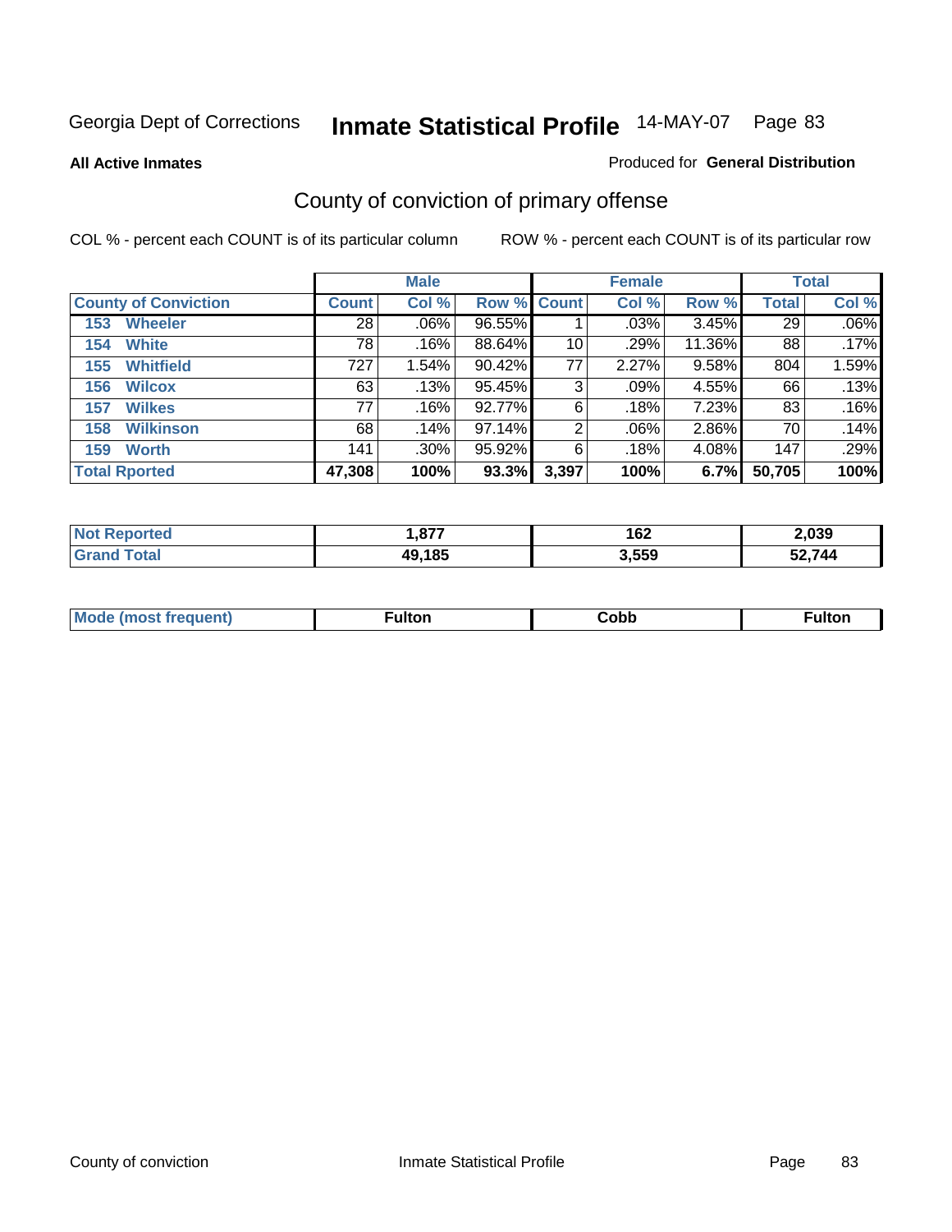Georgia Dept of Corrections **Inmate Statistical Profile** 14-MAY-07

**All Active Inmates** Produced for **General Distribution**

## County of conviction of primary offense

COL % - percent each COUNT is of its particular column ROW % - percent each COUNT is of its particular row

| County of Conviction | Male | | | Female | | | Total | |
|---|---|---|---|---|---|---|---|---|
| | Count | Col % | Row % | Count | Col % | Row % | Total | Col % |
| 153 Wheeler | 28 | .06% | 96.55% | 1 | .03% | 3.45% | 29 | .06% |
| 154 White | 78 | .16% | 88.64% | 10 | .29% | 11.36% | 88 | .17% |
| 155 Whitfield | 727 | 1.54% | 90.42% | 77 | 2.27% | 9.58% | 804 | 1.59% |
| 156 Wilcox | 63 | .13% | 95.45% | 3 | .09% | 4.55% | 66 | .13% |
| 157 Wilkes | 77 | .16% | 92.77% | 6 | .18% | 7.23% | 83 | .16% |
| 158 Wilkinson | 68 | .14% | 97.14% | 2 | .06% | 2.86% | 70 | .14% |
| 159 Worth | 141 | .30% | 95.92% | 6 | .18% | 4.08% | 147 | .29% |
| **Total Rported** | **47,308** | **100%** | **93.3%** | **3,397** | **100%** | **6.7%** | **50,705** | **100%** |

| | Male | Female | Total |
|---|---|---|---|
| Not Reported | 1,877 | 162 | 2,039 |
| Grand Total | 49,185 | 3,559 | 52,744 |

| | Male | Female | Total |
|---|---|---|---|
| Mode (most frequent) | Fulton | Cobb | Fulton |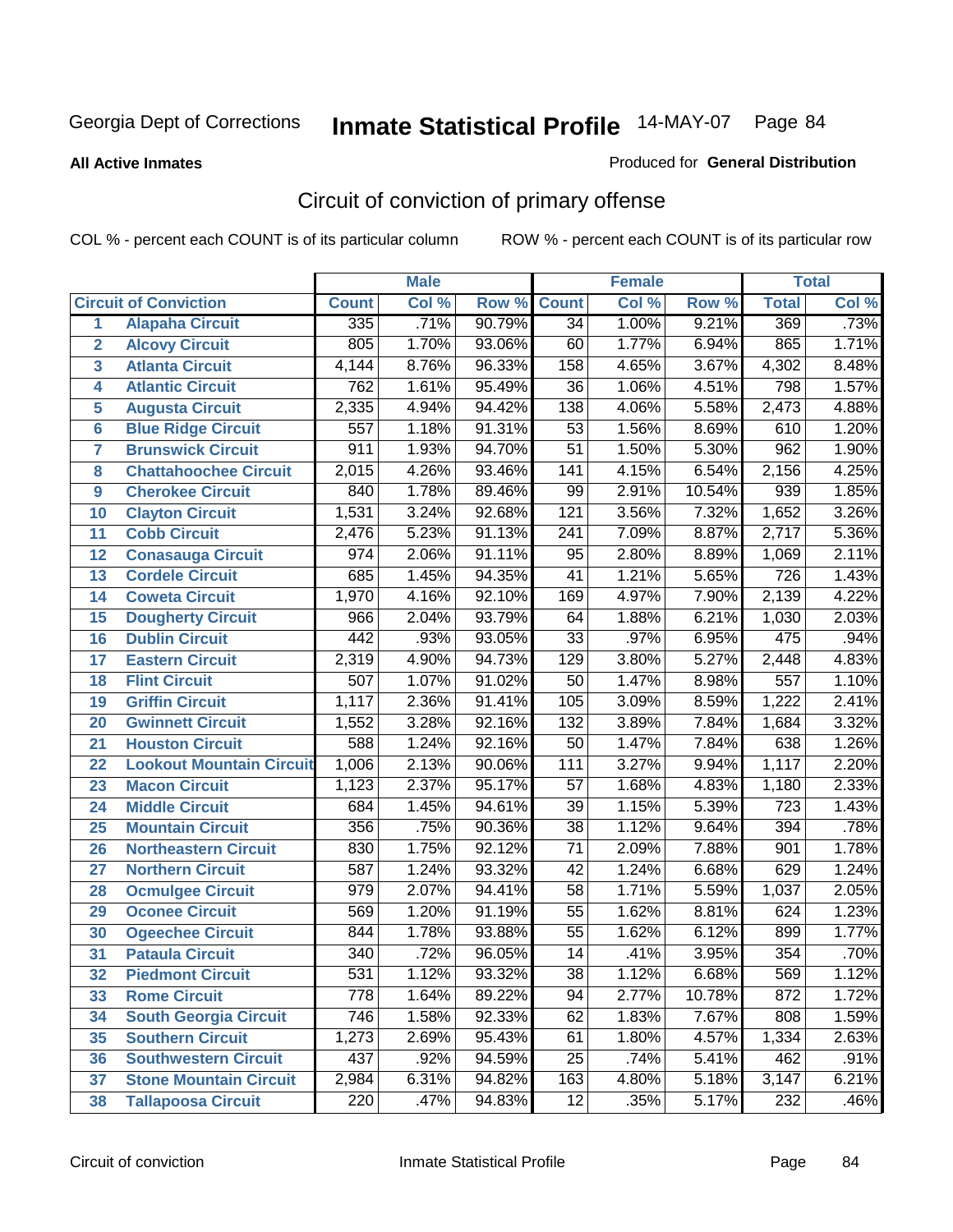Georgia Dept of Corrections **Inmate Statistical Profile** 14-MAY-07

**All Active Inmates**

Produced for **General Distribution**

## Circuit of conviction of primary offense

COL % - percent each COUNT is of its particular column ROW % - percent each COUNT is of its particular row

| | | Male | | | Female | | | Total | |
|---|---|---|---|---|---|---|---|---|---|
| **Circuit of Conviction** | | **Count** | **Col %** | **Row %** | **Count** | **Col %** | **Row %** | **Total** | **Col %** |
| 1 | Alapaha Circuit | 335 | .71% | 90.79% | 34 | 1.00% | 9.21% | 369 | .73% |
| 2 | Alcovy Circuit | 805 | 1.70% | 93.06% | 60 | 1.77% | 6.94% | 865 | 1.71% |
| 3 | Atlanta Circuit | 4,144 | 8.76% | 96.33% | 158 | 4.65% | 3.67% | 4,302 | 8.48% |
| 4 | Atlantic Circuit | 762 | 1.61% | 95.49% | 36 | 1.06% | 4.51% | 798 | 1.57% |
| 5 | Augusta Circuit | 2,335 | 4.94% | 94.42% | 138 | 4.06% | 5.58% | 2,473 | 4.88% |
| 6 | Blue Ridge Circuit | 557 | 1.18% | 91.31% | 53 | 1.56% | 8.69% | 610 | 1.20% |
| 7 | Brunswick Circuit | 911 | 1.93% | 94.70% | 51 | 1.50% | 5.30% | 962 | 1.90% |
| 8 | Chattahoochee Circuit | 2,015 | 4.26% | 93.46% | 141 | 4.15% | 6.54% | 2,156 | 4.25% |
| 9 | Cherokee Circuit | 840 | 1.78% | 89.46% | 99 | 2.91% | 10.54% | 939 | 1.85% |
| 10 | Clayton Circuit | 1,531 | 3.24% | 92.68% | 121 | 3.56% | 7.32% | 1,652 | 3.26% |
| 11 | Cobb Circuit | 2,476 | 5.23% | 91.13% | 241 | 7.09% | 8.87% | 2,717 | 5.36% |
| 12 | Conasauga Circuit | 974 | 2.06% | 91.11% | 95 | 2.80% | 8.89% | 1,069 | 2.11% |
| 13 | Cordele Circuit | 685 | 1.45% | 94.35% | 41 | 1.21% | 5.65% | 726 | 1.43% |
| 14 | Coweta Circuit | 1,970 | 4.16% | 92.10% | 169 | 4.97% | 7.90% | 2,139 | 4.22% |
| 15 | Dougherty Circuit | 966 | 2.04% | 93.79% | 64 | 1.88% | 6.21% | 1,030 | 2.03% |
| 16 | Dublin Circuit | 442 | .93% | 93.05% | 33 | .97% | 6.95% | 475 | .94% |
| 17 | Eastern Circuit | 2,319 | 4.90% | 94.73% | 129 | 3.80% | 5.27% | 2,448 | 4.83% |
| 18 | Flint Circuit | 507 | 1.07% | 91.02% | 50 | 1.47% | 8.98% | 557 | 1.10% |
| 19 | Griffin Circuit | 1,117 | 2.36% | 91.41% | 105 | 3.09% | 8.59% | 1,222 | 2.41% |
| 20 | Gwinnett Circuit | 1,552 | 3.28% | 92.16% | 132 | 3.89% | 7.84% | 1,684 | 3.32% |
| 21 | Houston Circuit | 588 | 1.24% | 92.16% | 50 | 1.47% | 7.84% | 638 | 1.26% |
| 22 | Lookout Mountain Circuit | 1,006 | 2.13% | 90.06% | 111 | 3.27% | 9.94% | 1,117 | 2.20% |
| 23 | Macon Circuit | 1,123 | 2.37% | 95.17% | 57 | 1.68% | 4.83% | 1,180 | 2.33% |
| 24 | Middle Circuit | 684 | 1.45% | 94.61% | 39 | 1.15% | 5.39% | 723 | 1.43% |
| 25 | Mountain Circuit | 356 | .75% | 90.36% | 38 | 1.12% | 9.64% | 394 | .78% |
| 26 | Northeastern Circuit | 830 | 1.75% | 92.12% | 71 | 2.09% | 7.88% | 901 | 1.78% |
| 27 | Northern Circuit | 587 | 1.24% | 93.32% | 42 | 1.24% | 6.68% | 629 | 1.24% |
| 28 | Ocmulgee Circuit | 979 | 2.07% | 94.41% | 58 | 1.71% | 5.59% | 1,037 | 2.05% |
| 29 | Oconee Circuit | 569 | 1.20% | 91.19% | 55 | 1.62% | 8.81% | 624 | 1.23% |
| 30 | Ogeechee Circuit | 844 | 1.78% | 93.88% | 55 | 1.62% | 6.12% | 899 | 1.77% |
| 31 | Pataula Circuit | 340 | .72% | 96.05% | 14 | .41% | 3.95% | 354 | .70% |
| 32 | Piedmont Circuit | 531 | 1.12% | 93.32% | 38 | 1.12% | 6.68% | 569 | 1.12% |
| 33 | Rome Circuit | 778 | 1.64% | 89.22% | 94 | 2.77% | 10.78% | 872 | 1.72% |
| 34 | South Georgia Circuit | 746 | 1.58% | 92.33% | 62 | 1.83% | 7.67% | 808 | 1.59% |
| 35 | Southern Circuit | 1,273 | 2.69% | 95.43% | 61 | 1.80% | 4.57% | 1,334 | 2.63% |
| 36 | Southwestern Circuit | 437 | .92% | 94.59% | 25 | .74% | 5.41% | 462 | .91% |
| 37 | Stone Mountain Circuit | 2,984 | 6.31% | 94.82% | 163 | 4.80% | 5.18% | 3,147 | 6.21% |
| 38 | Tallapoosa Circuit | 220 | .47% | 94.83% | 12 | .35% | 5.17% | 232 | .46% |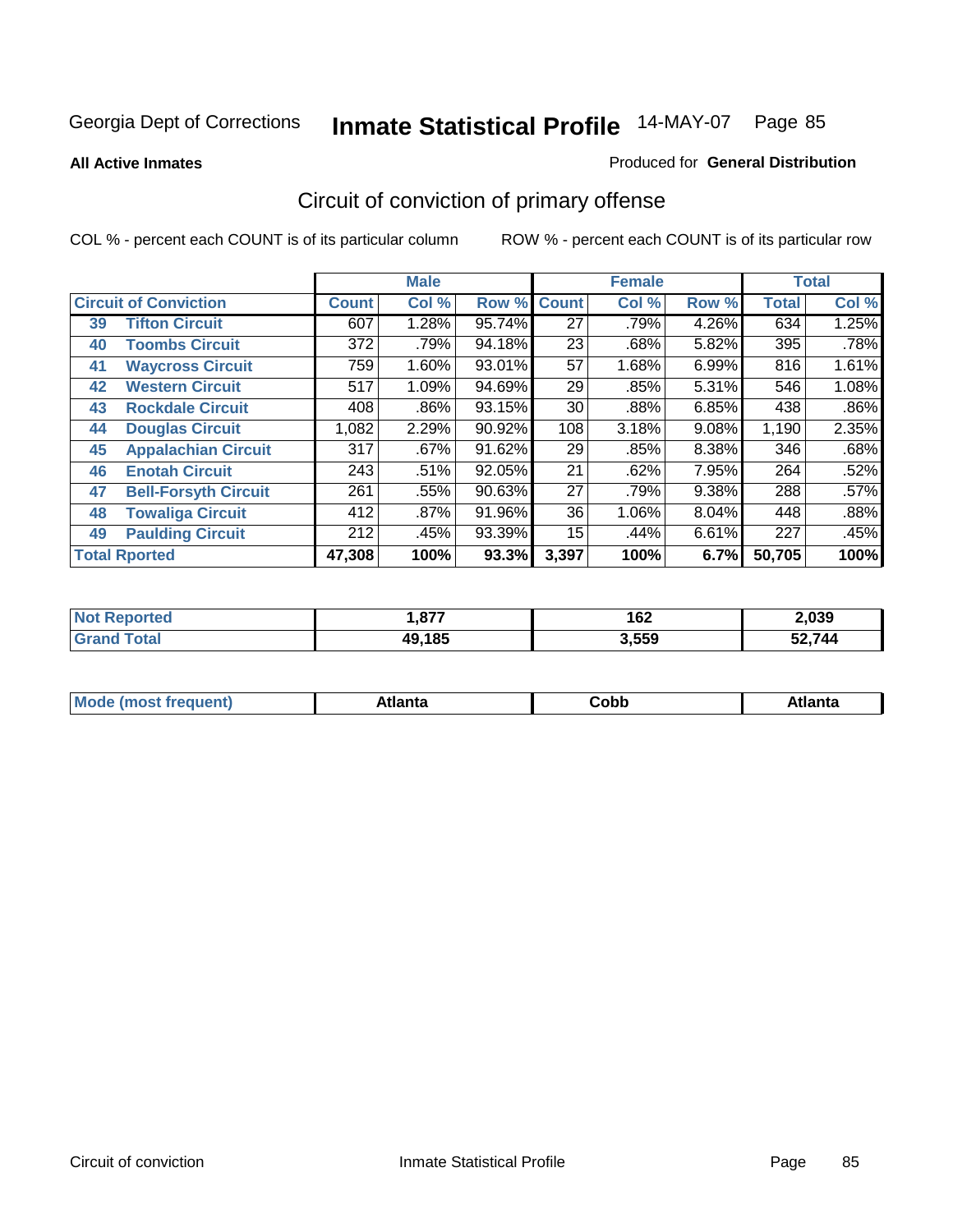Georgia Dept of Corrections **Inmate Statistical Profile** 14-MAY-07

**All Active Inmates**

Produced for **General Distribution**

## Circuit of conviction of primary offense

COL % - percent each COUNT is of its particular column

ROW % - percent each COUNT is of its particular row

| | | Male | | | Female | | | Total | |
|---|---|---|---|---|---|---|---|---|---|
| **Circuit of Conviction** | | **Count** | **Col %** | **Row %** | **Count** | **Col %** | **Row %** | **Total** | **Col %** |
| 39 | **Tifton Circuit** | 607 | 1.28% | 95.74% | 27 | .79% | 4.26% | 634 | 1.25% |
| 40 | **Toombs Circuit** | 372 | .79% | 94.18% | 23 | .68% | 5.82% | 395 | .78% |
| 41 | **Waycross Circuit** | 759 | 1.60% | 93.01% | 57 | 1.68% | 6.99% | 816 | 1.61% |
| 42 | **Western Circuit** | 517 | 1.09% | 94.69% | 29 | .85% | 5.31% | 546 | 1.08% |
| 43 | **Rockdale Circuit** | 408 | .86% | 93.15% | 30 | .88% | 6.85% | 438 | .86% |
| 44 | **Douglas Circuit** | 1,082 | 2.29% | 90.92% | 108 | 3.18% | 9.08% | 1,190 | 2.35% |
| 45 | **Appalachian Circuit** | 317 | .67% | 91.62% | 29 | .85% | 8.38% | 346 | .68% |
| 46 | **Enotah Circuit** | 243 | .51% | 92.05% | 21 | .62% | 7.95% | 264 | .52% |
| 47 | **Bell-Forsyth Circuit** | 261 | .55% | 90.63% | 27 | .79% | 9.38% | 288 | .57% |
| 48 | **Towaliga Circuit** | 412 | .87% | 91.96% | 36 | 1.06% | 8.04% | 448 | .88% |
| 49 | **Paulding Circuit** | 212 | .45% | 93.39% | 15 | .44% | 6.61% | 227 | .45% |
| **Total Rported** | | **47,308** | **100%** | **93.3%** | **3,397** | **100%** | **6.7%** | **50,705** | **100%** |

| | | | |
|---|---|---|---|
| **Not Reported** | **1,877** | **162** | **2,039** |
| **Grand Total** | **49,185** | **3,559** | **52,744** |

| | | | |
|---|---|---|---|
| **Mode (most frequent)** | **Atlanta** | **Cobb** | **Atlanta** |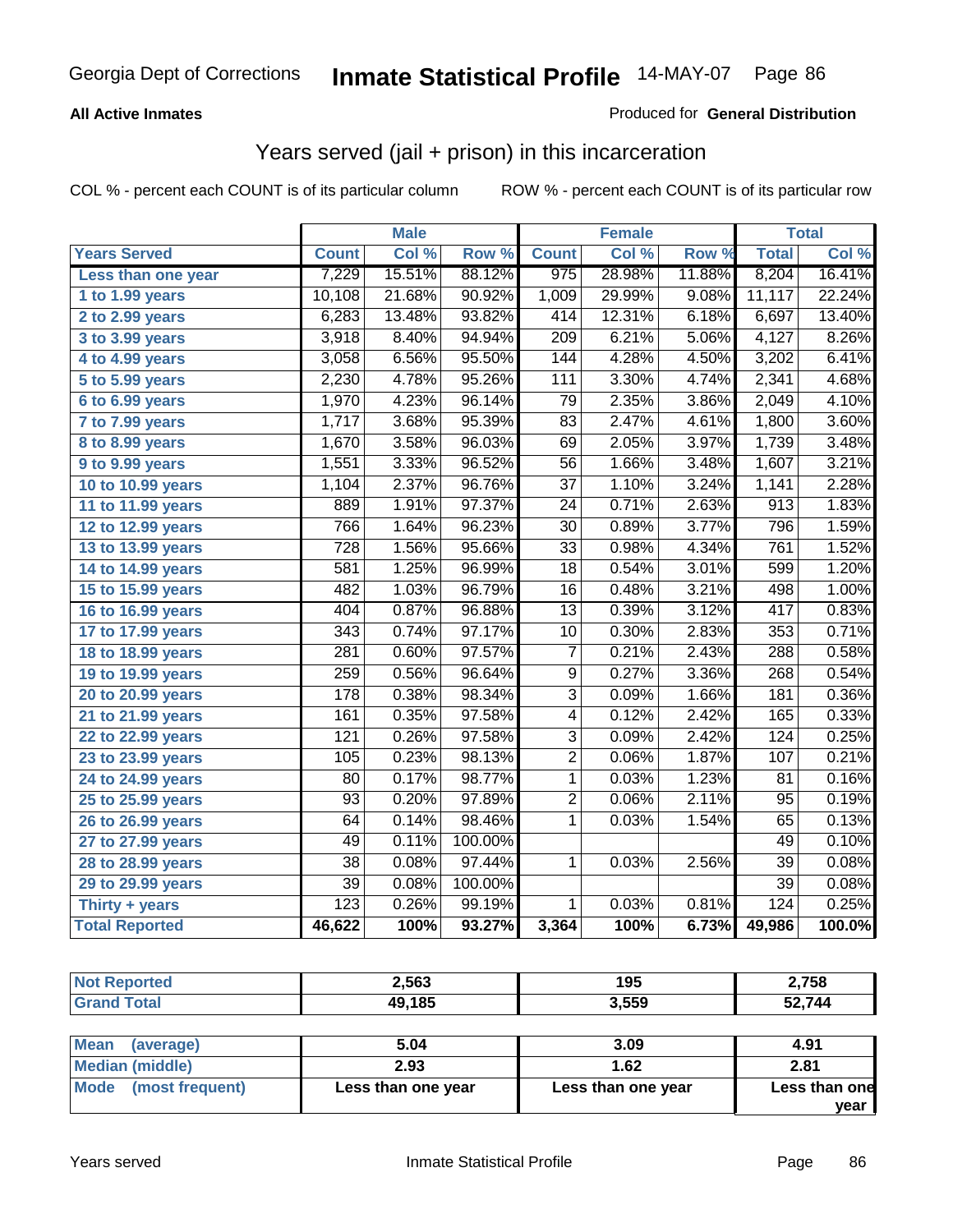Georgia Dept of Corrections **Inmate Statistical Profile** 14-MAY-07

**All Active Inmates**

Produced for **General Distribution**

## Years served (jail + prison) in this incarceration

COL % - percent each COUNT is of its particular column

ROW % - percent each COUNT is of its particular row

| | Male | | | Female | | | Total | |
|---|---|---|---|---|---|---|---|---|
| **Years Served** | **Count** | **Col %** | **Row %** | **Count** | **Col %** | **Row %** | **Total** | **Col %** |
| Less than one year | 7,229 | 15.51% | 88.12% | 975 | 28.98% | 11.88% | 8,204 | 16.41% |
| 1 to 1.99 years | 10,108 | 21.68% | 90.92% | 1,009 | 29.99% | 9.08% | 11,117 | 22.24% |
| 2 to 2.99 years | 6,283 | 13.48% | 93.82% | 414 | 12.31% | 6.18% | 6,697 | 13.40% |
| 3 to 3.99 years | 3,918 | 8.40% | 94.94% | 209 | 6.21% | 5.06% | 4,127 | 8.26% |
| 4 to 4.99 years | 3,058 | 6.56% | 95.50% | 144 | 4.28% | 4.50% | 3,202 | 6.41% |
| 5 to 5.99 years | 2,230 | 4.78% | 95.26% | 111 | 3.30% | 4.74% | 2,341 | 4.68% |
| 6 to 6.99 years | 1,970 | 4.23% | 96.14% | 79 | 2.35% | 3.86% | 2,049 | 4.10% |
| 7 to 7.99 years | 1,717 | 3.68% | 95.39% | 83 | 2.47% | 4.61% | 1,800 | 3.60% |
| 8 to 8.99 years | 1,670 | 3.58% | 96.03% | 69 | 2.05% | 3.97% | 1,739 | 3.48% |
| 9 to 9.99 years | 1,551 | 3.33% | 96.52% | 56 | 1.66% | 3.48% | 1,607 | 3.21% |
| 10 to 10.99 years | 1,104 | 2.37% | 96.76% | 37 | 1.10% | 3.24% | 1,141 | 2.28% |
| 11 to 11.99 years | 889 | 1.91% | 97.37% | 24 | 0.71% | 2.63% | 913 | 1.83% |
| 12 to 12.99 years | 766 | 1.64% | 96.23% | 30 | 0.89% | 3.77% | 796 | 1.59% |
| 13 to 13.99 years | 728 | 1.56% | 95.66% | 33 | 0.98% | 4.34% | 761 | 1.52% |
| 14 to 14.99 years | 581 | 1.25% | 96.99% | 18 | 0.54% | 3.01% | 599 | 1.20% |
| 15 to 15.99 years | 482 | 1.03% | 96.79% | 16 | 0.48% | 3.21% | 498 | 1.00% |
| 16 to 16.99 years | 404 | 0.87% | 96.88% | 13 | 0.39% | 3.12% | 417 | 0.83% |
| 17 to 17.99 years | 343 | 0.74% | 97.17% | 10 | 0.30% | 2.83% | 353 | 0.71% |
| 18 to 18.99 years | 281 | 0.60% | 97.57% | 7 | 0.21% | 2.43% | 288 | 0.58% |
| 19 to 19.99 years | 259 | 0.56% | 96.64% | 9 | 0.27% | 3.36% | 268 | 0.54% |
| 20 to 20.99 years | 178 | 0.38% | 98.34% | 3 | 0.09% | 1.66% | 181 | 0.36% |
| 21 to 21.99 years | 161 | 0.35% | 97.58% | 4 | 0.12% | 2.42% | 165 | 0.33% |
| 22 to 22.99 years | 121 | 0.26% | 97.58% | 3 | 0.09% | 2.42% | 124 | 0.25% |
| 23 to 23.99 years | 105 | 0.23% | 98.13% | 2 | 0.06% | 1.87% | 107 | 0.21% |
| 24 to 24.99 years | 80 | 0.17% | 98.77% | 1 | 0.03% | 1.23% | 81 | 0.16% |
| 25 to 25.99 years | 93 | 0.20% | 97.89% | 2 | 0.06% | 2.11% | 95 | 0.19% |
| 26 to 26.99 years | 64 | 0.14% | 98.46% | 1 | 0.03% | 1.54% | 65 | 0.13% |
| 27 to 27.99 years | 49 | 0.11% | 100.00% | | | | 49 | 0.10% |
| 28 to 28.99 years | 38 | 0.08% | 97.44% | 1 | 0.03% | 2.56% | 39 | 0.08% |
| 29 to 29.99 years | 39 | 0.08% | 100.00% | | | | 39 | 0.08% |
| Thirty + years | 123 | 0.26% | 99.19% | 1 | 0.03% | 0.81% | 124 | 0.25% |
| **Total Reported** | **46,622** | **100%** | **93.27%** | **3,364** | **100%** | **6.73%** | **49,986** | **100.0%** |

| | Male | Female | Total |
|---|---|---|---|
| Not Reported | **2,563** | **195** | **2,758** |
| Grand Total | **49,185** | **3,559** | **52,744** |

| | Male | Female | Total |
|---|---|---|---|
| Mean (average) | **5.04** | **3.09** | **4.91** |
| Median (middle) | **2.93** | **1.62** | **2.81** |
| Mode (most frequent) | **Less than one year** | **Less than one year** | **Less than one year** |

Years served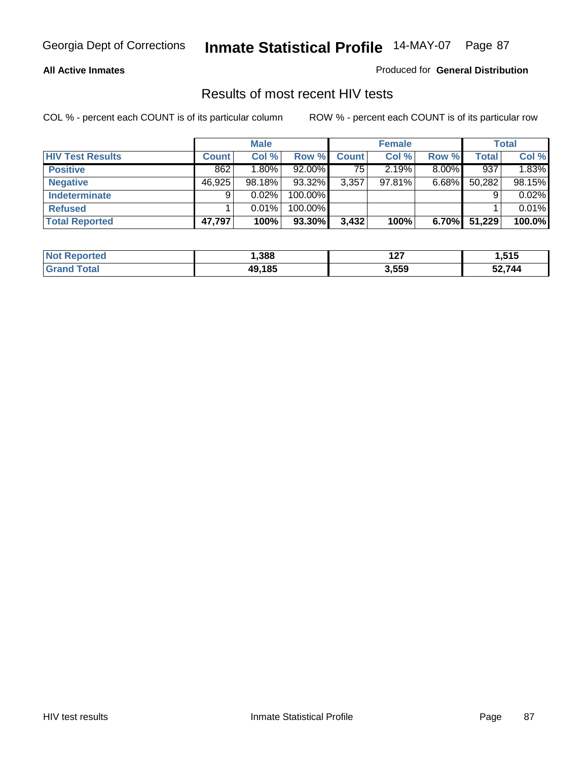**All Active Inmates** Produced for **General Distribution**

## Results of most recent HIV tests

COL % - percent each COUNT is of its particular column ROW % - percent each COUNT is of its particular row

| | Male | | | Female | | | Total | |
|---|---|---|---|---|---|---|---|---|
| **HIV Test Results** | **Count** | **Col %** | **Row %** | **Count** | **Col %** | **Row %** | **Total** | **Col %** |
| **Positive** | 862 | 1.80% | 92.00% | 75 | 2.19% | 8.00% | 937 | 1.83% |
| **Negative** | 46,925 | 98.18% | 93.32% | 3,357 | 97.81% | 6.68% | 50,282 | 98.15% |
| **Indeterminate** | 9 | 0.02% | 100.00% | | | | 9 | 0.02% |
| **Refused** | 1 | 0.01% | 100.00% | | | | 1 | 0.01% |
| **Total Reported** | **47,797** | **100%** | **93.30%** | **3,432** | **100%** | **6.70%** | **51,229** | **100.0%** |

| | | | |
|---|---|---|---|
| **Not Reported** | **1,388** | **127** | **1,515** |
| **Grand Total** | **49,185** | **3,559** | **52,744** |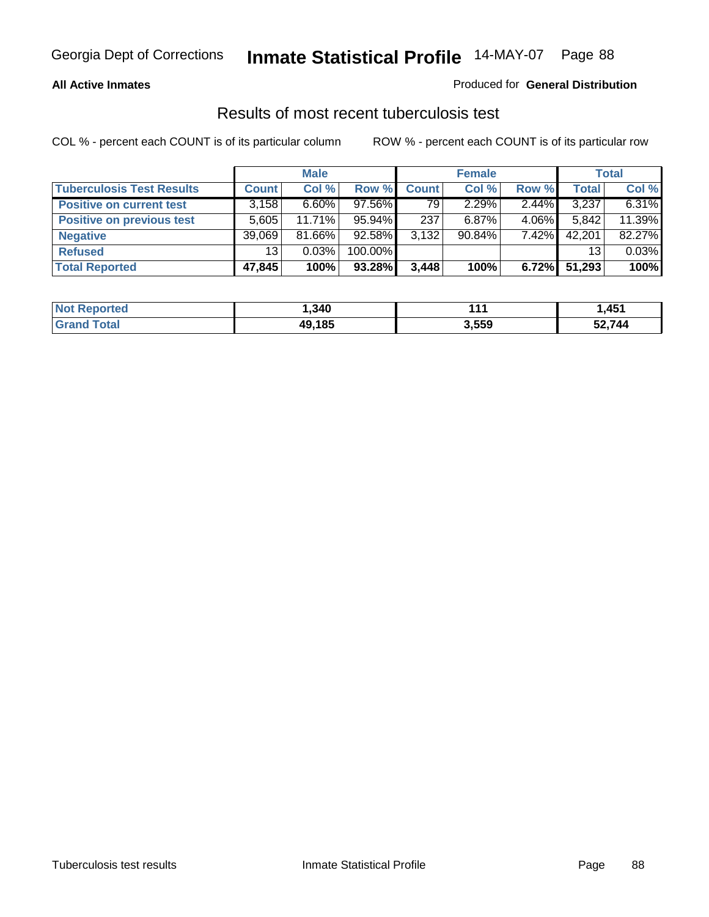**All Active Inmates** Produced for **General Distribution**

## Results of most recent tuberculosis test

COL % - percent each COUNT is of its particular column ROW % - percent each COUNT is of its particular row

| | Male | | | Female | | | Total | |
|---|---|---|---|---|---|---|---|---|
| **Tuberculosis Test Results** | **Count** | **Col %** | **Row %** | **Count** | **Col %** | **Row %** | **Total** | **Col %** |
| **Positive on current test** | 3,158 | 6.60% | 97.56% | 79 | 2.29% | 2.44% | 3,237 | 6.31% |
| **Positive on previous test** | 5,605 | 11.71% | 95.94% | 237 | 6.87% | 4.06% | 5,842 | 11.39% |
| **Negative** | 39,069 | 81.66% | 92.58% | 3,132 | 90.84% | 7.42% | 42,201 | 82.27% |
| **Refused** | 13 | 0.03% | 100.00% | | | | 13 | 0.03% |
| **Total Reported** | **47,845** | **100%** | **93.28%** | **3,448** | **100%** | **6.72%** | **51,293** | **100%** |

| | Male | Female | Total |
|---|---|---|---|
| **Not Reported** | **1,340** | **111** | **1,451** |
| **Grand Total** | **49,185** | **3,559** | **52,744** |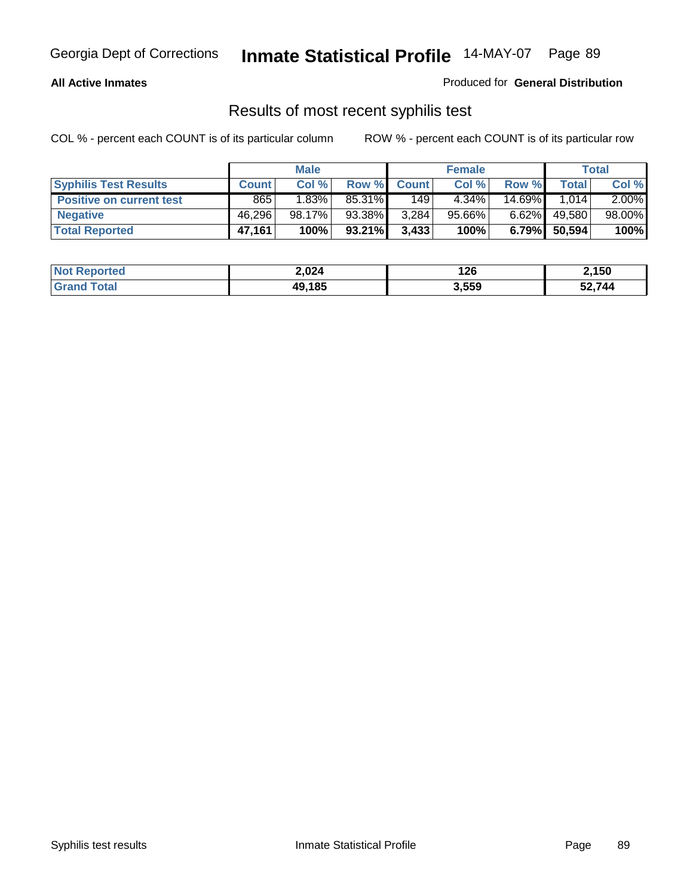**All Active Inmates**

Produced for **General Distribution**

## Results of most recent syphilis test

COL % - percent each COUNT is of its particular column

ROW % - percent each COUNT is of its particular row

| | Male | | | Female | | | Total | |
|---|---|---|---|---|---|---|---|---|
| **Syphilis Test Results** | **Count** | **Col %** | **Row %** | **Count** | **Col %** | **Row %** | **Total** | **Col %** |
| **Positive on current test** | 865 | 1.83% | 85.31% | 149 | 4.34% | 14.69% | 1,014 | 2.00% |
| **Negative** | 46,296 | 98.17% | 93.38% | 3,284 | 95.66% | 6.62% | 49,580 | 98.00% |
| **Total Reported** | **47,161** | **100%** | **93.21%** | **3,433** | **100%** | **6.79%** | **50,594** | **100%** |

| | Male | Female | Total |
|---|---|---|---|
| **Not Reported** | **2,024** | **126** | **2,150** |
| **Grand Total** | **49,185** | **3,559** | **52,744** |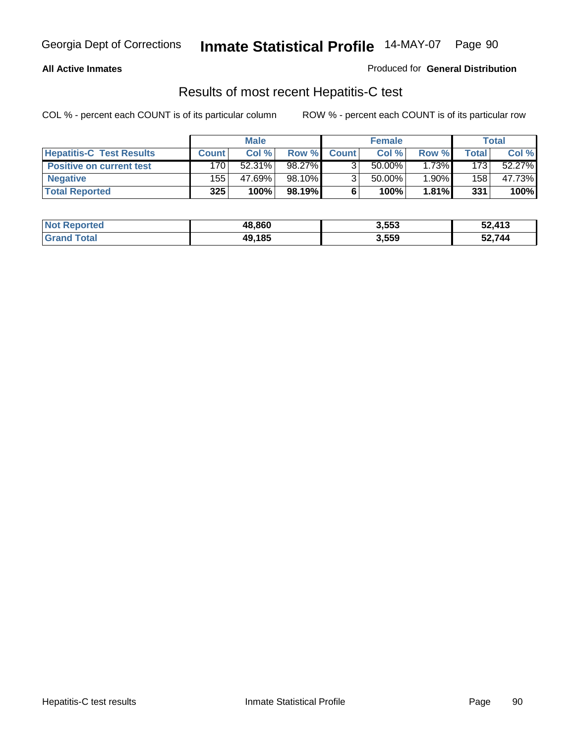Georgia Dept of Corrections **Inmate Statistical Profile** 14-MAY-07

**All Active Inmates**

Produced for **General Distribution**

## Results of most recent Hepatitis-C test

COL % - percent each COUNT is of its particular column ROW % - percent each COUNT is of its particular row

| | Male | | | Female | | | Total | |
|---|---|---|---|---|---|---|---|---|
| **Hepatitis-C Test Results** | **Count** | **Col %** | **Row %** | **Count** | **Col %** | **Row %** | **Total** | **Col %** |
| **Positive on current test** | 170 | 52.31% | 98.27% | 3 | 50.00% | 1.73% | 173 | 52.27% |
| **Negative** | 155 | 47.69% | 98.10% | 3 | 50.00% | 1.90% | 158 | 47.73% |
| **Total Reported** | **325** | **100%** | **98.19%** | **6** | **100%** | **1.81%** | **331** | **100%** |

| | Male | Female | Total |
|---|---|---|---|
| **Not Reported** | **48,860** | **3,553** | **52,413** |
| **Grand Total** | **49,185** | **3,559** | **52,744** |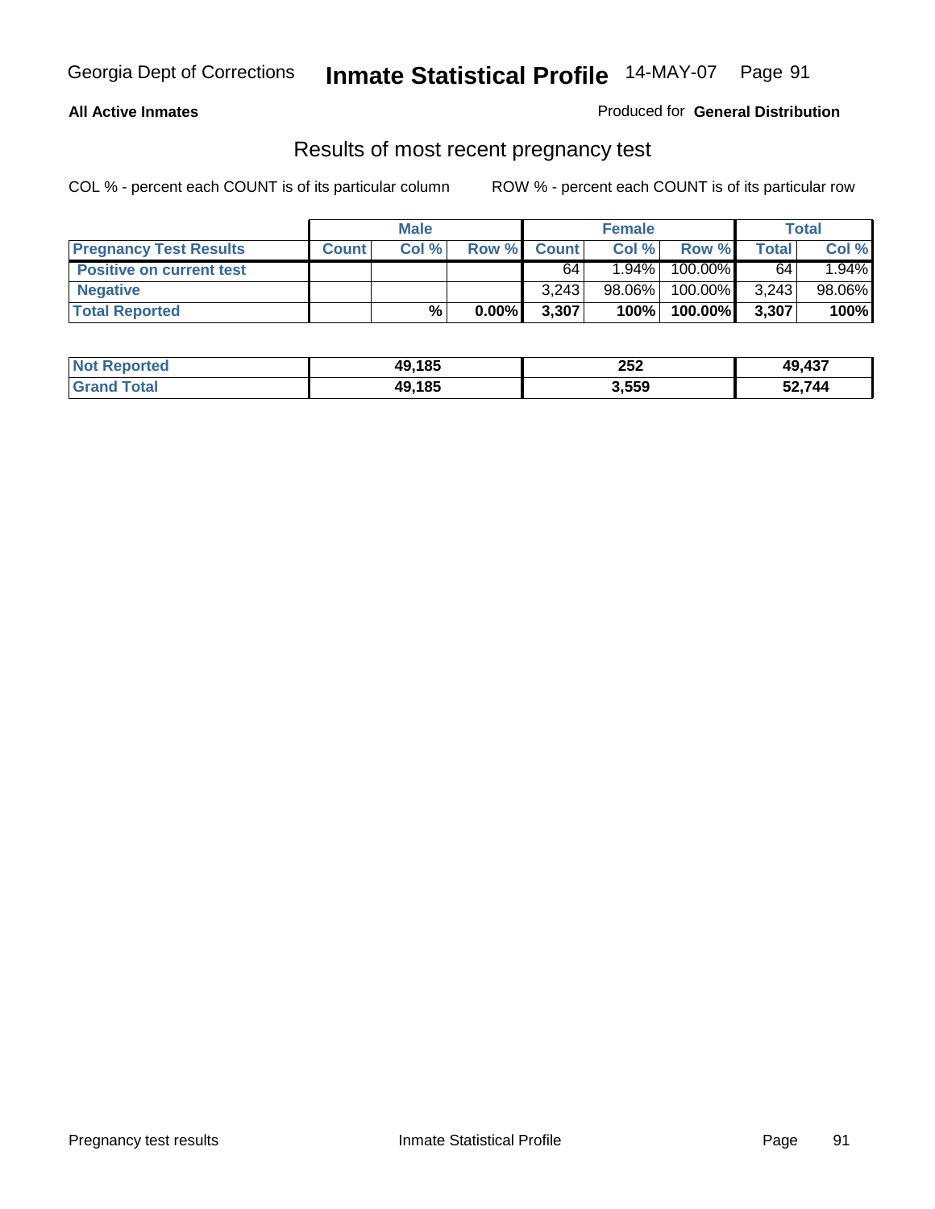**All Active Inmates**

Produced for **General Distribution**

## Results of most recent pregnancy test

COL % - percent each COUNT is of its particular column

ROW % - percent each COUNT is of its particular row

| | Male | | | Female | | | Total | |
|---|---|---|---|---|---|---|---|---|
| **Pregnancy Test Results** | **Count** | **Col %** | **Row %** | **Count** | **Col %** | **Row %** | **Total** | **Col %** |
| **Positive on current test** | | | | 64 | 1.94% | 100.00% | 64 | 1.94% |
| **Negative** | | | | 3,243 | 98.06% | 100.00% | 3,243 | 98.06% |
| **Total Reported** | | **%** | **0.00%** | **3,307** | **100%** | **100.00%** | **3,307** | **100%** |

| | | | |
|---|---|---|---|
| **Not Reported** | **49,185** | **252** | **49,437** |
| **Grand Total** | **49,185** | **3,559** | **52,744** |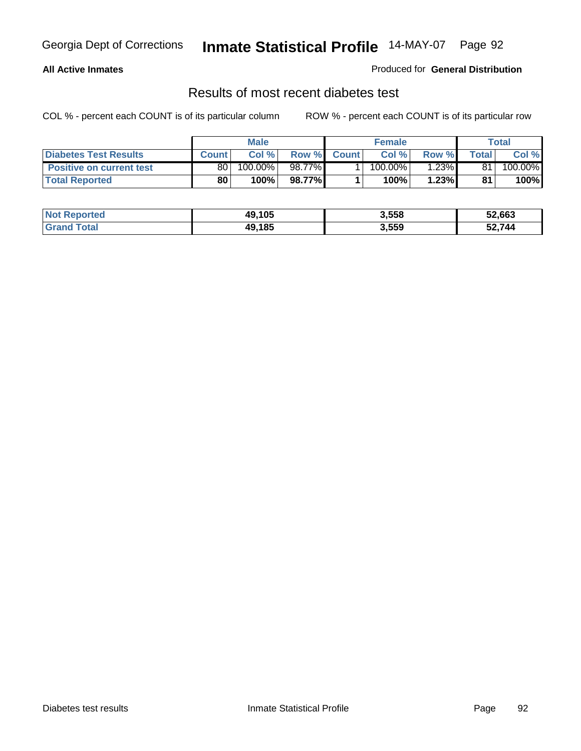Georgia Dept of Corrections **Inmate Statistical Profile** 14-MAY-07

**All Active Inmates**

Produced for **General Distribution**

## Results of most recent diabetes test

COL % - percent each COUNT is of its particular column

ROW % - percent each COUNT is of its particular row

| | Male | | | Female | | | Total | |
|---|---|---|---|---|---|---|---|---|
| **Diabetes Test Results** | **Count** | **Col %** | **Row %** | **Count** | **Col %** | **Row %** | **Total** | **Col %** |
| **Positive on current test** | 80 | 100.00% | 98.77% | 1 | 100.00% | 1.23% | 81 | 100.00% |
| **Total Reported** | **80** | **100%** | **98.77%** | **1** | **100%** | **1.23%** | **81** | **100%** |

| | Male | Female | Total |
|---|---|---|---|
| **Not Reported** | **49,105** | **3,558** | **52,663** |
| **Grand Total** | **49,185** | **3,559** | **52,744** |

Diabetes test results

Inmate Statistical Profile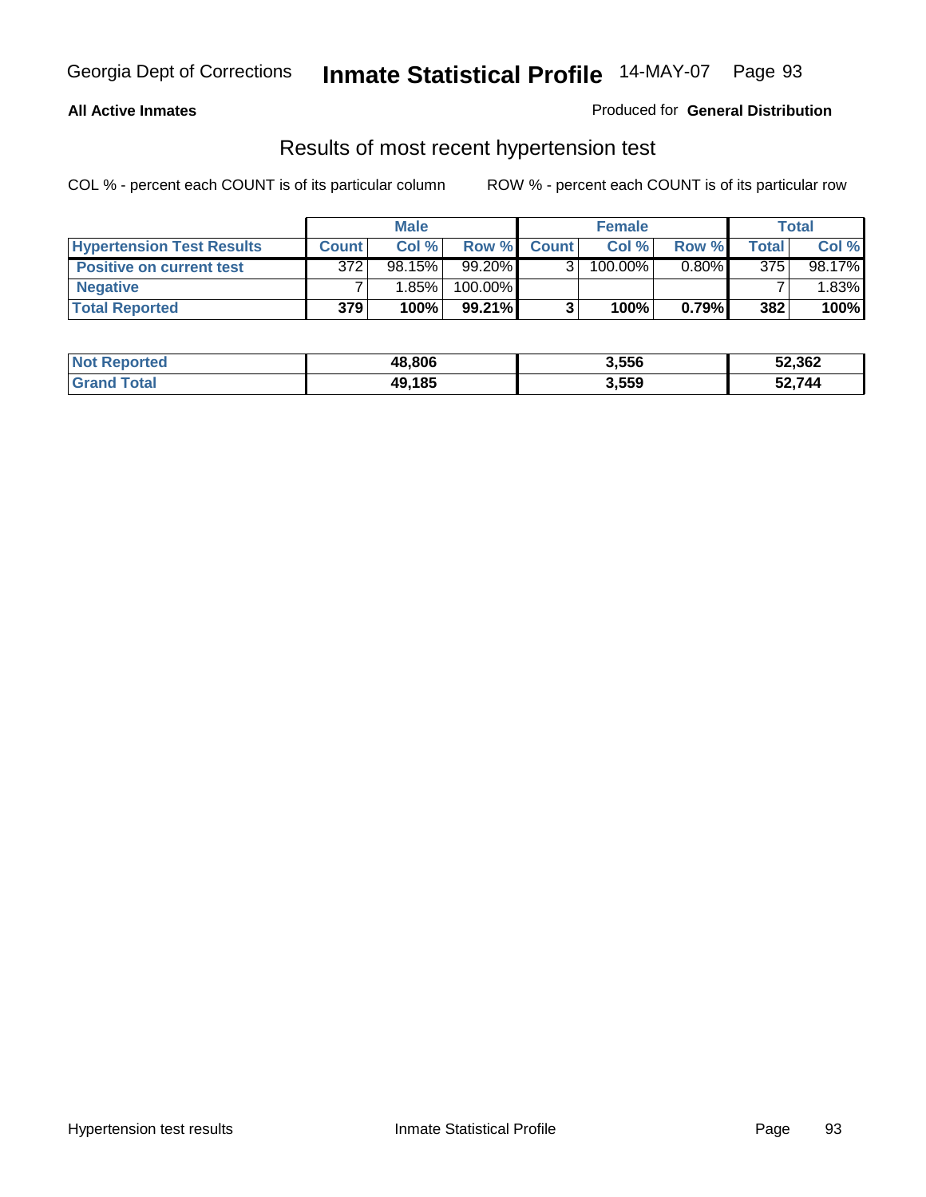Georgia Dept of Corrections **Inmate Statistical Profile** 14-MAY-07

**All Active Inmates**

Produced for **General Distribution**

## Results of most recent hypertension test

COL % - percent each COUNT is of its particular column ROW % - percent each COUNT is of its particular row

| | Male | | | Female | | | Total | |
|---|---|---|---|---|---|---|---|---|
| **Hypertension Test Results** | **Count** | **Col %** | **Row %** | **Count** | **Col %** | **Row %** | **Total** | **Col %** |
| **Positive on current test** | 372 | 98.15% | 99.20% | 3 | 100.00% | 0.80% | 375 | 98.17% |
| **Negative** | 7 | 1.85% | 100.00% | | | | 7 | 1.83% |
| **Total Reported** | **379** | **100%** | **99.21%** | **3** | **100%** | **0.79%** | **382** | **100%** |

| | Male | Female | Total |
|---|---|---|---|
| **Not Reported** | **48,806** | **3,556** | **52,362** |
| **Grand Total** | **49,185** | **3,559** | **52,744** |

Hypertension test results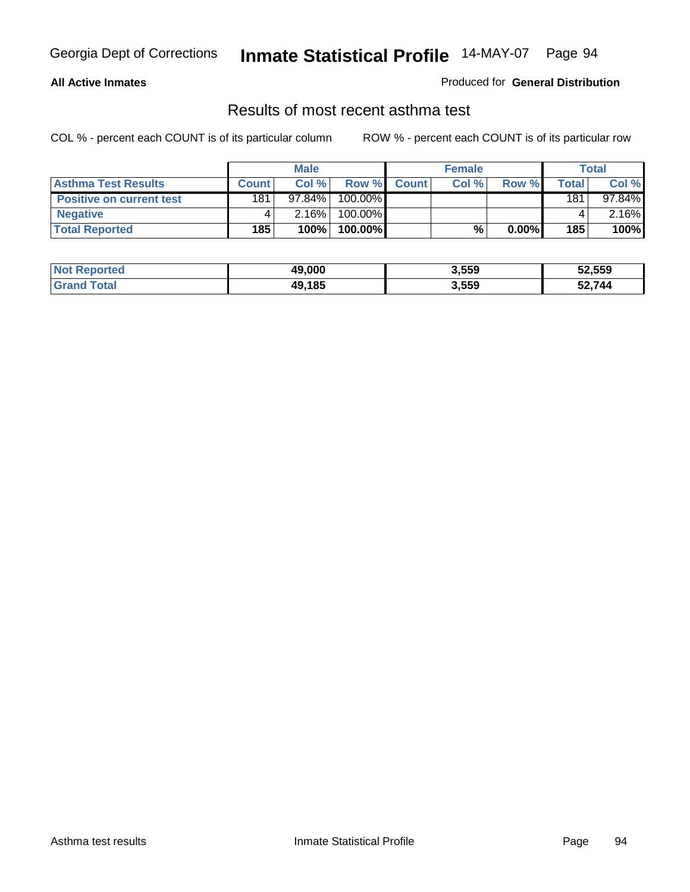Georgia Dept of Corrections **Inmate Statistical Profile** 14-MAY-07 Page 94

**All Active Inmates**

Produced for **General Distribution**

## Results of most recent asthma test

COL % - percent each COUNT is of its particular column

ROW % - percent each COUNT is of its particular row

| | Male | | | Female | | | Total | |
|---|---|---|---|---|---|---|---|---|
| **Asthma Test Results** | **Count** | **Col %** | **Row %** | **Count** | **Col %** | **Row %** | **Total** | **Col %** |
| **Positive on current test** | 181 | 97.84% | 100.00% | | | | 181 | 97.84% |
| **Negative** | 4 | 2.16% | 100.00% | | | | 4 | 2.16% |
| **Total Reported** | **185** | **100%** | **100.00%** | | **%** | **0.00%** | **185** | **100%** |

| | Male | Female | Total |
|---|---|---|---|
| **Not Reported** | **49,000** | **3,559** | **52,559** |
| **Grand Total** | **49,185** | **3,559** | **52,744** |

Asthma test results Inmate Statistical Profile